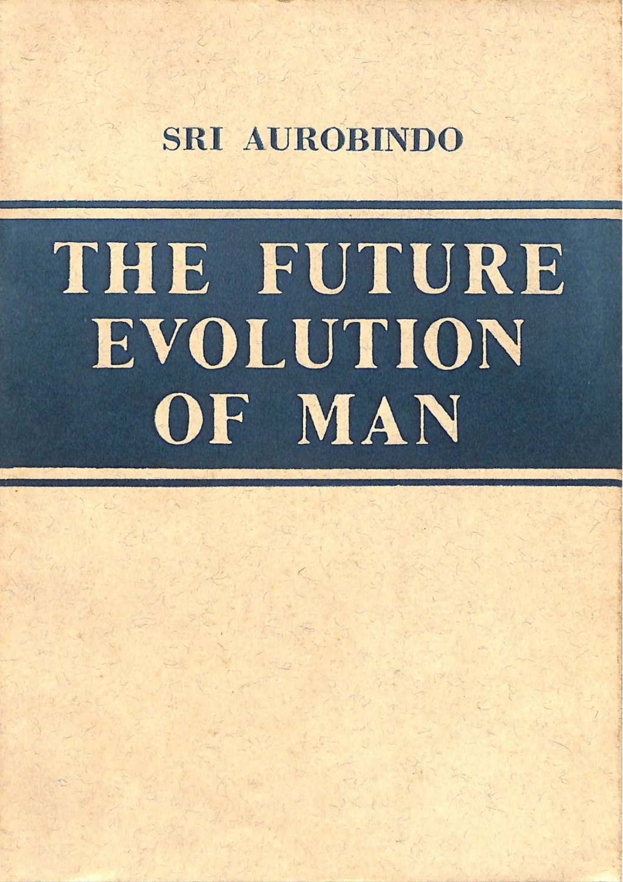SRI AUROBINDO

# THE FUTURE EVOLUTION OF MAN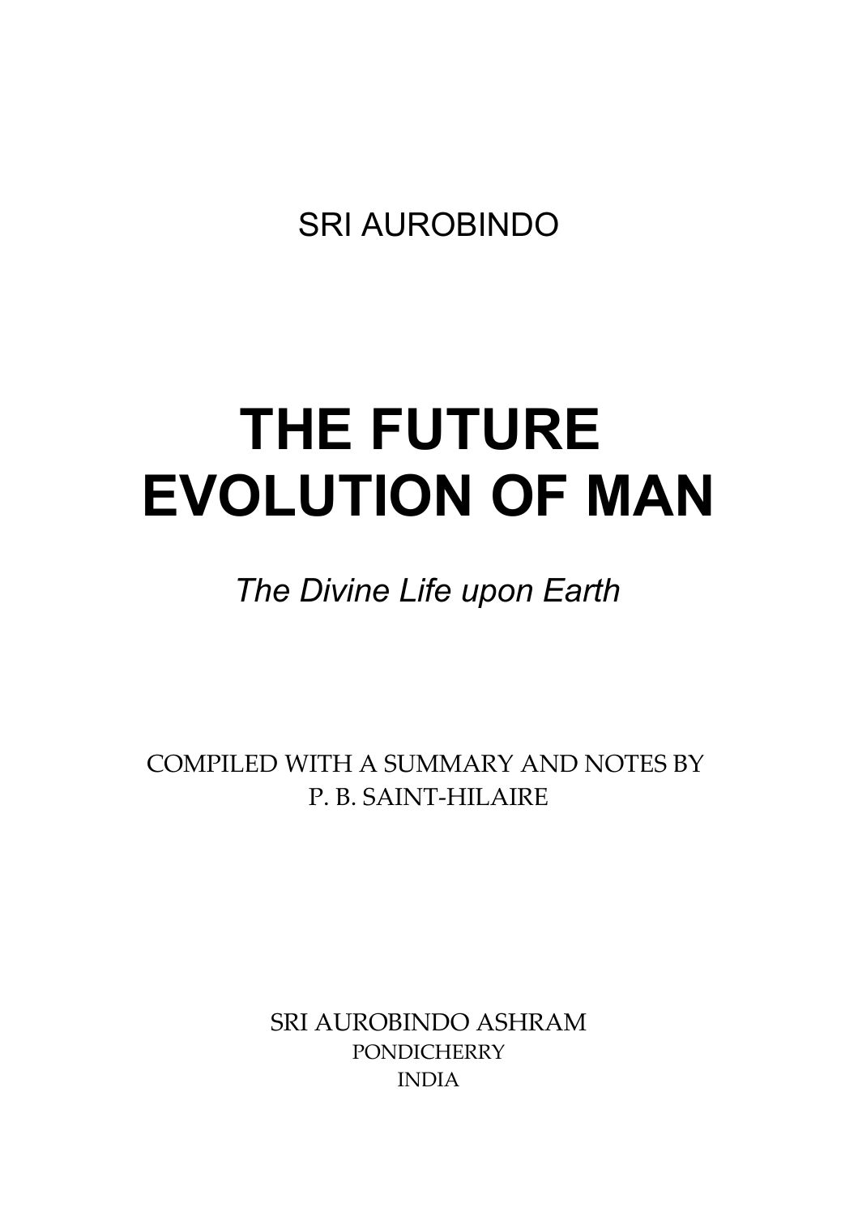SRI AUROBINDO

# THE FUTURE EVOLUTION OF MAN

*The Divine Life upon Earth*

COMPILED WITH A SUMMARY AND NOTES BY
P. B. SAINT-HILAIRE

SRI AUROBINDO ASHRAM
PONDICHERRY
INDIA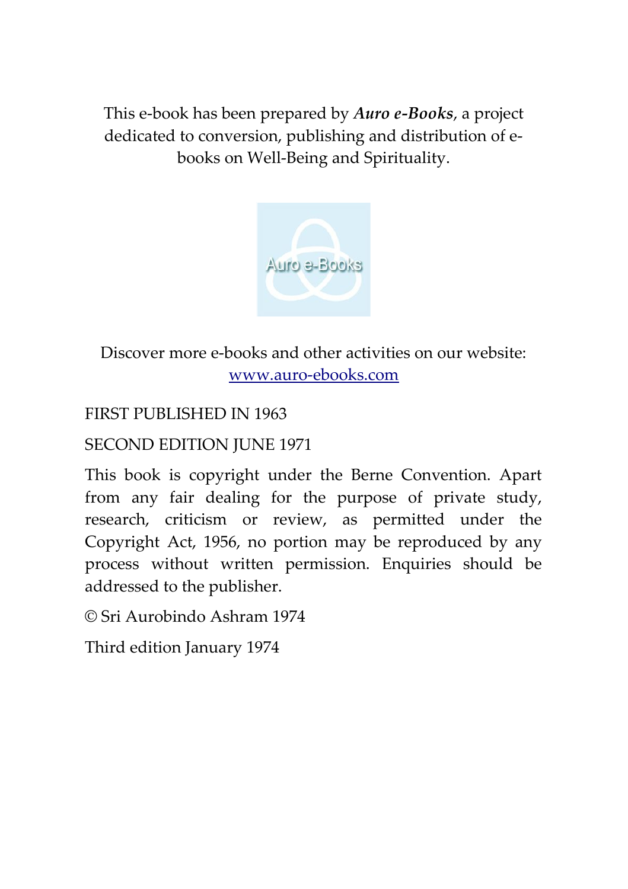This e-book has been prepared by ***Auro e-Books***, a project dedicated to conversion, publishing and distribution of e-books on Well-Being and Spirituality.

Discover more e-books and other activities on our website: [www.auro-ebooks.com](http://www.auro-ebooks.com)

FIRST PUBLISHED IN 1963

SECOND EDITION JUNE 1971

This book is copyright under the Berne Convention. Apart from any fair dealing for the purpose of private study, research, criticism or review, as permitted under the Copyright Act, 1956, no portion may be reproduced by any process without written permission. Enquiries should be addressed to the publisher.

© Sri Aurobindo Ashram 1974

Third edition January 1974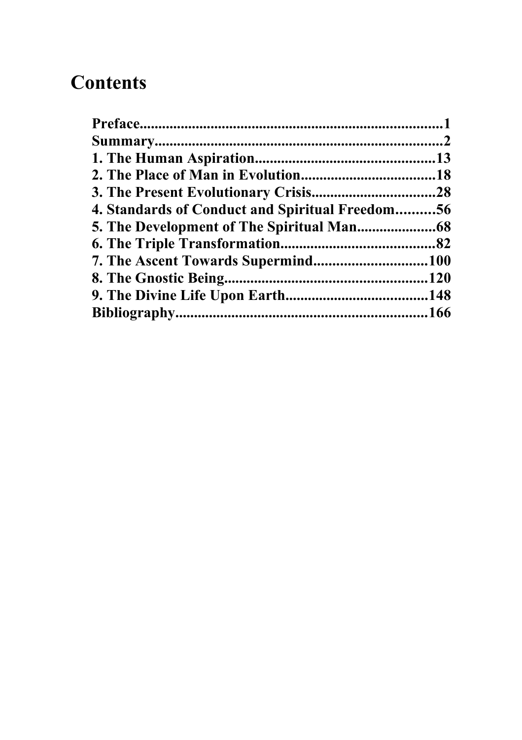# Contents

**Preface................................................................................1**
**Summary............................................................................2**
**1. The Human Aspiration................................................13**
**2. The Place of Man in Evolution....................................18**
**3. The Present Evolutionary Crisis.................................28**
**4. Standards of Conduct and Spiritual Freedom..........56**
**5. The Development of The Spiritual Man.....................68**
**6. The Triple Transformation.........................................82**
**7. The Ascent Towards Supermind..............................100**
**8. The Gnostic Being......................................................120**
**9. The Divine Life Upon Earth......................................148**
**Bibliography..................................................................166**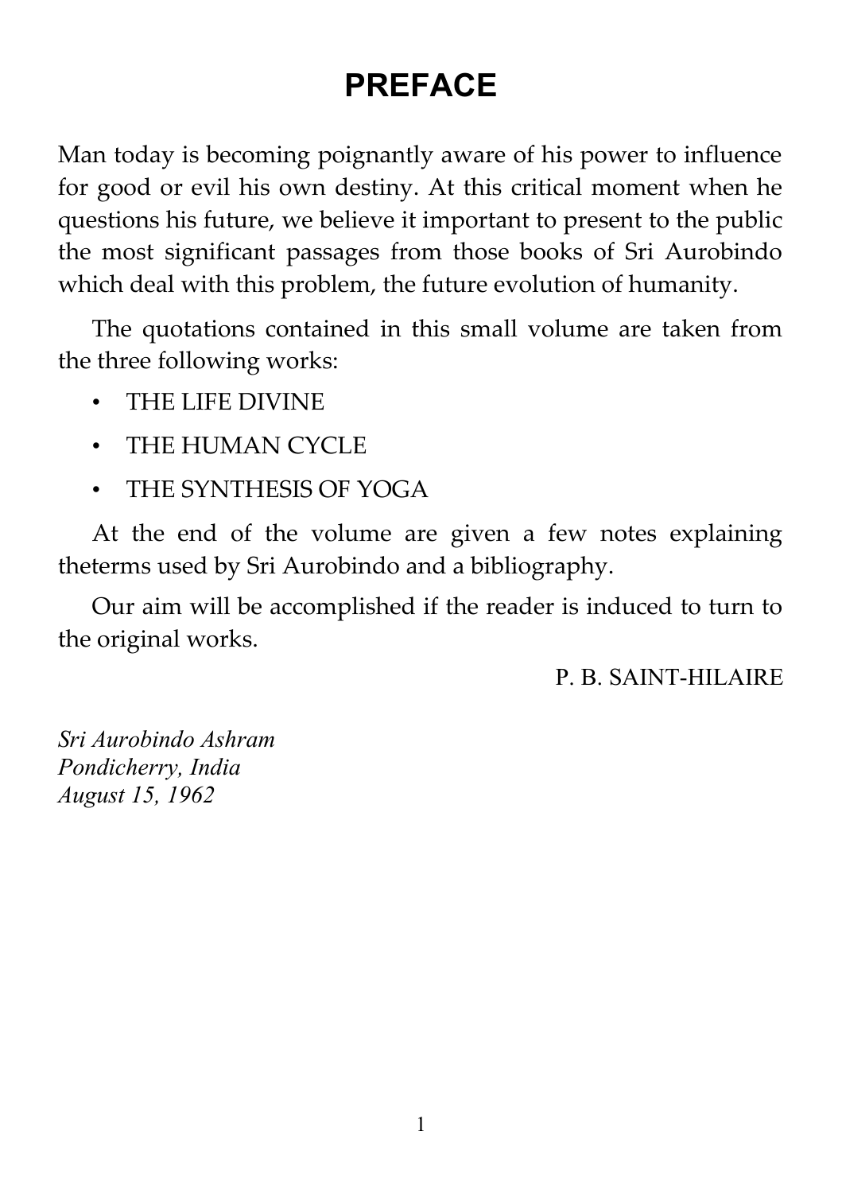# PREFACE

Man today is becoming poignantly aware of his power to influence for good or evil his own destiny. At this critical moment when he questions his future, we believe it important to present to the public the most significant passages from those books of Sri Aurobindo which deal with this problem, the future evolution of humanity.

The quotations contained in this small volume are taken from the three following works:

- THE LIFE DIVINE
- THE HUMAN CYCLE
- THE SYNTHESIS OF YOGA

At the end of the volume are given a few notes explaining theterms used by Sri Aurobindo and a bibliography.

Our aim will be accomplished if the reader is induced to turn to the original works.

P. B. SAINT-HILAIRE

*Sri Aurobindo Ashram*
*Pondicherry, India*
*August 15, 1962*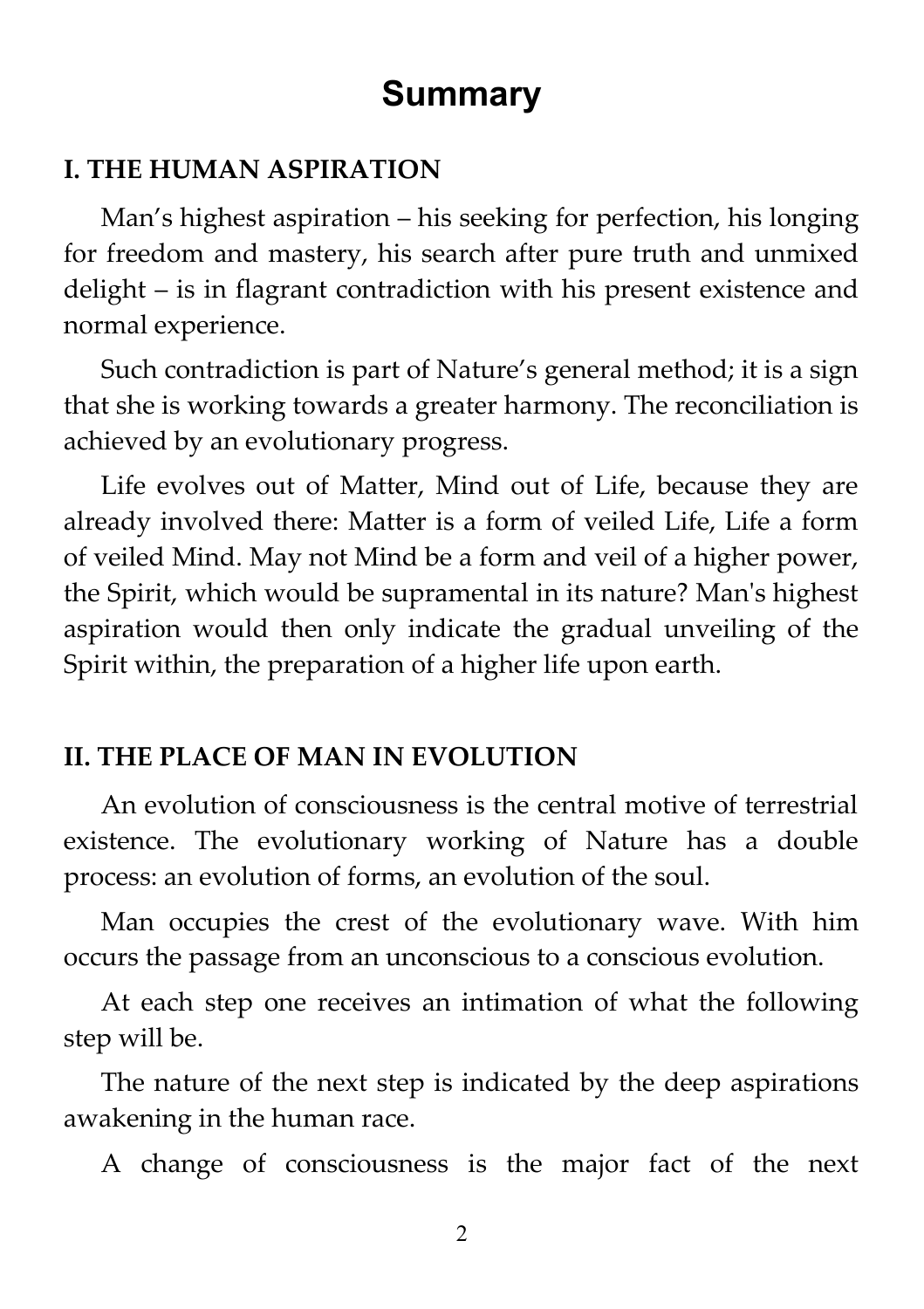# Summary

## I. THE HUMAN ASPIRATION

Man's highest aspiration – his seeking for perfection, his longing for freedom and mastery, his search after pure truth and unmixed delight – is in flagrant contradiction with his present existence and normal experience.

Such contradiction is part of Nature's general method; it is a sign that she is working towards a greater harmony. The reconciliation is achieved by an evolutionary progress.

Life evolves out of Matter, Mind out of Life, because they are already involved there: Matter is a form of veiled Life, Life a form of veiled Mind. May not Mind be a form and veil of a higher power, the Spirit, which would be supramental in its nature? Man's highest aspiration would then only indicate the gradual unveiling of the Spirit within, the preparation of a higher life upon earth.

## II. THE PLACE OF MAN IN EVOLUTION

An evolution of consciousness is the central motive of terrestrial existence. The evolutionary working of Nature has a double process: an evolution of forms, an evolution of the soul.

Man occupies the crest of the evolutionary wave. With him occurs the passage from an unconscious to a conscious evolution.

At each step one receives an intimation of what the following step will be.

The nature of the next step is indicated by the deep aspirations awakening in the human race.

A change of consciousness is the major fact of the next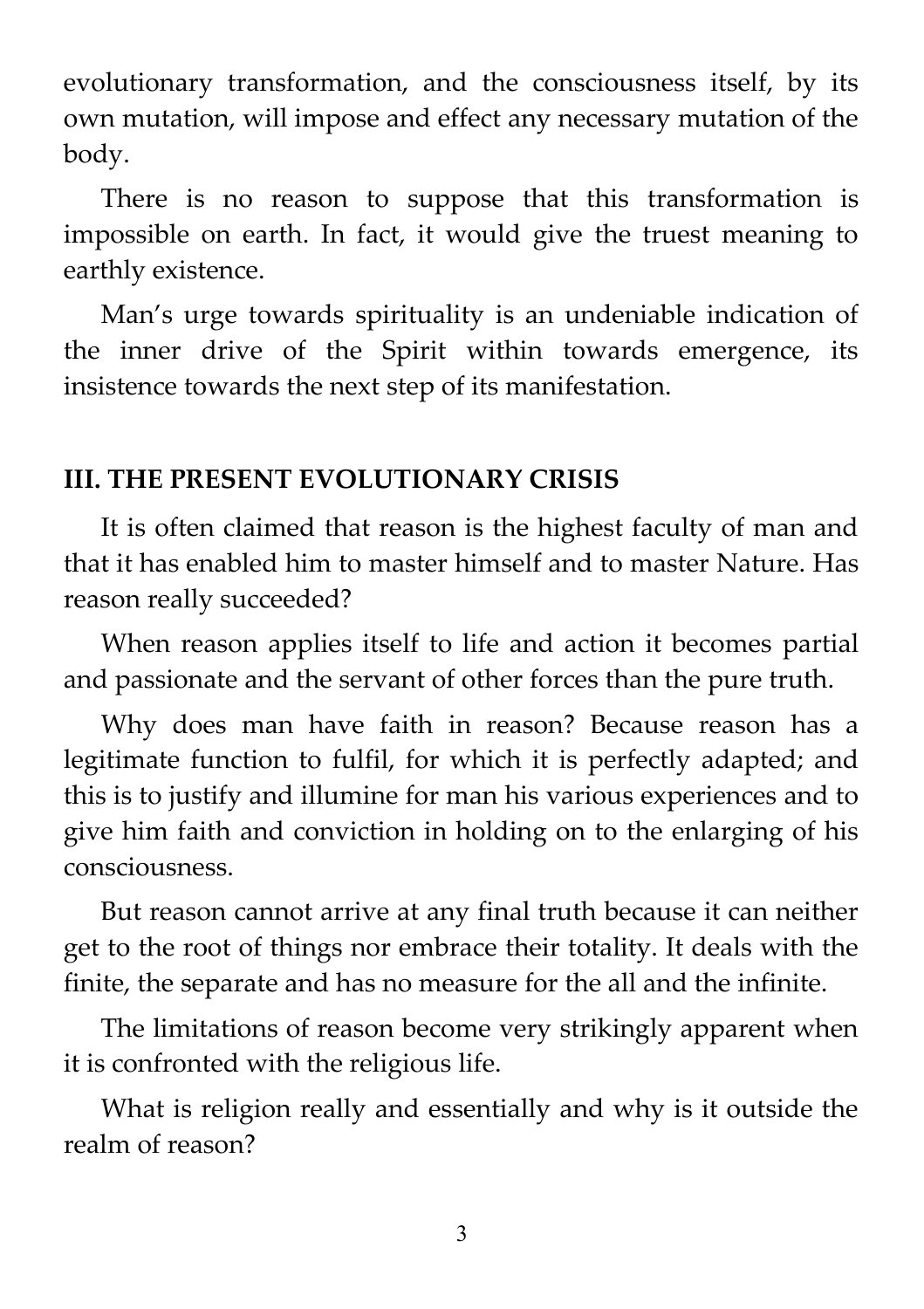evolutionary transformation, and the consciousness itself, by its own mutation, will impose and effect any necessary mutation of the body.

There is no reason to suppose that this transformation is impossible on earth. In fact, it would give the truest meaning to earthly existence.

Man's urge towards spirituality is an undeniable indication of the inner drive of the Spirit within towards emergence, its insistence towards the next step of its manifestation.

## III. THE PRESENT EVOLUTIONARY CRISIS

It is often claimed that reason is the highest faculty of man and that it has enabled him to master himself and to master Nature. Has reason really succeeded?

When reason applies itself to life and action it becomes partial and passionate and the servant of other forces than the pure truth.

Why does man have faith in reason? Because reason has a legitimate function to fulfil, for which it is perfectly adapted; and this is to justify and illumine for man his various experiences and to give him faith and conviction in holding on to the enlarging of his consciousness.

But reason cannot arrive at any final truth because it can neither get to the root of things nor embrace their totality. It deals with the finite, the separate and has no measure for the all and the infinite.

The limitations of reason become very strikingly apparent when it is confronted with the religious life.

What is religion really and essentially and why is it outside the realm of reason?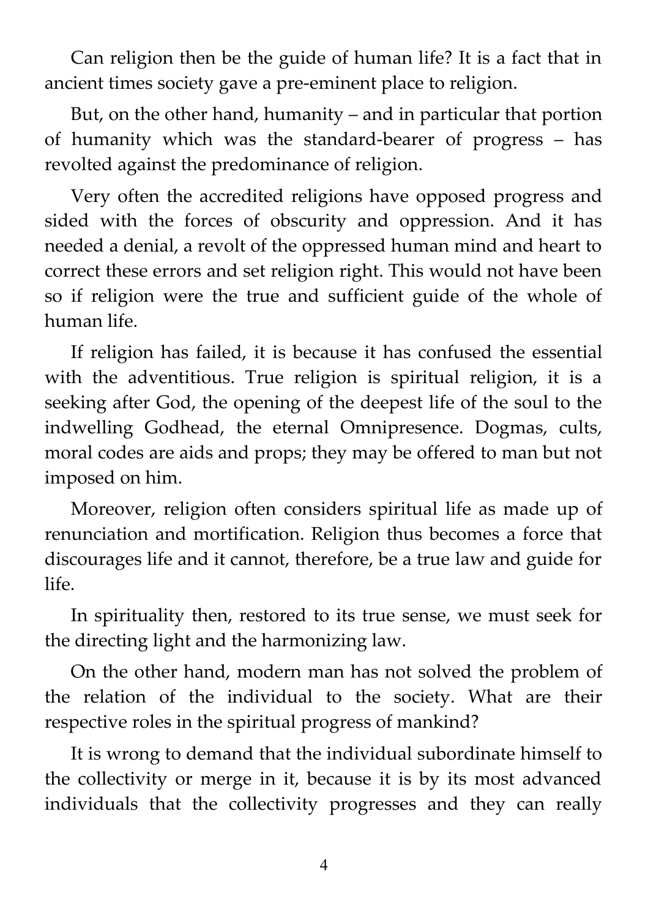Can religion then be the guide of human life? It is a fact that in ancient times society gave a pre-eminent place to religion.

But, on the other hand, humanity – and in particular that portion of humanity which was the standard-bearer of progress – has revolted against the predominance of religion.

Very often the accredited religions have opposed progress and sided with the forces of obscurity and oppression. And it has needed a denial, a revolt of the oppressed human mind and heart to correct these errors and set religion right. This would not have been so if religion were the true and sufficient guide of the whole of human life.

If religion has failed, it is because it has confused the essential with the adventitious. True religion is spiritual religion, it is a seeking after God, the opening of the deepest life of the soul to the indwelling Godhead, the eternal Omnipresence. Dogmas, cults, moral codes are aids and props; they may be offered to man but not imposed on him.

Moreover, religion often considers spiritual life as made up of renunciation and mortification. Religion thus becomes a force that discourages life and it cannot, therefore, be a true law and guide for life.

In spirituality then, restored to its true sense, we must seek for the directing light and the harmonizing law.

On the other hand, modern man has not solved the problem of the relation of the individual to the society. What are their respective roles in the spiritual progress of mankind?

It is wrong to demand that the individual subordinate himself to the collectivity or merge in it, because it is by its most advanced individuals that the collectivity progresses and they can really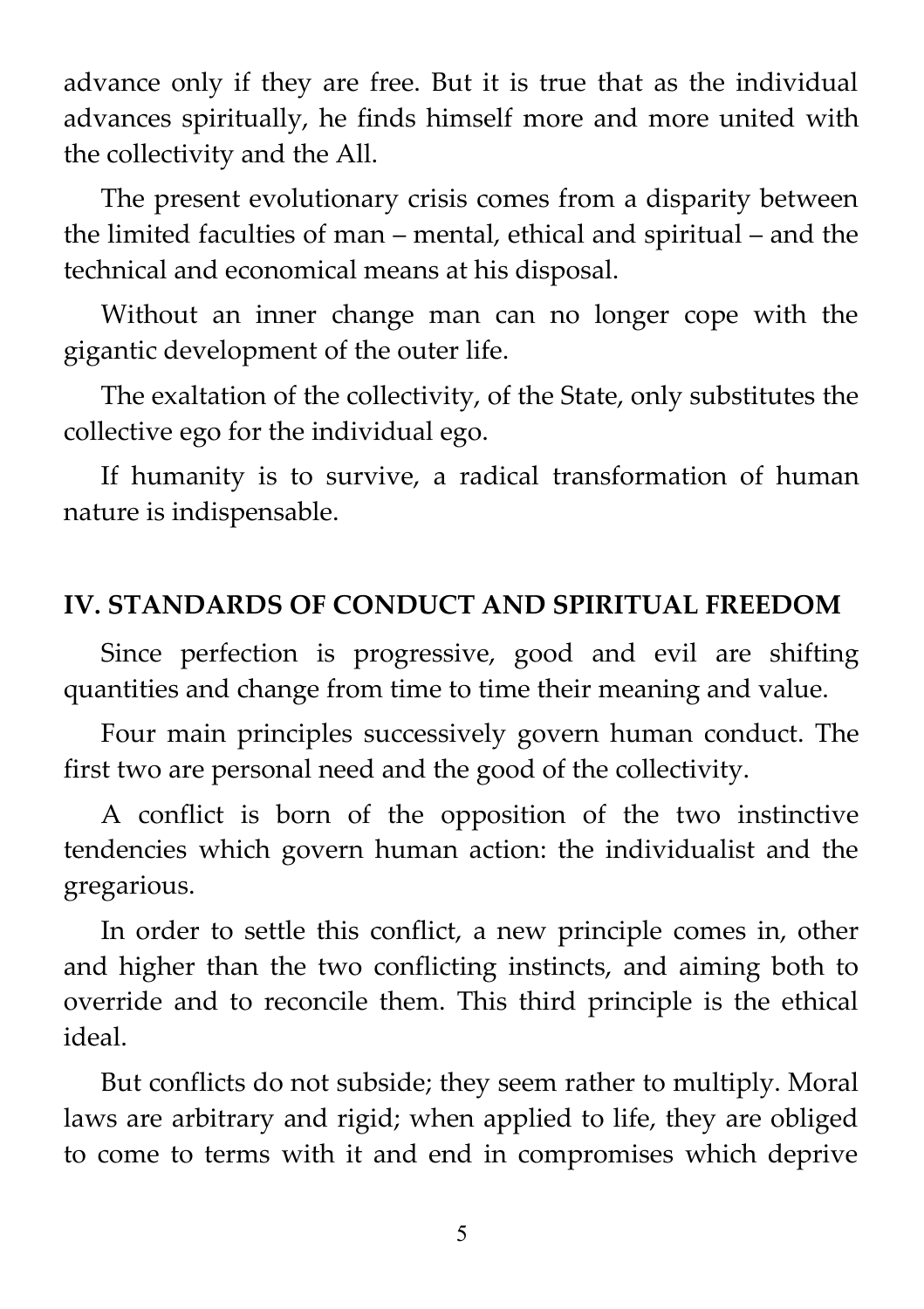advance only if they are free. But it is true that as the individual advances spiritually, he finds himself more and more united with the collectivity and the All.

The present evolutionary crisis comes from a disparity between the limited faculties of man – mental, ethical and spiritual – and the technical and economical means at his disposal.

Without an inner change man can no longer cope with the gigantic development of the outer life.

The exaltation of the collectivity, of the State, only substitutes the collective ego for the individual ego.

If humanity is to survive, a radical transformation of human nature is indispensable.

## IV. STANDARDS OF CONDUCT AND SPIRITUAL FREEDOM

Since perfection is progressive, good and evil are shifting quantities and change from time to time their meaning and value.

Four main principles successively govern human conduct. The first two are personal need and the good of the collectivity.

A conflict is born of the opposition of the two instinctive tendencies which govern human action: the individualist and the gregarious.

In order to settle this conflict, a new principle comes in, other and higher than the two conflicting instincts, and aiming both to override and to reconcile them. This third principle is the ethical ideal.

But conflicts do not subside; they seem rather to multiply. Moral laws are arbitrary and rigid; when applied to life, they are obliged to come to terms with it and end in compromises which deprive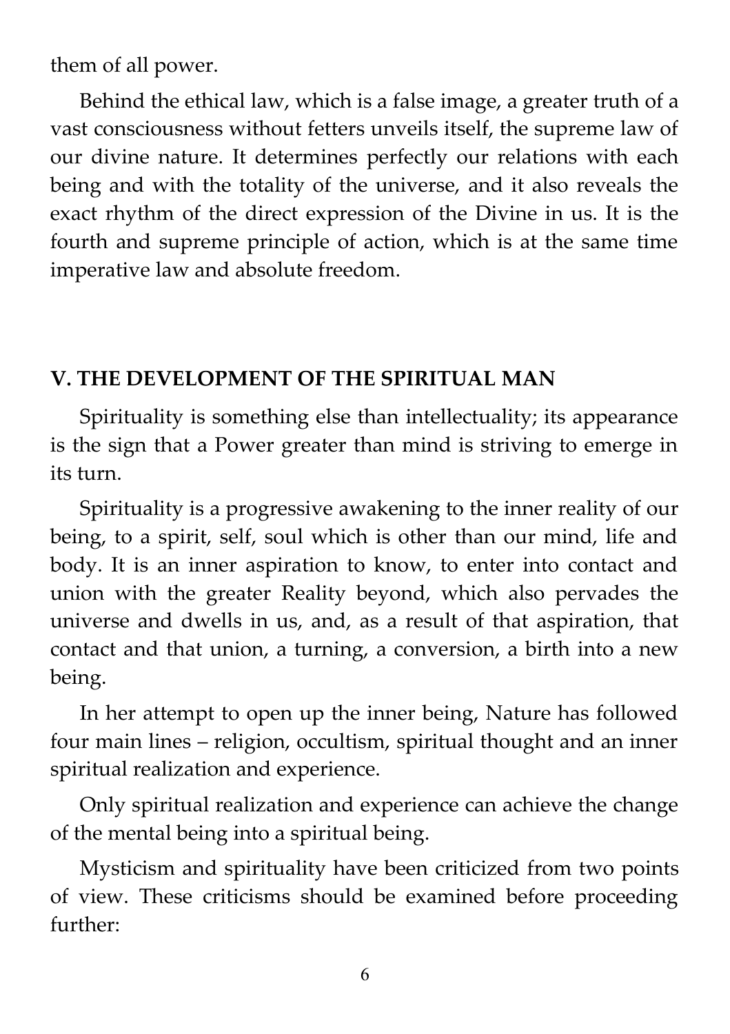them of all power.

Behind the ethical law, which is a false image, a greater truth of a vast consciousness without fetters unveils itself, the supreme law of our divine nature. It determines perfectly our relations with each being and with the totality of the universe, and it also reveals the exact rhythm of the direct expression of the Divine in us. It is the fourth and supreme principle of action, which is at the same time imperative law and absolute freedom.

## V. THE DEVELOPMENT OF THE SPIRITUAL MAN

Spirituality is something else than intellectuality; its appearance is the sign that a Power greater than mind is striving to emerge in its turn.

Spirituality is a progressive awakening to the inner reality of our being, to a spirit, self, soul which is other than our mind, life and body. It is an inner aspiration to know, to enter into contact and union with the greater Reality beyond, which also pervades the universe and dwells in us, and, as a result of that aspiration, that contact and that union, a turning, a conversion, a birth into a new being.

In her attempt to open up the inner being, Nature has followed four main lines – religion, occultism, spiritual thought and an inner spiritual realization and experience.

Only spiritual realization and experience can achieve the change of the mental being into a spiritual being.

Mysticism and spirituality have been criticized from two points of view. These criticisms should be examined before proceeding further: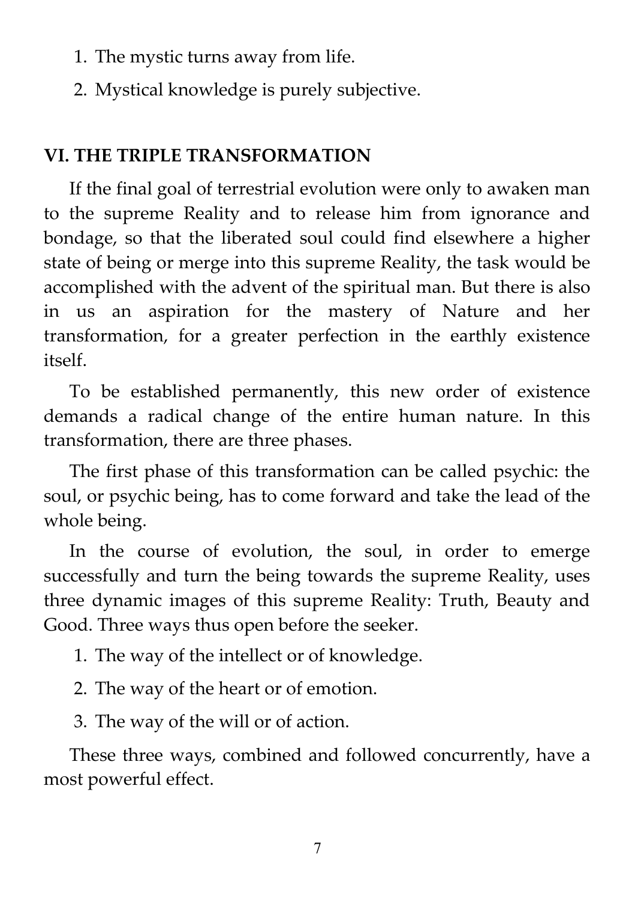1. The mystic turns away from life.
2. Mystical knowledge is purely subjective.

## VI. THE TRIPLE TRANSFORMATION

If the final goal of terrestrial evolution were only to awaken man to the supreme Reality and to release him from ignorance and bondage, so that the liberated soul could find elsewhere a higher state of being or merge into this supreme Reality, the task would be accomplished with the advent of the spiritual man. But there is also in us an aspiration for the mastery of Nature and her transformation, for a greater perfection in the earthly existence itself.

To be established permanently, this new order of existence demands a radical change of the entire human nature. In this transformation, there are three phases.

The first phase of this transformation can be called psychic: the soul, or psychic being, has to come forward and take the lead of the whole being.

In the course of evolution, the soul, in order to emerge successfully and turn the being towards the supreme Reality, uses three dynamic images of this supreme Reality: Truth, Beauty and Good. Three ways thus open before the seeker.

1. The way of the intellect or of knowledge.
2. The way of the heart or of emotion.
3. The way of the will or of action.

These three ways, combined and followed concurrently, have a most powerful effect.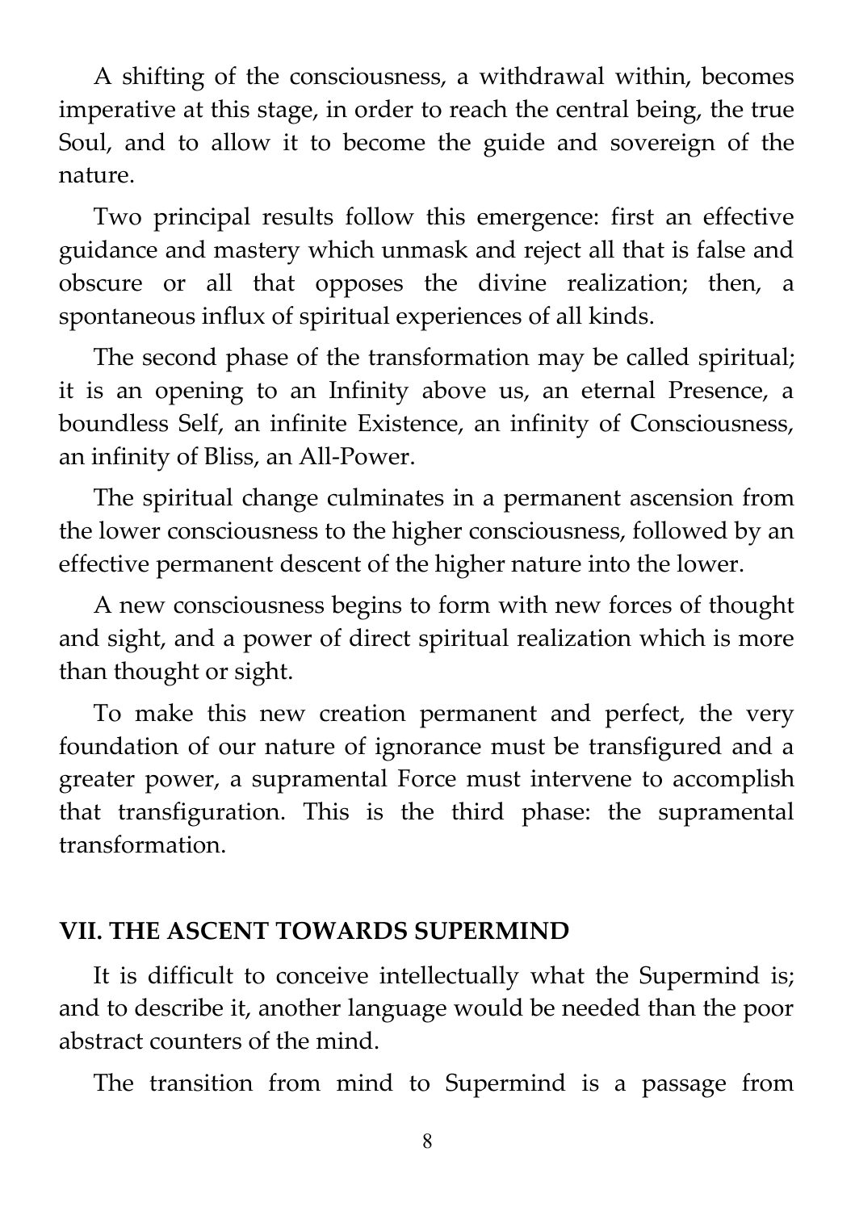A shifting of the consciousness, a withdrawal within, becomes imperative at this stage, in order to reach the central being, the true Soul, and to allow it to become the guide and sovereign of the nature.

Two principal results follow this emergence: first an effective guidance and mastery which unmask and reject all that is false and obscure or all that opposes the divine realization; then, a spontaneous influx of spiritual experiences of all kinds.

The second phase of the transformation may be called spiritual; it is an opening to an Infinity above us, an eternal Presence, a boundless Self, an infinite Existence, an infinity of Consciousness, an infinity of Bliss, an All-Power.

The spiritual change culminates in a permanent ascension from the lower consciousness to the higher consciousness, followed by an effective permanent descent of the higher nature into the lower.

A new consciousness begins to form with new forces of thought and sight, and a power of direct spiritual realization which is more than thought or sight.

To make this new creation permanent and perfect, the very foundation of our nature of ignorance must be transfigured and a greater power, a supramental Force must intervene to accomplish that transfiguration. This is the third phase: the supramental transformation.

## VII. THE ASCENT TOWARDS SUPERMIND

It is difficult to conceive intellectually what the Supermind is; and to describe it, another language would be needed than the poor abstract counters of the mind.

The transition from mind to Supermind is a passage from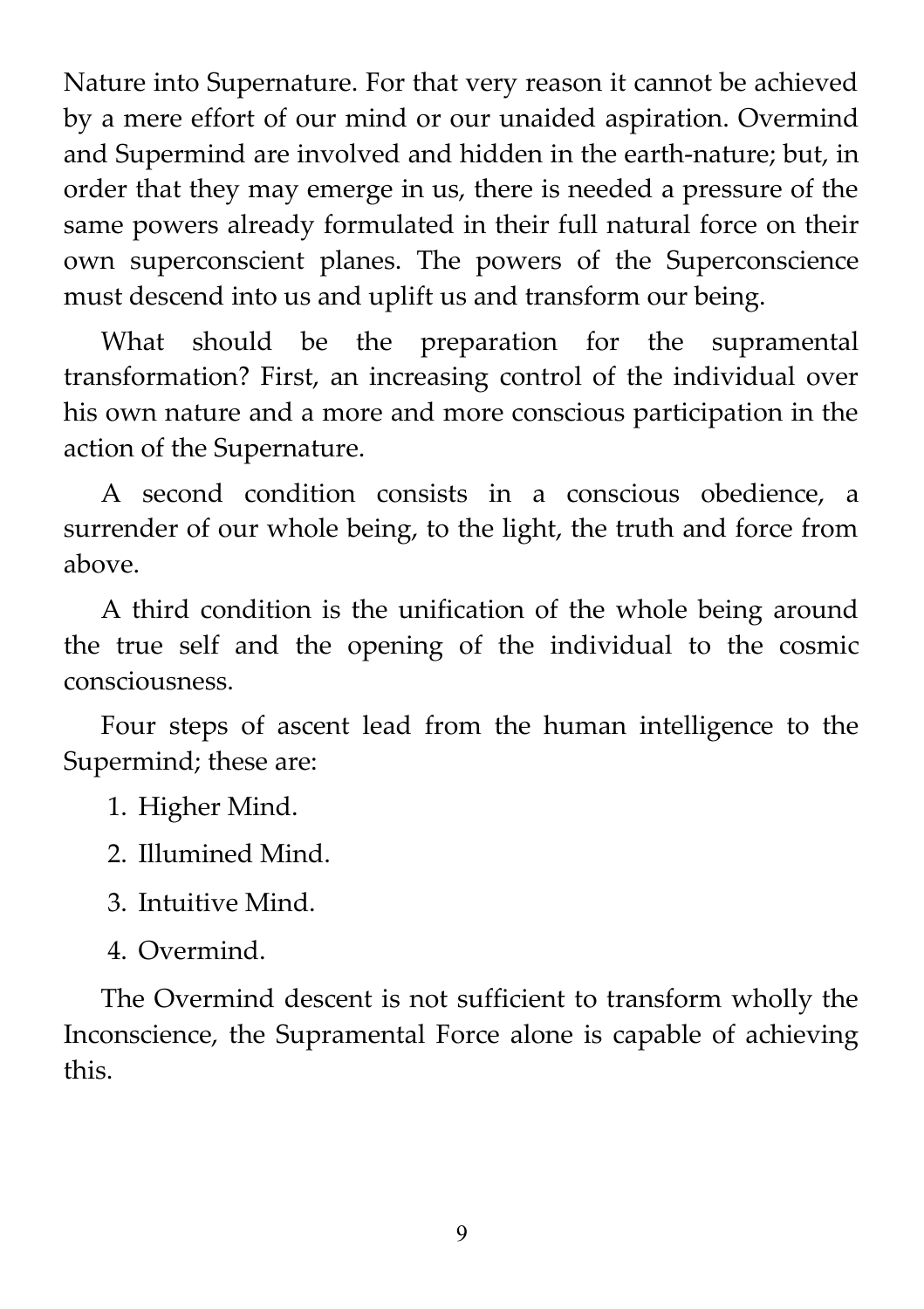Nature into Supernature. For that very reason it cannot be achieved by a mere effort of our mind or our unaided aspiration. Overmind and Supermind are involved and hidden in the earth-nature; but, in order that they may emerge in us, there is needed a pressure of the same powers already formulated in their full natural force on their own superconscient planes. The powers of the Superconscience must descend into us and uplift us and transform our being.

What should be the preparation for the supramental transformation? First, an increasing control of the individual over his own nature and a more and more conscious participation in the action of the Supernature.

A second condition consists in a conscious obedience, a surrender of our whole being, to the light, the truth and force from above.

A third condition is the unification of the whole being around the true self and the opening of the individual to the cosmic consciousness.

Four steps of ascent lead from the human intelligence to the Supermind; these are:

1. Higher Mind.
2. Illumined Mind.
3. Intuitive Mind.
4. Overmind.

The Overmind descent is not sufficient to transform wholly the Inconscience, the Supramental Force alone is capable of achieving this.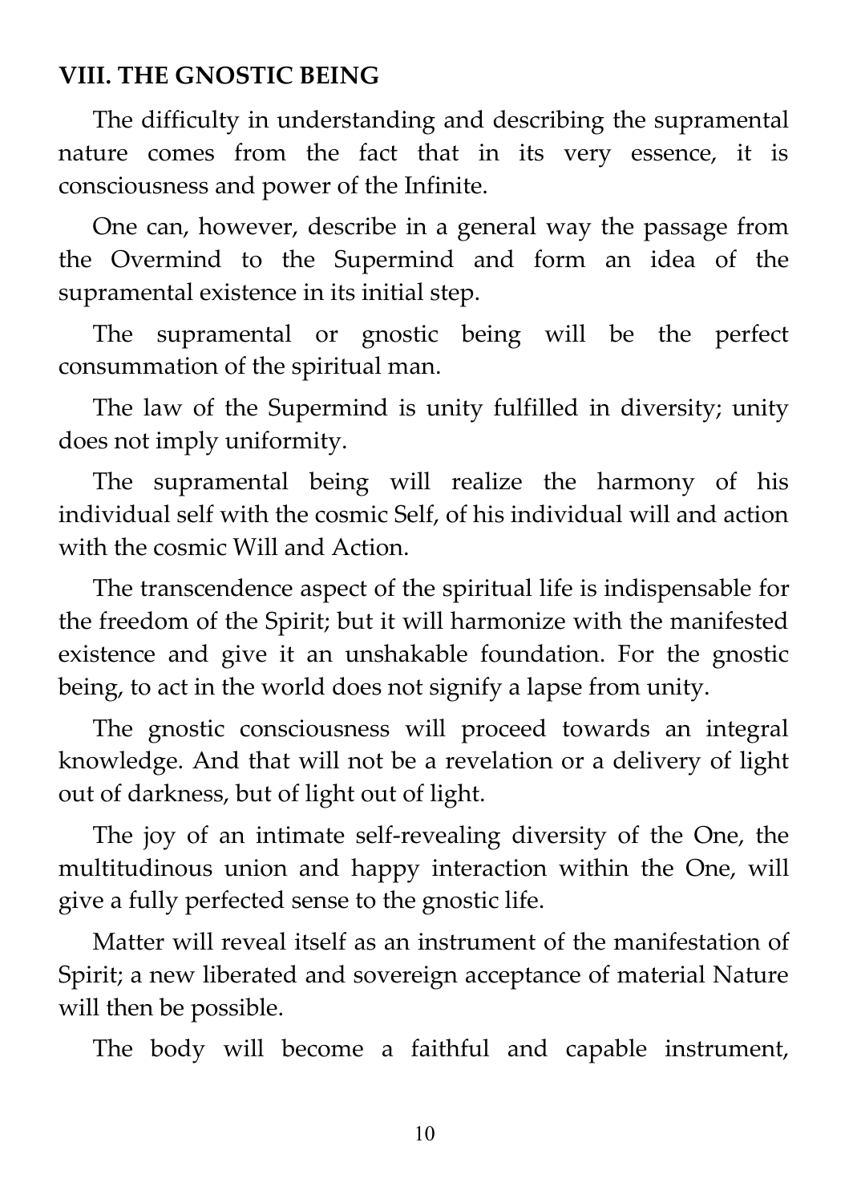## VIII. THE GNOSTIC BEING

The difficulty in understanding and describing the supramental nature comes from the fact that in its very essence, it is consciousness and power of the Infinite.

One can, however, describe in a general way the passage from the Overmind to the Supermind and form an idea of the supramental existence in its initial step.

The supramental or gnostic being will be the perfect consummation of the spiritual man.

The law of the Supermind is unity fulfilled in diversity; unity does not imply uniformity.

The supramental being will realize the harmony of his individual self with the cosmic Self, of his individual will and action with the cosmic Will and Action.

The transcendence aspect of the spiritual life is indispensable for the freedom of the Spirit; but it will harmonize with the manifested existence and give it an unshakable foundation. For the gnostic being, to act in the world does not signify a lapse from unity.

The gnostic consciousness will proceed towards an integral knowledge. And that will not be a revelation or a delivery of light out of darkness, but of light out of light.

The joy of an intimate self-revealing diversity of the One, the multitudinous union and happy interaction within the One, will give a fully perfected sense to the gnostic life.

Matter will reveal itself as an instrument of the manifestation of Spirit; a new liberated and sovereign acceptance of material Nature will then be possible.

The body will become a faithful and capable instrument,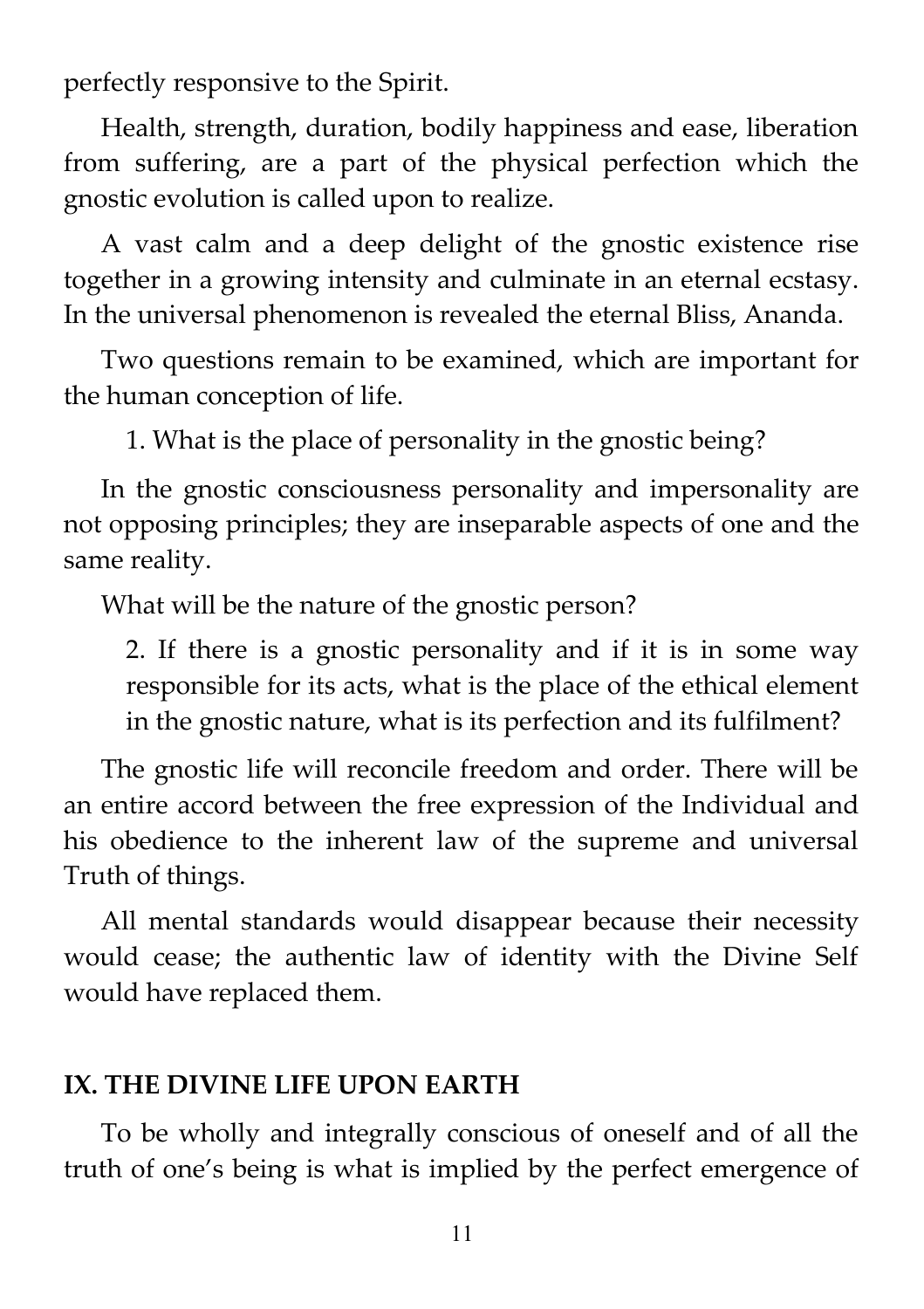perfectly responsive to the Spirit.

Health, strength, duration, bodily happiness and ease, liberation from suffering, are a part of the physical perfection which the gnostic evolution is called upon to realize.

A vast calm and a deep delight of the gnostic existence rise together in a growing intensity and culminate in an eternal ecstasy. In the universal phenomenon is revealed the eternal Bliss, Ananda.

Two questions remain to be examined, which are important for the human conception of life.

> 1. What is the place of personality in the gnostic being?

In the gnostic consciousness personality and impersonality are not opposing principles; they are inseparable aspects of one and the same reality.

What will be the nature of the gnostic person?

> 2. If there is a gnostic personality and if it is in some way responsible for its acts, what is the place of the ethical element in the gnostic nature, what is its perfection and its fulfilment?

The gnostic life will reconcile freedom and order. There will be an entire accord between the free expression of the Individual and his obedience to the inherent law of the supreme and universal Truth of things.

All mental standards would disappear because their necessity would cease; the authentic law of identity with the Divine Self would have replaced them.

## IX. THE DIVINE LIFE UPON EARTH

To be wholly and integrally conscious of oneself and of all the truth of one's being is what is implied by the perfect emergence of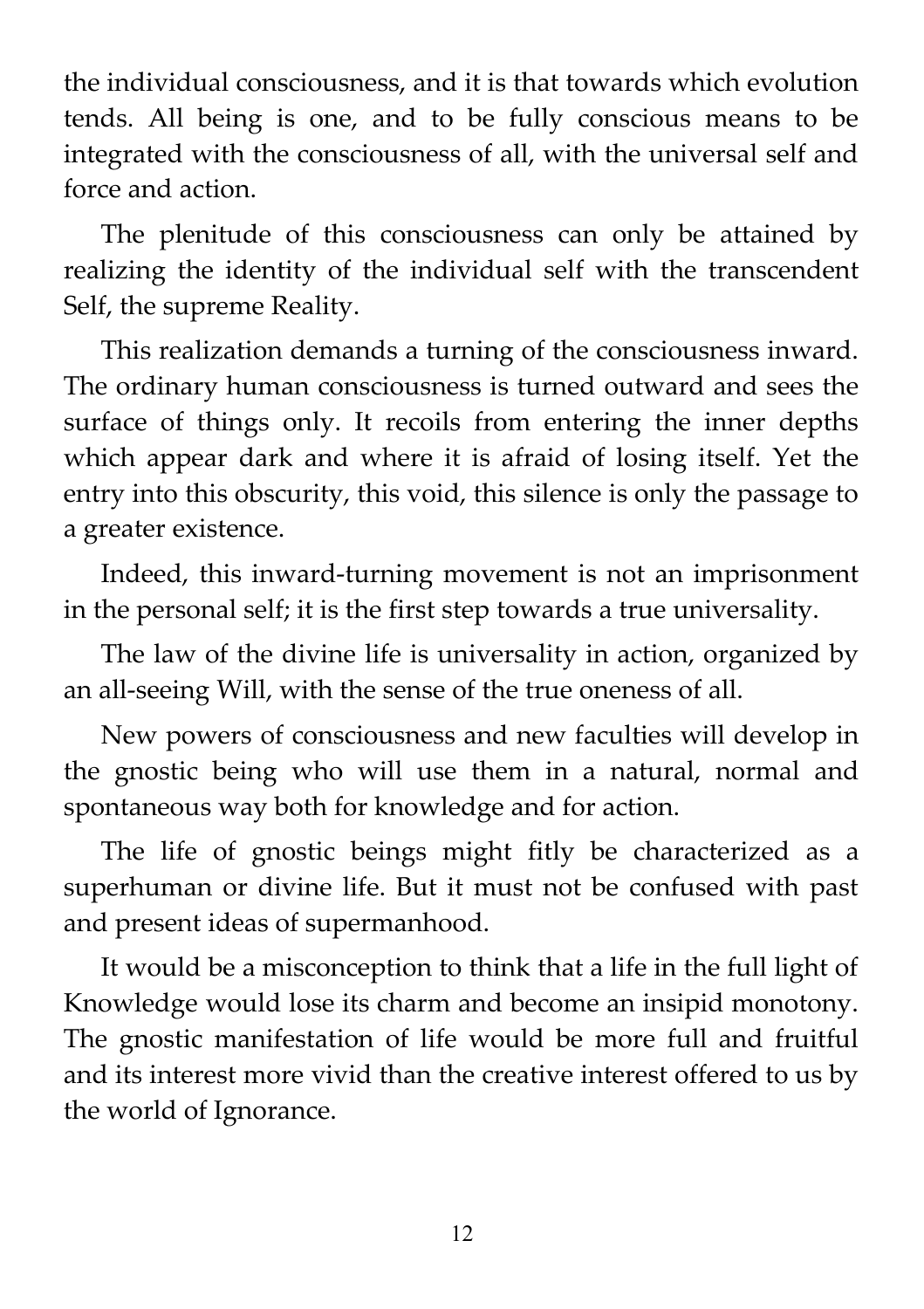the individual consciousness, and it is that towards which evolution tends. All being is one, and to be fully conscious means to be integrated with the consciousness of all, with the universal self and force and action.

The plenitude of this consciousness can only be attained by realizing the identity of the individual self with the transcendent Self, the supreme Reality.

This realization demands a turning of the consciousness inward. The ordinary human consciousness is turned outward and sees the surface of things only. It recoils from entering the inner depths which appear dark and where it is afraid of losing itself. Yet the entry into this obscurity, this void, this silence is only the passage to a greater existence.

Indeed, this inward-turning movement is not an imprisonment in the personal self; it is the first step towards a true universality.

The law of the divine life is universality in action, organized by an all-seeing Will, with the sense of the true oneness of all.

New powers of consciousness and new faculties will develop in the gnostic being who will use them in a natural, normal and spontaneous way both for knowledge and for action.

The life of gnostic beings might fitly be characterized as a superhuman or divine life. But it must not be confused with past and present ideas of supermanhood.

It would be a misconception to think that a life in the full light of Knowledge would lose its charm and become an insipid monotony. The gnostic manifestation of life would be more full and fruitful and its interest more vivid than the creative interest offered to us by the world of Ignorance.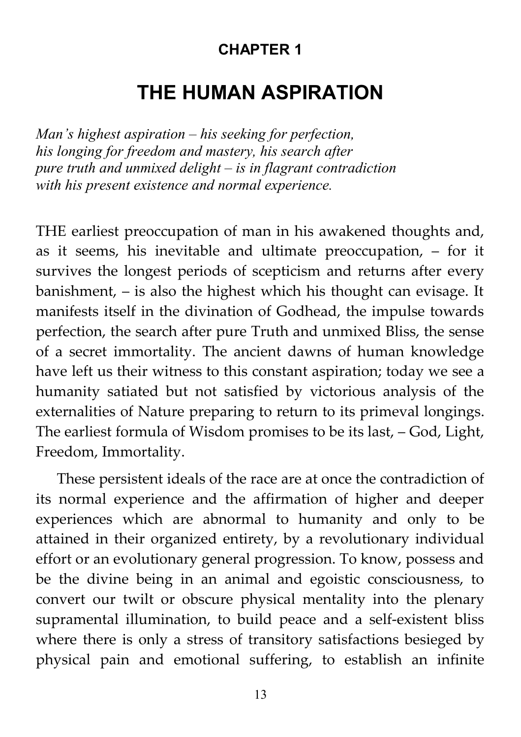**CHAPTER 1**

# THE HUMAN ASPIRATION

*Man's highest aspiration – his seeking for perfection, his longing for freedom and mastery, his search after pure truth and unmixed delight – is in flagrant contradiction with his present existence and normal experience.*

THE earliest preoccupation of man in his awakened thoughts and, as it seems, his inevitable and ultimate preoccupation, – for it survives the longest periods of scepticism and returns after every banishment, – is also the highest which his thought can evisage. It manifests itself in the divination of Godhead, the impulse towards perfection, the search after pure Truth and unmixed Bliss, the sense of a secret immortality. The ancient dawns of human knowledge have left us their witness to this constant aspiration; today we see a humanity satiated but not satisfied by victorious analysis of the externalities of Nature preparing to return to its primeval longings. The earliest formula of Wisdom promises to be its last, – God, Light, Freedom, Immortality.

These persistent ideals of the race are at once the contradiction of its normal experience and the affirmation of higher and deeper experiences which are abnormal to humanity and only to be attained in their organized entirety, by a revolutionary individual effort or an evolutionary general progression. To know, possess and be the divine being in an animal and egoistic consciousness, to convert our twilt or obscure physical mentality into the plenary supramental illumination, to build peace and a self-existent bliss where there is only a stress of transitory satisfactions besieged by physical pain and emotional suffering, to establish an infinite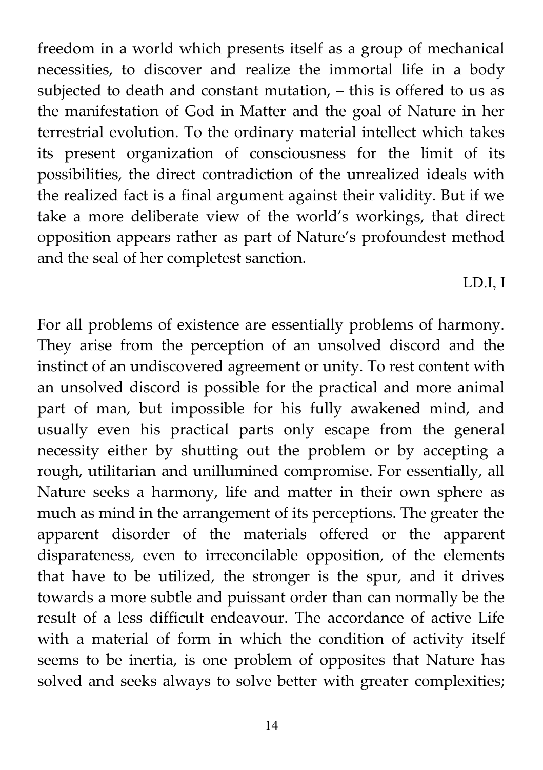freedom in a world which presents itself as a group of mechanical necessities, to discover and realize the immortal life in a body subjected to death and constant mutation, – this is offered to us as the manifestation of God in Matter and the goal of Nature in her terrestrial evolution. To the ordinary material intellect which takes its present organization of consciousness for the limit of its possibilities, the direct contradiction of the unrealized ideals with the realized fact is a final argument against their validity. But if we take a more deliberate view of the world's workings, that direct opposition appears rather as part of Nature's profoundest method and the seal of her completest sanction.

LD.I, I

For all problems of existence are essentially problems of harmony. They arise from the perception of an unsolved discord and the instinct of an undiscovered agreement or unity. To rest content with an unsolved discord is possible for the practical and more animal part of man, but impossible for his fully awakened mind, and usually even his practical parts only escape from the general necessity either by shutting out the problem or by accepting a rough, utilitarian and unillumined compromise. For essentially, all Nature seeks a harmony, life and matter in their own sphere as much as mind in the arrangement of its perceptions. The greater the apparent disorder of the materials offered or the apparent disparateness, even to irreconcilable opposition, of the elements that have to be utilized, the stronger is the spur, and it drives towards a more subtle and puissant order than can normally be the result of a less difficult endeavour. The accordance of active Life with a material of form in which the condition of activity itself seems to be inertia, is one problem of opposites that Nature has solved and seeks always to solve better with greater complexities;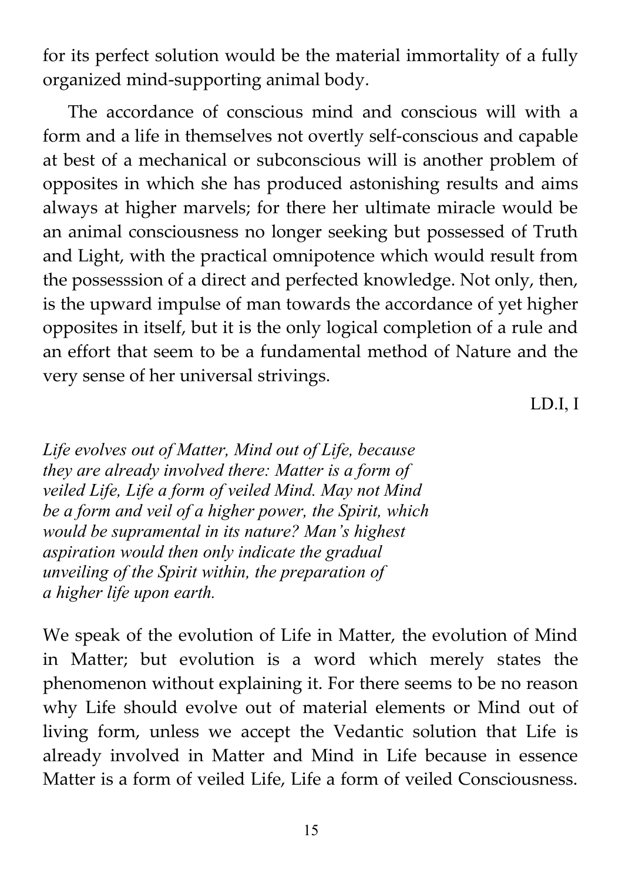for its perfect solution would be the material immortality of a fully organized mind-supporting animal body.

The accordance of conscious mind and conscious will with a form and a life in themselves not overtly self-conscious and capable at best of a mechanical or subconscious will is another problem of opposites in which she has produced astonishing results and aims always at higher marvels; for there her ultimate miracle would be an animal consciousness no longer seeking but possessed of Truth and Light, with the practical omnipotence which would result from the possesssion of a direct and perfected knowledge. Not only, then, is the upward impulse of man towards the accordance of yet higher opposites in itself, but it is the only logical completion of a rule and an effort that seem to be a fundamental method of Nature and the very sense of her universal strivings.

LD.I, I

***Life evolves out of Matter, Mind out of Life, because they are already involved there: Matter is a form of veiled Life, Life a form of veiled Mind. May not Mind be a form and veil of a higher power, the Spirit, which would be supramental in its nature? Man's highest aspiration would then only indicate the gradual unveiling of the Spirit within, the preparation of a higher life upon earth.***

We speak of the evolution of Life in Matter, the evolution of Mind in Matter; but evolution is a word which merely states the phenomenon without explaining it. For there seems to be no reason why Life should evolve out of material elements or Mind out of living form, unless we accept the Vedantic solution that Life is already involved in Matter and Mind in Life because in essence Matter is a form of veiled Life, Life a form of veiled Consciousness.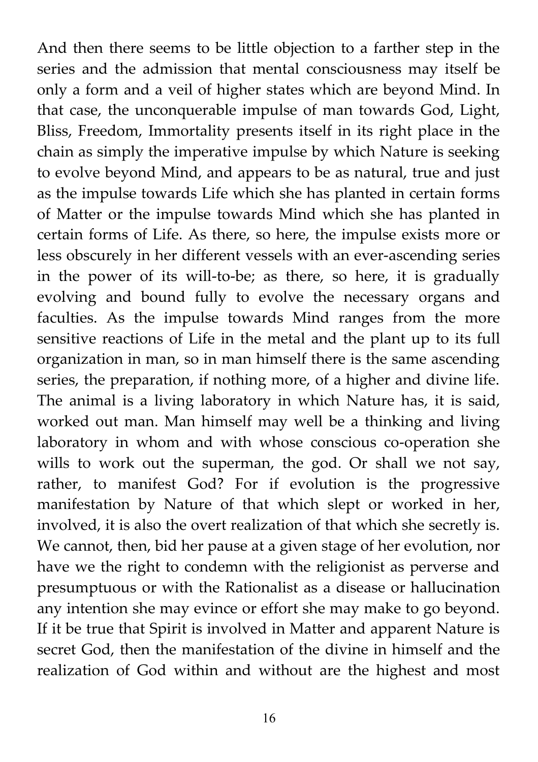And then there seems to be little objection to a farther step in the series and the admission that mental consciousness may itself be only a form and a veil of higher states which are beyond Mind. In that case, the unconquerable impulse of man towards God, Light, Bliss, Freedom, Immortality presents itself in its right place in the chain as simply the imperative impulse by which Nature is seeking to evolve beyond Mind, and appears to be as natural, true and just as the impulse towards Life which she has planted in certain forms of Matter or the impulse towards Mind which she has planted in certain forms of Life. As there, so here, the impulse exists more or less obscurely in her different vessels with an ever-ascending series in the power of its will-to-be; as there, so here, it is gradually evolving and bound fully to evolve the necessary organs and faculties. As the impulse towards Mind ranges from the more sensitive reactions of Life in the metal and the plant up to its full organization in man, so in man himself there is the same ascending series, the preparation, if nothing more, of a higher and divine life. The animal is a living laboratory in which Nature has, it is said, worked out man. Man himself may well be a thinking and living laboratory in whom and with whose conscious co-operation she wills to work out the superman, the god. Or shall we not say, rather, to manifest God? For if evolution is the progressive manifestation by Nature of that which slept or worked in her, involved, it is also the overt realization of that which she secretly is. We cannot, then, bid her pause at a given stage of her evolution, nor have we the right to condemn with the religionist as perverse and presumptuous or with the Rationalist as a disease or hallucination any intention she may evince or effort she may make to go beyond. If it be true that Spirit is involved in Matter and apparent Nature is secret God, then the manifestation of the divine in himself and the realization of God within and without are the highest and most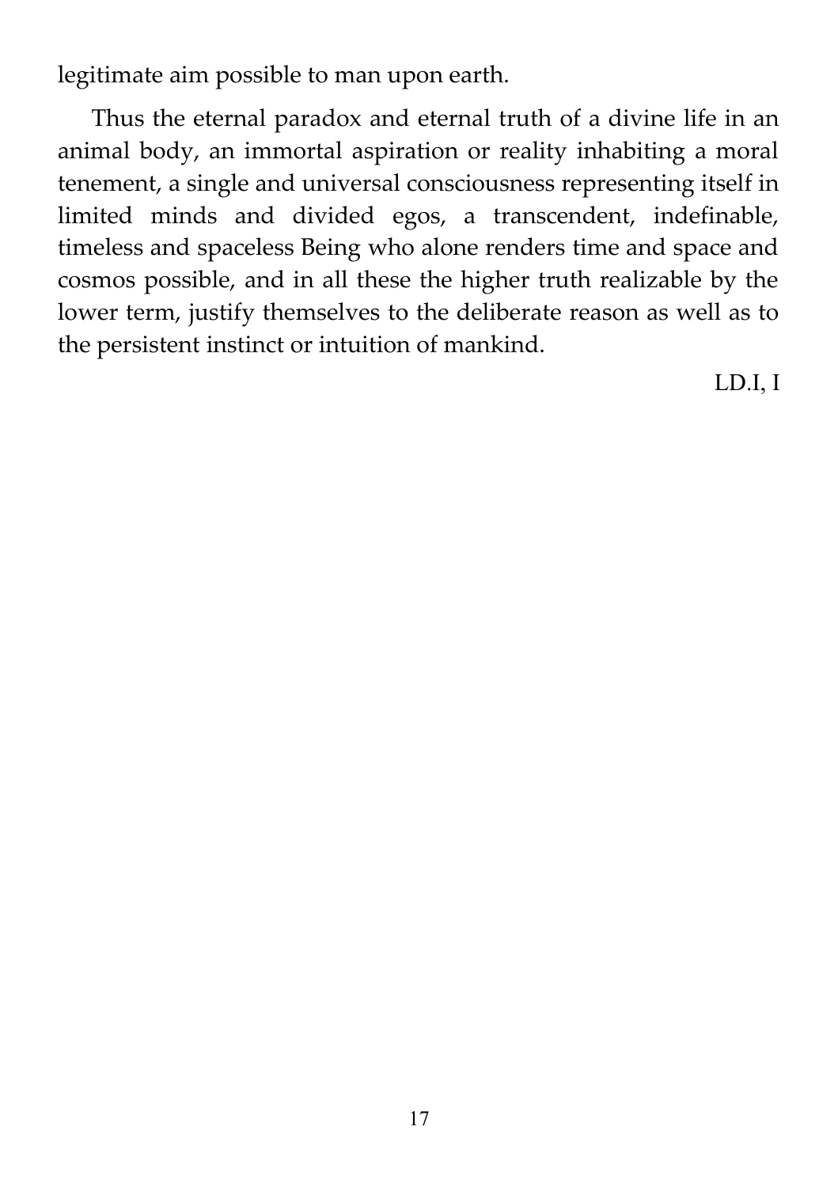legitimate aim possible to man upon earth.

Thus the eternal paradox and eternal truth of a divine life in an animal body, an immortal aspiration or reality inhabiting a moral tenement, a single and universal consciousness representing itself in limited minds and divided egos, a transcendent, indefinable, timeless and spaceless Being who alone renders time and space and cosmos possible, and in all these the higher truth realizable by the lower term, justify themselves to the deliberate reason as well as to the persistent instinct or intuition of mankind.

LD.I, I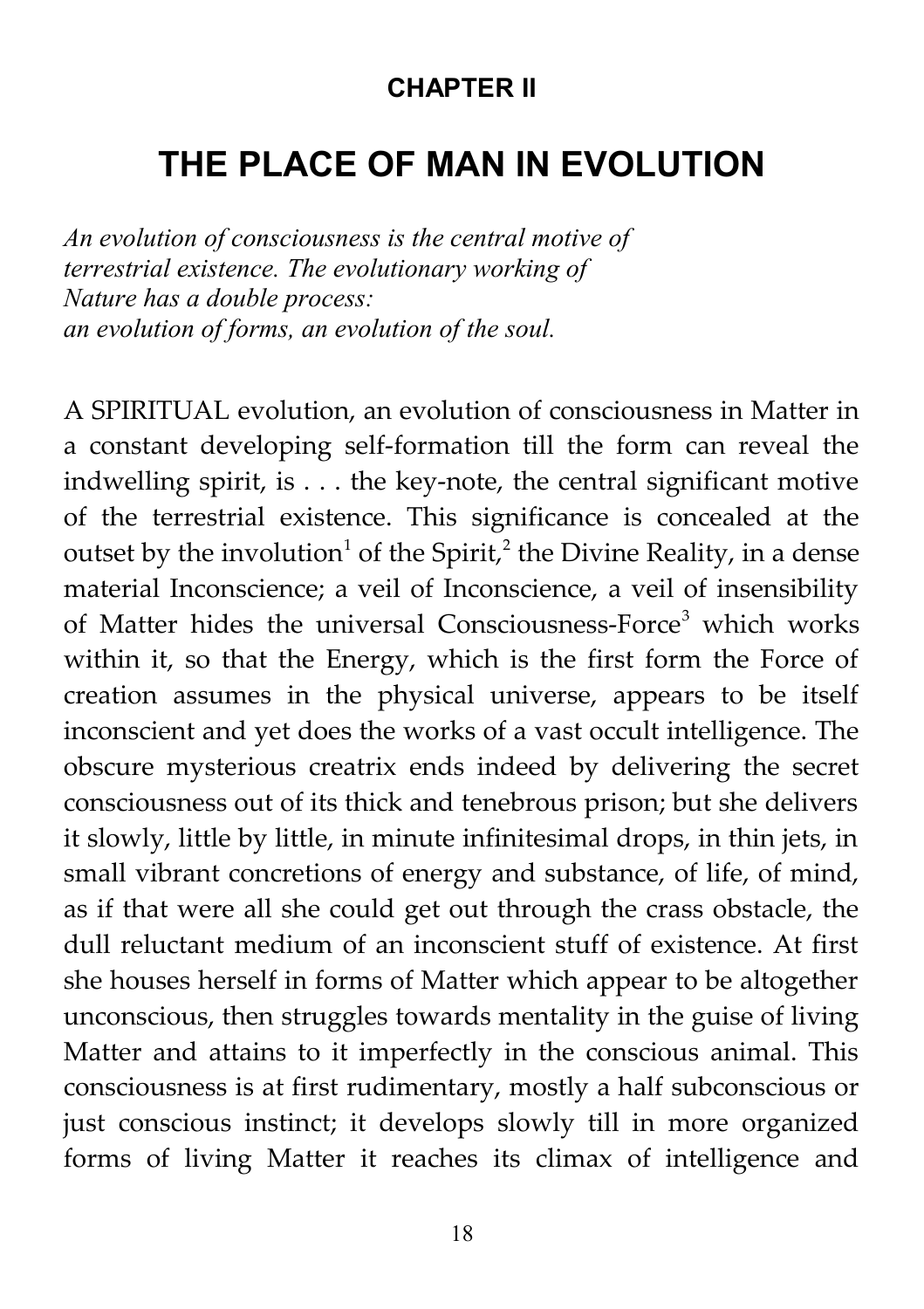**CHAPTER II**

# THE PLACE OF MAN IN EVOLUTION

*An evolution of consciousness is the central motive of terrestrial existence. The evolutionary working of Nature has a double process: an evolution of forms, an evolution of the soul.*

A SPIRITUAL evolution, an evolution of consciousness in Matter in a constant developing self-formation till the form can reveal the indwelling spirit, is . . . the key-note, the central significant motive of the terrestrial existence. This significance is concealed at the outset by the involution[1] of the Spirit,[2] the Divine Reality, in a dense material Inconscience; a veil of Inconscience, a veil of insensibility of Matter hides the universal Consciousness-Force[3] which works within it, so that the Energy, which is the first form the Force of creation assumes in the physical universe, appears to be itself inconscient and yet does the works of a vast occult intelligence. The obscure mysterious creatrix ends indeed by delivering the secret consciousness out of its thick and tenebrous prison; but she delivers it slowly, little by little, in minute infinitesimal drops, in thin jets, in small vibrant concretions of energy and substance, of life, of mind, as if that were all she could get out through the crass obstacle, the dull reluctant medium of an inconscient stuff of existence. At first she houses herself in forms of Matter which appear to be altogether unconscious, then struggles towards mentality in the guise of living Matter and attains to it imperfectly in the conscious animal. This consciousness is at first rudimentary, mostly a half subconscious or just conscious instinct; it develops slowly till in more organized forms of living Matter it reaches its climax of intelligence and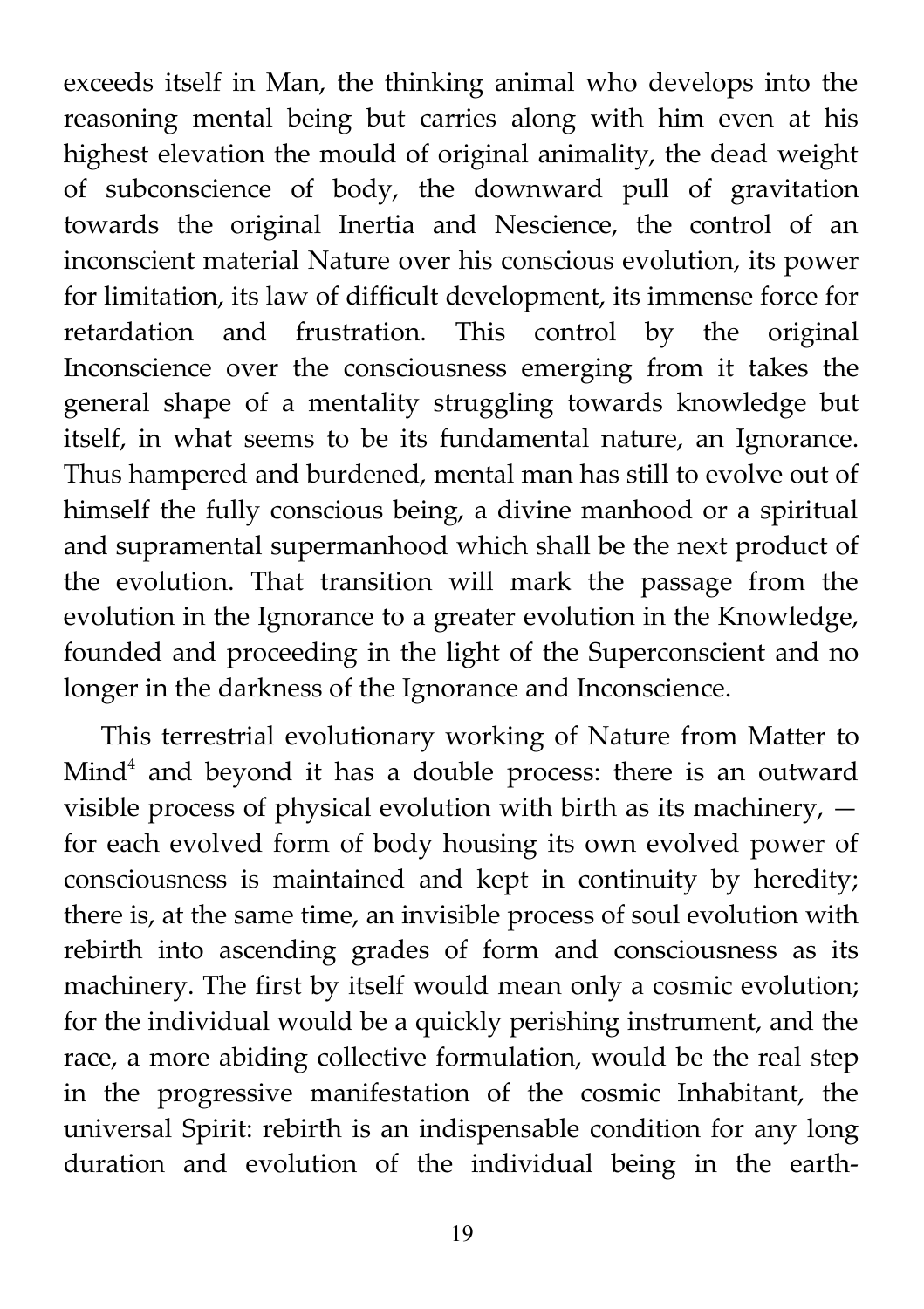exceeds itself in Man, the thinking animal who develops into the reasoning mental being but carries along with him even at his highest elevation the mould of original animality, the dead weight of subconscience of body, the downward pull of gravitation towards the original Inertia and Nescience, the control of an inconscient material Nature over his conscious evolution, its power for limitation, its law of difficult development, its immense force for retardation and frustration. This control by the original Inconscience over the consciousness emerging from it takes the general shape of a mentality struggling towards knowledge but itself, in what seems to be its fundamental nature, an Ignorance. Thus hampered and burdened, mental man has still to evolve out of himself the fully conscious being, a divine manhood or a spiritual and supramental supermanhood which shall be the next product of the evolution. That transition will mark the passage from the evolution in the Ignorance to a greater evolution in the Knowledge, founded and proceeding in the light of the Superconscient and no longer in the darkness of the Ignorance and Inconscience.

This terrestrial evolutionary working of Nature from Matter to Mind[4] and beyond it has a double process: there is an outward visible process of physical evolution with birth as its machinery, — for each evolved form of body housing its own evolved power of consciousness is maintained and kept in continuity by heredity; there is, at the same time, an invisible process of soul evolution with rebirth into ascending grades of form and consciousness as its machinery. The first by itself would mean only a cosmic evolution; for the individual would be a quickly perishing instrument, and the race, a more abiding collective formulation, would be the real step in the progressive manifestation of the cosmic Inhabitant, the universal Spirit: rebirth is an indispensable condition for any long duration and evolution of the individual being in the earth-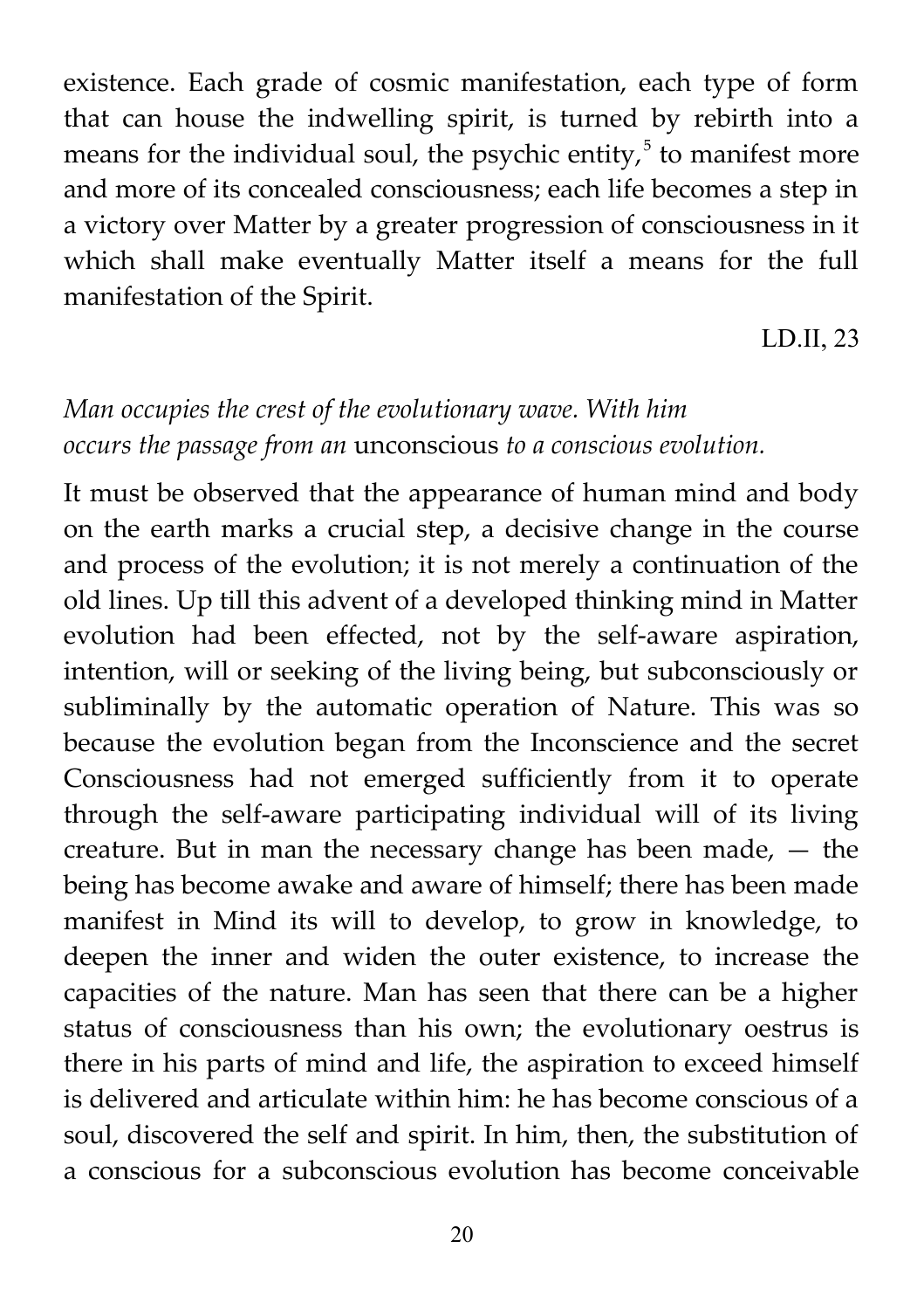existence. Each grade of cosmic manifestation, each type of form that can house the indwelling spirit, is turned by rebirth into a means for the individual soul, the psychic entity,[5] to manifest more and more of its concealed consciousness; each life becomes a step in a victory over Matter by a greater progression of consciousness in it which shall make eventually Matter itself a means for the full manifestation of the Spirit.

LD.II, 23

*Man occupies the crest of the evolutionary wave. With him occurs the passage from an* unconscious *to a conscious evolution.*

It must be observed that the appearance of human mind and body on the earth marks a crucial step, a decisive change in the course and process of the evolution; it is not merely a continuation of the old lines. Up till this advent of a developed thinking mind in Matter evolution had been effected, not by the self-aware aspiration, intention, will or seeking of the living being, but subconsciously or subliminally by the automatic operation of Nature. This was so because the evolution began from the Inconscience and the secret Consciousness had not emerged sufficiently from it to operate through the self-aware participating individual will of its living creature. But in man the necessary change has been made, — the being has become awake and aware of himself; there has been made manifest in Mind its will to develop, to grow in knowledge, to deepen the inner and widen the outer existence, to increase the capacities of the nature. Man has seen that there can be a higher status of consciousness than his own; the evolutionary oestrus is there in his parts of mind and life, the aspiration to exceed himself is delivered and articulate within him: he has become conscious of a soul, discovered the self and spirit. In him, then, the substitution of a conscious for a subconscious evolution has become conceivable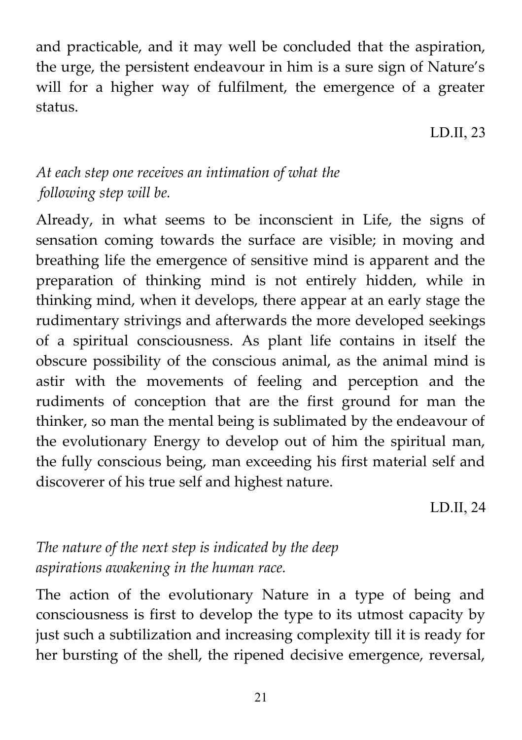and practicable, and it may well be concluded that the aspiration, the urge, the persistent endeavour in him is a sure sign of Nature's will for a higher way of fulfilment, the emergence of a greater status.

LD.II, 23

*At each step one receives an intimation of what the following step will be.*

Already, in what seems to be inconscient in Life, the signs of sensation coming towards the surface are visible; in moving and breathing life the emergence of sensitive mind is apparent and the preparation of thinking mind is not entirely hidden, while in thinking mind, when it develops, there appear at an early stage the rudimentary strivings and afterwards the more developed seekings of a spiritual consciousness. As plant life contains in itself the obscure possibility of the conscious animal, as the animal mind is astir with the movements of feeling and perception and the rudiments of conception that are the first ground for man the thinker, so man the mental being is sublimated by the endeavour of the evolutionary Energy to develop out of him the spiritual man, the fully conscious being, man exceeding his first material self and discoverer of his true self and highest nature.

LD.II, 24

*The nature of the next step is indicated by the deep aspirations awakening in the human race.*

The action of the evolutionary Nature in a type of being and consciousness is first to develop the type to its utmost capacity by just such a subtilization and increasing complexity till it is ready for her bursting of the shell, the ripened decisive emergence, reversal,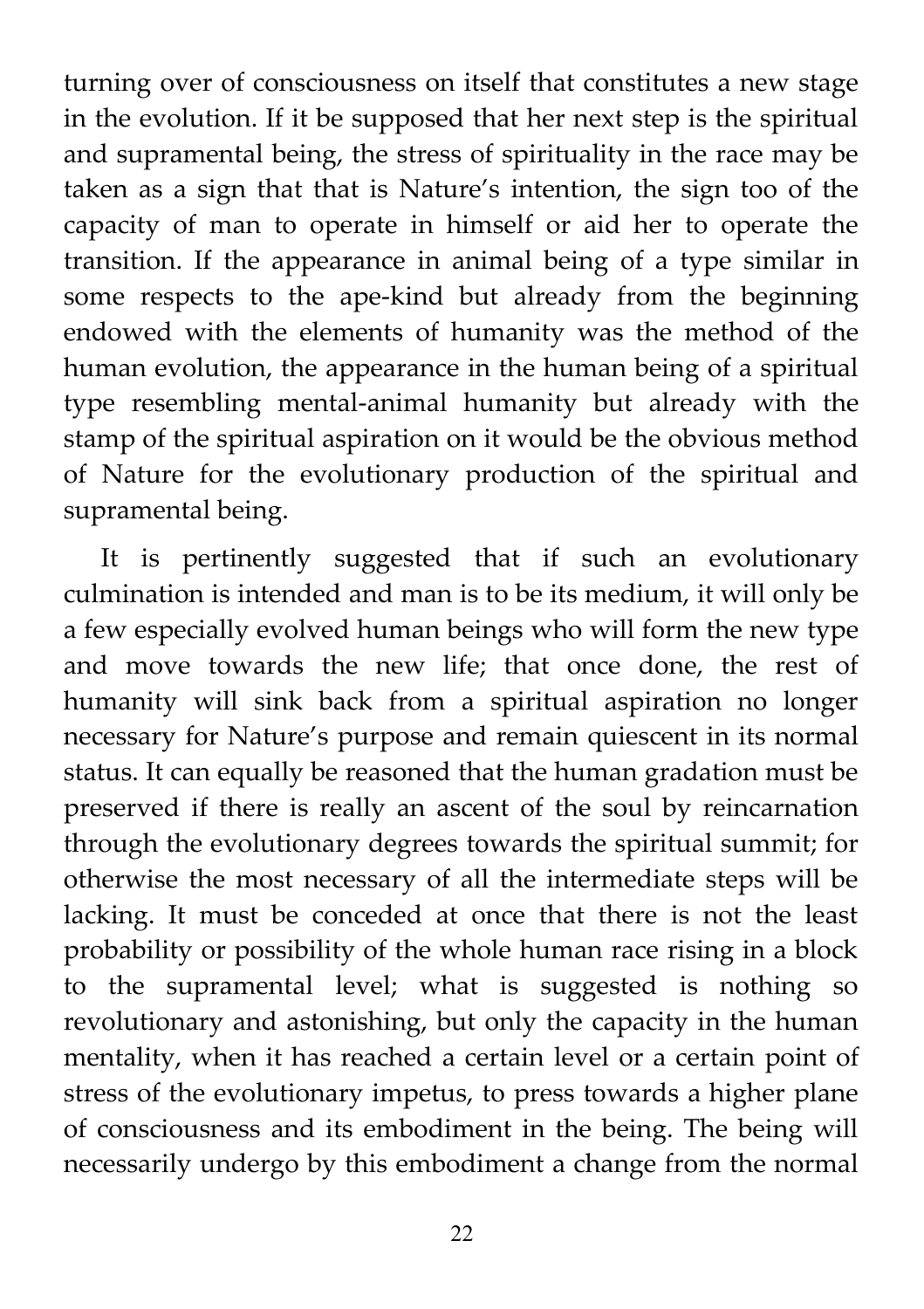turning over of consciousness on itself that constitutes a new stage in the evolution. If it be supposed that her next step is the spiritual and supramental being, the stress of spirituality in the race may be taken as a sign that that is Nature's intention, the sign too of the capacity of man to operate in himself or aid her to operate the transition. If the appearance in animal being of a type similar in some respects to the ape-kind but already from the beginning endowed with the elements of humanity was the method of the human evolution, the appearance in the human being of a spiritual type resembling mental-animal humanity but already with the stamp of the spiritual aspiration on it would be the obvious method of Nature for the evolutionary production of the spiritual and supramental being.

It is pertinently suggested that if such an evolutionary culmination is intended and man is to be its medium, it will only be a few especially evolved human beings who will form the new type and move towards the new life; that once done, the rest of humanity will sink back from a spiritual aspiration no longer necessary for Nature's purpose and remain quiescent in its normal status. It can equally be reasoned that the human gradation must be preserved if there is really an ascent of the soul by reincarnation through the evolutionary degrees towards the spiritual summit; for otherwise the most necessary of all the intermediate steps will be lacking. It must be conceded at once that there is not the least probability or possibility of the whole human race rising in a block to the supramental level; what is suggested is nothing so revolutionary and astonishing, but only the capacity in the human mentality, when it has reached a certain level or a certain point of stress of the evolutionary impetus, to press towards a higher plane of consciousness and its embodiment in the being. The being will necessarily undergo by this embodiment a change from the normal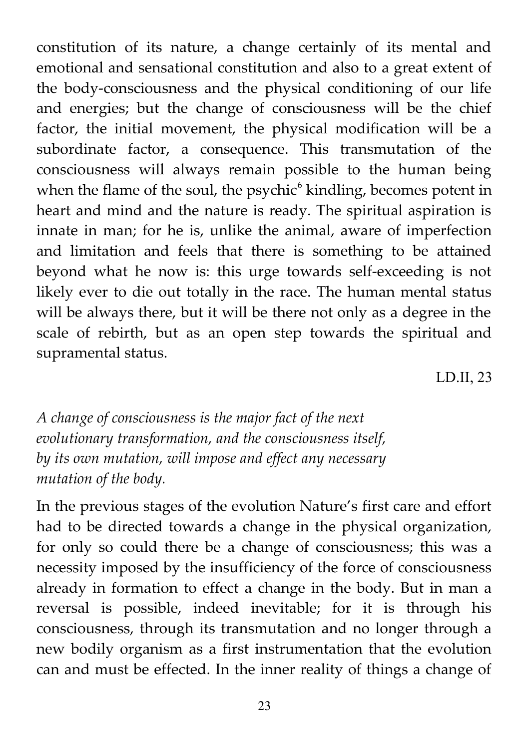constitution of its nature, a change certainly of its mental and emotional and sensational constitution and also to a great extent of the body-consciousness and the physical conditioning of our life and energies; but the change of consciousness will be the chief factor, the initial movement, the physical modification will be a subordinate factor, a consequence. This transmutation of the consciousness will always remain possible to the human being when the flame of the soul, the psychic[6] kindling, becomes potent in heart and mind and the nature is ready. The spiritual aspiration is innate in man; for he is, unlike the animal, aware of imperfection and limitation and feels that there is something to be attained beyond what he now is: this urge towards self-exceeding is not likely ever to die out totally in the race. The human mental status will be always there, but it will be there not only as a degree in the scale of rebirth, but as an open step towards the spiritual and supramental status.

LD.II, 23

*A change of consciousness is the major fact of the next evolutionary transformation, and the consciousness itself, by its own mutation, will impose and effect any necessary mutation of the body.*

In the previous stages of the evolution Nature's first care and effort had to be directed towards a change in the physical organization, for only so could there be a change of consciousness; this was a necessity imposed by the insufficiency of the force of consciousness already in formation to effect a change in the body. But in man a reversal is possible, indeed inevitable; for it is through his consciousness, through its transmutation and no longer through a new bodily organism as a first instrumentation that the evolution can and must be effected. In the inner reality of things a change of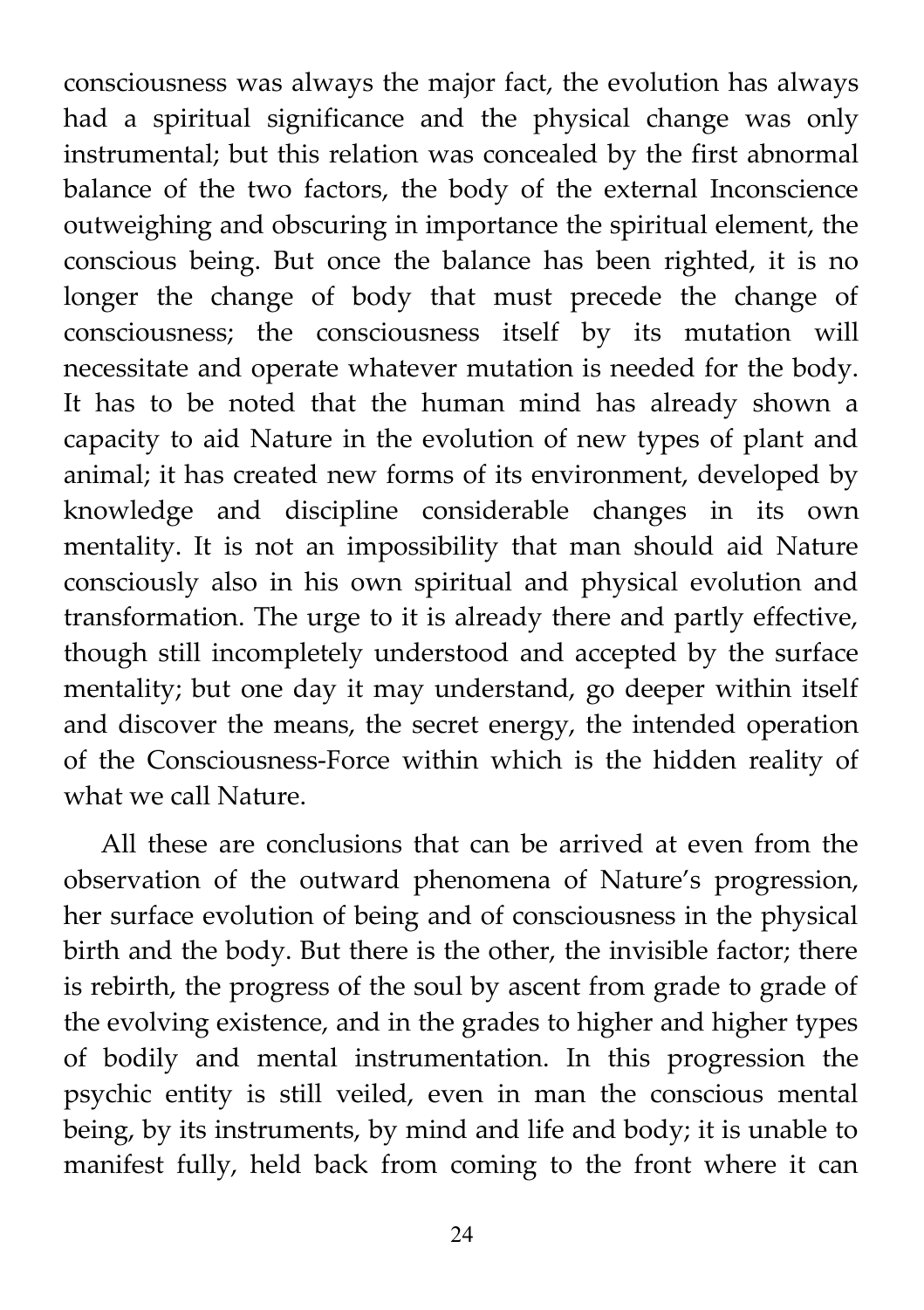consciousness was always the major fact, the evolution has always had a spiritual significance and the physical change was only instrumental; but this relation was concealed by the first abnormal balance of the two factors, the body of the external Inconscience outweighing and obscuring in importance the spiritual element, the conscious being. But once the balance has been righted, it is no longer the change of body that must precede the change of consciousness; the consciousness itself by its mutation will necessitate and operate whatever mutation is needed for the body. It has to be noted that the human mind has already shown a capacity to aid Nature in the evolution of new types of plant and animal; it has created new forms of its environment, developed by knowledge and discipline considerable changes in its own mentality. It is not an impossibility that man should aid Nature consciously also in his own spiritual and physical evolution and transformation. The urge to it is already there and partly effective, though still incompletely understood and accepted by the surface mentality; but one day it may understand, go deeper within itself and discover the means, the secret energy, the intended operation of the Consciousness-Force within which is the hidden reality of what we call Nature.

All these are conclusions that can be arrived at even from the observation of the outward phenomena of Nature's progression, her surface evolution of being and of consciousness in the physical birth and the body. But there is the other, the invisible factor; there is rebirth, the progress of the soul by ascent from grade to grade of the evolving existence, and in the grades to higher and higher types of bodily and mental instrumentation. In this progression the psychic entity is still veiled, even in man the conscious mental being, by its instruments, by mind and life and body; it is unable to manifest fully, held back from coming to the front where it can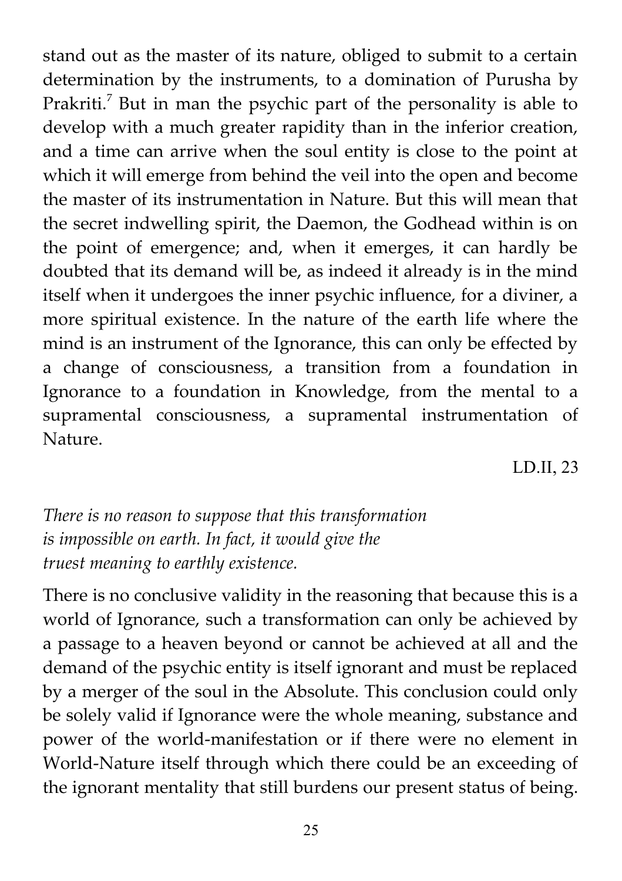stand out as the master of its nature, obliged to submit to a certain determination by the instruments, to a domination of Purusha by Prakriti.[7] But in man the psychic part of the personality is able to develop with a much greater rapidity than in the inferior creation, and a time can arrive when the soul entity is close to the point at which it will emerge from behind the veil into the open and become the master of its instrumentation in Nature. But this will mean that the secret indwelling spirit, the Daemon, the Godhead within is on the point of emergence; and, when it emerges, it can hardly be doubted that its demand will be, as indeed it already is in the mind itself when it undergoes the inner psychic influence, for a diviner, a more spiritual existence. In the nature of the earth life where the mind is an instrument of the Ignorance, this can only be effected by a change of consciousness, a transition from a foundation in Ignorance to a foundation in Knowledge, from the mental to a supramental consciousness, a supramental instrumentation of Nature.

LD.II, 23

*There is no reason to suppose that this transformation is impossible on earth. In fact, it would give the truest meaning to earthly existence.*

There is no conclusive validity in the reasoning that because this is a world of Ignorance, such a transformation can only be achieved by a passage to a heaven beyond or cannot be achieved at all and the demand of the psychic entity is itself ignorant and must be replaced by a merger of the soul in the Absolute. This conclusion could only be solely valid if Ignorance were the whole meaning, substance and power of the world-manifestation or if there were no element in World-Nature itself through which there could be an exceeding of the ignorant mentality that still burdens our present status of being.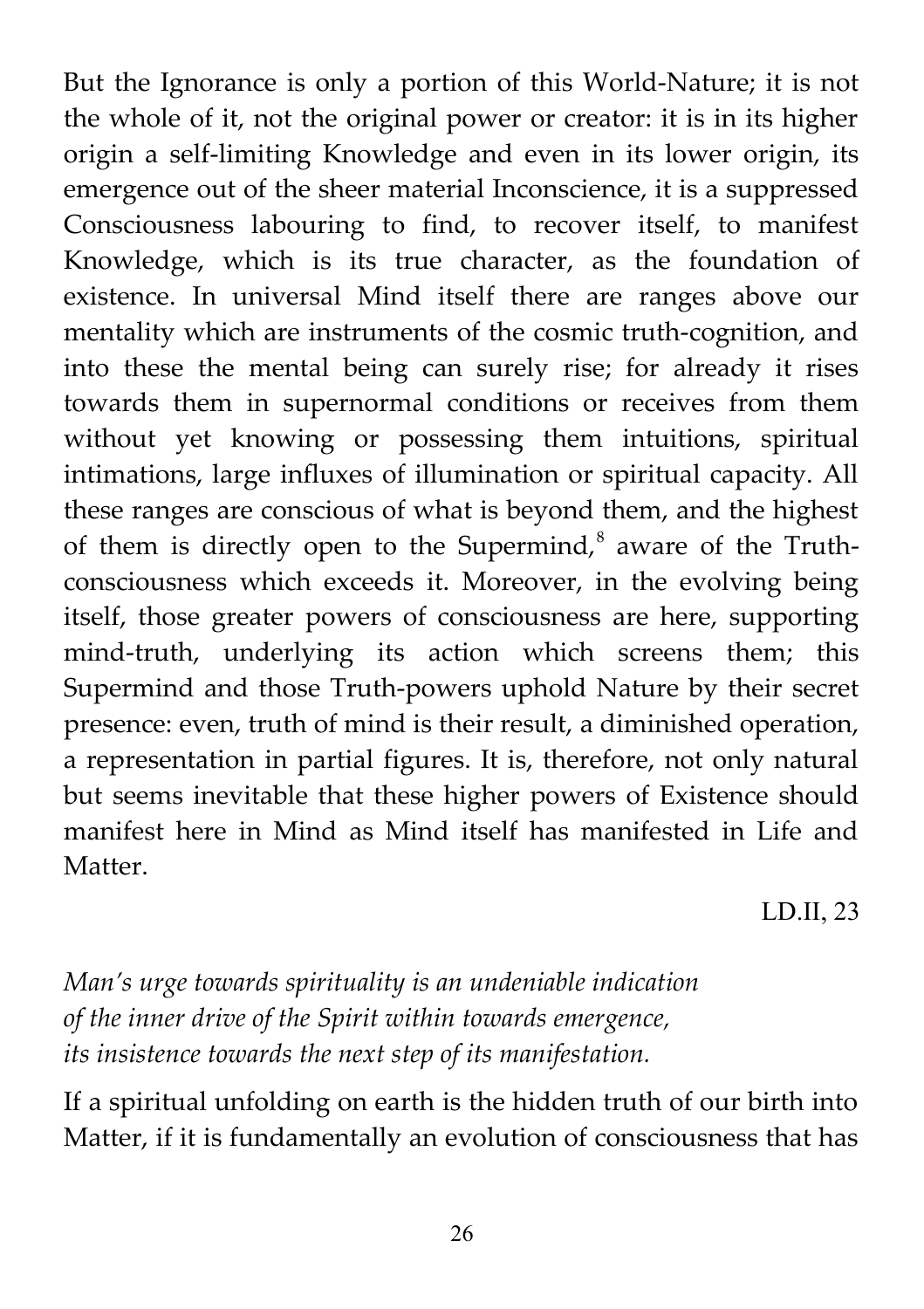But the Ignorance is only a portion of this World-Nature; it is not the whole of it, not the original power or creator: it is in its higher origin a self-limiting Knowledge and even in its lower origin, its emergence out of the sheer material Inconscience, it is a suppressed Consciousness labouring to find, to recover itself, to manifest Knowledge, which is its true character, as the foundation of existence. In universal Mind itself there are ranges above our mentality which are instruments of the cosmic truth-cognition, and into these the mental being can surely rise; for already it rises towards them in supernormal conditions or receives from them without yet knowing or possessing them intuitions, spiritual intimations, large influxes of illumination or spiritual capacity. All these ranges are conscious of what is beyond them, and the highest of them is directly open to the Supermind,[8] aware of the Truth-consciousness which exceeds it. Moreover, in the evolving being itself, those greater powers of consciousness are here, supporting mind-truth, underlying its action which screens them; this Supermind and those Truth-powers uphold Nature by their secret presence: even, truth of mind is their result, a diminished operation, a representation in partial figures. It is, therefore, not only natural but seems inevitable that these higher powers of Existence should manifest here in Mind as Mind itself has manifested in Life and Matter.

LD.II, 23

*Man's urge towards spirituality is an undeniable indication of the inner drive of the Spirit within towards emergence, its insistence towards the next step of its manifestation.*

If a spiritual unfolding on earth is the hidden truth of our birth into Matter, if it is fundamentally an evolution of consciousness that has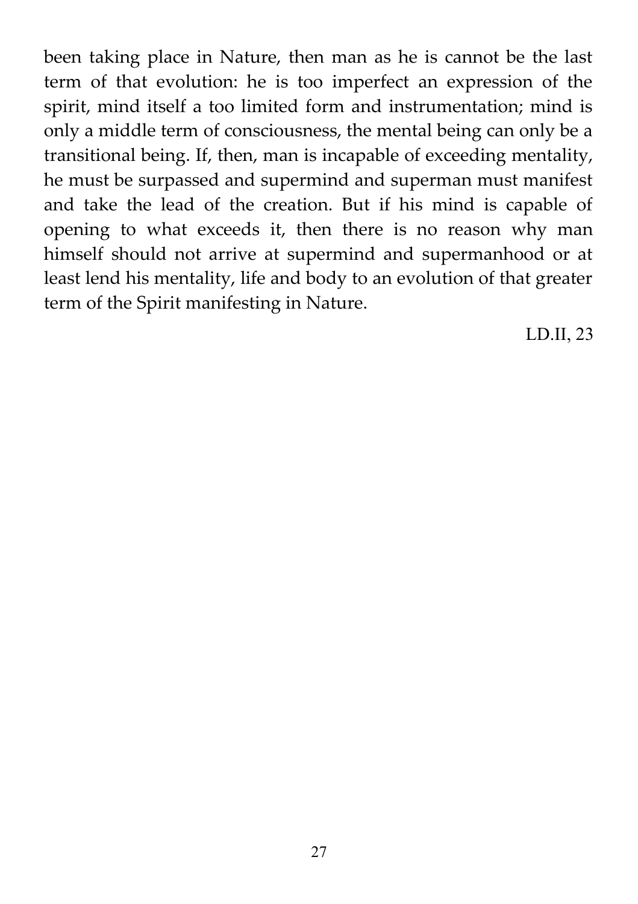been taking place in Nature, then man as he is cannot be the last term of that evolution: he is too imperfect an expression of the spirit, mind itself a too limited form and instrumentation; mind is only a middle term of consciousness, the mental being can only be a transitional being. If, then, man is incapable of exceeding mentality, he must be surpassed and supermind and superman must manifest and take the lead of the creation. But if his mind is capable of opening to what exceeds it, then there is no reason why man himself should not arrive at supermind and supermanhood or at least lend his mentality, life and body to an evolution of that greater term of the Spirit manifesting in Nature.

LD.II, 23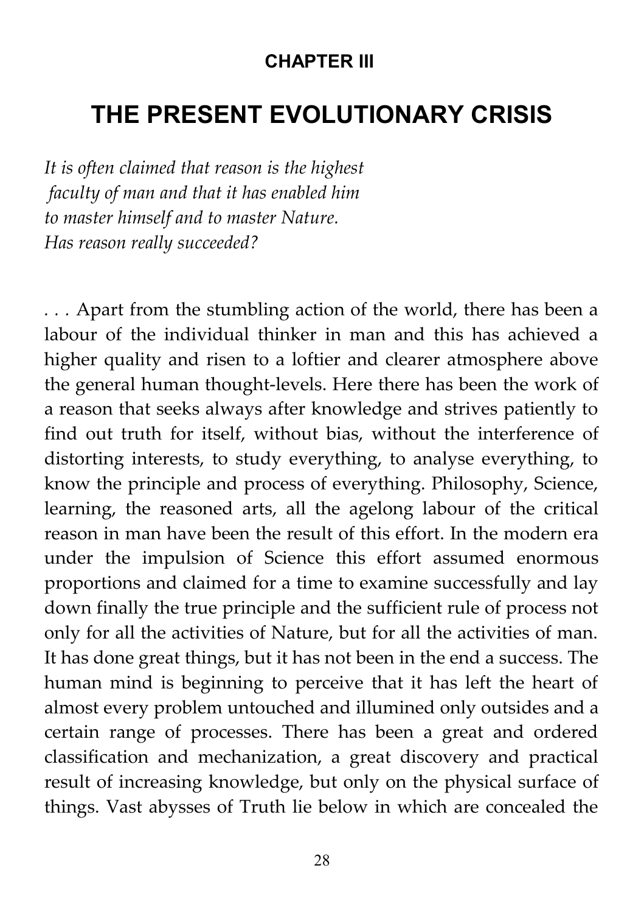**CHAPTER III**

# THE PRESENT EVOLUTIONARY CRISIS

*It is often claimed that reason is the highest faculty of man and that it has enabled him to master himself and to master Nature. Has reason really succeeded?*

. . . Apart from the stumbling action of the world, there has been a labour of the individual thinker in man and this has achieved a higher quality and risen to a loftier and clearer atmosphere above the general human thought-levels. Here there has been the work of a reason that seeks always after knowledge and strives patiently to find out truth for itself, without bias, without the interference of distorting interests, to study everything, to analyse everything, to know the principle and process of everything. Philosophy, Science, learning, the reasoned arts, all the agelong labour of the critical reason in man have been the result of this effort. In the modern era under the impulsion of Science this effort assumed enormous proportions and claimed for a time to examine successfully and lay down finally the true principle and the sufficient rule of process not only for all the activities of Nature, but for all the activities of man. It has done great things, but it has not been in the end a success. The human mind is beginning to perceive that it has left the heart of almost every problem untouched and illumined only outsides and a certain range of processes. There has been a great and ordered classification and mechanization, a great discovery and practical result of increasing knowledge, but only on the physical surface of things. Vast abysses of Truth lie below in which are concealed the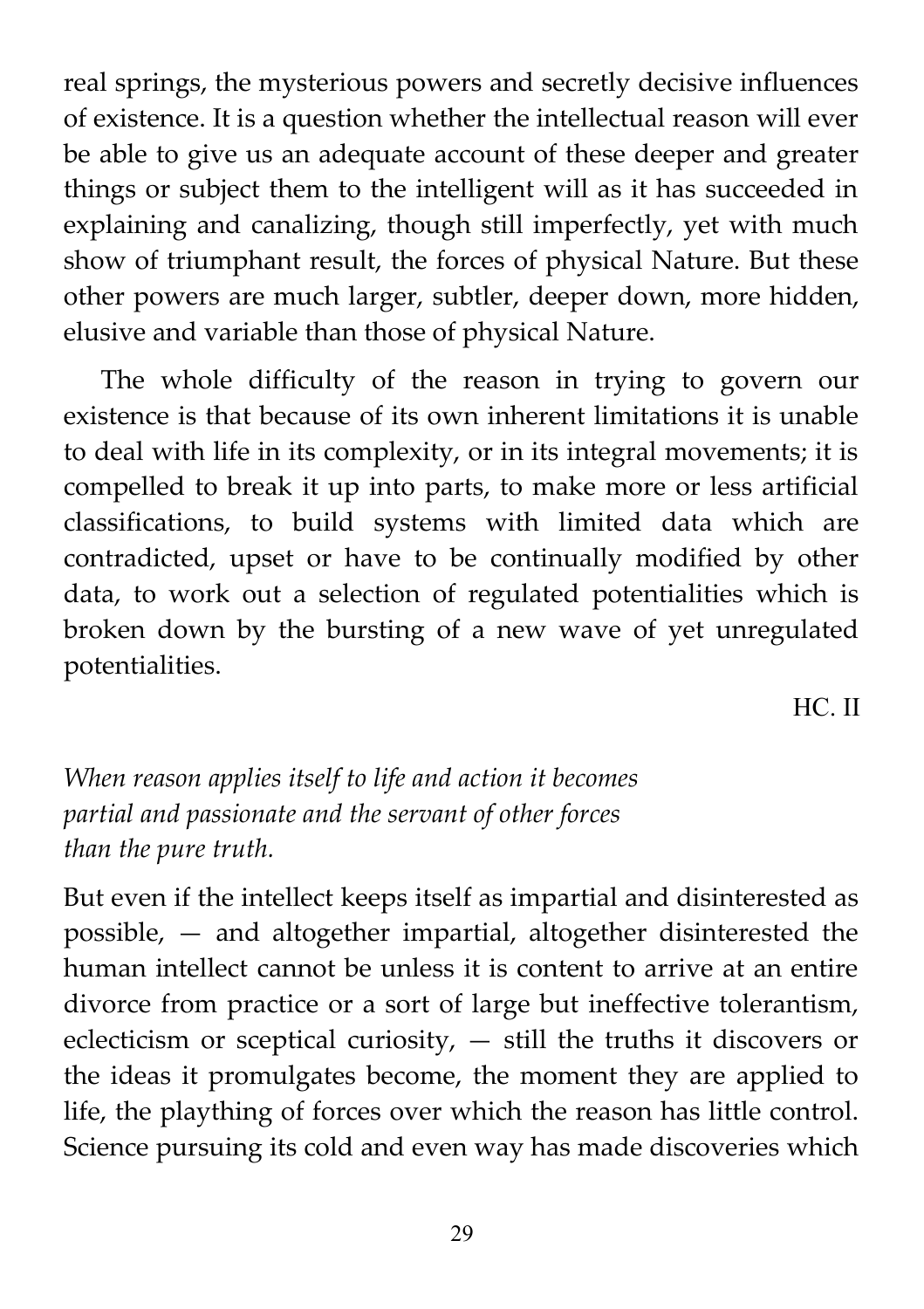real springs, the mysterious powers and secretly decisive influences of existence. It is a question whether the intellectual reason will ever be able to give us an adequate account of these deeper and greater things or subject them to the intelligent will as it has succeeded in explaining and canalizing, though still imperfectly, yet with much show of triumphant result, the forces of physical Nature. But these other powers are much larger, subtler, deeper down, more hidden, elusive and variable than those of physical Nature.

The whole difficulty of the reason in trying to govern our existence is that because of its own inherent limitations it is unable to deal with life in its complexity, or in its integral movements; it is compelled to break it up into parts, to make more or less artificial classifications, to build systems with limited data which are contradicted, upset or have to be continually modified by other data, to work out a selection of regulated potentialities which is broken down by the bursting of a new wave of yet unregulated potentialities.

HC. II

*When reason applies itself to life and action it becomes partial and passionate and the servant of other forces than the pure truth.*

But even if the intellect keeps itself as impartial and disinterested as possible, — and altogether impartial, altogether disinterested the human intellect cannot be unless it is content to arrive at an entire divorce from practice or a sort of large but ineffective tolerantism, eclecticism or sceptical curiosity, — still the truths it discovers or the ideas it promulgates become, the moment they are applied to life, the plaything of forces over which the reason has little control. Science pursuing its cold and even way has made discoveries which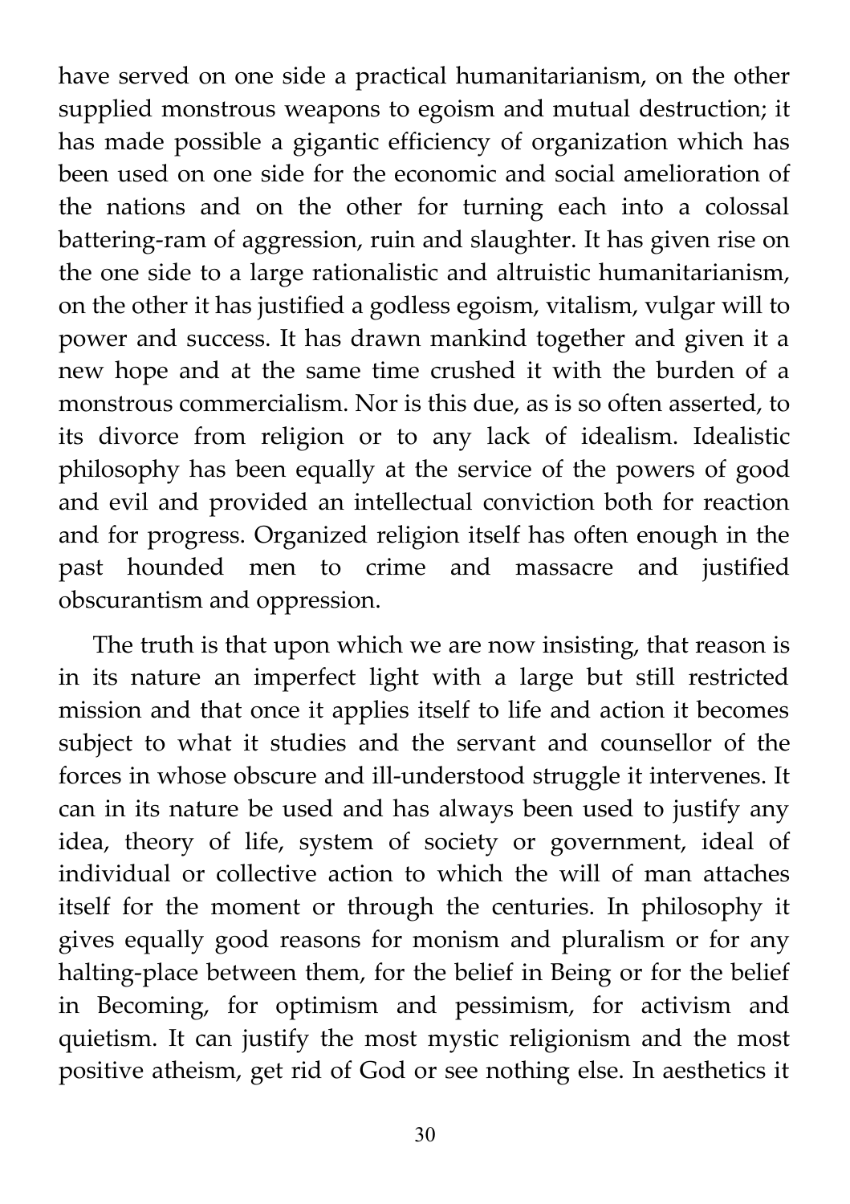have served on one side a practical humanitarianism, on the other supplied monstrous weapons to egoism and mutual destruction; it has made possible a gigantic efficiency of organization which has been used on one side for the economic and social amelioration of the nations and on the other for turning each into a colossal battering-ram of aggression, ruin and slaughter. It has given rise on the one side to a large rationalistic and altruistic humanitarianism, on the other it has justified a godless egoism, vitalism, vulgar will to power and success. It has drawn mankind together and given it a new hope and at the same time crushed it with the burden of a monstrous commercialism. Nor is this due, as is so often asserted, to its divorce from religion or to any lack of idealism. Idealistic philosophy has been equally at the service of the powers of good and evil and provided an intellectual conviction both for reaction and for progress. Organized religion itself has often enough in the past hounded men to crime and massacre and justified obscurantism and oppression.

The truth is that upon which we are now insisting, that reason is in its nature an imperfect light with a large but still restricted mission and that once it applies itself to life and action it becomes subject to what it studies and the servant and counsellor of the forces in whose obscure and ill-understood struggle it intervenes. It can in its nature be used and has always been used to justify any idea, theory of life, system of society or government, ideal of individual or collective action to which the will of man attaches itself for the moment or through the centuries. In philosophy it gives equally good reasons for monism and pluralism or for any halting-place between them, for the belief in Being or for the belief in Becoming, for optimism and pessimism, for activism and quietism. It can justify the most mystic religionism and the most positive atheism, get rid of God or see nothing else. In aesthetics it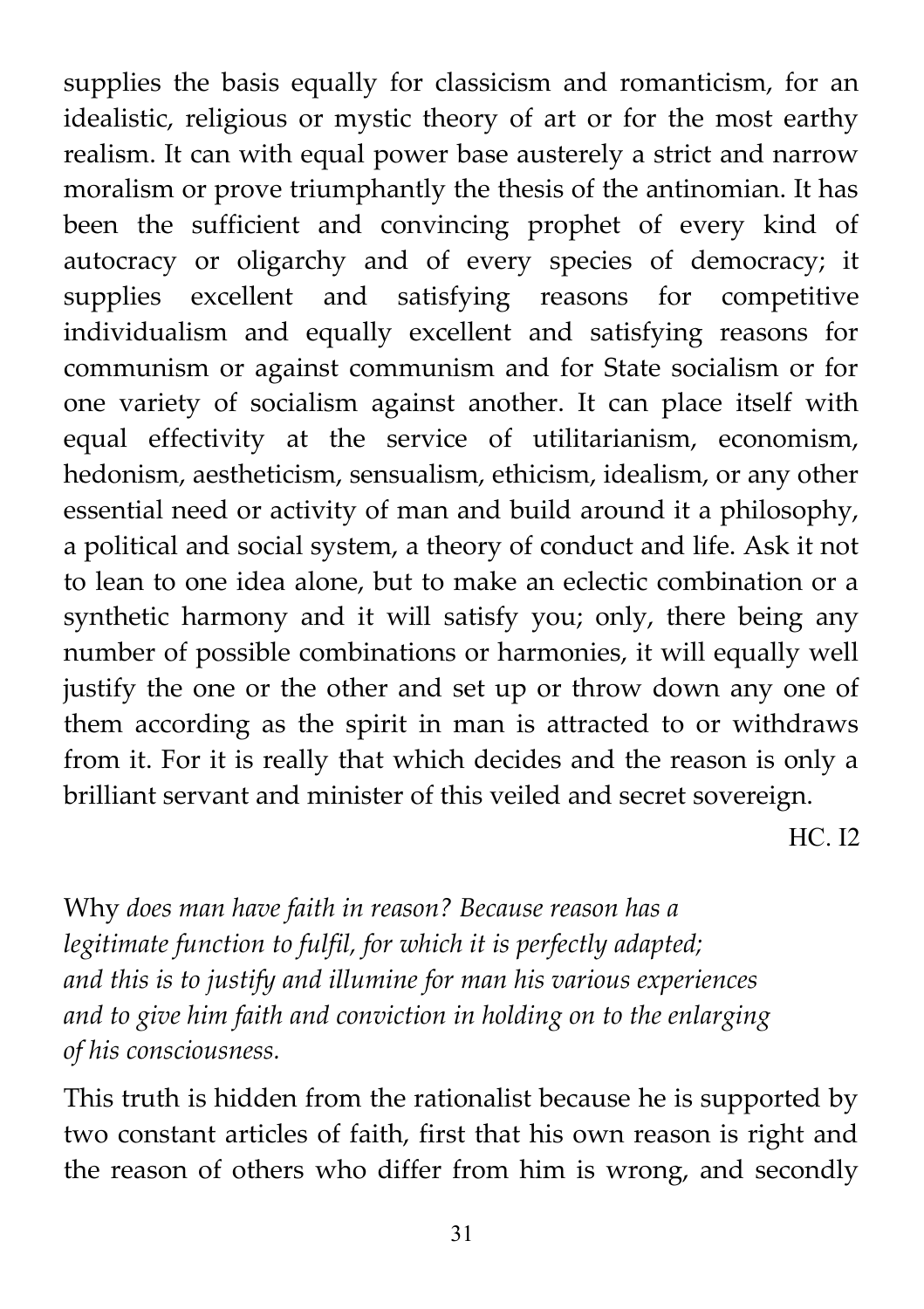supplies the basis equally for classicism and romanticism, for an idealistic, religious or mystic theory of art or for the most earthy realism. It can with equal power base austerely a strict and narrow moralism or prove triumphantly the thesis of the antinomian. It has been the sufficient and convincing prophet of every kind of autocracy or oligarchy and of every species of democracy; it supplies excellent and satisfying reasons for competitive individualism and equally excellent and satisfying reasons for communism or against communism and for State socialism or for one variety of socialism against another. It can place itself with equal effectivity at the service of utilitarianism, economism, hedonism, aestheticism, sensualism, ethicism, idealism, or any other essential need or activity of man and build around it a philosophy, a political and social system, a theory of conduct and life. Ask it not to lean to one idea alone, but to make an eclectic combination or a synthetic harmony and it will satisfy you; only, there being any number of possible combinations or harmonies, it will equally well justify the one or the other and set up or throw down any one of them according as the spirit in man is attracted to or withdraws from it. For it is really that which decides and the reason is only a brilliant servant and minister of this veiled and secret sovereign.

HC. I2

Why *does man have faith in reason? Because reason has a legitimate function to fulfil, for which it is perfectly adapted; and this is to justify and illumine for man his various experiences and to give him faith and conviction in holding on to the enlarging of his consciousness.*

This truth is hidden from the rationalist because he is supported by two constant articles of faith, first that his own reason is right and the reason of others who differ from him is wrong, and secondly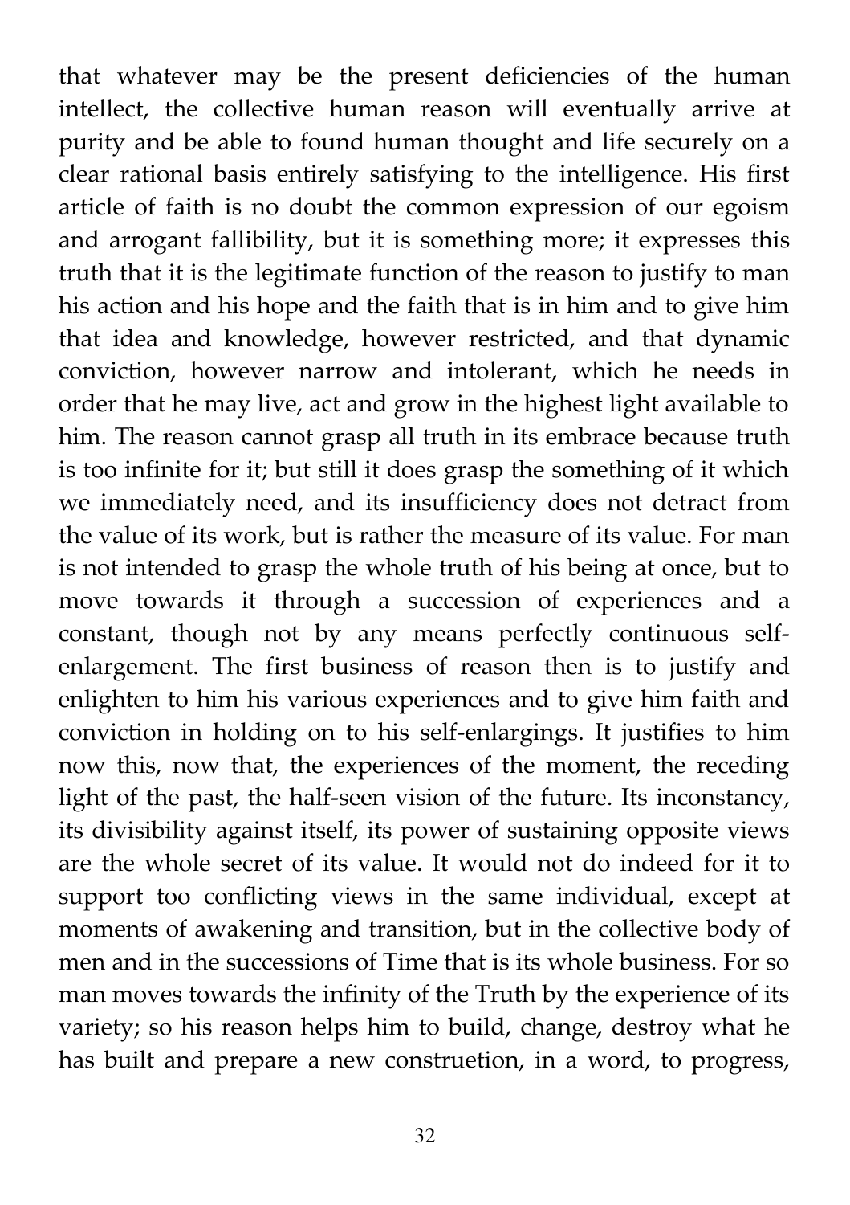that whatever may be the present deficiencies of the human intellect, the collective human reason will eventually arrive at purity and be able to found human thought and life securely on a clear rational basis entirely satisfying to the intelligence. His first article of faith is no doubt the common expression of our egoism and arrogant fallibility, but it is something more; it expresses this truth that it is the legitimate function of the reason to justify to man his action and his hope and the faith that is in him and to give him that idea and knowledge, however restricted, and that dynamic conviction, however narrow and intolerant, which he needs in order that he may live, act and grow in the highest light available to him. The reason cannot grasp all truth in its embrace because truth is too infinite for it; but still it does grasp the something of it which we immediately need, and its insufficiency does not detract from the value of its work, but is rather the measure of its value. For man is not intended to grasp the whole truth of his being at once, but to move towards it through a succession of experiences and a constant, though not by any means perfectly continuous self-enlargement. The first business of reason then is to justify and enlighten to him his various experiences and to give him faith and conviction in holding on to his self-enlargings. It justifies to him now this, now that, the experiences of the moment, the receding light of the past, the half-seen vision of the future. Its inconstancy, its divisibility against itself, its power of sustaining opposite views are the whole secret of its value. It would not do indeed for it to support too conflicting views in the same individual, except at moments of awakening and transition, but in the collective body of men and in the successions of Time that is its whole business. For so man moves towards the infinity of the Truth by the experience of its variety; so his reason helps him to build, change, destroy what he has built and prepare a new construetion, in a word, to progress,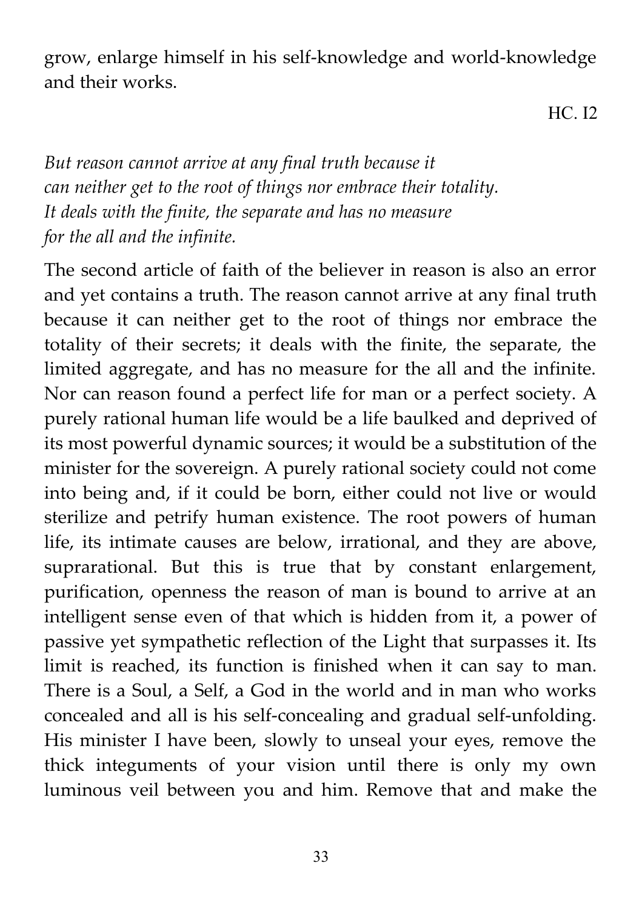grow, enlarge himself in his self-knowledge and world-knowledge and their works.

HC. I2

*But reason cannot arrive at any final truth because it*
*can neither get to the root of things nor embrace their totality.*
*It deals with the finite, the separate and has no measure*
*for the all and the infinite.*

The second article of faith of the believer in reason is also an error and yet contains a truth. The reason cannot arrive at any final truth because it can neither get to the root of things nor embrace the totality of their secrets; it deals with the finite, the separate, the limited aggregate, and has no measure for the all and the infinite. Nor can reason found a perfect life for man or a perfect society. A purely rational human life would be a life baulked and deprived of its most powerful dynamic sources; it would be a substitution of the minister for the sovereign. A purely rational society could not come into being and, if it could be born, either could not live or would sterilize and petrify human existence. The root powers of human life, its intimate causes are below, irrational, and they are above, suprarational. But this is true that by constant enlargement, purification, openness the reason of man is bound to arrive at an intelligent sense even of that which is hidden from it, a power of passive yet sympathetic reflection of the Light that surpasses it. Its limit is reached, its function is finished when it can say to man. There is a Soul, a Self, a God in the world and in man who works concealed and all is his self-concealing and gradual self-unfolding. His minister I have been, slowly to unseal your eyes, remove the thick integuments of your vision until there is only my own luminous veil between you and him. Remove that and make the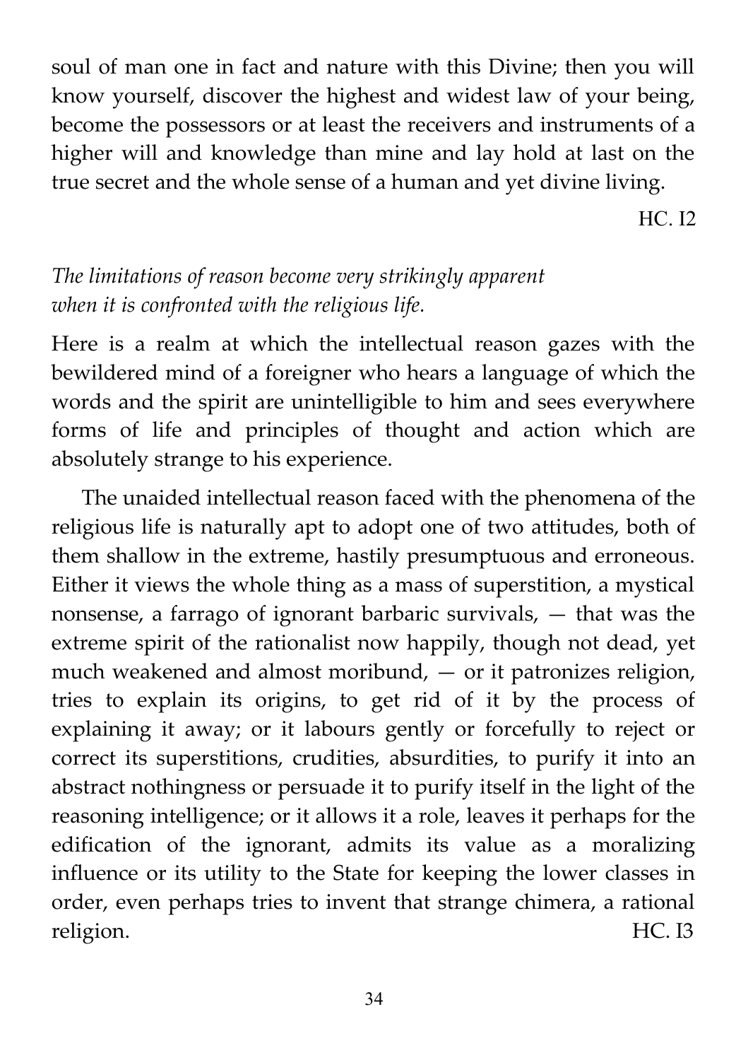soul of man one in fact and nature with this Divine; then you will know yourself, discover the highest and widest law of your being, become the possessors or at least the receivers and instruments of a higher will and knowledge than mine and lay hold at last on the true secret and the whole sense of a human and yet divine living.

HC. I2

*The limitations of reason become very strikingly apparent when it is confronted with the religious life.*

Here is a realm at which the intellectual reason gazes with the bewildered mind of a foreigner who hears a language of which the words and the spirit are unintelligible to him and sees everywhere forms of life and principles of thought and action which are absolutely strange to his experience.

The unaided intellectual reason faced with the phenomena of the religious life is naturally apt to adopt one of two attitudes, both of them shallow in the extreme, hastily presumptuous and erroneous. Either it views the whole thing as a mass of superstition, a mystical nonsense, a farrago of ignorant barbaric survivals, — that was the extreme spirit of the rationalist now happily, though not dead, yet much weakened and almost moribund, — or it patronizes religion, tries to explain its origins, to get rid of it by the process of explaining it away; or it labours gently or forcefully to reject or correct its superstitions, crudities, absurdities, to purify it into an abstract nothingness or persuade it to purify itself in the light of the reasoning intelligence; or it allows it a role, leaves it perhaps for the edification of the ignorant, admits its value as a moralizing influence or its utility to the State for keeping the lower classes in order, even perhaps tries to invent that strange chimera, a rational religion.

HC. I3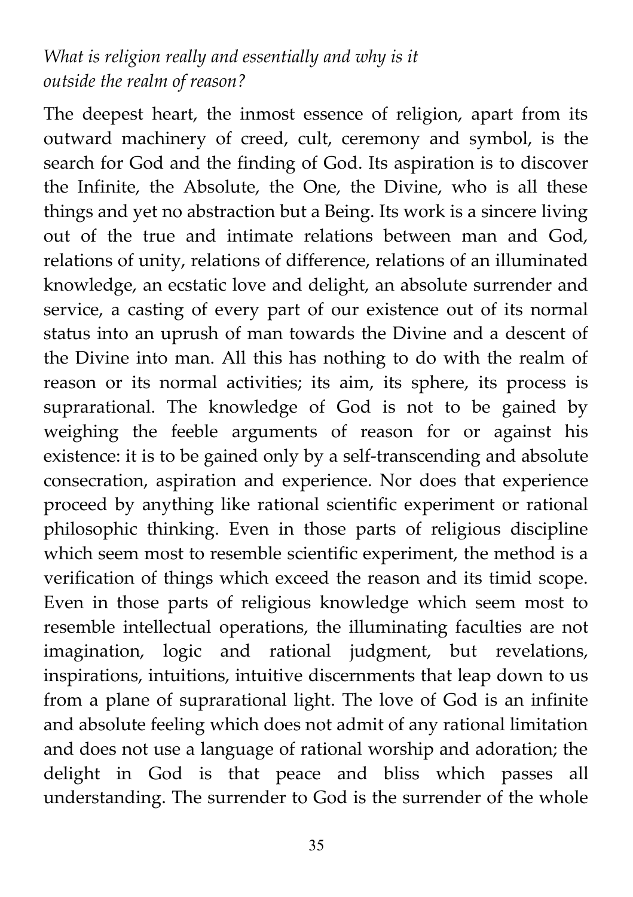*What is religion really and essentially and why is it outside the realm of reason?*

The deepest heart, the inmost essence of religion, apart from its outward machinery of creed, cult, ceremony and symbol, is the search for God and the finding of God. Its aspiration is to discover the Infinite, the Absolute, the One, the Divine, who is all these things and yet no abstraction but a Being. Its work is a sincere living out of the true and intimate relations between man and God, relations of unity, relations of difference, relations of an illuminated knowledge, an ecstatic love and delight, an absolute surrender and service, a casting of every part of our existence out of its normal status into an uprush of man towards the Divine and a descent of the Divine into man. All this has nothing to do with the realm of reason or its normal activities; its aim, its sphere, its process is suprarational. The knowledge of God is not to be gained by weighing the feeble arguments of reason for or against his existence: it is to be gained only by a self-transcending and absolute consecration, aspiration and experience. Nor does that experience proceed by anything like rational scientific experiment or rational philosophic thinking. Even in those parts of religious discipline which seem most to resemble scientific experiment, the method is a verification of things which exceed the reason and its timid scope. Even in those parts of religious knowledge which seem most to resemble intellectual operations, the illuminating faculties are not imagination, logic and rational judgment, but revelations, inspirations, intuitions, intuitive discernments that leap down to us from a plane of suprarational light. The love of God is an infinite and absolute feeling which does not admit of any rational limitation and does not use a language of rational worship and adoration; the delight in God is that peace and bliss which passes all understanding. The surrender to God is the surrender of the whole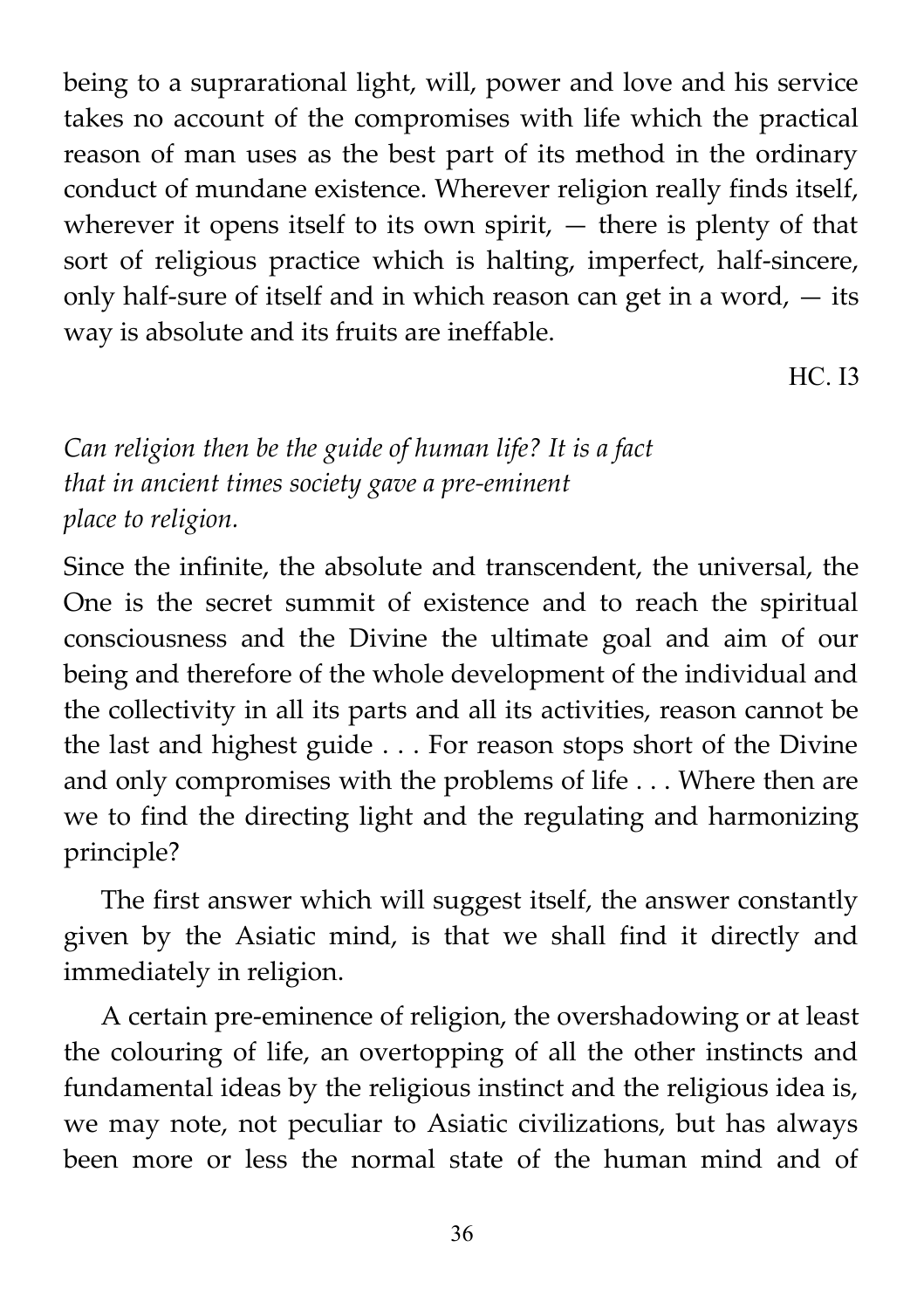being to a suprarational light, will, power and love and his service takes no account of the compromises with life which the practical reason of man uses as the best part of its method in the ordinary conduct of mundane existence. Wherever religion really finds itself, wherever it opens itself to its own spirit, — there is plenty of that sort of religious practice which is halting, imperfect, half-sincere, only half-sure of itself and in which reason can get in a word, — its way is absolute and its fruits are ineffable.

HC. I3

*Can religion then be the guide of human life? It is a fact that in ancient times society gave a pre-eminent place to religion.*

Since the infinite, the absolute and transcendent, the universal, the One is the secret summit of existence and to reach the spiritual consciousness and the Divine the ultimate goal and aim of our being and therefore of the whole development of the individual and the collectivity in all its parts and all its activities, reason cannot be the last and highest guide . . . For reason stops short of the Divine and only compromises with the problems of life . . . Where then are we to find the directing light and the regulating and harmonizing principle?

The first answer which will suggest itself, the answer constantly given by the Asiatic mind, is that we shall find it directly and immediately in religion.

A certain pre-eminence of religion, the overshadowing or at least the colouring of life, an overtopping of all the other instincts and fundamental ideas by the religious instinct and the religious idea is, we may note, not peculiar to Asiatic civilizations, but has always been more or less the normal state of the human mind and of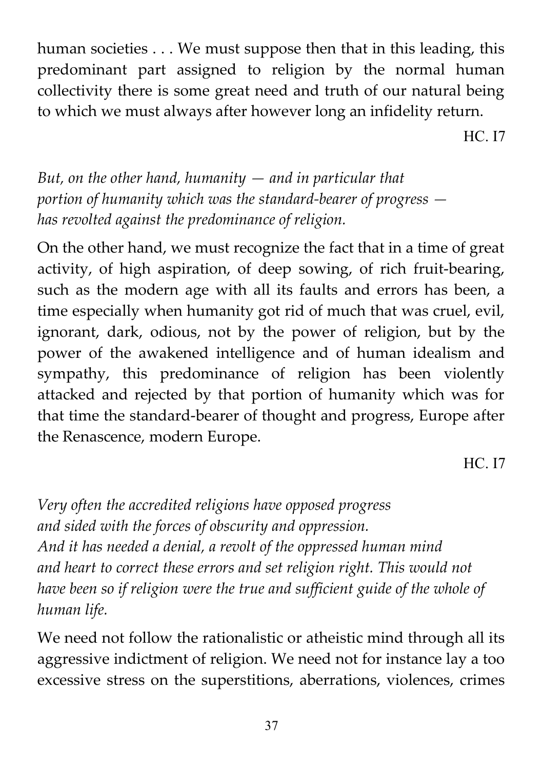human societies . . . We must suppose then that in this leading, this predominant part assigned to religion by the normal human collectivity there is some great need and truth of our natural being to which we must always after however long an infidelity return.

HC. I7

*But, on the other hand, humanity — and in particular that portion of humanity which was the standard-bearer of progress — has revolted against the predominance of religion.*

On the other hand, we must recognize the fact that in a time of great activity, of high aspiration, of deep sowing, of rich fruit-bearing, such as the modern age with all its faults and errors has been, a time especially when humanity got rid of much that was cruel, evil, ignorant, dark, odious, not by the power of religion, but by the power of the awakened intelligence and of human idealism and sympathy, this predominance of religion has been violently attacked and rejected by that portion of humanity which was for that time the standard-bearer of thought and progress, Europe after the Renascence, modern Europe.

HC. I7

*Very often the accredited religions have opposed progress and sided with the forces of obscurity and oppression. And it has needed a denial, a revolt of the oppressed human mind and heart to correct these errors and set religion right. This would not have been so if religion were the true and sufficient guide of the whole of human life.*

We need not follow the rationalistic or atheistic mind through all its aggressive indictment of religion. We need not for instance lay a too excessive stress on the superstitions, aberrations, violences, crimes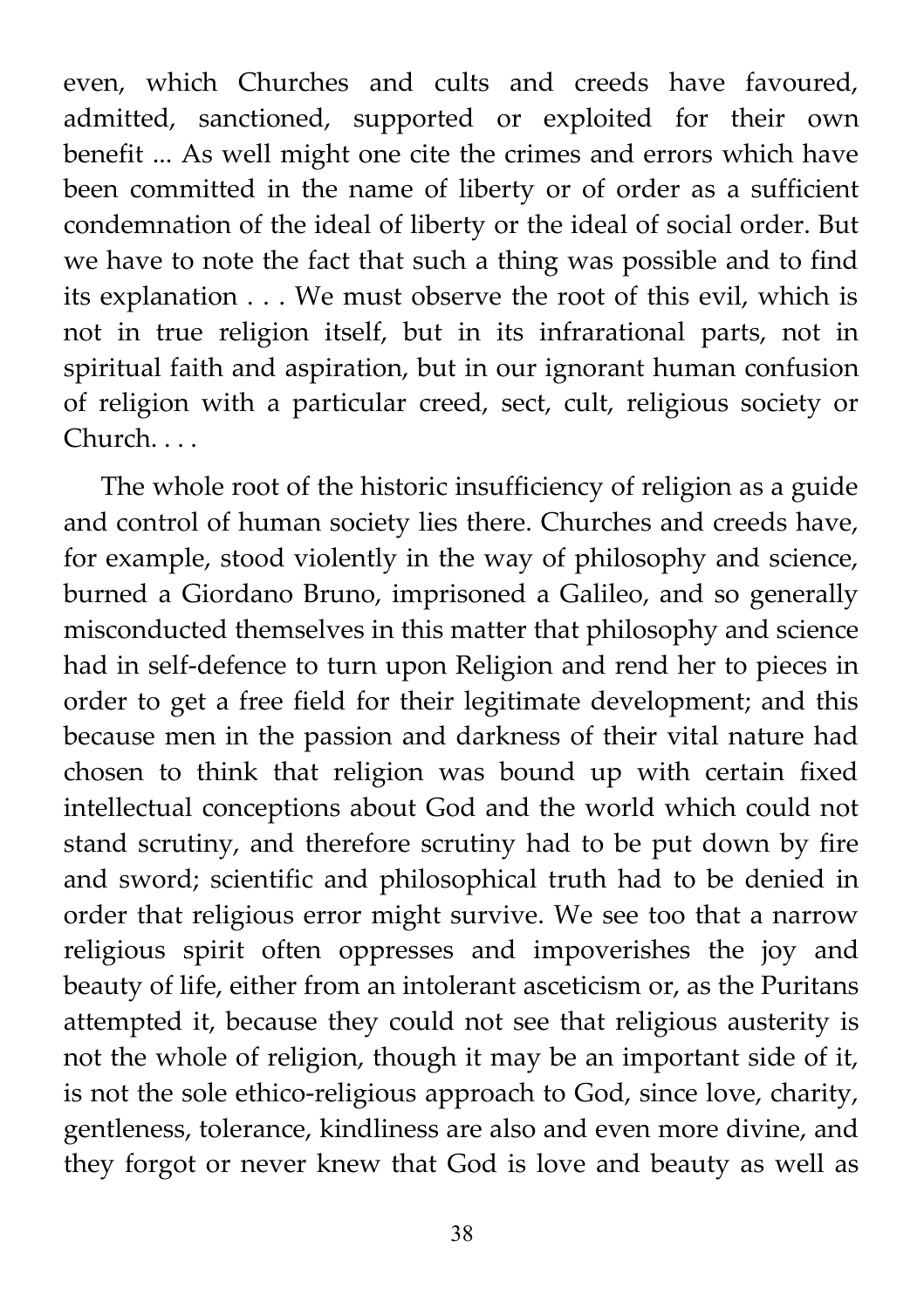even, which Churches and cults and creeds have favoured, admitted, sanctioned, supported or exploited for their own benefit ... As well might one cite the crimes and errors which have been committed in the name of liberty or of order as a sufficient condemnation of the ideal of liberty or the ideal of social order. But we have to note the fact that such a thing was possible and to find its explanation . . . We must observe the root of this evil, which is not in true religion itself, but in its infrarational parts, not in spiritual faith and aspiration, but in our ignorant human confusion of religion with a particular creed, sect, cult, religious society or Church. . . .

The whole root of the historic insufficiency of religion as a guide and control of human society lies there. Churches and creeds have, for example, stood violently in the way of philosophy and science, burned a Giordano Bruno, imprisoned a Galileo, and so generally misconducted themselves in this matter that philosophy and science had in self-defence to turn upon Religion and rend her to pieces in order to get a free field for their legitimate development; and this because men in the passion and darkness of their vital nature had chosen to think that religion was bound up with certain fixed intellectual conceptions about God and the world which could not stand scrutiny, and therefore scrutiny had to be put down by fire and sword; scientific and philosophical truth had to be denied in order that religious error might survive. We see too that a narrow religious spirit often oppresses and impoverishes the joy and beauty of life, either from an intolerant asceticism or, as the Puritans attempted it, because they could not see that religious austerity is not the whole of religion, though it may be an important side of it, is not the sole ethico-religious approach to God, since love, charity, gentleness, tolerance, kindliness are also and even more divine, and they forgot or never knew that God is love and beauty as well as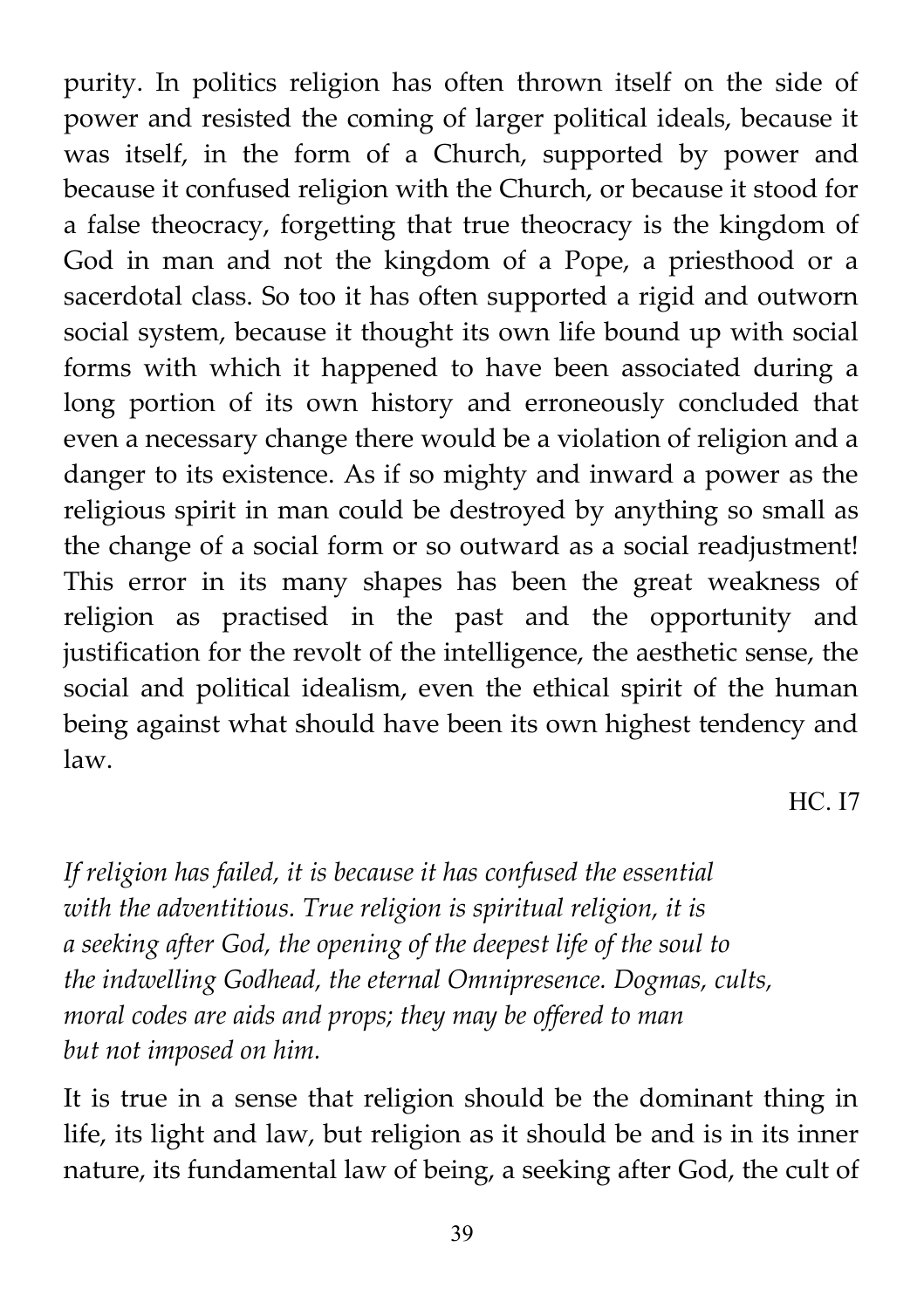purity. In politics religion has often thrown itself on the side of power and resisted the coming of larger political ideals, because it was itself, in the form of a Church, supported by power and because it confused religion with the Church, or because it stood for a false theocracy, forgetting that true theocracy is the kingdom of God in man and not the kingdom of a Pope, a priesthood or a sacerdotal class. So too it has often supported a rigid and outworn social system, because it thought its own life bound up with social forms with which it happened to have been associated during a long portion of its own history and erroneously concluded that even a necessary change there would be a violation of religion and a danger to its existence. As if so mighty and inward a power as the religious spirit in man could be destroyed by anything so small as the change of a social form or so outward as a social readjustment! This error in its many shapes has been the great weakness of religion as practised in the past and the opportunity and justification for the revolt of the intelligence, the aesthetic sense, the social and political idealism, even the ethical spirit of the human being against what should have been its own highest tendency and law.

HC. I7

*If religion has failed, it is because it has confused the essential with the adventitious. True religion is spiritual religion, it is a seeking after God, the opening of the deepest life of the soul to the indwelling Godhead, the eternal Omnipresence. Dogmas, cults, moral codes are aids and props; they may be offered to man but not imposed on him.*

It is true in a sense that religion should be the dominant thing in life, its light and law, but religion as it should be and is in its inner nature, its fundamental law of being, a seeking after God, the cult of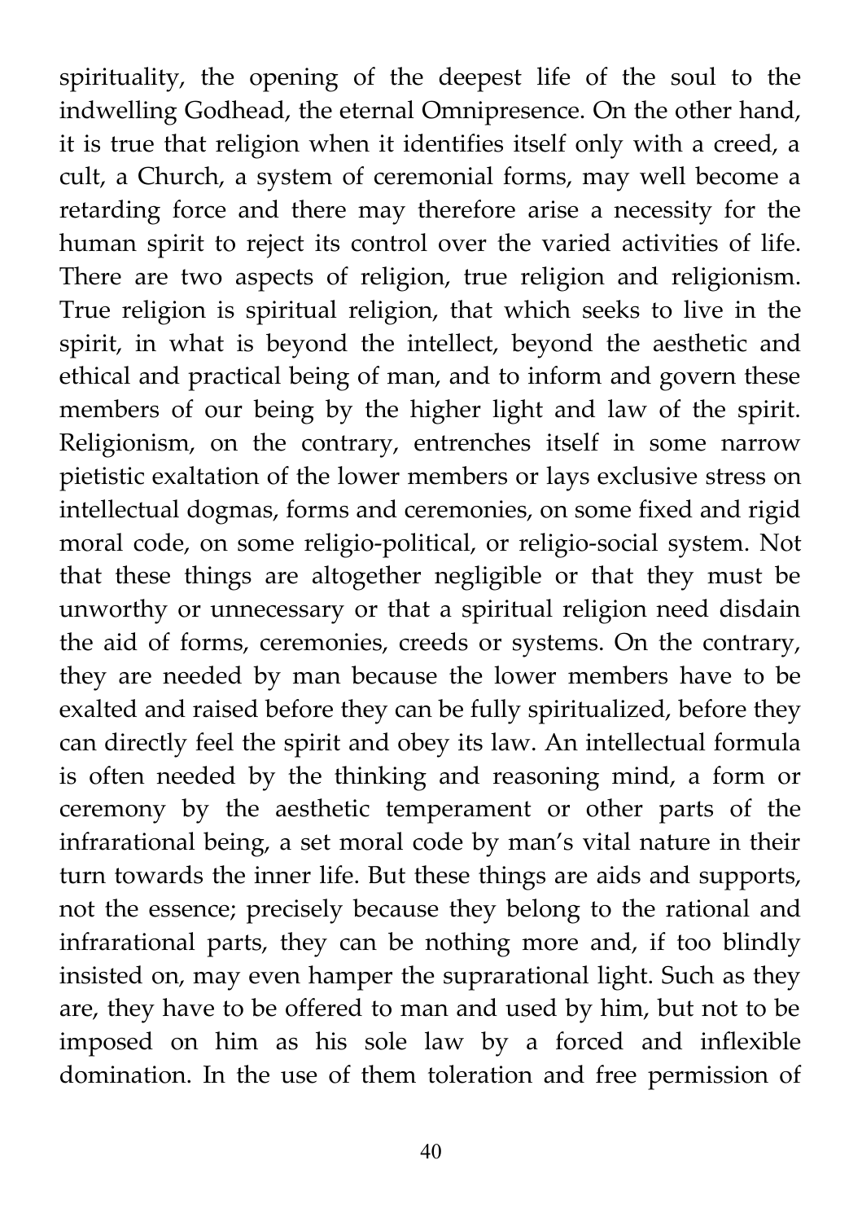spirituality, the opening of the deepest life of the soul to the indwelling Godhead, the eternal Omnipresence. On the other hand, it is true that religion when it identifies itself only with a creed, a cult, a Church, a system of ceremonial forms, may well become a retarding force and there may therefore arise a necessity for the human spirit to reject its control over the varied activities of life. There are two aspects of religion, true religion and religionism. True religion is spiritual religion, that which seeks to live in the spirit, in what is beyond the intellect, beyond the aesthetic and ethical and practical being of man, and to inform and govern these members of our being by the higher light and law of the spirit. Religionism, on the contrary, entrenches itself in some narrow pietistic exaltation of the lower members or lays exclusive stress on intellectual dogmas, forms and ceremonies, on some fixed and rigid moral code, on some religio-political, or religio-social system. Not that these things are altogether negligible or that they must be unworthy or unnecessary or that a spiritual religion need disdain the aid of forms, ceremonies, creeds or systems. On the contrary, they are needed by man because the lower members have to be exalted and raised before they can be fully spiritualized, before they can directly feel the spirit and obey its law. An intellectual formula is often needed by the thinking and reasoning mind, a form or ceremony by the aesthetic temperament or other parts of the infrarational being, a set moral code by man's vital nature in their turn towards the inner life. But these things are aids and supports, not the essence; precisely because they belong to the rational and infrarational parts, they can be nothing more and, if too blindly insisted on, may even hamper the suprarational light. Such as they are, they have to be offered to man and used by him, but not to be imposed on him as his sole law by a forced and inflexible domination. In the use of them toleration and free permission of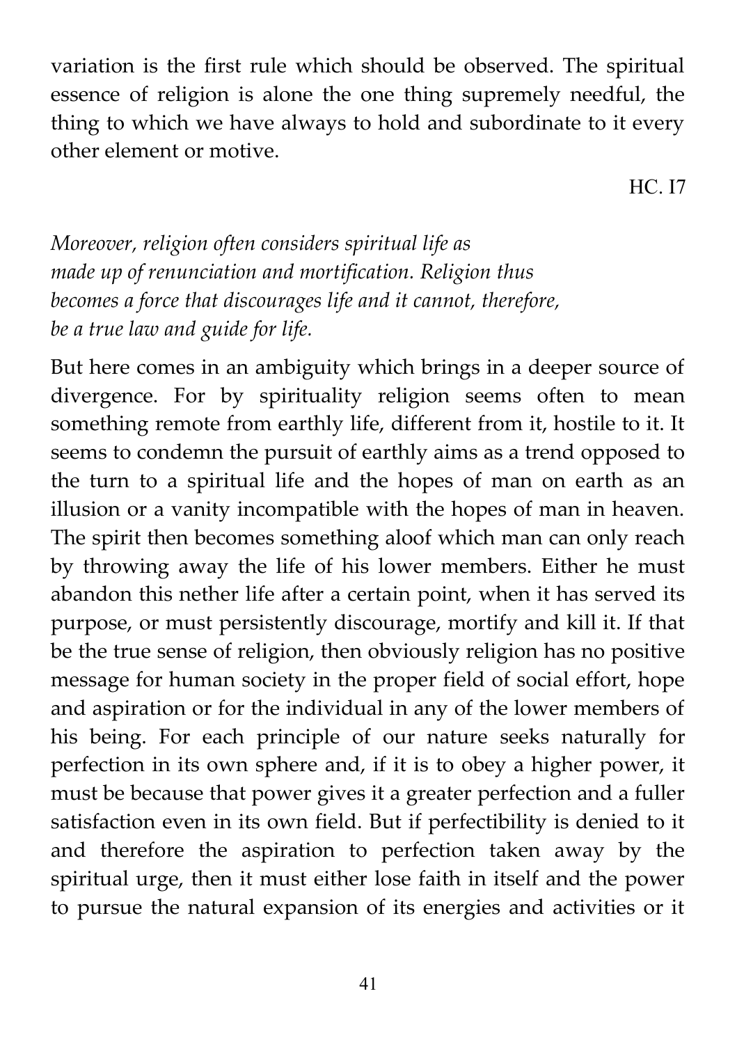variation is the first rule which should be observed. The spiritual essence of religion is alone the one thing supremely needful, the thing to which we have always to hold and subordinate to it every other element or motive.

HC. I7

*Moreover, religion often considers spiritual life as made up of renunciation and mortification. Religion thus becomes a force that discourages life and it cannot, therefore, be a true law and guide for life.*

But here comes in an ambiguity which brings in a deeper source of divergence. For by spirituality religion seems often to mean something remote from earthly life, different from it, hostile to it. It seems to condemn the pursuit of earthly aims as a trend opposed to the turn to a spiritual life and the hopes of man on earth as an illusion or a vanity incompatible with the hopes of man in heaven. The spirit then becomes something aloof which man can only reach by throwing away the life of his lower members. Either he must abandon this nether life after a certain point, when it has served its purpose, or must persistently discourage, mortify and kill it. If that be the true sense of religion, then obviously religion has no positive message for human society in the proper field of social effort, hope and aspiration or for the individual in any of the lower members of his being. For each principle of our nature seeks naturally for perfection in its own sphere and, if it is to obey a higher power, it must be because that power gives it a greater perfection and a fuller satisfaction even in its own field. But if perfectibility is denied to it and therefore the aspiration to perfection taken away by the spiritual urge, then it must either lose faith in itself and the power to pursue the natural expansion of its energies and activities or it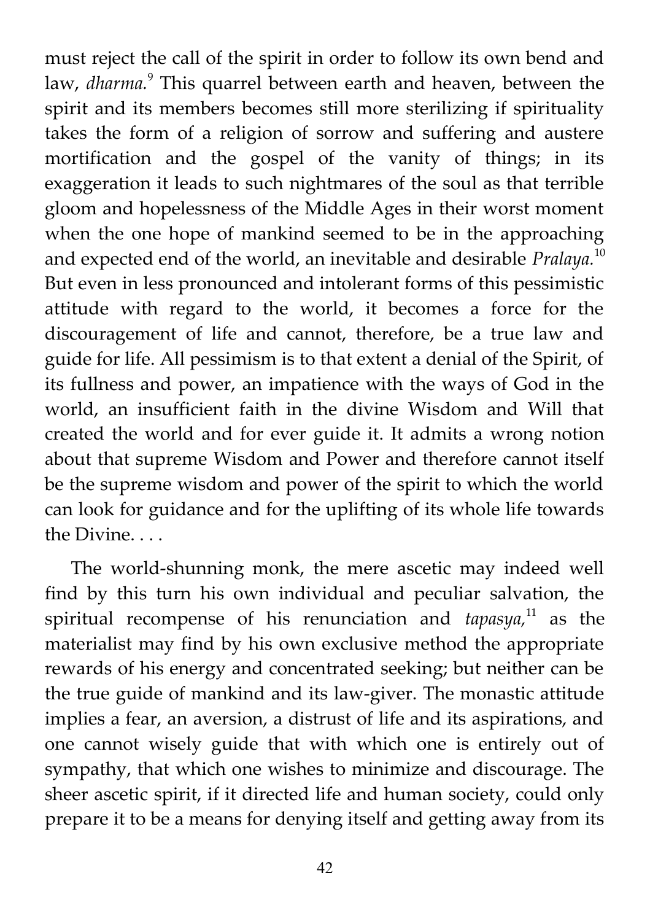must reject the call of the spirit in order to follow its own bend and law, *dharma.*[9] This quarrel between earth and heaven, between the spirit and its members becomes still more sterilizing if spirituality takes the form of a religion of sorrow and suffering and austere mortification and the gospel of the vanity of things; in its exaggeration it leads to such nightmares of the soul as that terrible gloom and hopelessness of the Middle Ages in their worst moment when the one hope of mankind seemed to be in the approaching and expected end of the world, an inevitable and desirable *Pralaya.*[10] But even in less pronounced and intolerant forms of this pessimistic attitude with regard to the world, it becomes a force for the discouragement of life and cannot, therefore, be a true law and guide for life. All pessimism is to that extent a denial of the Spirit, of its fullness and power, an impatience with the ways of God in the world, an insufficient faith in the divine Wisdom and Will that created the world and for ever guide it. It admits a wrong notion about that supreme Wisdom and Power and therefore cannot itself be the supreme wisdom and power of the spirit to which the world can look for guidance and for the uplifting of its whole life towards the Divine. . . .

The world-shunning monk, the mere ascetic may indeed well find by this turn his own individual and peculiar salvation, the spiritual recompense of his renunciation and *tapasya,*[11] as the materialist may find by his own exclusive method the appropriate rewards of his energy and concentrated seeking; but neither can be the true guide of mankind and its law-giver. The monastic attitude implies a fear, an aversion, a distrust of life and its aspirations, and one cannot wisely guide that with which one is entirely out of sympathy, that which one wishes to minimize and discourage. The sheer ascetic spirit, if it directed life and human society, could only prepare it to be a means for denying itself and getting away from its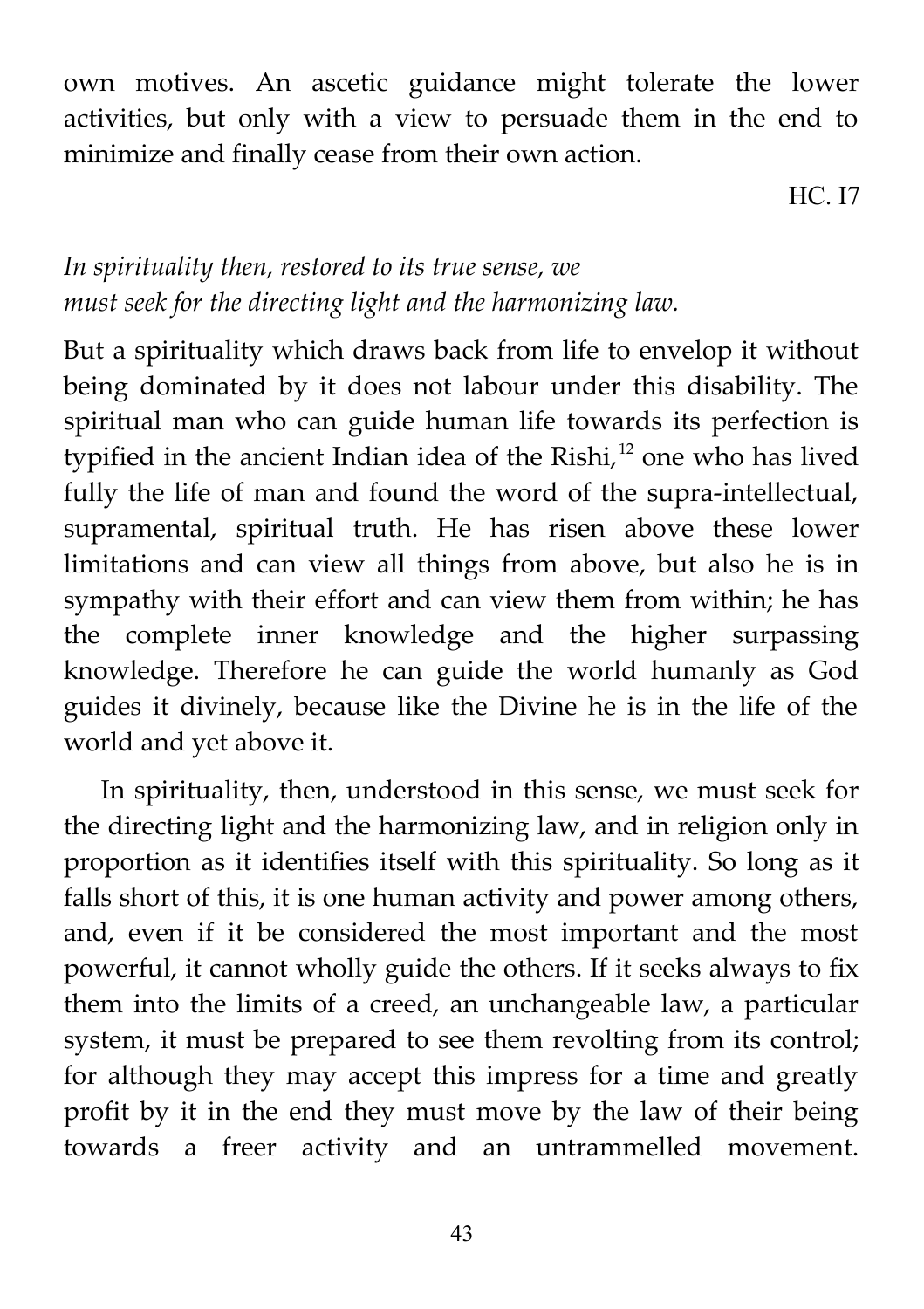own motives. An ascetic guidance might tolerate the lower activities, but only with a view to persuade them in the end to minimize and finally cease from their own action.

HC. I7

*In spirituality then, restored to its true sense, we must seek for the directing light and the harmonizing law.*

But a spirituality which draws back from life to envelop it without being dominated by it does not labour under this disability. The spiritual man who can guide human life towards its perfection is typified in the ancient Indian idea of the Rishi,[12] one who has lived fully the life of man and found the word of the supra-intellectual, supramental, spiritual truth. He has risen above these lower limitations and can view all things from above, but also he is in sympathy with their effort and can view them from within; he has the complete inner knowledge and the higher surpassing knowledge. Therefore he can guide the world humanly as God guides it divinely, because like the Divine he is in the life of the world and yet above it.

In spirituality, then, understood in this sense, we must seek for the directing light and the harmonizing law, and in religion only in proportion as it identifies itself with this spirituality. So long as it falls short of this, it is one human activity and power among others, and, even if it be considered the most important and the most powerful, it cannot wholly guide the others. If it seeks always to fix them into the limits of a creed, an unchangeable law, a particular system, it must be prepared to see them revolting from its control; for although they may accept this impress for a time and greatly profit by it in the end they must move by the law of their being towards a freer activity and an untrammelled movement.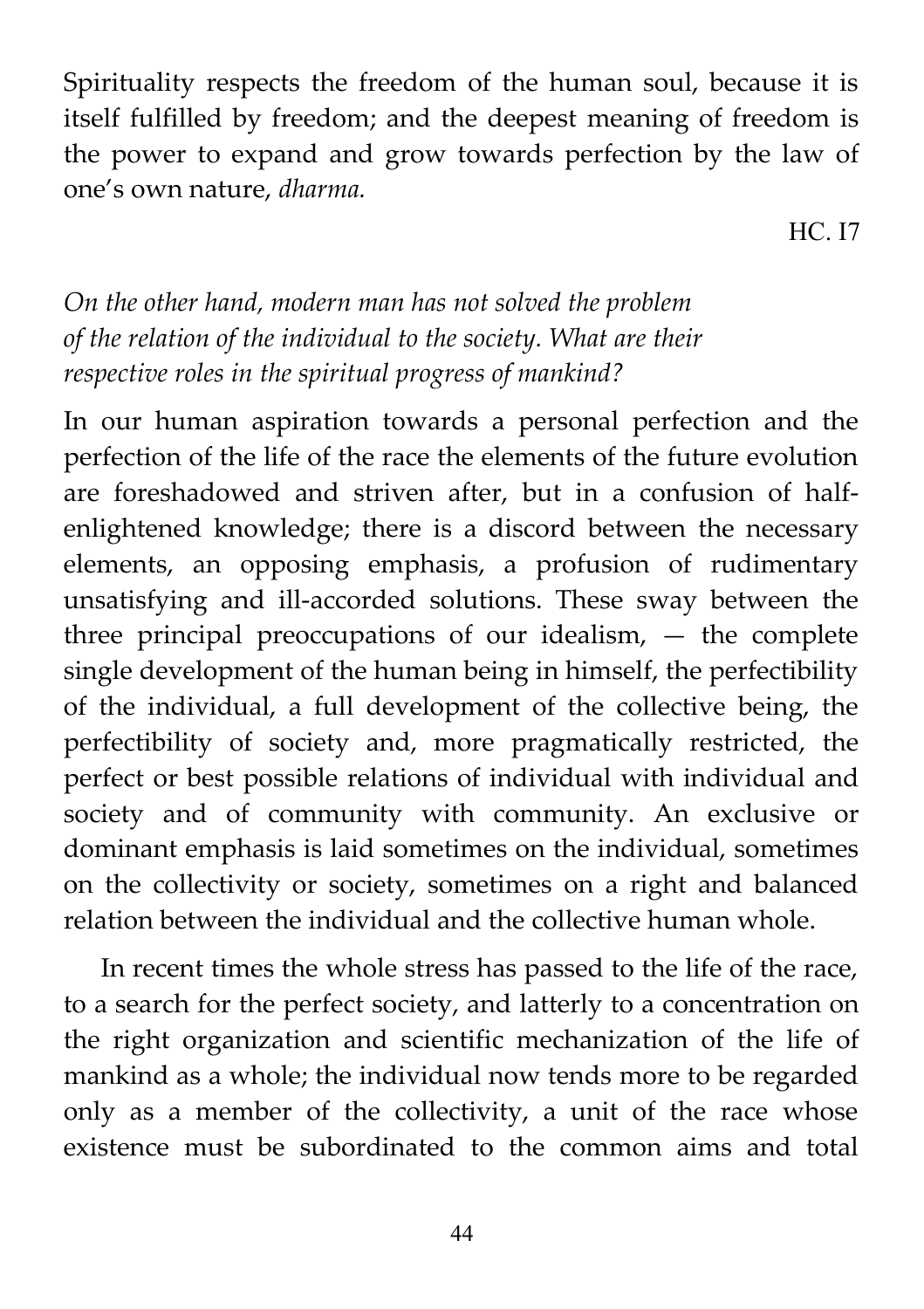Spirituality respects the freedom of the human soul, because it is itself fulfilled by freedom; and the deepest meaning of freedom is the power to expand and grow towards perfection by the law of one's own nature, *dharma.*

HC. I7

*On the other hand, modern man has not solved the problem of the relation of the individual to the society. What are their respective roles in the spiritual progress of mankind?*

In our human aspiration towards a personal perfection and the perfection of the life of the race the elements of the future evolution are foreshadowed and striven after, but in a confusion of half-enlightened knowledge; there is a discord between the necessary elements, an opposing emphasis, a profusion of rudimentary unsatisfying and ill-accorded solutions. These sway between the three principal preoccupations of our idealism, — the complete single development of the human being in himself, the perfectibility of the individual, a full development of the collective being, the perfectibility of society and, more pragmatically restricted, the perfect or best possible relations of individual with individual and society and of community with community. An exclusive or dominant emphasis is laid sometimes on the individual, sometimes on the collectivity or society, sometimes on a right and balanced relation between the individual and the collective human whole.

In recent times the whole stress has passed to the life of the race, to a search for the perfect society, and latterly to a concentration on the right organization and scientific mechanization of the life of mankind as a whole; the individual now tends more to be regarded only as a member of the collectivity, a unit of the race whose existence must be subordinated to the common aims and total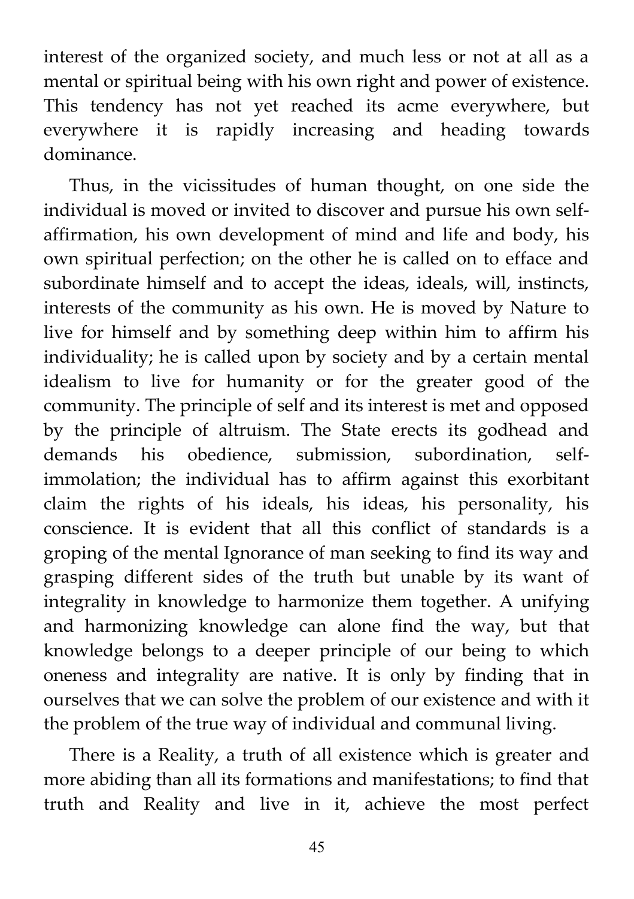interest of the organized society, and much less or not at all as a mental or spiritual being with his own right and power of existence. This tendency has not yet reached its acme everywhere, but everywhere it is rapidly increasing and heading towards dominance.

Thus, in the vicissitudes of human thought, on one side the individual is moved or invited to discover and pursue his own self-affirmation, his own development of mind and life and body, his own spiritual perfection; on the other he is called on to efface and subordinate himself and to accept the ideas, ideals, will, instincts, interests of the community as his own. He is moved by Nature to live for himself and by something deep within him to affirm his individuality; he is called upon by society and by a certain mental idealism to live for humanity or for the greater good of the community. The principle of self and its interest is met and opposed by the principle of altruism. The State erects its godhead and demands his obedience, submission, subordination, self-immolation; the individual has to affirm against this exorbitant claim the rights of his ideals, his ideas, his personality, his conscience. It is evident that all this conflict of standards is a groping of the mental Ignorance of man seeking to find its way and grasping different sides of the truth but unable by its want of integrality in knowledge to harmonize them together. A unifying and harmonizing knowledge can alone find the way, but that knowledge belongs to a deeper principle of our being to which oneness and integrality are native. It is only by finding that in ourselves that we can solve the problem of our existence and with it the problem of the true way of individual and communal living.

There is a Reality, a truth of all existence which is greater and more abiding than all its formations and manifestations; to find that truth and Reality and live in it, achieve the most perfect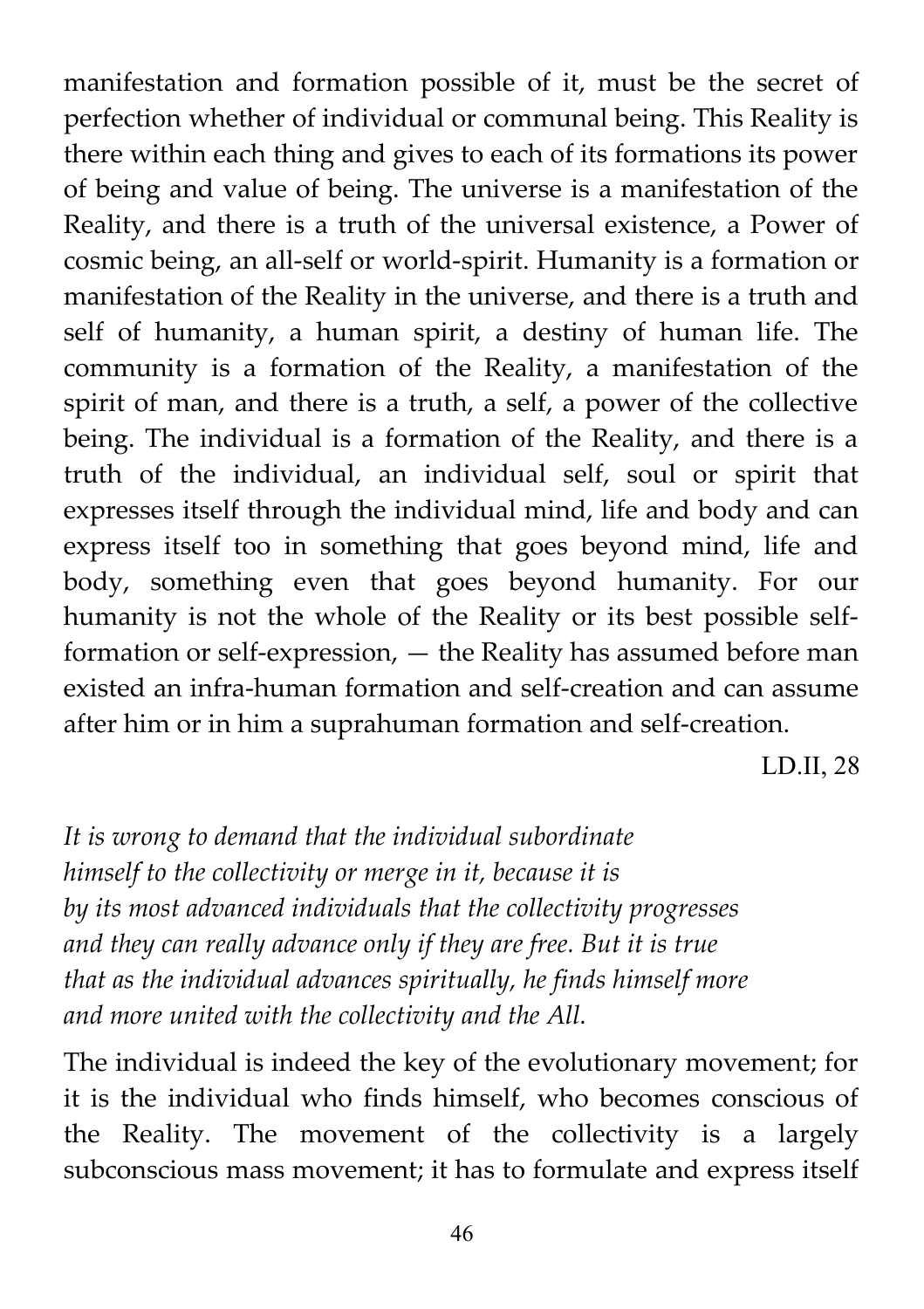manifestation and formation possible of it, must be the secret of perfection whether of individual or communal being. This Reality is there within each thing and gives to each of its formations its power of being and value of being. The universe is a manifestation of the Reality, and there is a truth of the universal existence, a Power of cosmic being, an all-self or world-spirit. Humanity is a formation or manifestation of the Reality in the universe, and there is a truth and self of humanity, a human spirit, a destiny of human life. The community is a formation of the Reality, a manifestation of the spirit of man, and there is a truth, a self, a power of the collective being. The individual is a formation of the Reality, and there is a truth of the individual, an individual self, soul or spirit that expresses itself through the individual mind, life and body and can express itself too in something that goes beyond mind, life and body, something even that goes beyond humanity. For our humanity is not the whole of the Reality or its best possible self-formation or self-expression, — the Reality has assumed before man existed an infra-human formation and self-creation and can assume after him or in him a suprahuman formation and self-creation.

LD.II, 28

*It is wrong to demand that the individual subordinate himself to the collectivity or merge in it, because it is by its most advanced individuals that the collectivity progresses and they can really advance only if they are free. But it is true that as the individual advances spiritually, he finds himself more and more united with the collectivity and the All.*

The individual is indeed the key of the evolutionary movement; for it is the individual who finds himself, who becomes conscious of the Reality. The movement of the collectivity is a largely subconscious mass movement; it has to formulate and express itself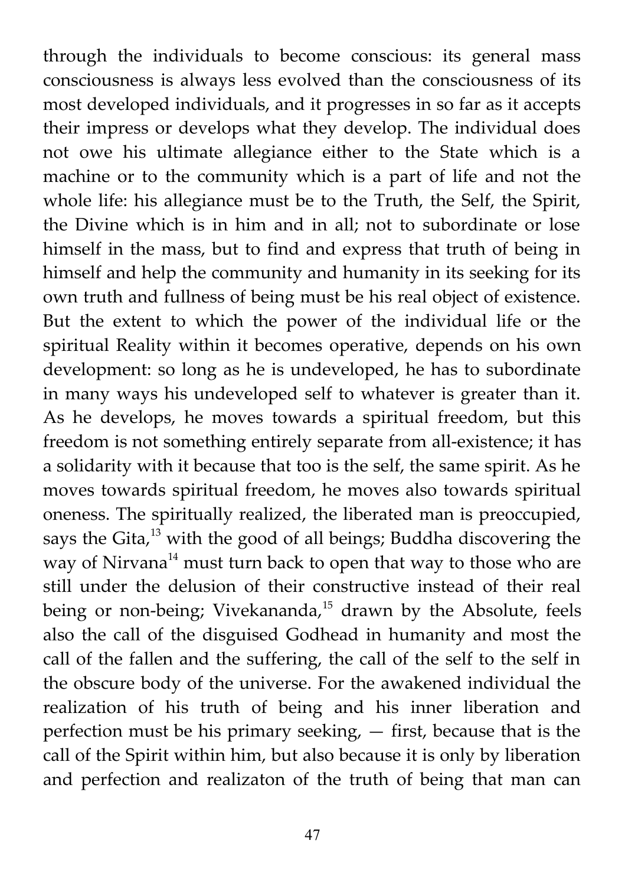through the individuals to become conscious: its general mass consciousness is always less evolved than the consciousness of its most developed individuals, and it progresses in so far as it accepts their impress or develops what they develop. The individual does not owe his ultimate allegiance either to the State which is a machine or to the community which is a part of life and not the whole life: his allegiance must be to the Truth, the Self, the Spirit, the Divine which is in him and in all; not to subordinate or lose himself in the mass, but to find and express that truth of being in himself and help the community and humanity in its seeking for its own truth and fullness of being must be his real object of existence. But the extent to which the power of the individual life or the spiritual Reality within it becomes operative, depends on his own development: so long as he is undeveloped, he has to subordinate in many ways his undeveloped self to whatever is greater than it. As he develops, he moves towards a spiritual freedom, but this freedom is not something entirely separate from all-existence; it has a solidarity with it because that too is the self, the same spirit. As he moves towards spiritual freedom, he moves also towards spiritual oneness. The spiritually realized, the liberated man is preoccupied, says the Gita,[13] with the good of all beings; Buddha discovering the way of Nirvana[14] must turn back to open that way to those who are still under the delusion of their constructive instead of their real being or non-being; Vivekananda,[15] drawn by the Absolute, feels also the call of the disguised Godhead in humanity and most the call of the fallen and the suffering, the call of the self to the self in the obscure body of the universe. For the awakened individual the realization of his truth of being and his inner liberation and perfection must be his primary seeking, — first, because that is the call of the Spirit within him, but also because it is only by liberation and perfection and realizaton of the truth of being that man can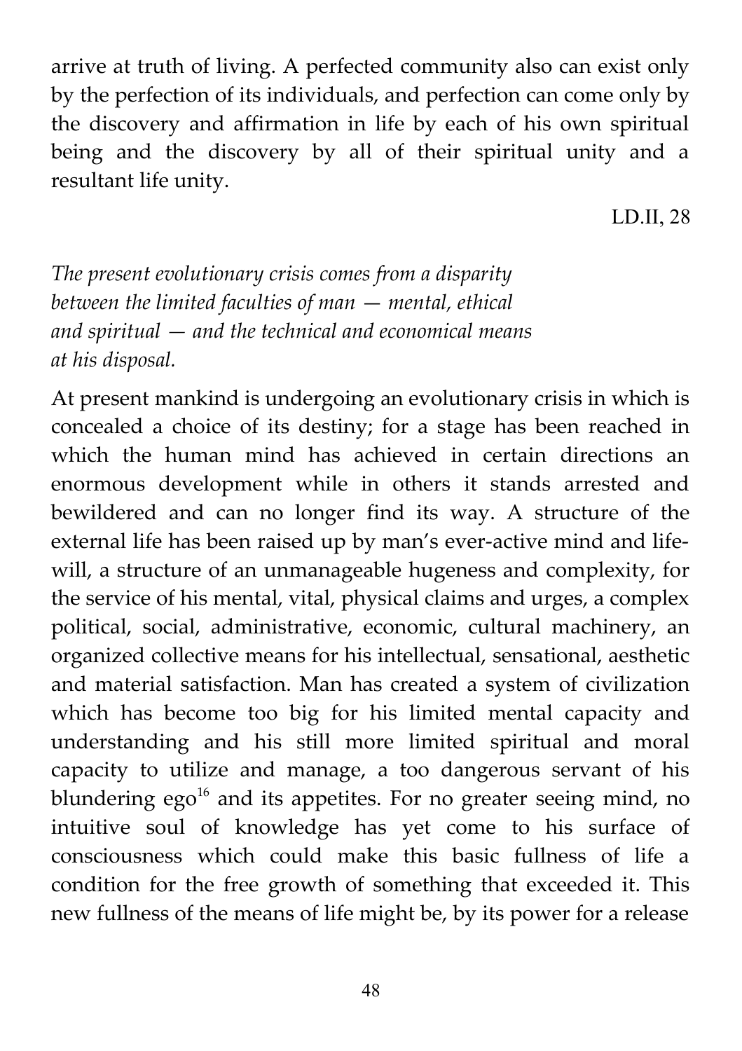arrive at truth of living. A perfected community also can exist only by the perfection of its individuals, and perfection can come only by the discovery and affirmation in life by each of his own spiritual being and the discovery by all of their spiritual unity and a resultant life unity.

LD.II, 28

*The present evolutionary crisis comes from a disparity between the limited faculties of man — mental, ethical and spiritual — and the technical and economical means at his disposal.*

At present mankind is undergoing an evolutionary crisis in which is concealed a choice of its destiny; for a stage has been reached in which the human mind has achieved in certain directions an enormous development while in others it stands arrested and bewildered and can no longer find its way. A structure of the external life has been raised up by man's ever-active mind and life-will, a structure of an unmanageable hugeness and complexity, for the service of his mental, vital, physical claims and urges, a complex political, social, administrative, economic, cultural machinery, an organized collective means for his intellectual, sensational, aesthetic and material satisfaction. Man has created a system of civilization which has become too big for his limited mental capacity and understanding and his still more limited spiritual and moral capacity to utilize and manage, a too dangerous servant of his blundering ego[16] and its appetites. For no greater seeing mind, no intuitive soul of knowledge has yet come to his surface of consciousness which could make this basic fullness of life a condition for the free growth of something that exceeded it. This new fullness of the means of life might be, by its power for a release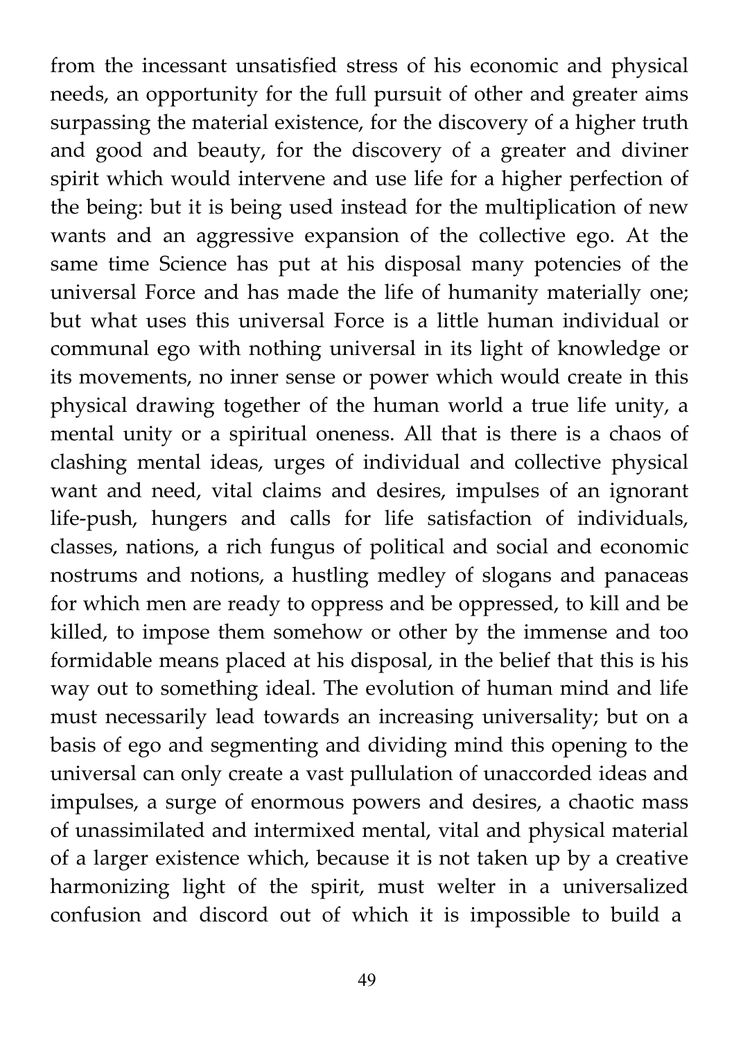from the incessant unsatisfied stress of his economic and physical needs, an opportunity for the full pursuit of other and greater aims surpassing the material existence, for the discovery of a higher truth and good and beauty, for the discovery of a greater and diviner spirit which would intervene and use life for a higher perfection of the being: but it is being used instead for the multiplication of new wants and an aggressive expansion of the collective ego. At the same time Science has put at his disposal many potencies of the universal Force and has made the life of humanity materially one; but what uses this universal Force is a little human individual or communal ego with nothing universal in its light of knowledge or its movements, no inner sense or power which would create in this physical drawing together of the human world a true life unity, a mental unity or a spiritual oneness. All that is there is a chaos of clashing mental ideas, urges of individual and collective physical want and need, vital claims and desires, impulses of an ignorant life-push, hungers and calls for life satisfaction of individuals, classes, nations, a rich fungus of political and social and economic nostrums and notions, a hustling medley of slogans and panaceas for which men are ready to oppress and be oppressed, to kill and be killed, to impose them somehow or other by the immense and too formidable means placed at his disposal, in the belief that this is his way out to something ideal. The evolution of human mind and life must necessarily lead towards an increasing universality; but on a basis of ego and segmenting and dividing mind this opening to the universal can only create a vast pullulation of unaccorded ideas and impulses, a surge of enormous powers and desires, a chaotic mass of unassimilated and intermixed mental, vital and physical material of a larger existence which, because it is not taken up by a creative harmonizing light of the spirit, must welter in a universalized confusion and discord out of which it is impossible to build a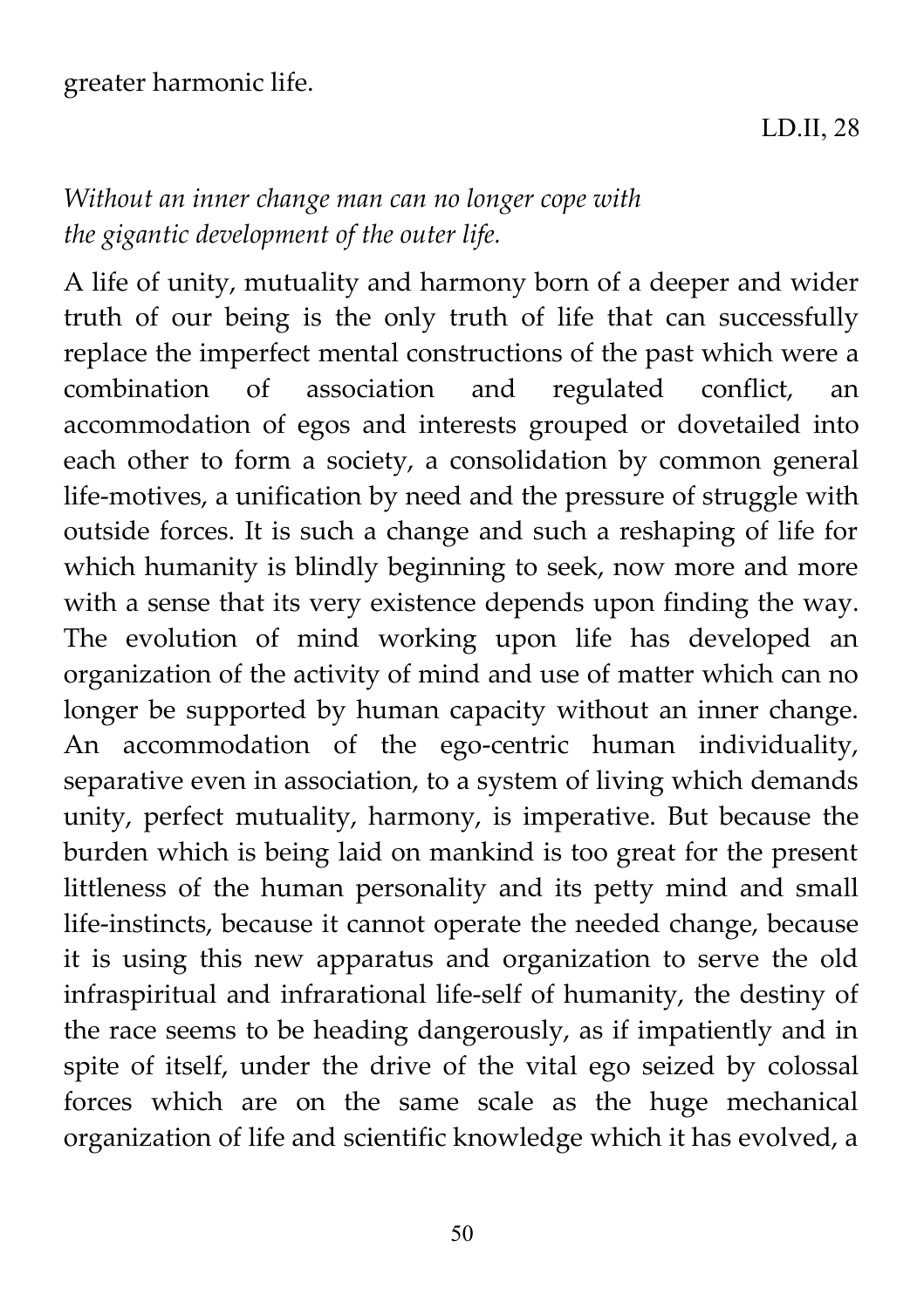greater harmonic life.

LD.II, 28

*Without an inner change man can no longer cope with the gigantic development of the outer life.*

A life of unity, mutuality and harmony born of a deeper and wider truth of our being is the only truth of life that can successfully replace the imperfect mental constructions of the past which were a combination of association and regulated conflict, an accommodation of egos and interests grouped or dovetailed into each other to form a society, a consolidation by common general life-motives, a unification by need and the pressure of struggle with outside forces. It is such a change and such a reshaping of life for which humanity is blindly beginning to seek, now more and more with a sense that its very existence depends upon finding the way. The evolution of mind working upon life has developed an organization of the activity of mind and use of matter which can no longer be supported by human capacity without an inner change. An accommodation of the ego-centric human individuality, separative even in association, to a system of living which demands unity, perfect mutuality, harmony, is imperative. But because the burden which is being laid on mankind is too great for the present littleness of the human personality and its petty mind and small life-instincts, because it cannot operate the needed change, because it is using this new apparatus and organization to serve the old infraspiritual and infrarational life-self of humanity, the destiny of the race seems to be heading dangerously, as if impatiently and in spite of itself, under the drive of the vital ego seized by colossal forces which are on the same scale as the huge mechanical organization of life and scientific knowledge which it has evolved, a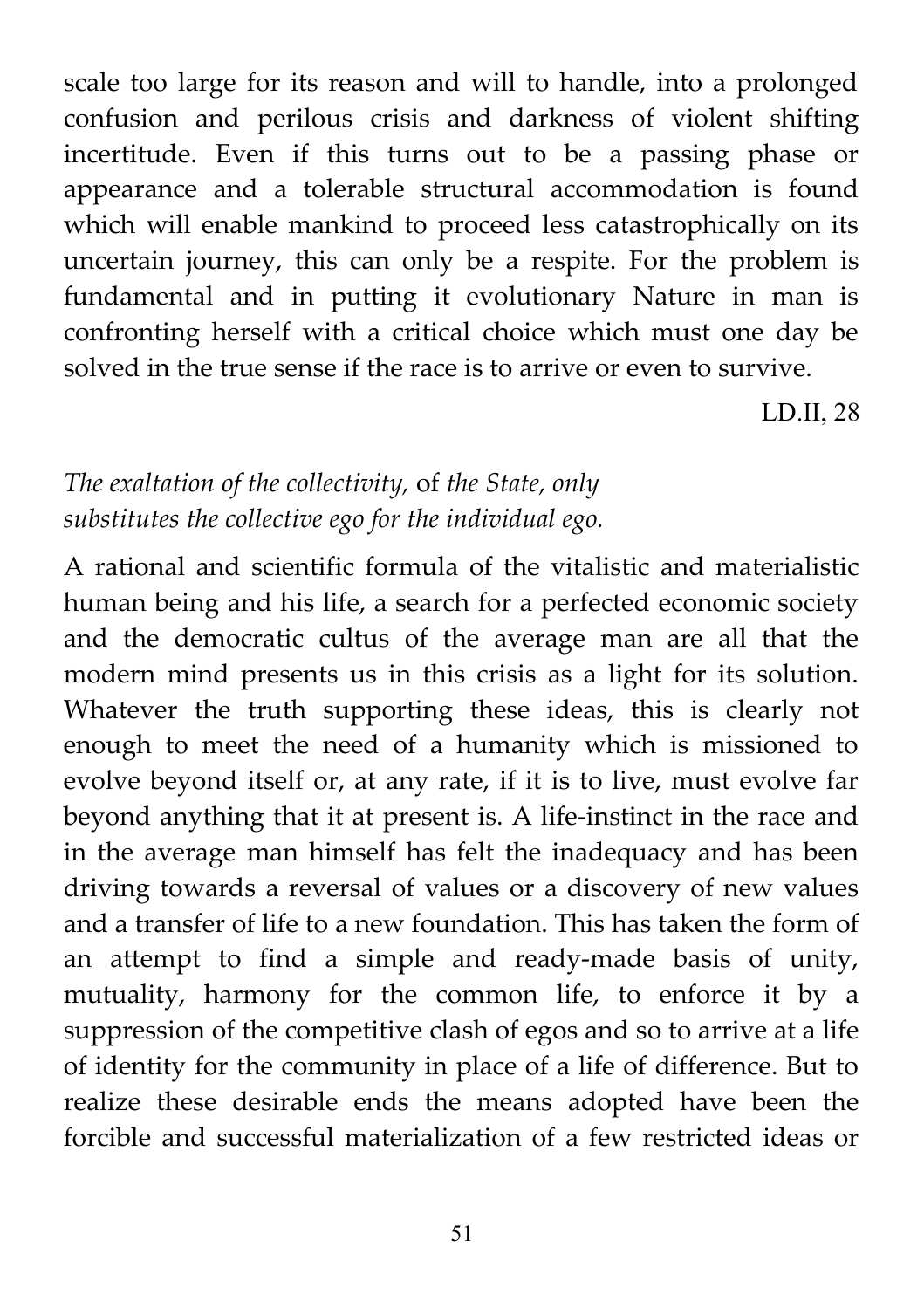scale too large for its reason and will to handle, into a prolonged confusion and perilous crisis and darkness of violent shifting incertitude. Even if this turns out to be a passing phase or appearance and a tolerable structural accommodation is found which will enable mankind to proceed less catastrophically on its uncertain journey, this can only be a respite. For the problem is fundamental and in putting it evolutionary Nature in man is confronting herself with a critical choice which must one day be solved in the true sense if the race is to arrive or even to survive.

LD.II, 28

*The exaltation of the collectivity,* of *the State, only substitutes the collective ego for the individual ego.*

A rational and scientific formula of the vitalistic and materialistic human being and his life, a search for a perfected economic society and the democratic cultus of the average man are all that the modern mind presents us in this crisis as a light for its solution. Whatever the truth supporting these ideas, this is clearly not enough to meet the need of a humanity which is missioned to evolve beyond itself or, at any rate, if it is to live, must evolve far beyond anything that it at present is. A life-instinct in the race and in the average man himself has felt the inadequacy and has been driving towards a reversal of values or a discovery of new values and a transfer of life to a new foundation. This has taken the form of an attempt to find a simple and ready-made basis of unity, mutuality, harmony for the common life, to enforce it by a suppression of the competitive clash of egos and so to arrive at a life of identity for the community in place of a life of difference. But to realize these desirable ends the means adopted have been the forcible and successful materialization of a few restricted ideas or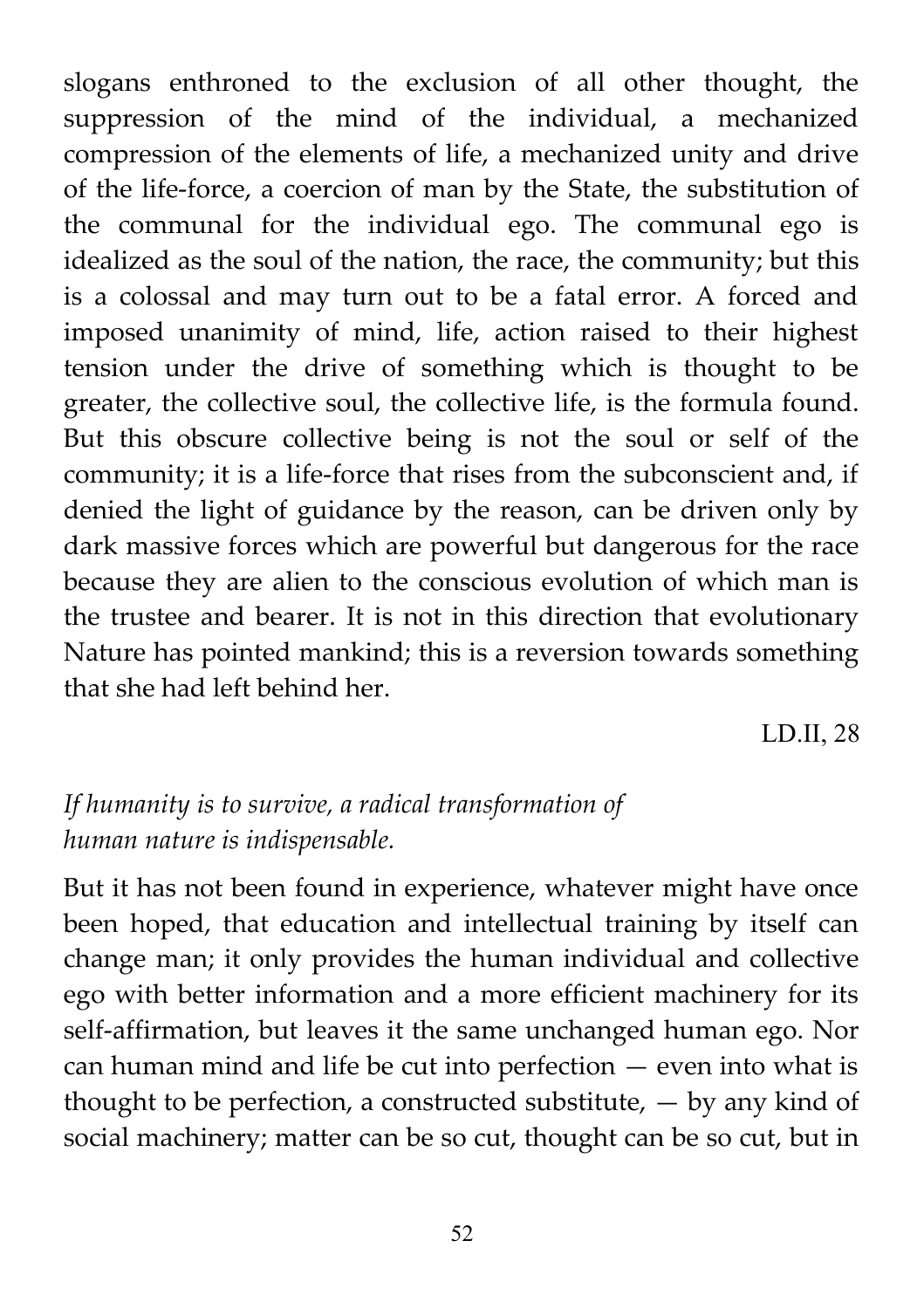slogans enthroned to the exclusion of all other thought, the suppression of the mind of the individual, a mechanized compression of the elements of life, a mechanized unity and drive of the life-force, a coercion of man by the State, the substitution of the communal for the individual ego. The communal ego is idealized as the soul of the nation, the race, the community; but this is a colossal and may turn out to be a fatal error. A forced and imposed unanimity of mind, life, action raised to their highest tension under the drive of something which is thought to be greater, the collective soul, the collective life, is the formula found. But this obscure collective being is not the soul or self of the community; it is a life-force that rises from the subconscient and, if denied the light of guidance by the reason, can be driven only by dark massive forces which are powerful but dangerous for the race because they are alien to the conscious evolution of which man is the trustee and bearer. It is not in this direction that evolutionary Nature has pointed mankind; this is a reversion towards something that she had left behind her.

LD.II, 28

*If humanity is to survive, a radical transformation of human nature is indispensable.*

But it has not been found in experience, whatever might have once been hoped, that education and intellectual training by itself can change man; it only provides the human individual and collective ego with better information and a more efficient machinery for its self-affirmation, but leaves it the same unchanged human ego. Nor can human mind and life be cut into perfection — even into what is thought to be perfection, a constructed substitute, — by any kind of social machinery; matter can be so cut, thought can be so cut, but in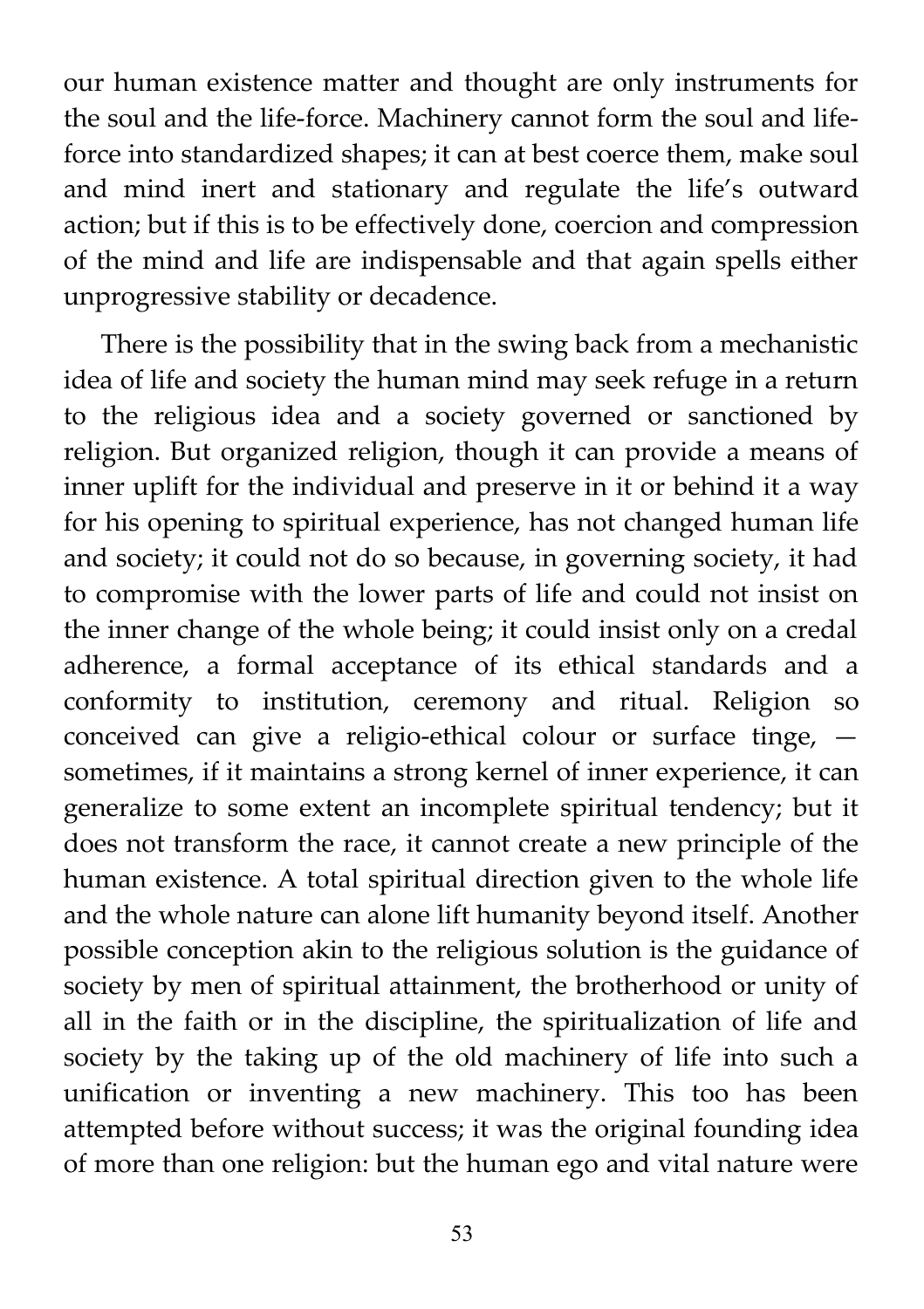our human existence matter and thought are only instruments for the soul and the life-force. Machinery cannot form the soul and life-force into standardized shapes; it can at best coerce them, make soul and mind inert and stationary and regulate the life's outward action; but if this is to be effectively done, coercion and compression of the mind and life are indispensable and that again spells either unprogressive stability or decadence.

There is the possibility that in the swing back from a mechanistic idea of life and society the human mind may seek refuge in a return to the religious idea and a society governed or sanctioned by religion. But organized religion, though it can provide a means of inner uplift for the individual and preserve in it or behind it a way for his opening to spiritual experience, has not changed human life and society; it could not do so because, in governing society, it had to compromise with the lower parts of life and could not insist on the inner change of the whole being; it could insist only on a credal adherence, a formal acceptance of its ethical standards and a conformity to institution, ceremony and ritual. Religion so conceived can give a religio-ethical colour or surface tinge, — sometimes, if it maintains a strong kernel of inner experience, it can generalize to some extent an incomplete spiritual tendency; but it does not transform the race, it cannot create a new principle of the human existence. A total spiritual direction given to the whole life and the whole nature can alone lift humanity beyond itself. Another possible conception akin to the religious solution is the guidance of society by men of spiritual attainment, the brotherhood or unity of all in the faith or in the discipline, the spiritualization of life and society by the taking up of the old machinery of life into such a unification or inventing a new machinery. This too has been attempted before without success; it was the original founding idea of more than one religion: but the human ego and vital nature were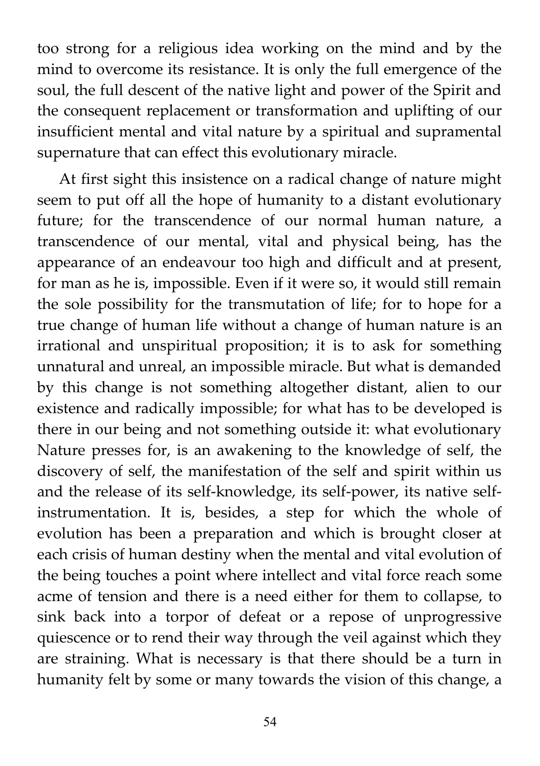too strong for a religious idea working on the mind and by the mind to overcome its resistance. It is only the full emergence of the soul, the full descent of the native light and power of the Spirit and the consequent replacement or transformation and uplifting of our insufficient mental and vital nature by a spiritual and supramental supernature that can effect this evolutionary miracle.

At first sight this insistence on a radical change of nature might seem to put off all the hope of humanity to a distant evolutionary future; for the transcendence of our normal human nature, a transcendence of our mental, vital and physical being, has the appearance of an endeavour too high and difficult and at present, for man as he is, impossible. Even if it were so, it would still remain the sole possibility for the transmutation of life; for to hope for a true change of human life without a change of human nature is an irrational and unspiritual proposition; it is to ask for something unnatural and unreal, an impossible miracle. But what is demanded by this change is not something altogether distant, alien to our existence and radically impossible; for what has to be developed is there in our being and not something outside it: what evolutionary Nature presses for, is an awakening to the knowledge of self, the discovery of self, the manifestation of the self and spirit within us and the release of its self-knowledge, its self-power, its native self-instrumentation. It is, besides, a step for which the whole of evolution has been a preparation and which is brought closer at each crisis of human destiny when the mental and vital evolution of the being touches a point where intellect and vital force reach some acme of tension and there is a need either for them to collapse, to sink back into a torpor of defeat or a repose of unprogressive quiescence or to rend their way through the veil against which they are straining. What is necessary is that there should be a turn in humanity felt by some or many towards the vision of this change, a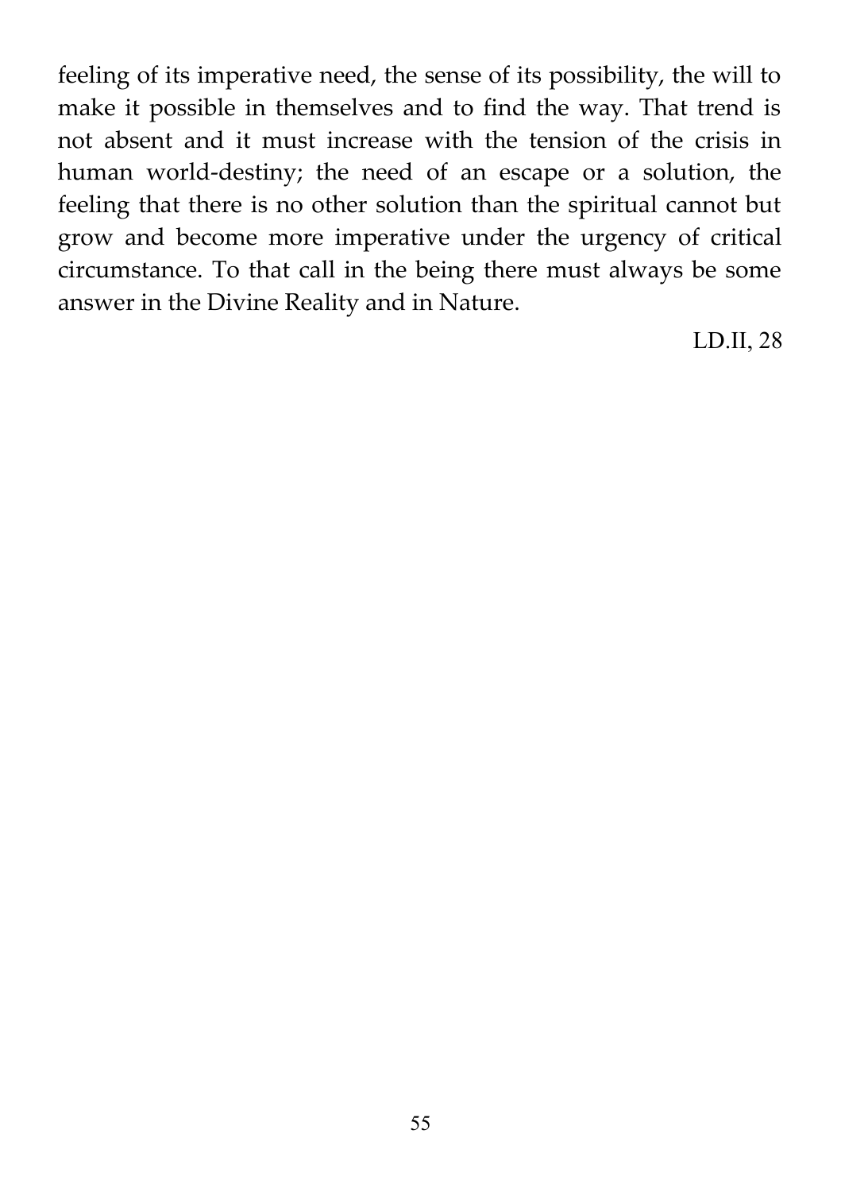feeling of its imperative need, the sense of its possibility, the will to make it possible in themselves and to find the way. That trend is not absent and it must increase with the tension of the crisis in human world-destiny; the need of an escape or a solution, the feeling that there is no other solution than the spiritual cannot but grow and become more imperative under the urgency of critical circumstance. To that call in the being there must always be some answer in the Divine Reality and in Nature.

LD.II, 28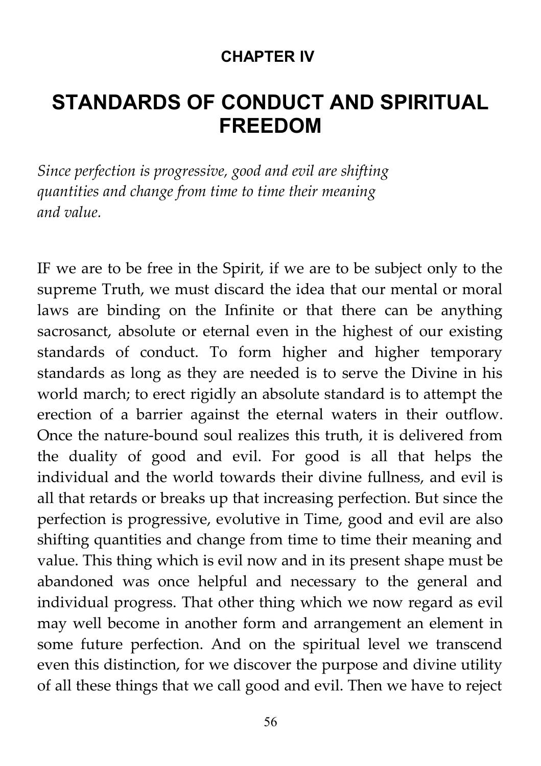**CHAPTER IV**

# STANDARDS OF CONDUCT AND SPIRITUAL FREEDOM

*Since perfection is progressive, good and evil are shifting quantities and change from time to time their meaning and value.*

IF we are to be free in the Spirit, if we are to be subject only to the supreme Truth, we must discard the idea that our mental or moral laws are binding on the Infinite or that there can be anything sacrosanct, absolute or eternal even in the highest of our existing standards of conduct. To form higher and higher temporary standards as long as they are needed is to serve the Divine in his world march; to erect rigidly an absolute standard is to attempt the erection of a barrier against the eternal waters in their outflow. Once the nature-bound soul realizes this truth, it is delivered from the duality of good and evil. For good is all that helps the individual and the world towards their divine fullness, and evil is all that retards or breaks up that increasing perfection. But since the perfection is progressive, evolutive in Time, good and evil are also shifting quantities and change from time to time their meaning and value. This thing which is evil now and in its present shape must be abandoned was once helpful and necessary to the general and individual progress. That other thing which we now regard as evil may well become in another form and arrangement an element in some future perfection. And on the spiritual level we transcend even this distinction, for we discover the purpose and divine utility of all these things that we call good and evil. Then we have to reject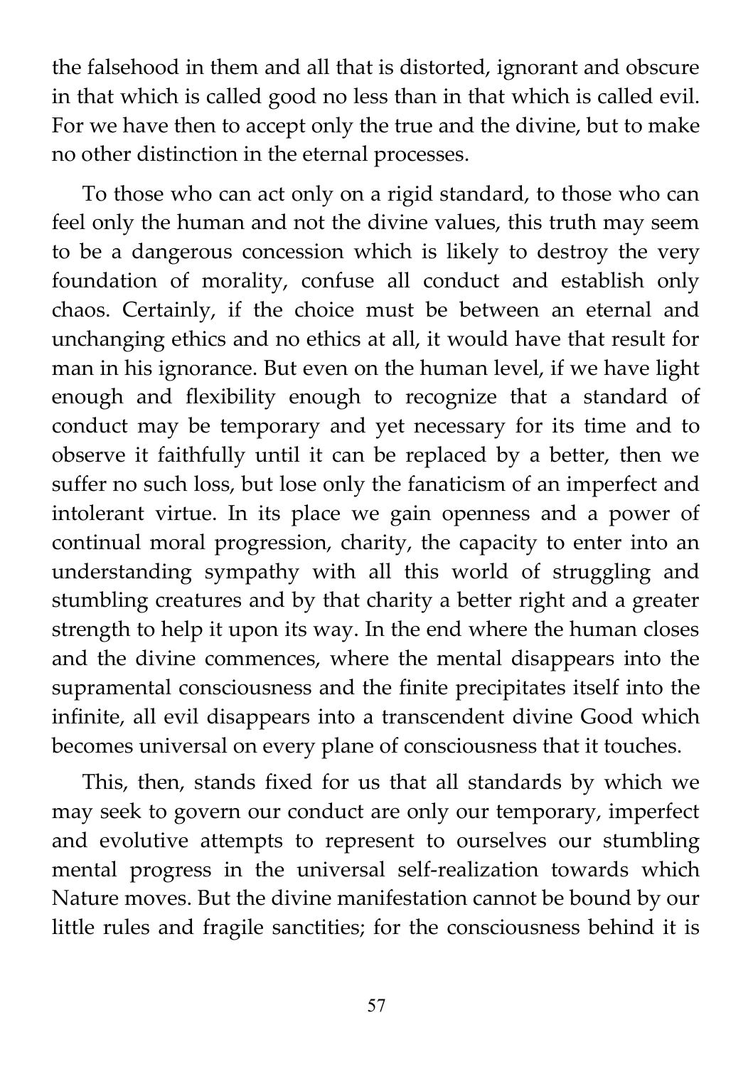the falsehood in them and all that is distorted, ignorant and obscure in that which is called good no less than in that which is called evil. For we have then to accept only the true and the divine, but to make no other distinction in the eternal processes.

To those who can act only on a rigid standard, to those who can feel only the human and not the divine values, this truth may seem to be a dangerous concession which is likely to destroy the very foundation of morality, confuse all conduct and establish only chaos. Certainly, if the choice must be between an eternal and unchanging ethics and no ethics at all, it would have that result for man in his ignorance. But even on the human level, if we have light enough and flexibility enough to recognize that a standard of conduct may be temporary and yet necessary for its time and to observe it faithfully until it can be replaced by a better, then we suffer no such loss, but lose only the fanaticism of an imperfect and intolerant virtue. In its place we gain openness and a power of continual moral progression, charity, the capacity to enter into an understanding sympathy with all this world of struggling and stumbling creatures and by that charity a better right and a greater strength to help it upon its way. In the end where the human closes and the divine commences, where the mental disappears into the supramental consciousness and the finite precipitates itself into the infinite, all evil disappears into a transcendent divine Good which becomes universal on every plane of consciousness that it touches.

This, then, stands fixed for us that all standards by which we may seek to govern our conduct are only our temporary, imperfect and evolutive attempts to represent to ourselves our stumbling mental progress in the universal self-realization towards which Nature moves. But the divine manifestation cannot be bound by our little rules and fragile sanctities; for the consciousness behind it is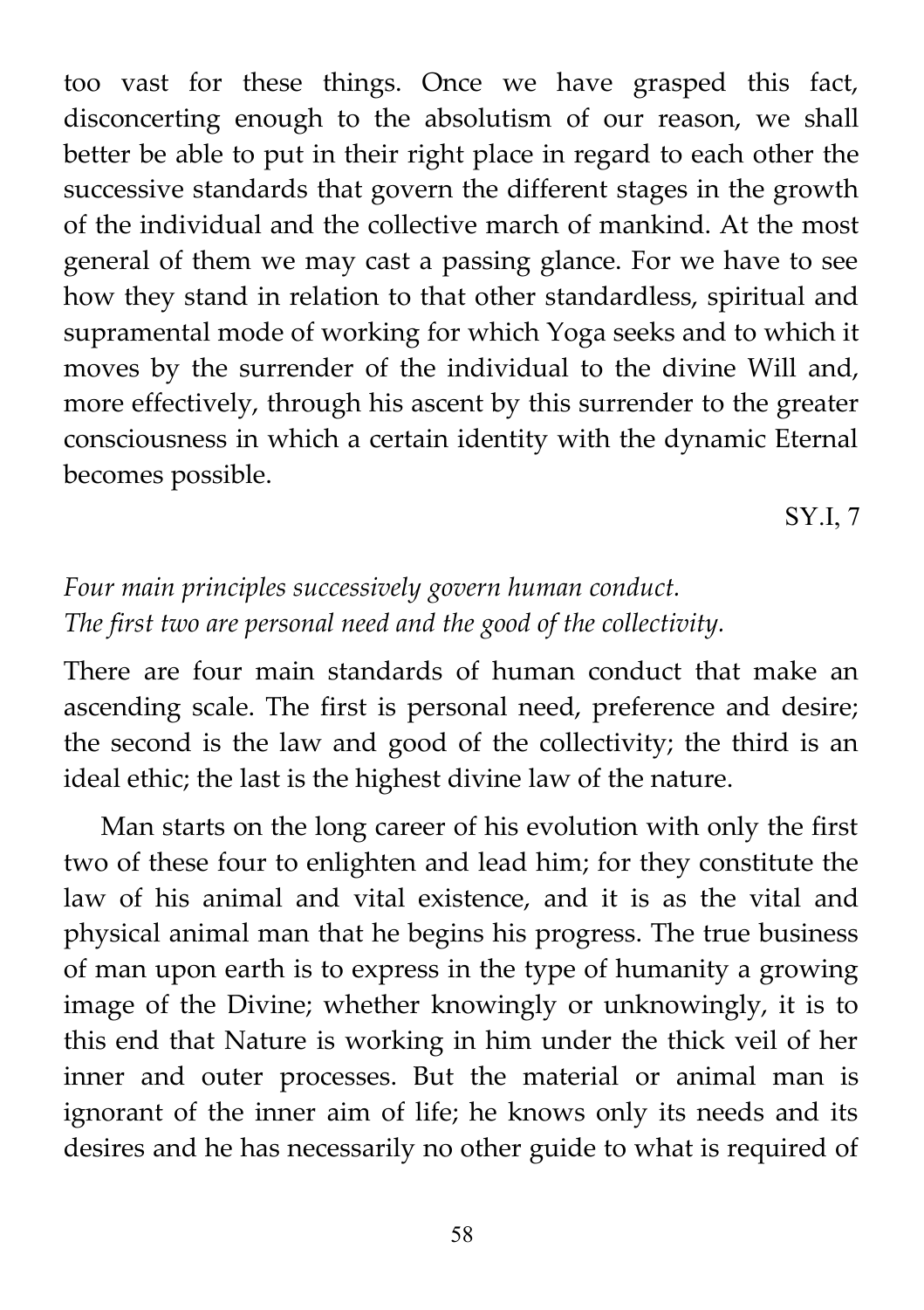too vast for these things. Once we have grasped this fact, disconcerting enough to the absolutism of our reason, we shall better be able to put in their right place in regard to each other the successive standards that govern the different stages in the growth of the individual and the collective march of mankind. At the most general of them we may cast a passing glance. For we have to see how they stand in relation to that other standardless, spiritual and supramental mode of working for which Yoga seeks and to which it moves by the surrender of the individual to the divine Will and, more effectively, through his ascent by this surrender to the greater consciousness in which a certain identity with the dynamic Eternal becomes possible.

SY.I, 7

*Four main principles successively govern human conduct.*
*The first two are personal need and the good of the collectivity.*

There are four main standards of human conduct that make an ascending scale. The first is personal need, preference and desire; the second is the law and good of the collectivity; the third is an ideal ethic; the last is the highest divine law of the nature.

Man starts on the long career of his evolution with only the first two of these four to enlighten and lead him; for they constitute the law of his animal and vital existence, and it is as the vital and physical animal man that he begins his progress. The true business of man upon earth is to express in the type of humanity a growing image of the Divine; whether knowingly or unknowingly, it is to this end that Nature is working in him under the thick veil of her inner and outer processes. But the material or animal man is ignorant of the inner aim of life; he knows only its needs and its desires and he has necessarily no other guide to what is required of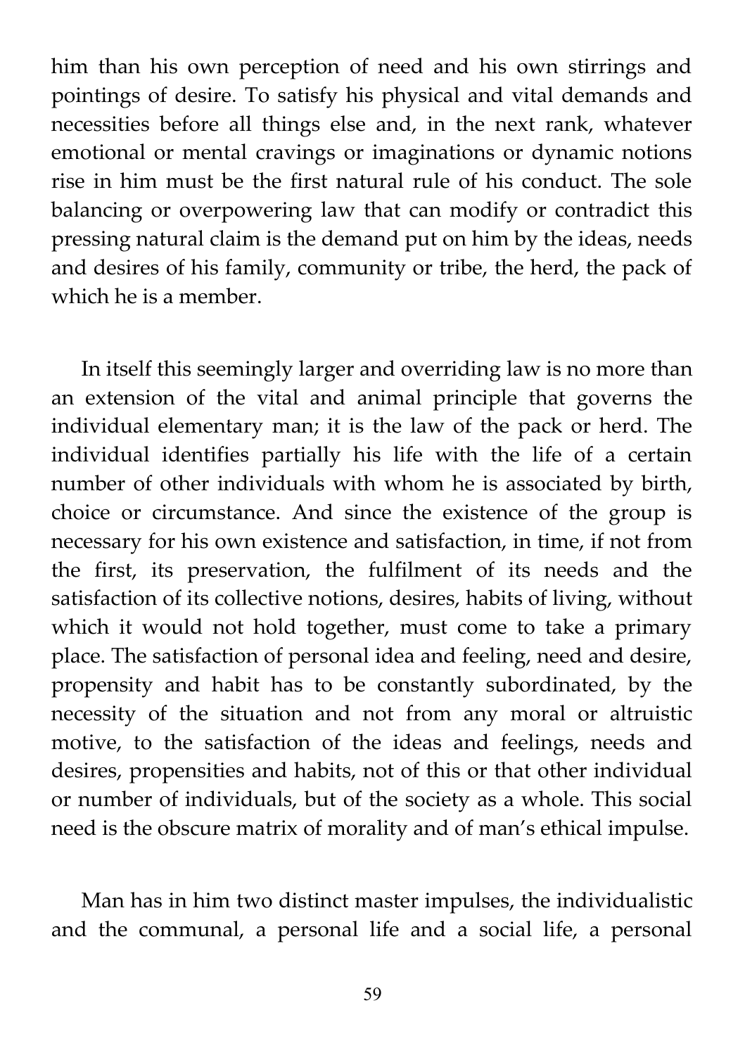him than his own perception of need and his own stirrings and pointings of desire. To satisfy his physical and vital demands and necessities before all things else and, in the next rank, whatever emotional or mental cravings or imaginations or dynamic notions rise in him must be the first natural rule of his conduct. The sole balancing or overpowering law that can modify or contradict this pressing natural claim is the demand put on him by the ideas, needs and desires of his family, community or tribe, the herd, the pack of which he is a member.

In itself this seemingly larger and overriding law is no more than an extension of the vital and animal principle that governs the individual elementary man; it is the law of the pack or herd. The individual identifies partially his life with the life of a certain number of other individuals with whom he is associated by birth, choice or circumstance. And since the existence of the group is necessary for his own existence and satisfaction, in time, if not from the first, its preservation, the fulfilment of its needs and the satisfaction of its collective notions, desires, habits of living, without which it would not hold together, must come to take a primary place. The satisfaction of personal idea and feeling, need and desire, propensity and habit has to be constantly subordinated, by the necessity of the situation and not from any moral or altruistic motive, to the satisfaction of the ideas and feelings, needs and desires, propensities and habits, not of this or that other individual or number of individuals, but of the society as a whole. This social need is the obscure matrix of morality and of man's ethical impulse.

Man has in him two distinct master impulses, the individualistic and the communal, a personal life and a social life, a personal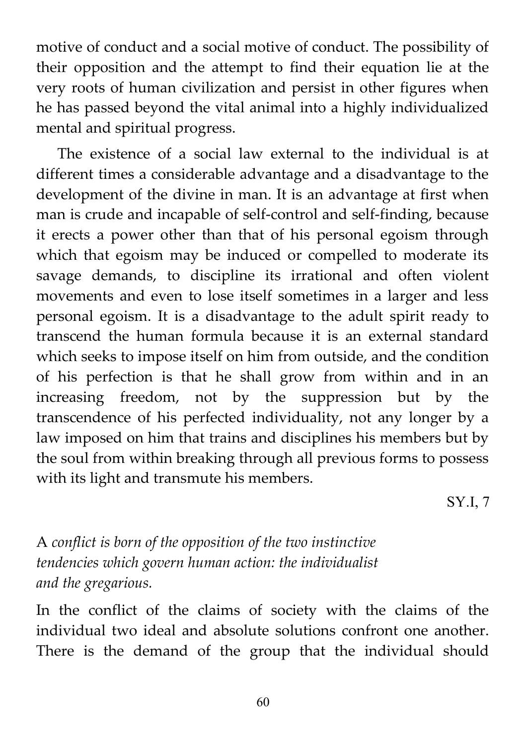motive of conduct and a social motive of conduct. The possibility of their opposition and the attempt to find their equation lie at the very roots of human civilization and persist in other figures when he has passed beyond the vital animal into a highly individualized mental and spiritual progress.

The existence of a social law external to the individual is at different times a considerable advantage and a disadvantage to the development of the divine in man. It is an advantage at first when man is crude and incapable of self-control and self-finding, because it erects a power other than that of his personal egoism through which that egoism may be induced or compelled to moderate its savage demands, to discipline its irrational and often violent movements and even to lose itself sometimes in a larger and less personal egoism. It is a disadvantage to the adult spirit ready to transcend the human formula because it is an external standard which seeks to impose itself on him from outside, and the condition of his perfection is that he shall grow from within and in an increasing freedom, not by the suppression but by the transcendence of his perfected individuality, not any longer by a law imposed on him that trains and disciplines his members but by the soul from within breaking through all previous forms to possess with its light and transmute his members.

SY.I, 7

A *conflict is born of the opposition of the two instinctive tendencies which govern human action: the individualist and the gregarious.*

In the conflict of the claims of society with the claims of the individual two ideal and absolute solutions confront one another. There is the demand of the group that the individual should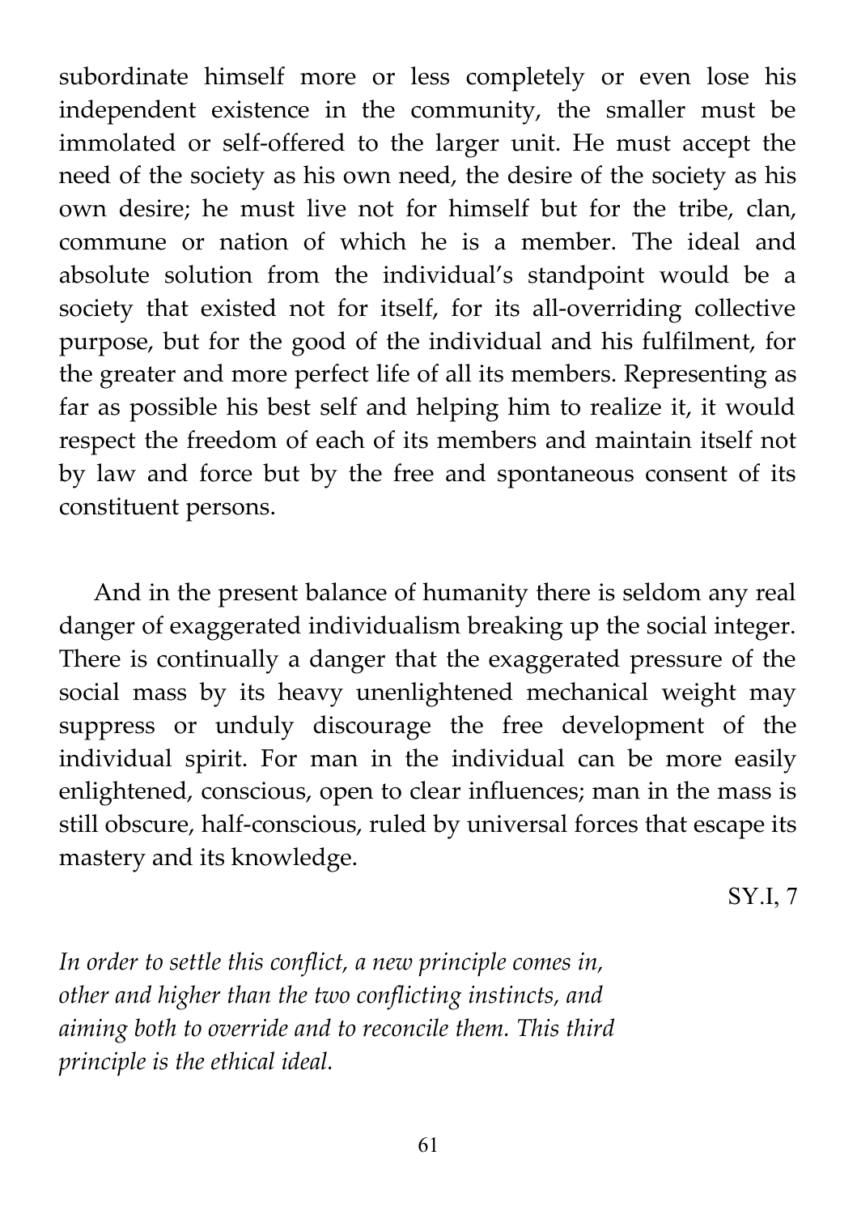subordinate himself more or less completely or even lose his independent existence in the community, the smaller must be immolated or self-offered to the larger unit. He must accept the need of the society as his own need, the desire of the society as his own desire; he must live not for himself but for the tribe, clan, commune or nation of which he is a member. The ideal and absolute solution from the individual's standpoint would be a society that existed not for itself, for its all-overriding collective purpose, but for the good of the individual and his fulfilment, for the greater and more perfect life of all its members. Representing as far as possible his best self and helping him to realize it, it would respect the freedom of each of its members and maintain itself not by law and force but by the free and spontaneous consent of its constituent persons.

And in the present balance of humanity there is seldom any real danger of exaggerated individualism breaking up the social integer. There is continually a danger that the exaggerated pressure of the social mass by its heavy unenlightened mechanical weight may suppress or unduly discourage the free development of the individual spirit. For man in the individual can be more easily enlightened, conscious, open to clear influences; man in the mass is still obscure, half-conscious, ruled by universal forces that escape its mastery and its knowledge.

SY.I, 7

*In order to settle this conflict, a new principle comes in, other and higher than the two conflicting instincts, and aiming both to override and to reconcile them. This third principle is the ethical ideal.*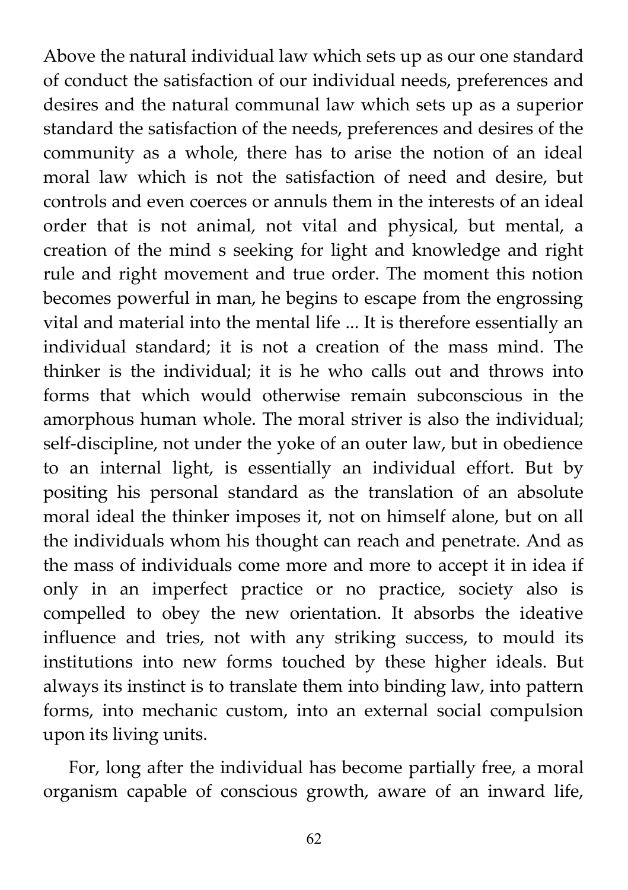Above the natural individual law which sets up as our one standard of conduct the satisfaction of our individual needs, preferences and desires and the natural communal law which sets up as a superior standard the satisfaction of the needs, preferences and desires of the community as a whole, there has to arise the notion of an ideal moral law which is not the satisfaction of need and desire, but controls and even coerces or annuls them in the interests of an ideal order that is not animal, not vital and physical, but mental, a creation of the mind s seeking for light and knowledge and right rule and right movement and true order. The moment this notion becomes powerful in man, he begins to escape from the engrossing vital and material into the mental life ... It is therefore essentially an individual standard; it is not a creation of the mass mind. The thinker is the individual; it is he who calls out and throws into forms that which would otherwise remain subconscious in the amorphous human whole. The moral striver is also the individual; self-discipline, not under the yoke of an outer law, but in obedience to an internal light, is essentially an individual effort. But by positing his personal standard as the translation of an absolute moral ideal the thinker imposes it, not on himself alone, but on all the individuals whom his thought can reach and penetrate. And as the mass of individuals come more and more to accept it in idea if only in an imperfect practice or no practice, society also is compelled to obey the new orientation. It absorbs the ideative influence and tries, not with any striking success, to mould its institutions into new forms touched by these higher ideals. But always its instinct is to translate them into binding law, into pattern forms, into mechanic custom, into an external social compulsion upon its living units.

For, long after the individual has become partially free, a moral organism capable of conscious growth, aware of an inward life,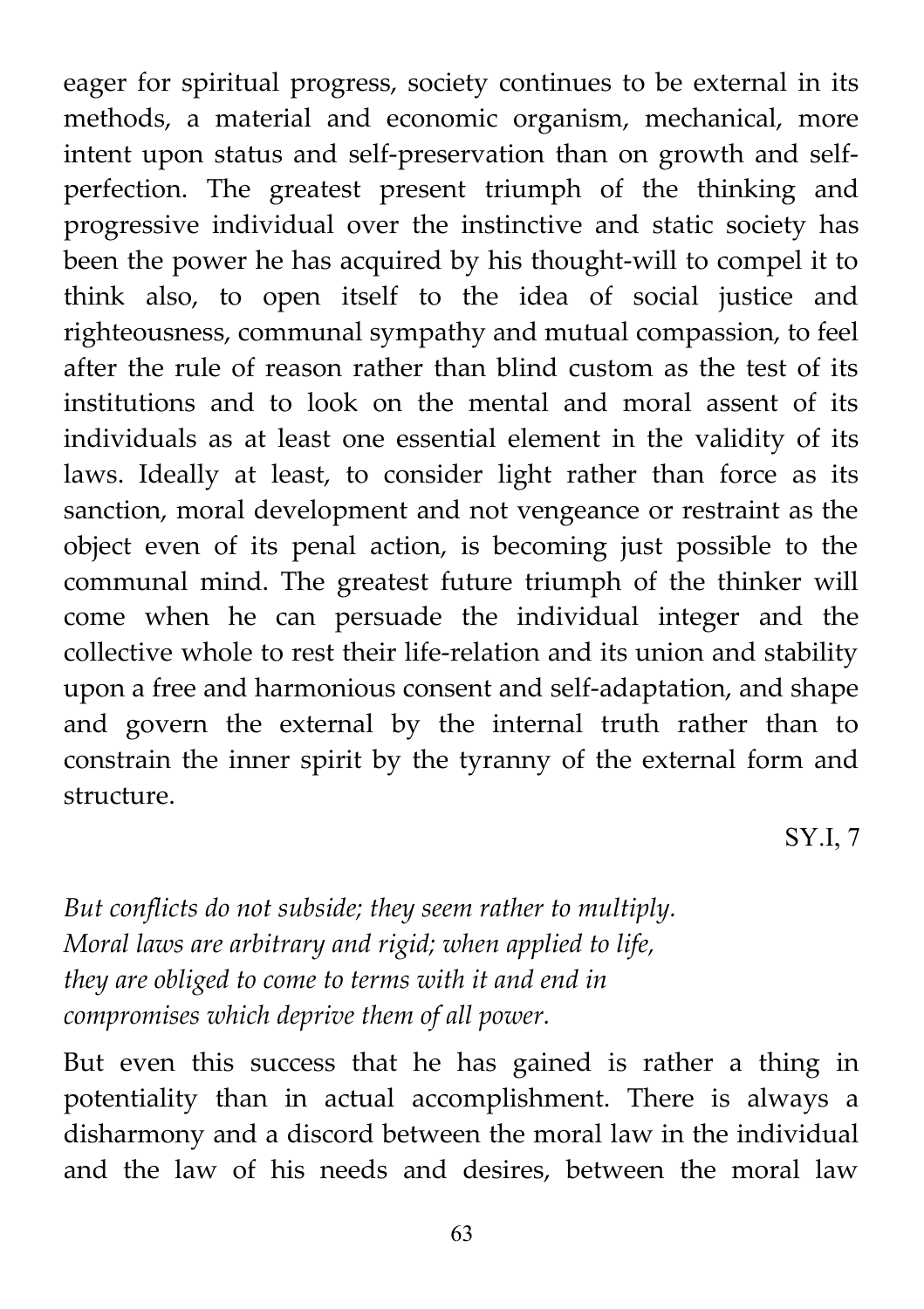eager for spiritual progress, society continues to be external in its methods, a material and economic organism, mechanical, more intent upon status and self-preservation than on growth and self-perfection. The greatest present triumph of the thinking and progressive individual over the instinctive and static society has been the power he has acquired by his thought-will to compel it to think also, to open itself to the idea of social justice and righteousness, communal sympathy and mutual compassion, to feel after the rule of reason rather than blind custom as the test of its institutions and to look on the mental and moral assent of its individuals as at least one essential element in the validity of its laws. Ideally at least, to consider light rather than force as its sanction, moral development and not vengeance or restraint as the object even of its penal action, is becoming just possible to the communal mind. The greatest future triumph of the thinker will come when he can persuade the individual integer and the collective whole to rest their life-relation and its union and stability upon a free and harmonious consent and self-adaptation, and shape and govern the external by the internal truth rather than to constrain the inner spirit by the tyranny of the external form and structure.

SY.I, 7

*But conflicts do not subside; they seem rather to multiply. Moral laws are arbitrary and rigid; when applied to life, they are obliged to come to terms with it and end in compromises which deprive them of all power.*

But even this success that he has gained is rather a thing in potentiality than in actual accomplishment. There is always a disharmony and a discord between the moral law in the individual and the law of his needs and desires, between the moral law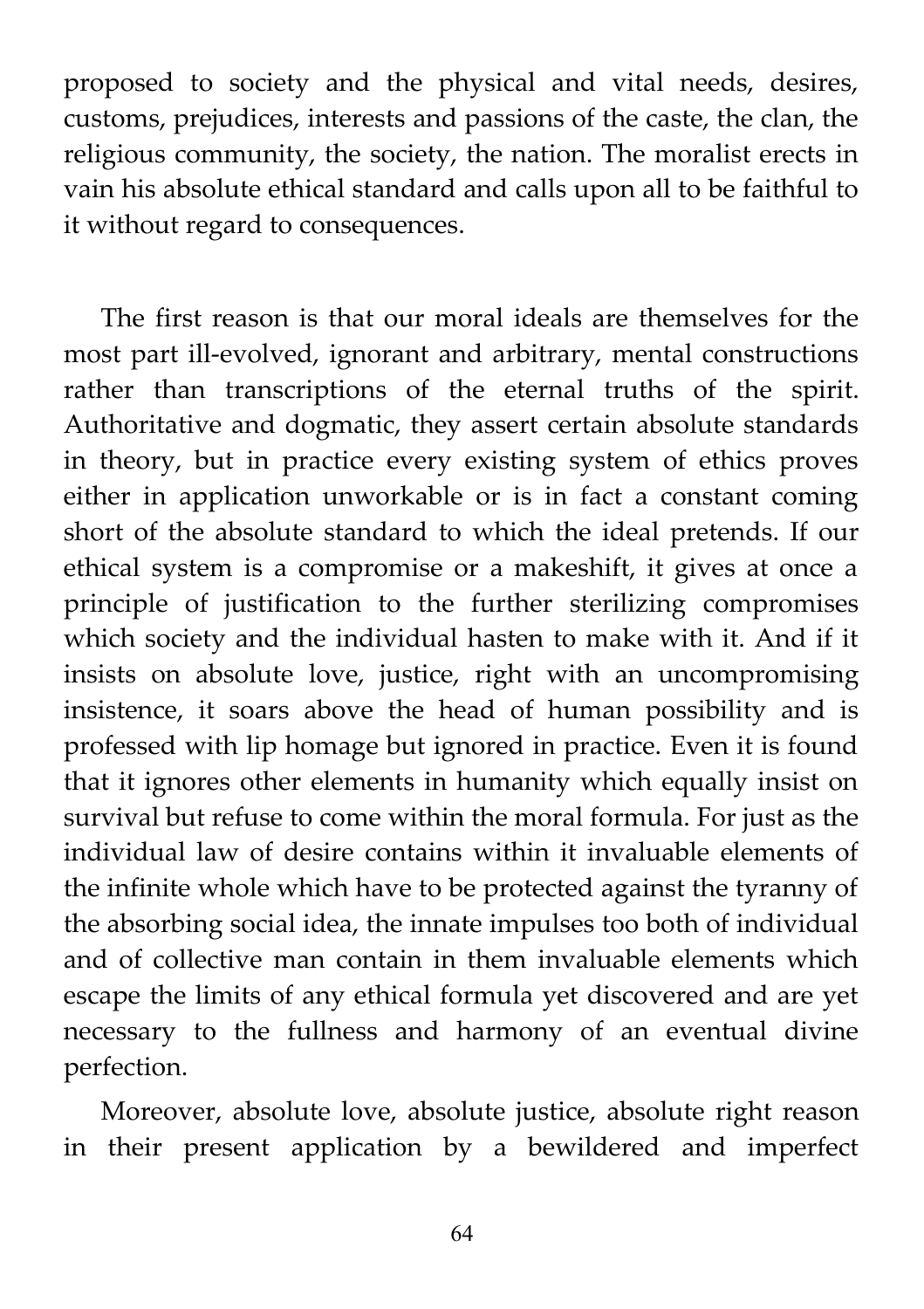proposed to society and the physical and vital needs, desires, customs, prejudices, interests and passions of the caste, the clan, the religious community, the society, the nation. The moralist erects in vain his absolute ethical standard and calls upon all to be faithful to it without regard to consequences.

The first reason is that our moral ideals are themselves for the most part ill-evolved, ignorant and arbitrary, mental constructions rather than transcriptions of the eternal truths of the spirit. Authoritative and dogmatic, they assert certain absolute standards in theory, but in practice every existing system of ethics proves either in application unworkable or is in fact a constant coming short of the absolute standard to which the ideal pretends. If our ethical system is a compromise or a makeshift, it gives at once a principle of justification to the further sterilizing compromises which society and the individual hasten to make with it. And if it insists on absolute love, justice, right with an uncompromising insistence, it soars above the head of human possibility and is professed with lip homage but ignored in practice. Even it is found that it ignores other elements in humanity which equally insist on survival but refuse to come within the moral formula. For just as the individual law of desire contains within it invaluable elements of the infinite whole which have to be protected against the tyranny of the absorbing social idea, the innate impulses too both of individual and of collective man contain in them invaluable elements which escape the limits of any ethical formula yet discovered and are yet necessary to the fullness and harmony of an eventual divine perfection.

Moreover, absolute love, absolute justice, absolute right reason in their present application by a bewildered and imperfect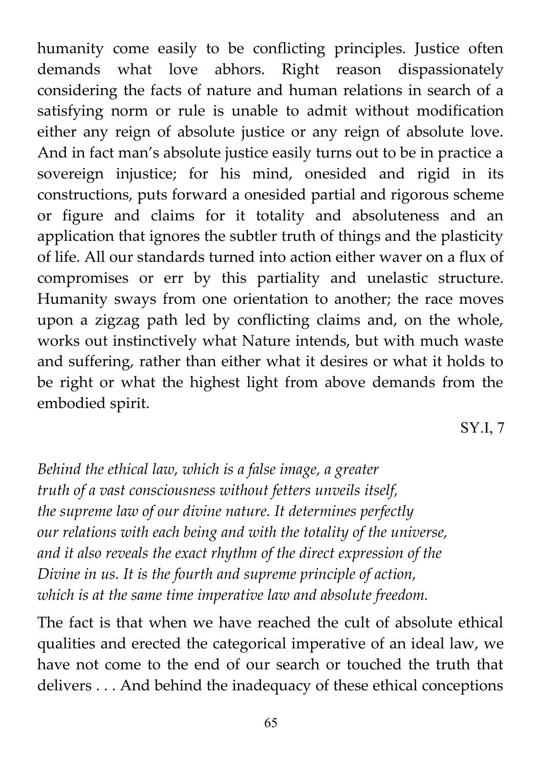humanity come easily to be conflicting principles. Justice often demands what love abhors. Right reason dispassionately considering the facts of nature and human relations in search of a satisfying norm or rule is unable to admit without modification either any reign of absolute justice or any reign of absolute love. And in fact man's absolute justice easily turns out to be in practice a sovereign injustice; for his mind, onesided and rigid in its constructions, puts forward a onesided partial and rigorous scheme or figure and claims for it totality and absoluteness and an application that ignores the subtler truth of things and the plasticity of life. All our standards turned into action either waver on a flux of compromises or err by this partiality and unelastic structure. Humanity sways from one orientation to another; the race moves upon a zigzag path led by conflicting claims and, on the whole, works out instinctively what Nature intends, but with much waste and suffering, rather than either what it desires or what it holds to be right or what the highest light from above demands from the embodied spirit.

SY.I, 7

*Behind the ethical law, which is a false image, a greater truth of a vast consciousness without fetters unveils itself, the supreme law of our divine nature. It determines perfectly our relations with each being and with the totality of the universe, and it also reveals the exact rhythm of the direct expression of the Divine in us. It is the fourth and supreme principle of action, which is at the same time imperative law and absolute freedom.*

The fact is that when we have reached the cult of absolute ethical qualities and erected the categorical imperative of an ideal law, we have not come to the end of our search or touched the truth that delivers . . . And behind the inadequacy of these ethical conceptions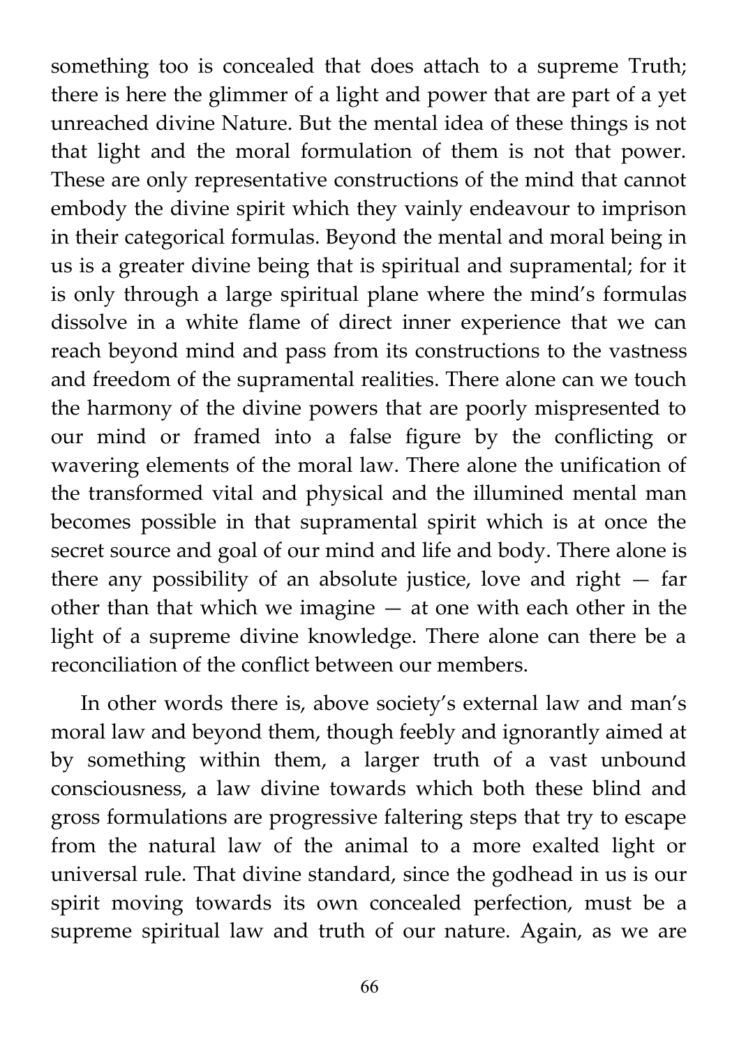something too is concealed that does attach to a supreme Truth; there is here the glimmer of a light and power that are part of a yet unreached divine Nature. But the mental idea of these things is not that light and the moral formulation of them is not that power. These are only representative constructions of the mind that cannot embody the divine spirit which they vainly endeavour to imprison in their categorical formulas. Beyond the mental and moral being in us is a greater divine being that is spiritual and supramental; for it is only through a large spiritual plane where the mind's formulas dissolve in a white flame of direct inner experience that we can reach beyond mind and pass from its constructions to the vastness and freedom of the supramental realities. There alone can we touch the harmony of the divine powers that are poorly mispresented to our mind or framed into a false figure by the conflicting or wavering elements of the moral law. There alone the unification of the transformed vital and physical and the illumined mental man becomes possible in that supramental spirit which is at once the secret source and goal of our mind and life and body. There alone is there any possibility of an absolute justice, love and right — far other than that which we imagine — at one with each other in the light of a supreme divine knowledge. There alone can there be a reconciliation of the conflict between our members.

In other words there is, above society's external law and man's moral law and beyond them, though feebly and ignorantly aimed at by something within them, a larger truth of a vast unbound consciousness, a law divine towards which both these blind and gross formulations are progressive faltering steps that try to escape from the natural law of the animal to a more exalted light or universal rule. That divine standard, since the godhead in us is our spirit moving towards its own concealed perfection, must be a supreme spiritual law and truth of our nature. Again, as we are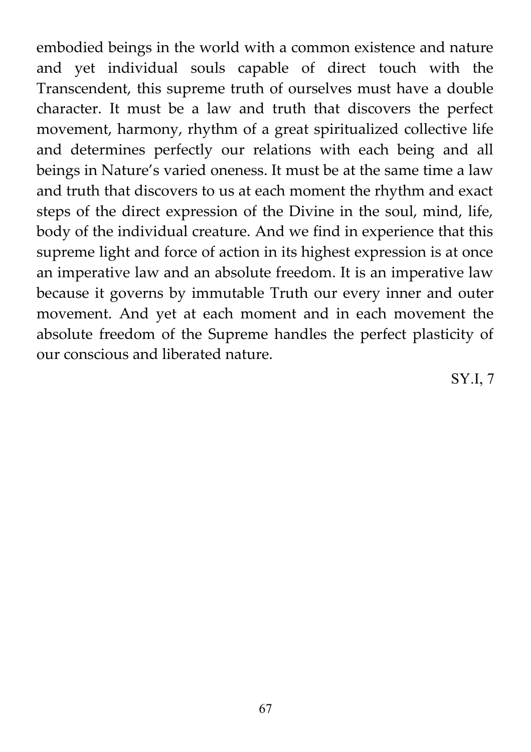embodied beings in the world with a common existence and nature and yet individual souls capable of direct touch with the Transcendent, this supreme truth of ourselves must have a double character. It must be a law and truth that discovers the perfect movement, harmony, rhythm of a great spiritualized collective life and determines perfectly our relations with each being and all beings in Nature's varied oneness. It must be at the same time a law and truth that discovers to us at each moment the rhythm and exact steps of the direct expression of the Divine in the soul, mind, life, body of the individual creature. And we find in experience that this supreme light and force of action in its highest expression is at once an imperative law and an absolute freedom. It is an imperative law because it governs by immutable Truth our every inner and outer movement. And yet at each moment and in each movement the absolute freedom of the Supreme handles the perfect plasticity of our conscious and liberated nature.

SY.I, 7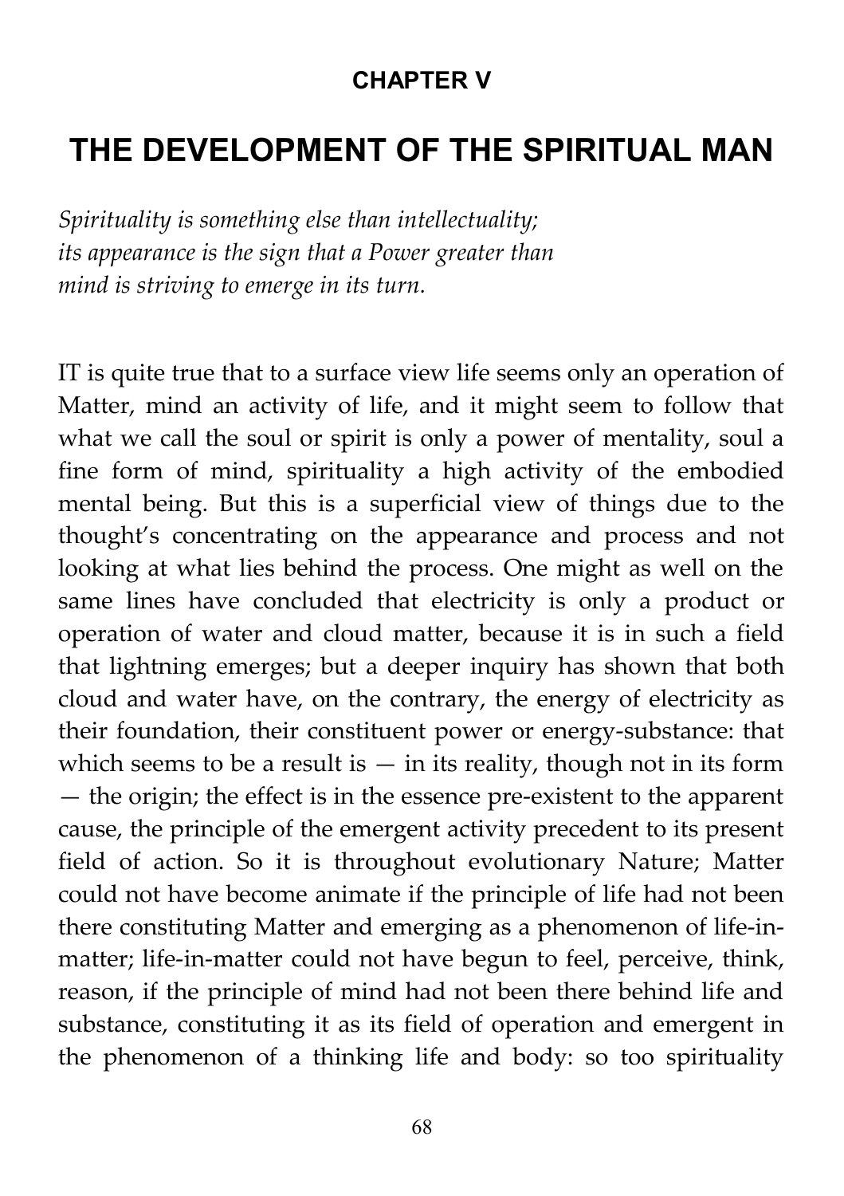**CHAPTER V**

# THE DEVELOPMENT OF THE SPIRITUAL MAN

*Spirituality is something else than intellectuality; its appearance is the sign that a Power greater than mind is striving to emerge in its turn.*

IT is quite true that to a surface view life seems only an operation of Matter, mind an activity of life, and it might seem to follow that what we call the soul or spirit is only a power of mentality, soul a fine form of mind, spirituality a high activity of the embodied mental being. But this is a superficial view of things due to the thought's concentrating on the appearance and process and not looking at what lies behind the process. One might as well on the same lines have concluded that electricity is only a product or operation of water and cloud matter, because it is in such a field that lightning emerges; but a deeper inquiry has shown that both cloud and water have, on the contrary, the energy of electricity as their foundation, their constituent power or energy-substance: that which seems to be a result is — in its reality, though not in its form — the origin; the effect is in the essence pre-existent to the apparent cause, the principle of the emergent activity precedent to its present field of action. So it is throughout evolutionary Nature; Matter could not have become animate if the principle of life had not been there constituting Matter and emerging as a phenomenon of life-in-matter; life-in-matter could not have begun to feel, perceive, think, reason, if the principle of mind had not been there behind life and substance, constituting it as its field of operation and emergent in the phenomenon of a thinking life and body: so too spirituality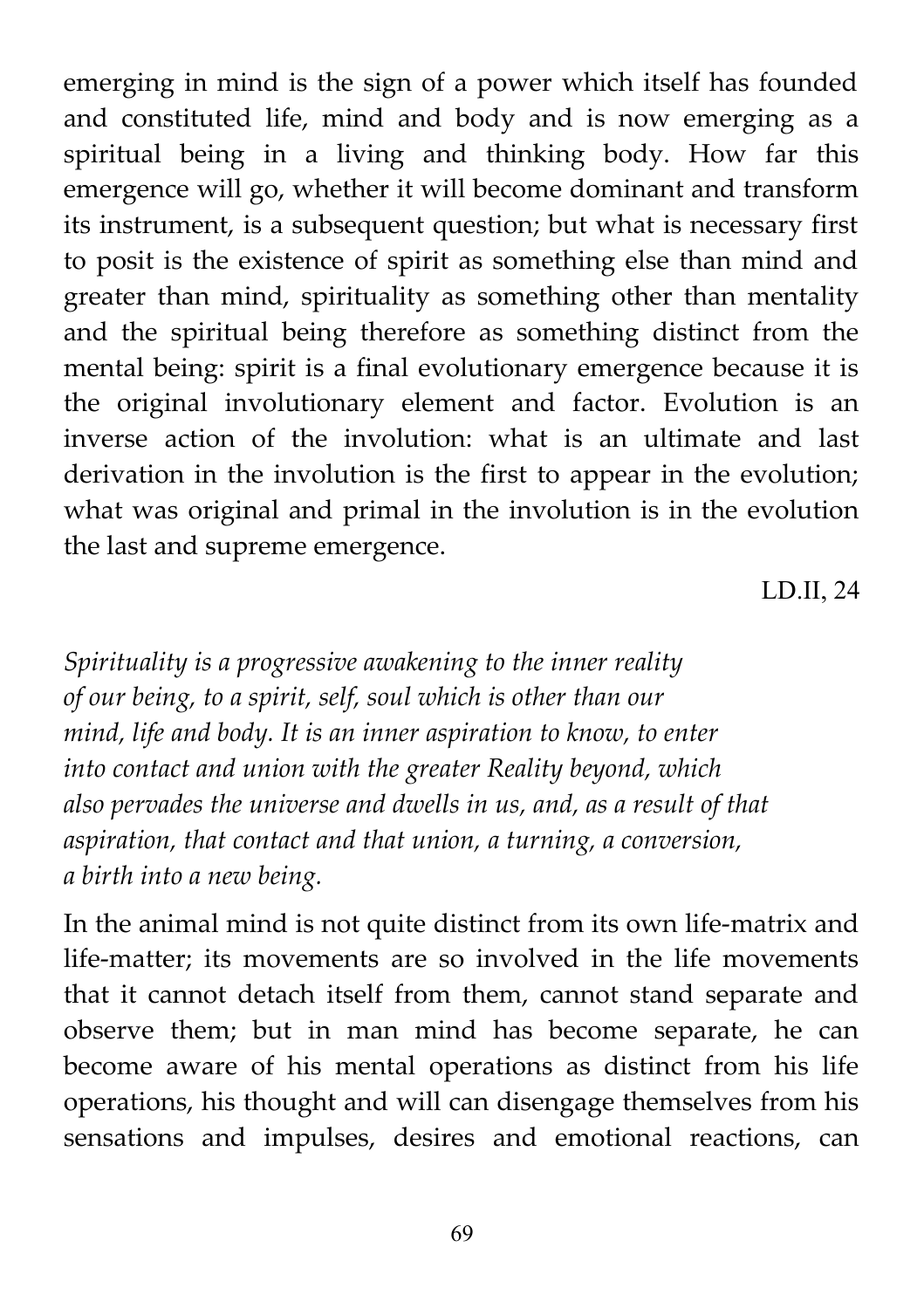emerging in mind is the sign of a power which itself has founded and constituted life, mind and body and is now emerging as a spiritual being in a living and thinking body. How far this emergence will go, whether it will become dominant and transform its instrument, is a subsequent question; but what is necessary first to posit is the existence of spirit as something else than mind and greater than mind, spirituality as something other than mentality and the spiritual being therefore as something distinct from the mental being: spirit is a final evolutionary emergence because it is the original involutionary element and factor. Evolution is an inverse action of the involution: what is an ultimate and last derivation in the involution is the first to appear in the evolution; what was original and primal in the involution is in the evolution the last and supreme emergence.

LD.II, 24

*Spirituality is a progressive awakening to the inner reality of our being, to a spirit, self, soul which is other than our mind, life and body. It is an inner aspiration to know, to enter into contact and union with the greater Reality beyond, which also pervades the universe and dwells in us, and, as a result of that aspiration, that contact and that union, a turning, a conversion, a birth into a new being.*

In the animal mind is not quite distinct from its own life-matrix and life-matter; its movements are so involved in the life movements that it cannot detach itself from them, cannot stand separate and observe them; but in man mind has become separate, he can become aware of his mental operations as distinct from his life operations, his thought and will can disengage themselves from his sensations and impulses, desires and emotional reactions, can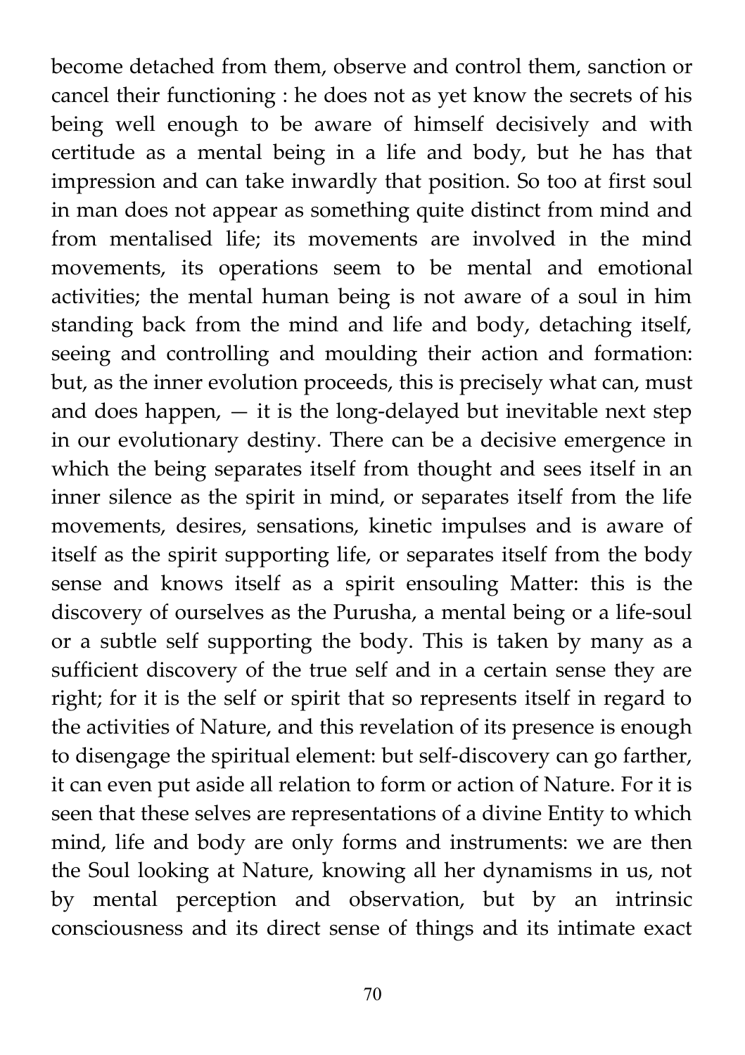become detached from them, observe and control them, sanction or cancel their functioning : he does not as yet know the secrets of his being well enough to be aware of himself decisively and with certitude as a mental being in a life and body, but he has that impression and can take inwardly that position. So too at first soul in man does not appear as something quite distinct from mind and from mentalised life; its movements are involved in the mind movements, its operations seem to be mental and emotional activities; the mental human being is not aware of a soul in him standing back from the mind and life and body, detaching itself, seeing and controlling and moulding their action and formation: but, as the inner evolution proceeds, this is precisely what can, must and does happen, — it is the long-delayed but inevitable next step in our evolutionary destiny. There can be a decisive emergence in which the being separates itself from thought and sees itself in an inner silence as the spirit in mind, or separates itself from the life movements, desires, sensations, kinetic impulses and is aware of itself as the spirit supporting life, or separates itself from the body sense and knows itself as a spirit ensouling Matter: this is the discovery of ourselves as the Purusha, a mental being or a life-soul or a subtle self supporting the body. This is taken by many as a sufficient discovery of the true self and in a certain sense they are right; for it is the self or spirit that so represents itself in regard to the activities of Nature, and this revelation of its presence is enough to disengage the spiritual element: but self-discovery can go farther, it can even put aside all relation to form or action of Nature. For it is seen that these selves are representations of a divine Entity to which mind, life and body are only forms and instruments: we are then the Soul looking at Nature, knowing all her dynamisms in us, not by mental perception and observation, but by an intrinsic consciousness and its direct sense of things and its intimate exact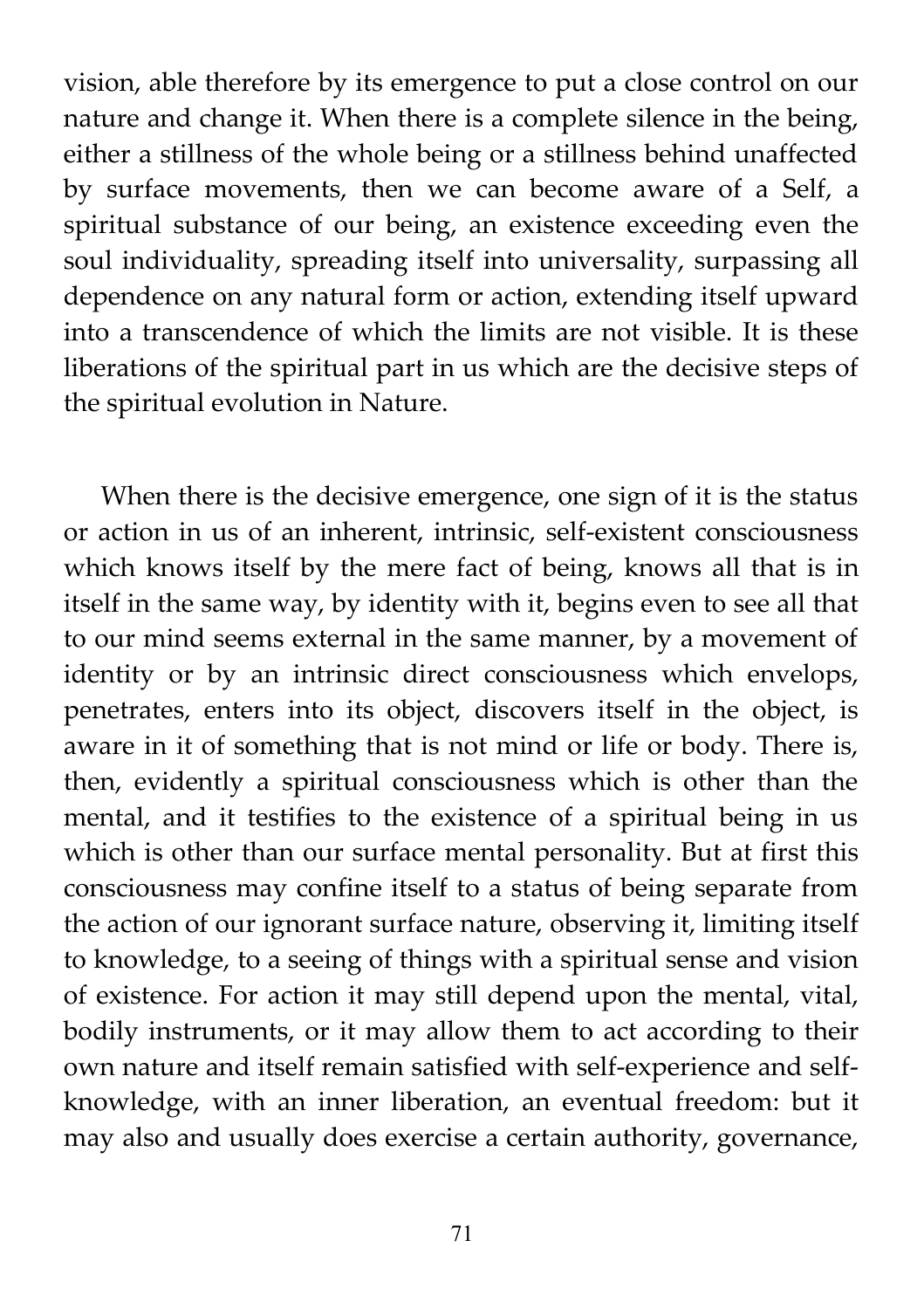vision, able therefore by its emergence to put a close control on our nature and change it. When there is a complete silence in the being, either a stillness of the whole being or a stillness behind unaffected by surface movements, then we can become aware of a Self, a spiritual substance of our being, an existence exceeding even the soul individuality, spreading itself into universality, surpassing all dependence on any natural form or action, extending itself upward into a transcendence of which the limits are not visible. It is these liberations of the spiritual part in us which are the decisive steps of the spiritual evolution in Nature.

When there is the decisive emergence, one sign of it is the status or action in us of an inherent, intrinsic, self-existent consciousness which knows itself by the mere fact of being, knows all that is in itself in the same way, by identity with it, begins even to see all that to our mind seems external in the same manner, by a movement of identity or by an intrinsic direct consciousness which envelops, penetrates, enters into its object, discovers itself in the object, is aware in it of something that is not mind or life or body. There is, then, evidently a spiritual consciousness which is other than the mental, and it testifies to the existence of a spiritual being in us which is other than our surface mental personality. But at first this consciousness may confine itself to a status of being separate from the action of our ignorant surface nature, observing it, limiting itself to knowledge, to a seeing of things with a spiritual sense and vision of existence. For action it may still depend upon the mental, vital, bodily instruments, or it may allow them to act according to their own nature and itself remain satisfied with self-experience and self-knowledge, with an inner liberation, an eventual freedom: but it may also and usually does exercise a certain authority, governance,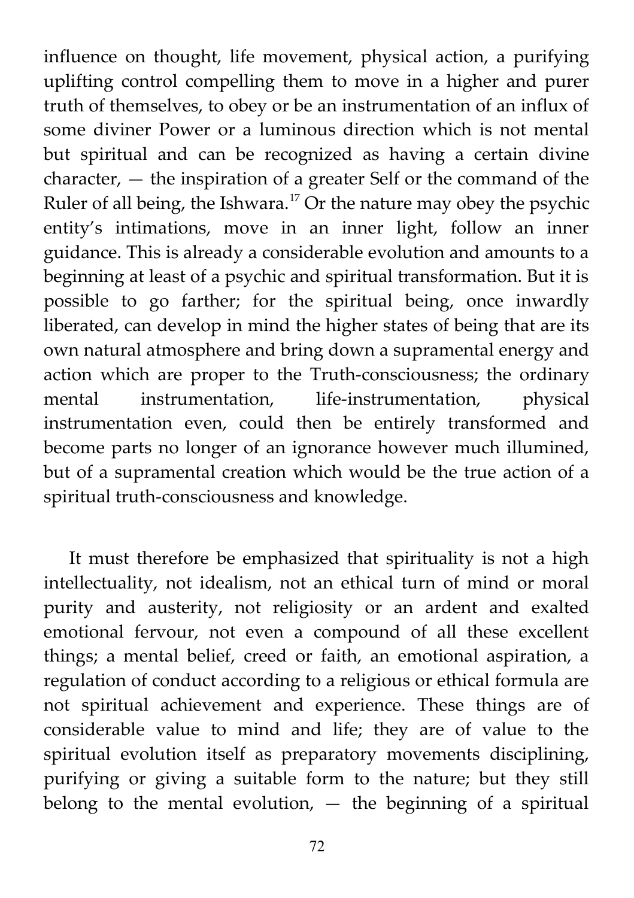influence on thought, life movement, physical action, a purifying uplifting control compelling them to move in a higher and purer truth of themselves, to obey or be an instrumentation of an influx of some diviner Power or a luminous direction which is not mental but spiritual and can be recognized as having a certain divine character, — the inspiration of a greater Self or the command of the Ruler of all being, the Ishwara.[17] Or the nature may obey the psychic entity's intimations, move in an inner light, follow an inner guidance. This is already a considerable evolution and amounts to a beginning at least of a psychic and spiritual transformation. But it is possible to go farther; for the spiritual being, once inwardly liberated, can develop in mind the higher states of being that are its own natural atmosphere and bring down a supramental energy and action which are proper to the Truth-consciousness; the ordinary mental instrumentation, life-instrumentation, physical instrumentation even, could then be entirely transformed and become parts no longer of an ignorance however much illumined, but of a supramental creation which would be the true action of a spiritual truth-consciousness and knowledge.

It must therefore be emphasized that spirituality is not a high intellectuality, not idealism, not an ethical turn of mind or moral purity and austerity, not religiosity or an ardent and exalted emotional fervour, not even a compound of all these excellent things; a mental belief, creed or faith, an emotional aspiration, a regulation of conduct according to a religious or ethical formula are not spiritual achievement and experience. These things are of considerable value to mind and life; they are of value to the spiritual evolution itself as preparatory movements disciplining, purifying or giving a suitable form to the nature; but they still belong to the mental evolution, — the beginning of a spiritual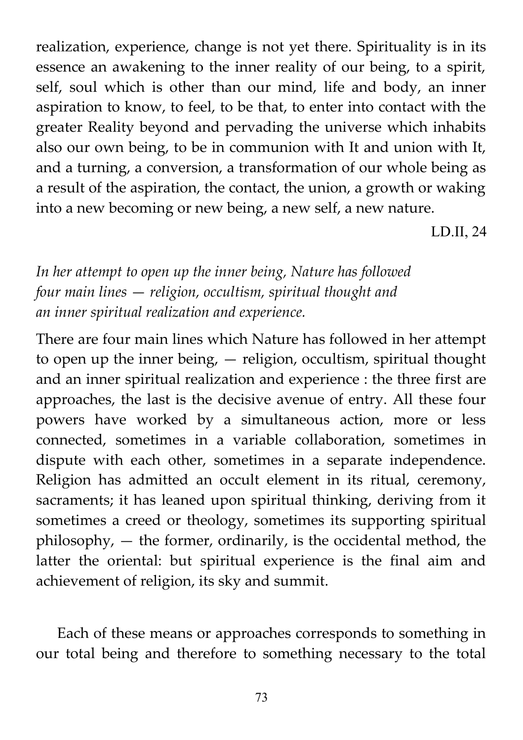realization, experience, change is not yet there. Spirituality is in its essence an awakening to the inner reality of our being, to a spirit, self, soul which is other than our mind, life and body, an inner aspiration to know, to feel, to be that, to enter into contact with the greater Reality beyond and pervading the universe which inhabits also our own being, to be in communion with It and union with It, and a turning, a conversion, a transformation of our whole being as a result of the aspiration, the contact, the union, a growth or waking into a new becoming or new being, a new self, a new nature.

LD.II, 24

*In her attempt to open up the inner being, Nature has followed four main lines — religion, occultism, spiritual thought and an inner spiritual realization and experience.*

There are four main lines which Nature has followed in her attempt to open up the inner being, — religion, occultism, spiritual thought and an inner spiritual realization and experience : the three first are approaches, the last is the decisive avenue of entry. All these four powers have worked by a simultaneous action, more or less connected, sometimes in a variable collaboration, sometimes in dispute with each other, sometimes in a separate independence. Religion has admitted an occult element in its ritual, ceremony, sacraments; it has leaned upon spiritual thinking, deriving from it sometimes a creed or theology, sometimes its supporting spiritual philosophy, — the former, ordinarily, is the occidental method, the latter the oriental: but spiritual experience is the final aim and achievement of religion, its sky and summit.

Each of these means or approaches corresponds to something in our total being and therefore to something necessary to the total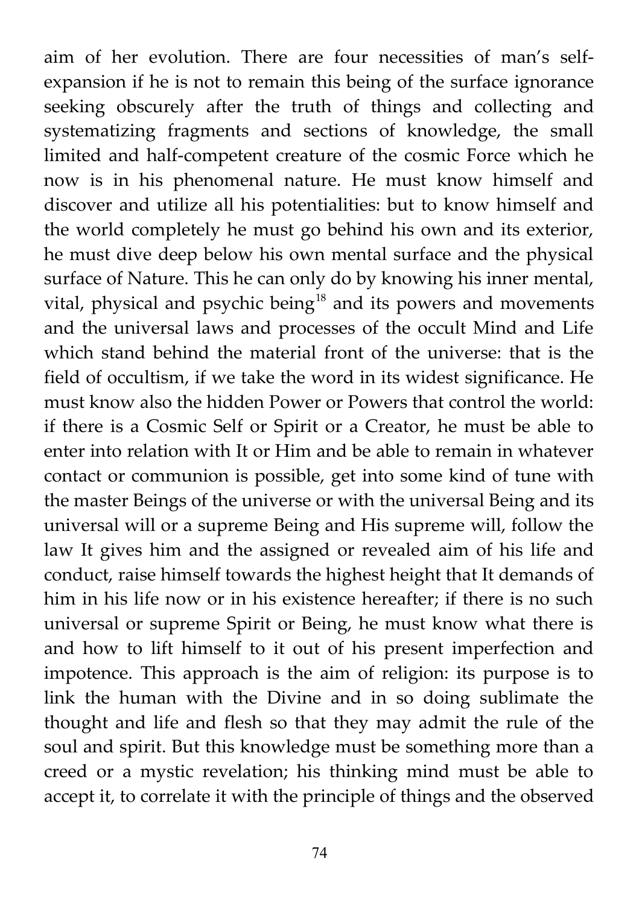aim of her evolution. There are four necessities of man's self-expansion if he is not to remain this being of the surface ignorance seeking obscurely after the truth of things and collecting and systematizing fragments and sections of knowledge, the small limited and half-competent creature of the cosmic Force which he now is in his phenomenal nature. He must know himself and discover and utilize all his potentialities: but to know himself and the world completely he must go behind his own and its exterior, he must dive deep below his own mental surface and the physical surface of Nature. This he can only do by knowing his inner mental, vital, physical and psychic being[18] and its powers and movements and the universal laws and processes of the occult Mind and Life which stand behind the material front of the universe: that is the field of occultism, if we take the word in its widest significance. He must know also the hidden Power or Powers that control the world: if there is a Cosmic Self or Spirit or a Creator, he must be able to enter into relation with It or Him and be able to remain in whatever contact or communion is possible, get into some kind of tune with the master Beings of the universe or with the universal Being and its universal will or a supreme Being and His supreme will, follow the law It gives him and the assigned or revealed aim of his life and conduct, raise himself towards the highest height that It demands of him in his life now or in his existence hereafter; if there is no such universal or supreme Spirit or Being, he must know what there is and how to lift himself to it out of his present imperfection and impotence. This approach is the aim of religion: its purpose is to link the human with the Divine and in so doing sublimate the thought and life and flesh so that they may admit the rule of the soul and spirit. But this knowledge must be something more than a creed or a mystic revelation; his thinking mind must be able to accept it, to correlate it with the principle of things and the observed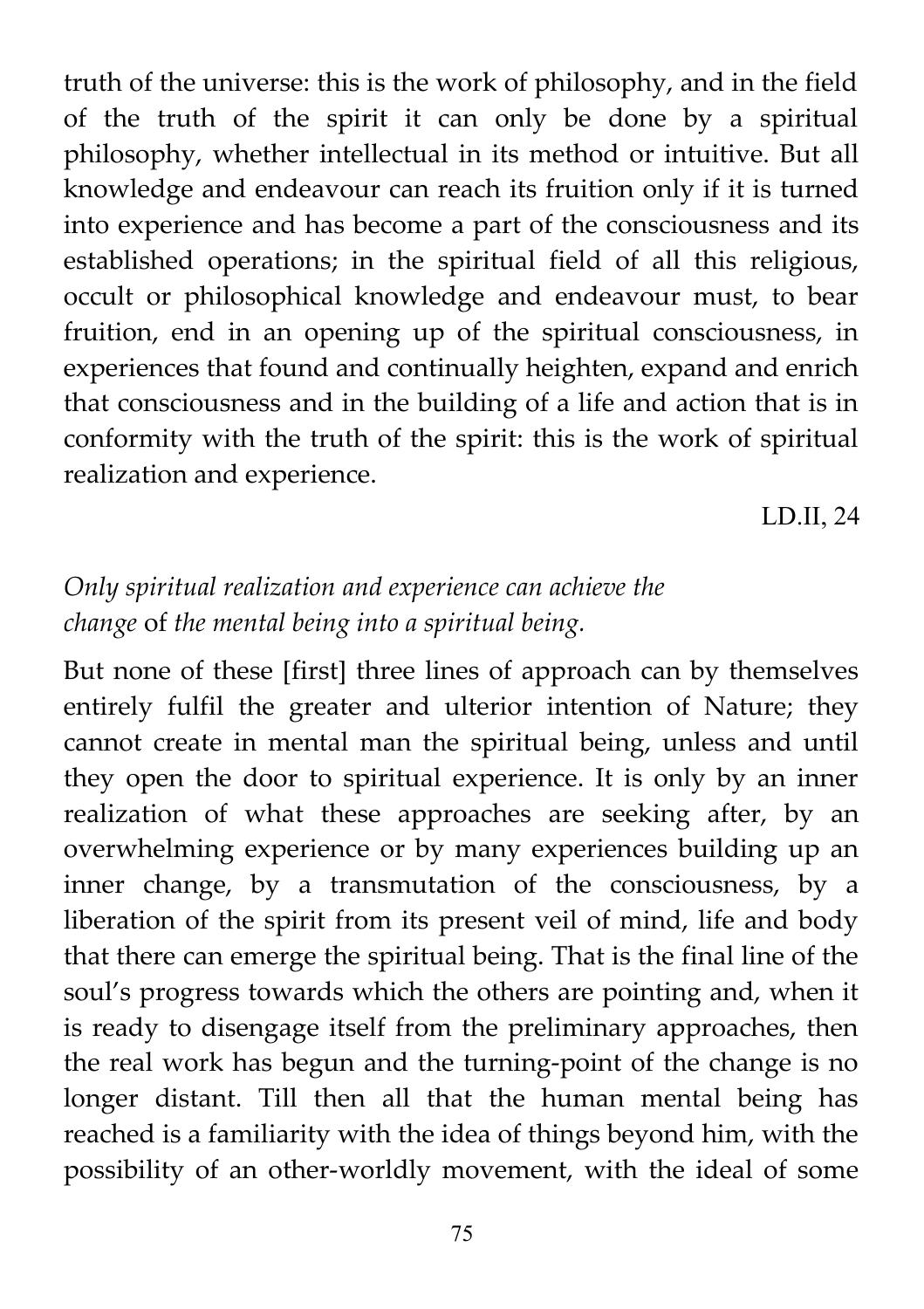truth of the universe: this is the work of philosophy, and in the field of the truth of the spirit it can only be done by a spiritual philosophy, whether intellectual in its method or intuitive. But all knowledge and endeavour can reach its fruition only if it is turned into experience and has become a part of the consciousness and its established operations; in the spiritual field of all this religious, occult or philosophical knowledge and endeavour must, to bear fruition, end in an opening up of the spiritual consciousness, in experiences that found and continually heighten, expand and enrich that consciousness and in the building of a life and action that is in conformity with the truth of the spirit: this is the work of spiritual realization and experience.

LD.II, 24

*Only spiritual realization and experience can achieve the change* of *the mental being into a spiritual being.*

But none of these [first] three lines of approach can by themselves entirely fulfil the greater and ulterior intention of Nature; they cannot create in mental man the spiritual being, unless and until they open the door to spiritual experience. It is only by an inner realization of what these approaches are seeking after, by an overwhelming experience or by many experiences building up an inner change, by a transmutation of the consciousness, by a liberation of the spirit from its present veil of mind, life and body that there can emerge the spiritual being. That is the final line of the soul's progress towards which the others are pointing and, when it is ready to disengage itself from the preliminary approaches, then the real work has begun and the turning-point of the change is no longer distant. Till then all that the human mental being has reached is a familiarity with the idea of things beyond him, with the possibility of an other-worldly movement, with the ideal of some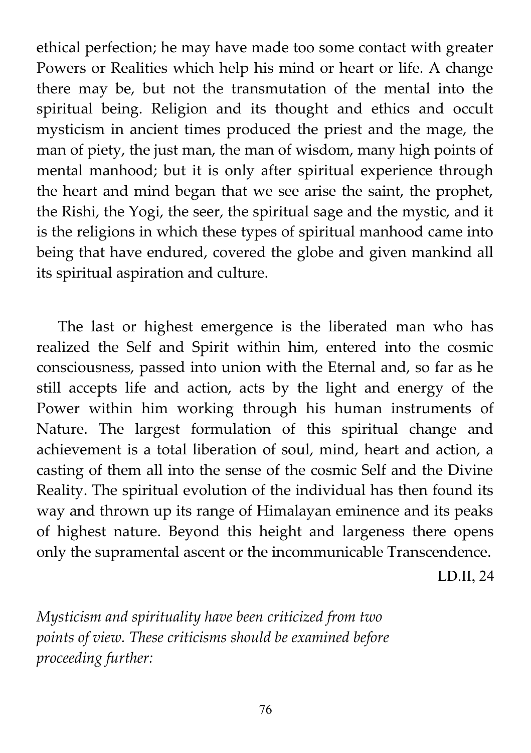ethical perfection; he may have made too some contact with greater Powers or Realities which help his mind or heart or life. A change there may be, but not the transmutation of the mental into the spiritual being. Religion and its thought and ethics and occult mysticism in ancient times produced the priest and the mage, the man of piety, the just man, the man of wisdom, many high points of mental manhood; but it is only after spiritual experience through the heart and mind began that we see arise the saint, the prophet, the Rishi, the Yogi, the seer, the spiritual sage and the mystic, and it is the religions in which these types of spiritual manhood came into being that have endured, covered the globe and given mankind all its spiritual aspiration and culture.

The last or highest emergence is the liberated man who has realized the Self and Spirit within him, entered into the cosmic consciousness, passed into union with the Eternal and, so far as he still accepts life and action, acts by the light and energy of the Power within him working through his human instruments of Nature. The largest formulation of this spiritual change and achievement is a total liberation of soul, mind, heart and action, a casting of them all into the sense of the cosmic Self and the Divine Reality. The spiritual evolution of the individual has then found its way and thrown up its range of Himalayan eminence and its peaks of highest nature. Beyond this height and largeness there opens only the supramental ascent or the incommunicable Transcendence.

LD.II, 24

*Mysticism and spirituality have been criticized from two points of view. These criticisms should be examined before proceeding further:*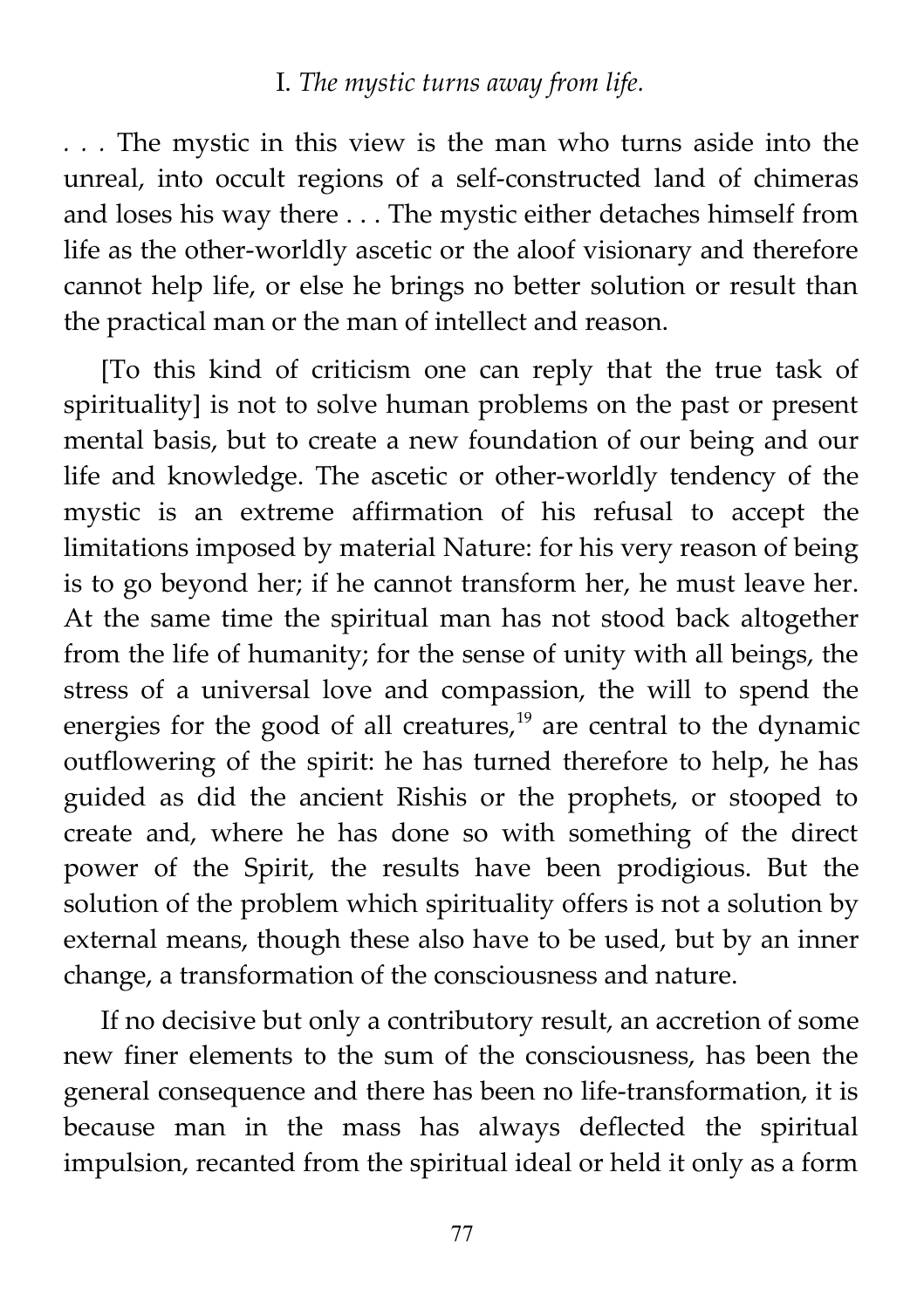### I. *The mystic turns away from life.*

. . . The mystic in this view is the man who turns aside into the unreal, into occult regions of a self-constructed land of chimeras and loses his way there . . . The mystic either detaches himself from life as the other-worldly ascetic or the aloof visionary and therefore cannot help life, or else he brings no better solution or result than the practical man or the man of intellect and reason.

[To this kind of criticism one can reply that the true task of spirituality] is not to solve human problems on the past or present mental basis, but to create a new foundation of our being and our life and knowledge. The ascetic or other-worldly tendency of the mystic is an extreme affirmation of his refusal to accept the limitations imposed by material Nature: for his very reason of being is to go beyond her; if he cannot transform her, he must leave her. At the same time the spiritual man has not stood back altogether from the life of humanity; for the sense of unity with all beings, the stress of a universal love and compassion, the will to spend the energies for the good of all creatures,[19] are central to the dynamic outflowering of the spirit: he has turned therefore to help, he has guided as did the ancient Rishis or the prophets, or stooped to create and, where he has done so with something of the direct power of the Spirit, the results have been prodigious. But the solution of the problem which spirituality offers is not a solution by external means, though these also have to be used, but by an inner change, a transformation of the consciousness and nature.

If no decisive but only a contributory result, an accretion of some new finer elements to the sum of the consciousness, has been the general consequence and there has been no life-transformation, it is because man in the mass has always deflected the spiritual impulsion, recanted from the spiritual ideal or held it only as a form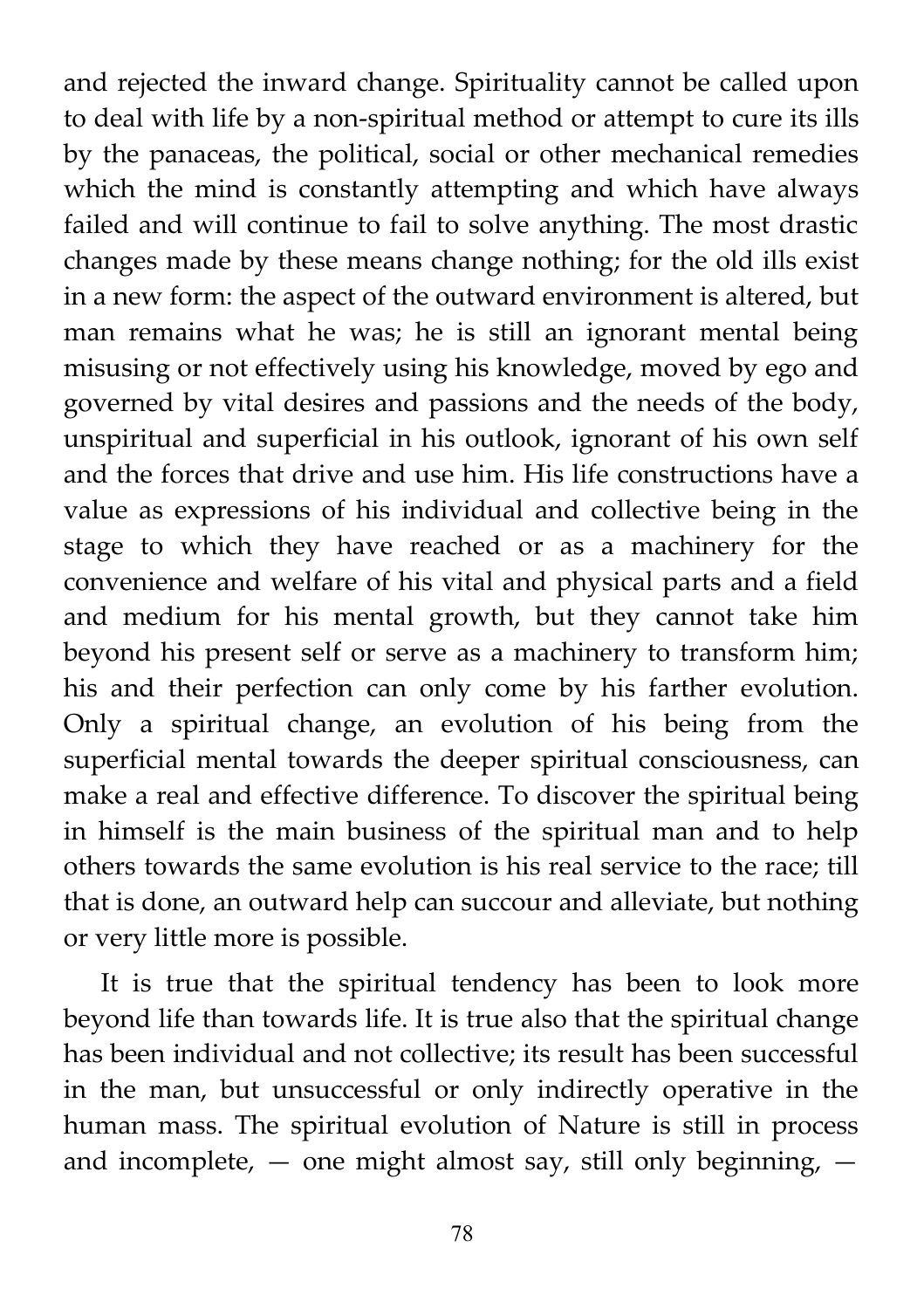and rejected the inward change. Spirituality cannot be called upon to deal with life by a non-spiritual method or attempt to cure its ills by the panaceas, the political, social or other mechanical remedies which the mind is constantly attempting and which have always failed and will continue to fail to solve anything. The most drastic changes made by these means change nothing; for the old ills exist in a new form: the aspect of the outward environment is altered, but man remains what he was; he is still an ignorant mental being misusing or not effectively using his knowledge, moved by ego and governed by vital desires and passions and the needs of the body, unspiritual and superficial in his outlook, ignorant of his own self and the forces that drive and use him. His life constructions have a value as expressions of his individual and collective being in the stage to which they have reached or as a machinery for the convenience and welfare of his vital and physical parts and a field and medium for his mental growth, but they cannot take him beyond his present self or serve as a machinery to transform him; his and their perfection can only come by his farther evolution. Only a spiritual change, an evolution of his being from the superficial mental towards the deeper spiritual consciousness, can make a real and effective difference. To discover the spiritual being in himself is the main business of the spiritual man and to help others towards the same evolution is his real service to the race; till that is done, an outward help can succour and alleviate, but nothing or very little more is possible.

It is true that the spiritual tendency has been to look more beyond life than towards life. It is true also that the spiritual change has been individual and not collective; its result has been successful in the man, but unsuccessful or only indirectly operative in the human mass. The spiritual evolution of Nature is still in process and incomplete, — one might almost say, still only beginning, —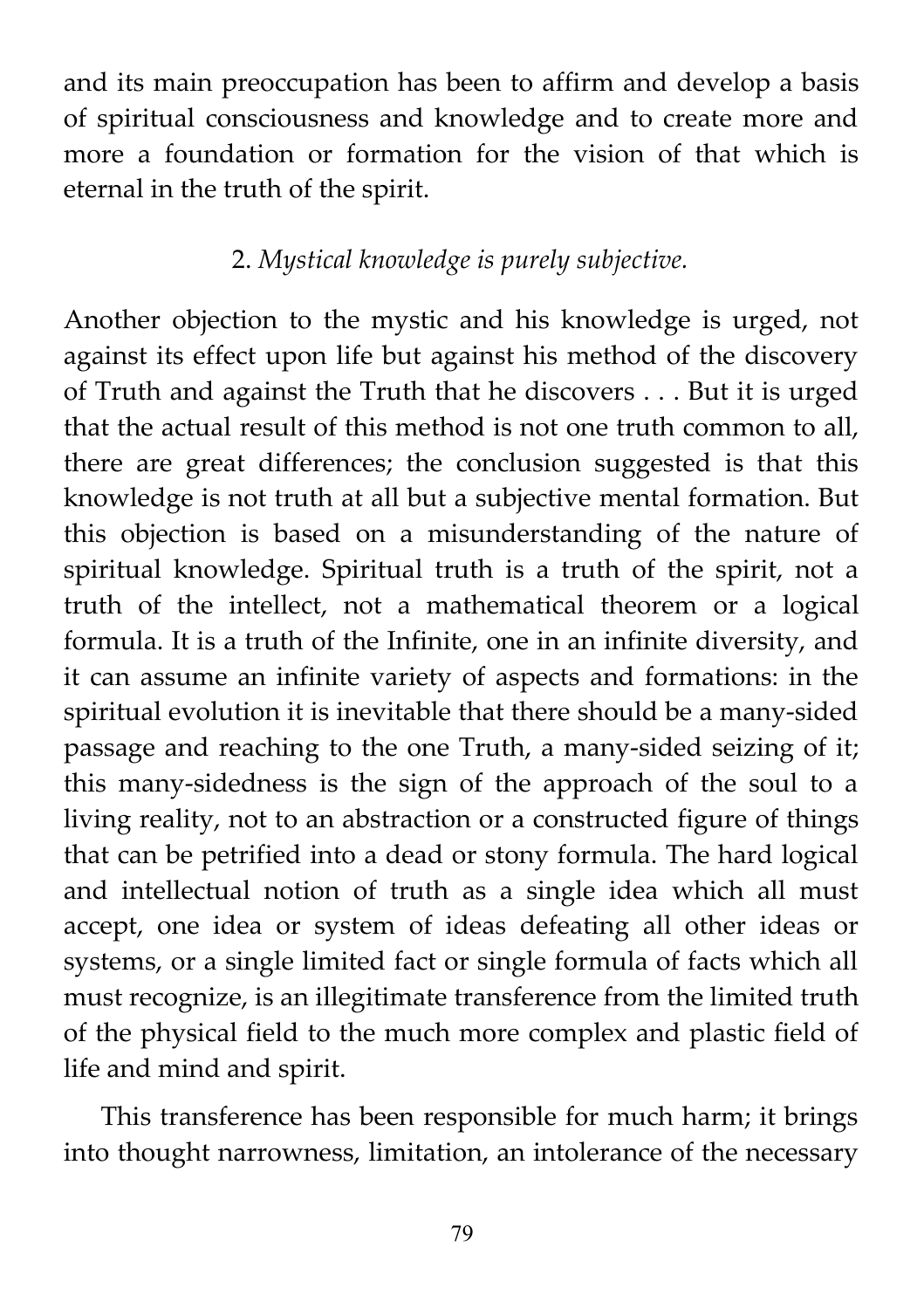and its main preoccupation has been to affirm and develop a basis of spiritual consciousness and knowledge and to create more and more a foundation or formation for the vision of that which is eternal in the truth of the spirit.

### 2. *Mystical knowledge is purely subjective.*

Another objection to the mystic and his knowledge is urged, not against its effect upon life but against his method of the discovery of Truth and against the Truth that he discovers . . . But it is urged that the actual result of this method is not one truth common to all, there are great differences; the conclusion suggested is that this knowledge is not truth at all but a subjective mental formation. But this objection is based on a misunderstanding of the nature of spiritual knowledge. Spiritual truth is a truth of the spirit, not a truth of the intellect, not a mathematical theorem or a logical formula. It is a truth of the Infinite, one in an infinite diversity, and it can assume an infinite variety of aspects and formations: in the spiritual evolution it is inevitable that there should be a many-sided passage and reaching to the one Truth, a many-sided seizing of it; this many-sidedness is the sign of the approach of the soul to a living reality, not to an abstraction or a constructed figure of things that can be petrified into a dead or stony formula. The hard logical and intellectual notion of truth as a single idea which all must accept, one idea or system of ideas defeating all other ideas or systems, or a single limited fact or single formula of facts which all must recognize, is an illegitimate transference from the limited truth of the physical field to the much more complex and plastic field of life and mind and spirit.

This transference has been responsible for much harm; it brings into thought narrowness, limitation, an intolerance of the necessary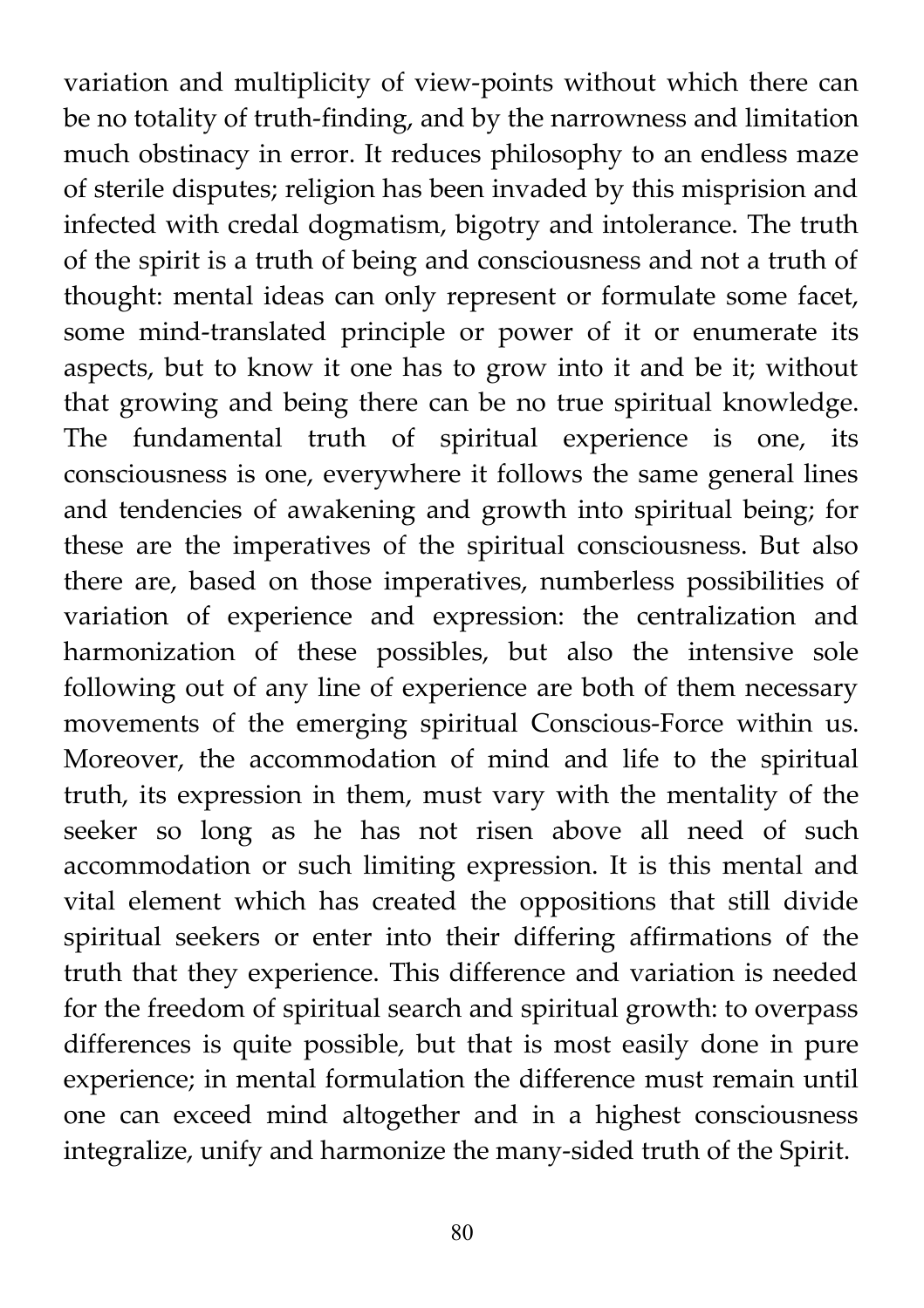variation and multiplicity of view-points without which there can be no totality of truth-finding, and by the narrowness and limitation much obstinacy in error. It reduces philosophy to an endless maze of sterile disputes; religion has been invaded by this misprision and infected with credal dogmatism, bigotry and intolerance. The truth of the spirit is a truth of being and consciousness and not a truth of thought: mental ideas can only represent or formulate some facet, some mind-translated principle or power of it or enumerate its aspects, but to know it one has to grow into it and be it; without that growing and being there can be no true spiritual knowledge. The fundamental truth of spiritual experience is one, its consciousness is one, everywhere it follows the same general lines and tendencies of awakening and growth into spiritual being; for these are the imperatives of the spiritual consciousness. But also there are, based on those imperatives, numberless possibilities of variation of experience and expression: the centralization and harmonization of these possibles, but also the intensive sole following out of any line of experience are both of them necessary movements of the emerging spiritual Conscious-Force within us. Moreover, the accommodation of mind and life to the spiritual truth, its expression in them, must vary with the mentality of the seeker so long as he has not risen above all need of such accommodation or such limiting expression. It is this mental and vital element which has created the oppositions that still divide spiritual seekers or enter into their differing affirmations of the truth that they experience. This difference and variation is needed for the freedom of spiritual search and spiritual growth: to overpass differences is quite possible, but that is most easily done in pure experience; in mental formulation the difference must remain until one can exceed mind altogether and in a highest consciousness integralize, unify and harmonize the many-sided truth of the Spirit.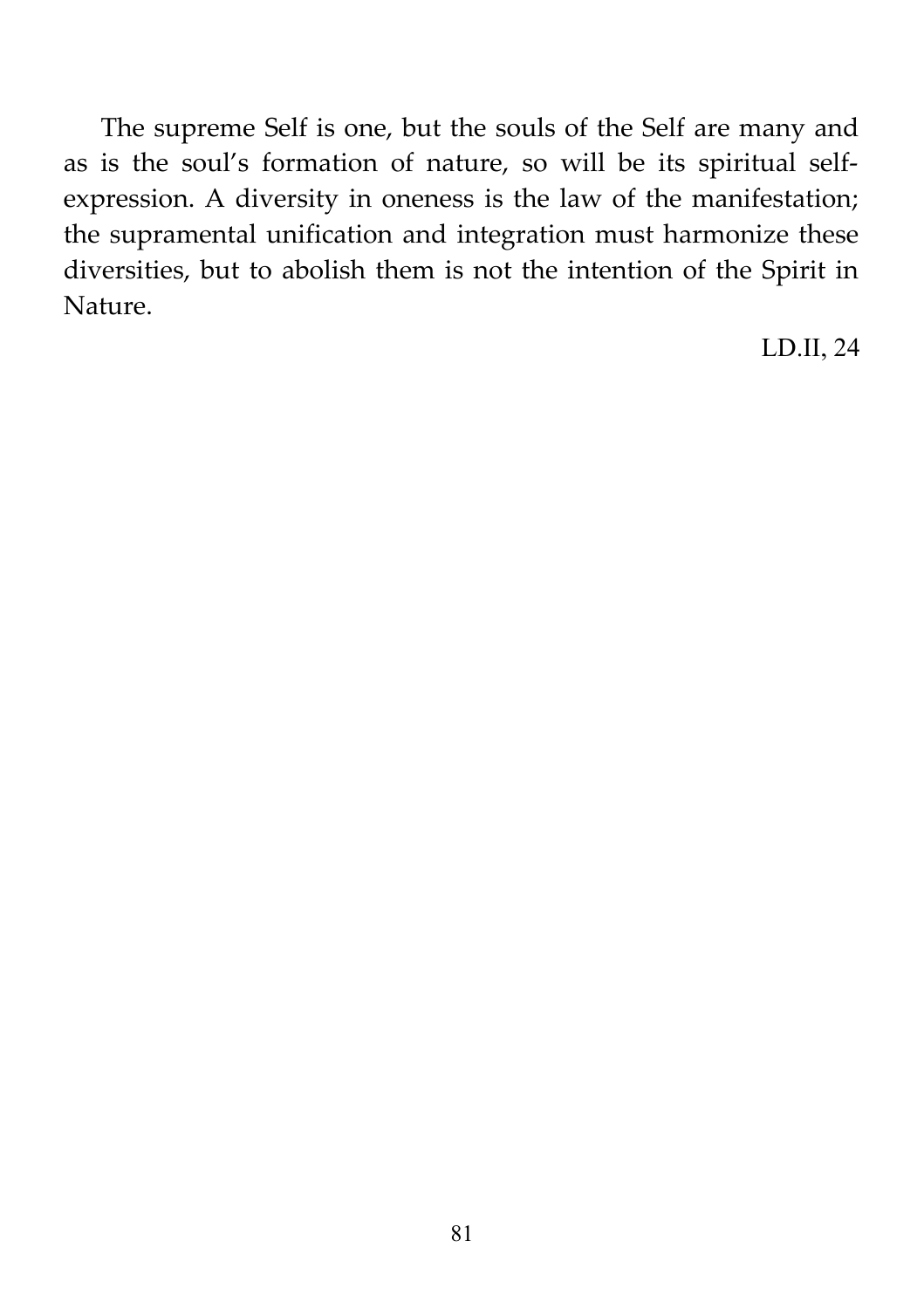The supreme Self is one, but the souls of the Self are many and as is the soul's formation of nature, so will be its spiritual self-expression. A diversity in oneness is the law of the manifestation; the supramental unification and integration must harmonize these diversities, but to abolish them is not the intention of the Spirit in Nature.

LD.II, 24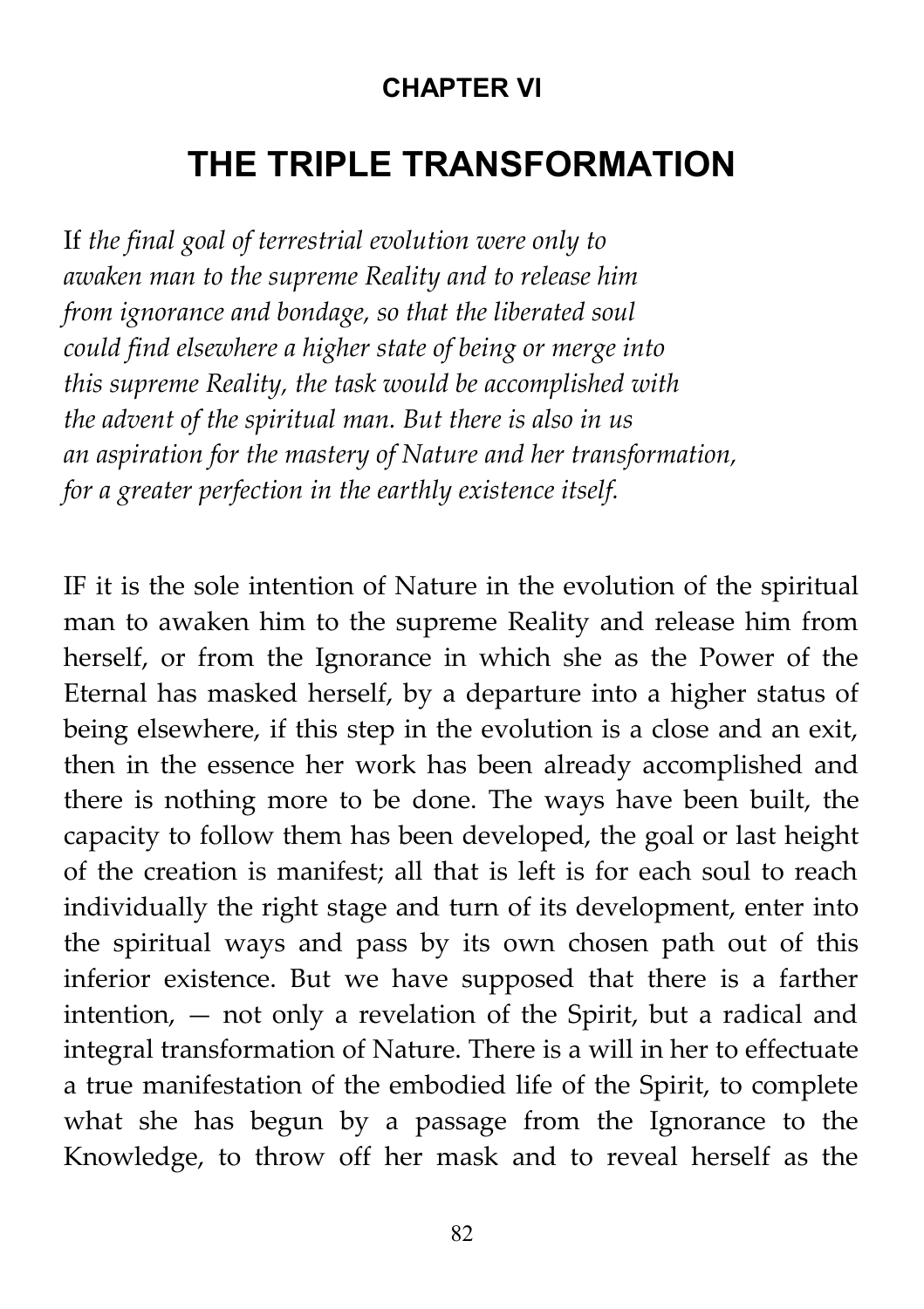**CHAPTER VI**

# THE TRIPLE TRANSFORMATION

If *the final goal of terrestrial evolution were only to awaken man to the supreme Reality and to release him from ignorance and bondage, so that the liberated soul could find elsewhere a higher state of being or merge into this supreme Reality, the task would be accomplished with the advent of the spiritual man. But there is also in us an aspiration for the mastery of Nature and her transformation, for a greater perfection in the earthly existence itself.*

IF it is the sole intention of Nature in the evolution of the spiritual man to awaken him to the supreme Reality and release him from herself, or from the Ignorance in which she as the Power of the Eternal has masked herself, by a departure into a higher status of being elsewhere, if this step in the evolution is a close and an exit, then in the essence her work has been already accomplished and there is nothing more to be done. The ways have been built, the capacity to follow them has been developed, the goal or last height of the creation is manifest; all that is left is for each soul to reach individually the right stage and turn of its development, enter into the spiritual ways and pass by its own chosen path out of this inferior existence. But we have supposed that there is a farther intention, — not only a revelation of the Spirit, but a radical and integral transformation of Nature. There is a will in her to effectuate a true manifestation of the embodied life of the Spirit, to complete what she has begun by a passage from the Ignorance to the Knowledge, to throw off her mask and to reveal herself as the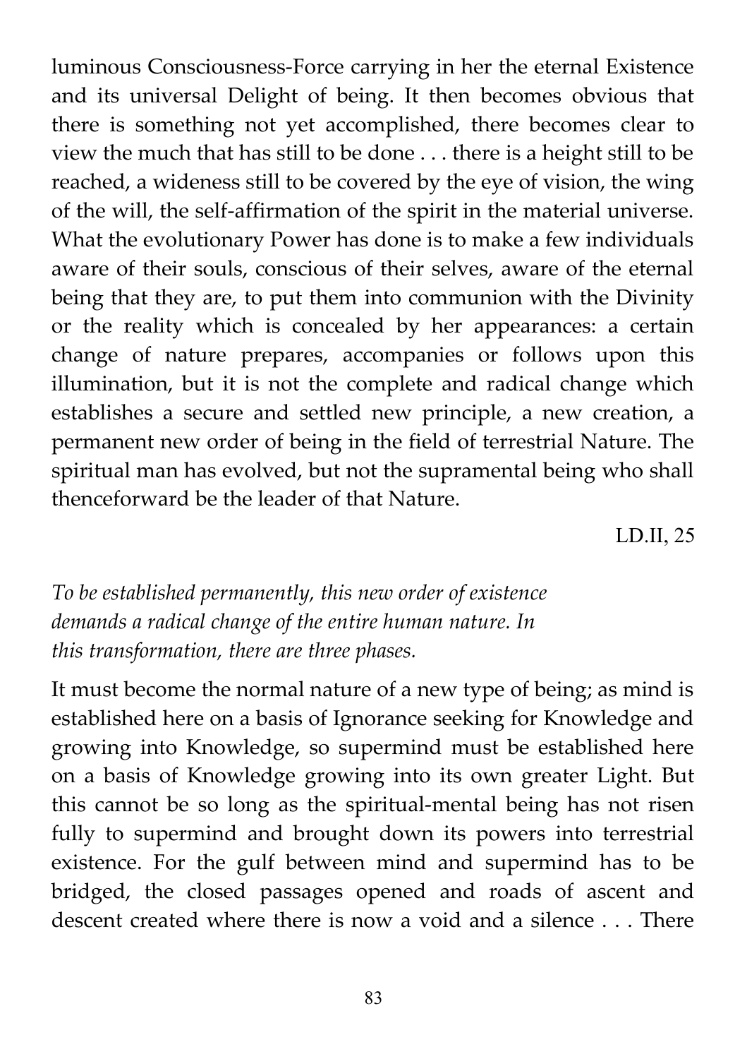luminous Consciousness-Force carrying in her the eternal Existence and its universal Delight of being. It then becomes obvious that there is something not yet accomplished, there becomes clear to view the much that has still to be done . . . there is a height still to be reached, a wideness still to be covered by the eye of vision, the wing of the will, the self-affirmation of the spirit in the material universe. What the evolutionary Power has done is to make a few individuals aware of their souls, conscious of their selves, aware of the eternal being that they are, to put them into communion with the Divinity or the reality which is concealed by her appearances: a certain change of nature prepares, accompanies or follows upon this illumination, but it is not the complete and radical change which establishes a secure and settled new principle, a new creation, a permanent new order of being in the field of terrestrial Nature. The spiritual man has evolved, but not the supramental being who shall thenceforward be the leader of that Nature.

LD.II, 25

*To be established permanently, this new order of existence demands a radical change of the entire human nature. In this transformation, there are three phases.*

It must become the normal nature of a new type of being; as mind is established here on a basis of Ignorance seeking for Knowledge and growing into Knowledge, so supermind must be established here on a basis of Knowledge growing into its own greater Light. But this cannot be so long as the spiritual-mental being has not risen fully to supermind and brought down its powers into terrestrial existence. For the gulf between mind and supermind has to be bridged, the closed passages opened and roads of ascent and descent created where there is now a void and a silence . . . There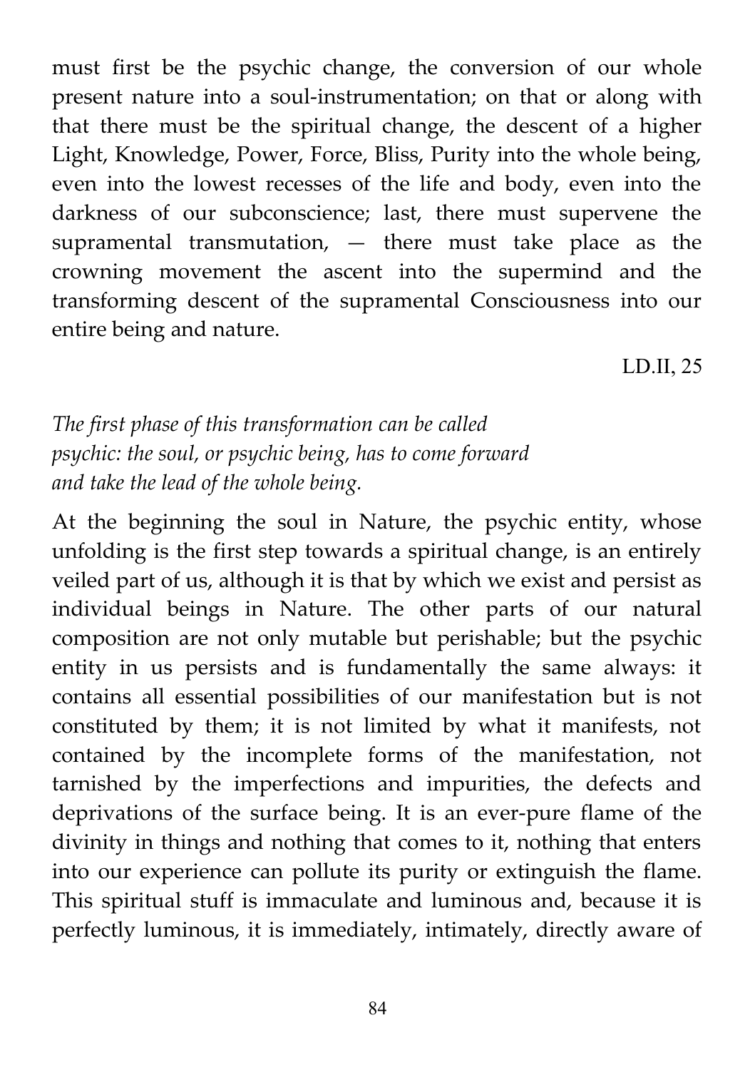must first be the psychic change, the conversion of our whole present nature into a soul-instrumentation; on that or along with that there must be the spiritual change, the descent of a higher Light, Knowledge, Power, Force, Bliss, Purity into the whole being, even into the lowest recesses of the life and body, even into the darkness of our subconscience; last, there must supervene the supramental transmutation, — there must take place as the crowning movement the ascent into the supermind and the transforming descent of the supramental Consciousness into our entire being and nature.

LD.II, 25

*The first phase of this transformation can be called psychic: the soul, or psychic being, has to come forward and take the lead of the whole being.*

At the beginning the soul in Nature, the psychic entity, whose unfolding is the first step towards a spiritual change, is an entirely veiled part of us, although it is that by which we exist and persist as individual beings in Nature. The other parts of our natural composition are not only mutable but perishable; but the psychic entity in us persists and is fundamentally the same always: it contains all essential possibilities of our manifestation but is not constituted by them; it is not limited by what it manifests, not contained by the incomplete forms of the manifestation, not tarnished by the imperfections and impurities, the defects and deprivations of the surface being. It is an ever-pure flame of the divinity in things and nothing that comes to it, nothing that enters into our experience can pollute its purity or extinguish the flame. This spiritual stuff is immaculate and luminous and, because it is perfectly luminous, it is immediately, intimately, directly aware of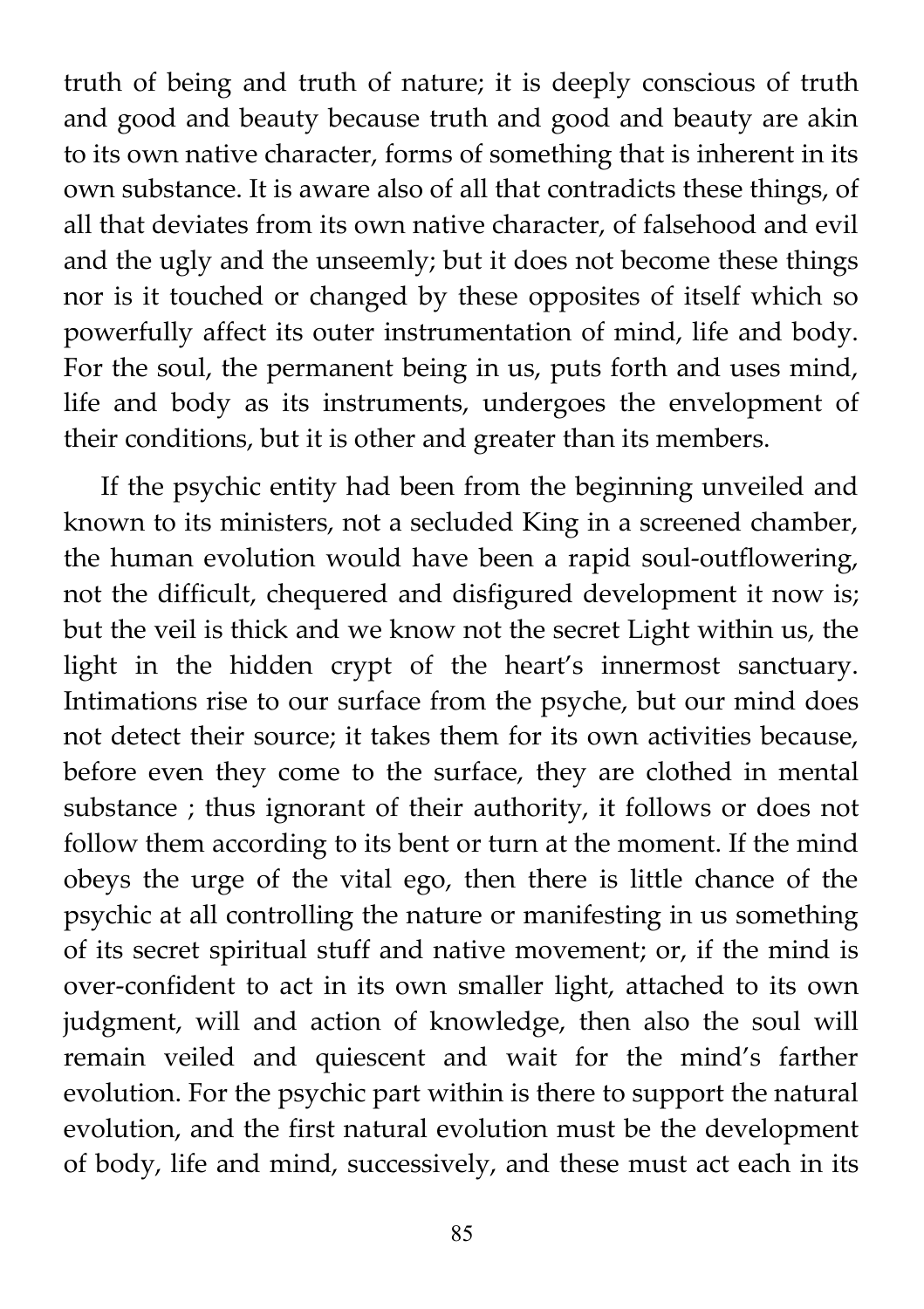truth of being and truth of nature; it is deeply conscious of truth and good and beauty because truth and good and beauty are akin to its own native character, forms of something that is inherent in its own substance. It is aware also of all that contradicts these things, of all that deviates from its own native character, of falsehood and evil and the ugly and the unseemly; but it does not become these things nor is it touched or changed by these opposites of itself which so powerfully affect its outer instrumentation of mind, life and body. For the soul, the permanent being in us, puts forth and uses mind, life and body as its instruments, undergoes the envelopment of their conditions, but it is other and greater than its members.

If the psychic entity had been from the beginning unveiled and known to its ministers, not a secluded King in a screened chamber, the human evolution would have been a rapid soul-outflowering, not the difficult, chequered and disfigured development it now is; but the veil is thick and we know not the secret Light within us, the light in the hidden crypt of the heart's innermost sanctuary. Intimations rise to our surface from the psyche, but our mind does not detect their source; it takes them for its own activities because, before even they come to the surface, they are clothed in mental substance ; thus ignorant of their authority, it follows or does not follow them according to its bent or turn at the moment. If the mind obeys the urge of the vital ego, then there is little chance of the psychic at all controlling the nature or manifesting in us something of its secret spiritual stuff and native movement; or, if the mind is over-confident to act in its own smaller light, attached to its own judgment, will and action of knowledge, then also the soul will remain veiled and quiescent and wait for the mind's farther evolution. For the psychic part within is there to support the natural evolution, and the first natural evolution must be the development of body, life and mind, successively, and these must act each in its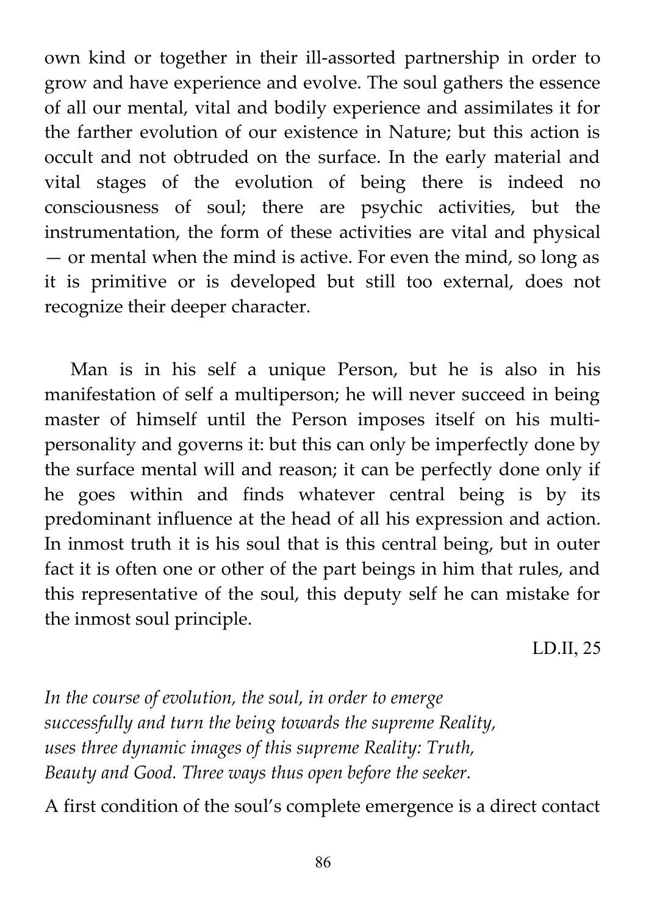own kind or together in their ill-assorted partnership in order to grow and have experience and evolve. The soul gathers the essence of all our mental, vital and bodily experience and assimilates it for the farther evolution of our existence in Nature; but this action is occult and not obtruded on the surface. In the early material and vital stages of the evolution of being there is indeed no consciousness of soul; there are psychic activities, but the instrumentation, the form of these activities are vital and physical — or mental when the mind is active. For even the mind, so long as it is primitive or is developed but still too external, does not recognize their deeper character.

Man is in his self a unique Person, but he is also in his manifestation of self a multiperson; he will never succeed in being master of himself until the Person imposes itself on his multi-personality and governs it: but this can only be imperfectly done by the surface mental will and reason; it can be perfectly done only if he goes within and finds whatever central being is by its predominant influence at the head of all his expression and action. In inmost truth it is his soul that is this central being, but in outer fact it is often one or other of the part beings in him that rules, and this representative of the soul, this deputy self he can mistake for the inmost soul principle.

LD.II, 25

*In the course of evolution, the soul, in order to emerge successfully and turn the being towards the supreme Reality, uses three dynamic images of this supreme Reality: Truth, Beauty and Good. Three ways thus open before the seeker.*

A first condition of the soul's complete emergence is a direct contact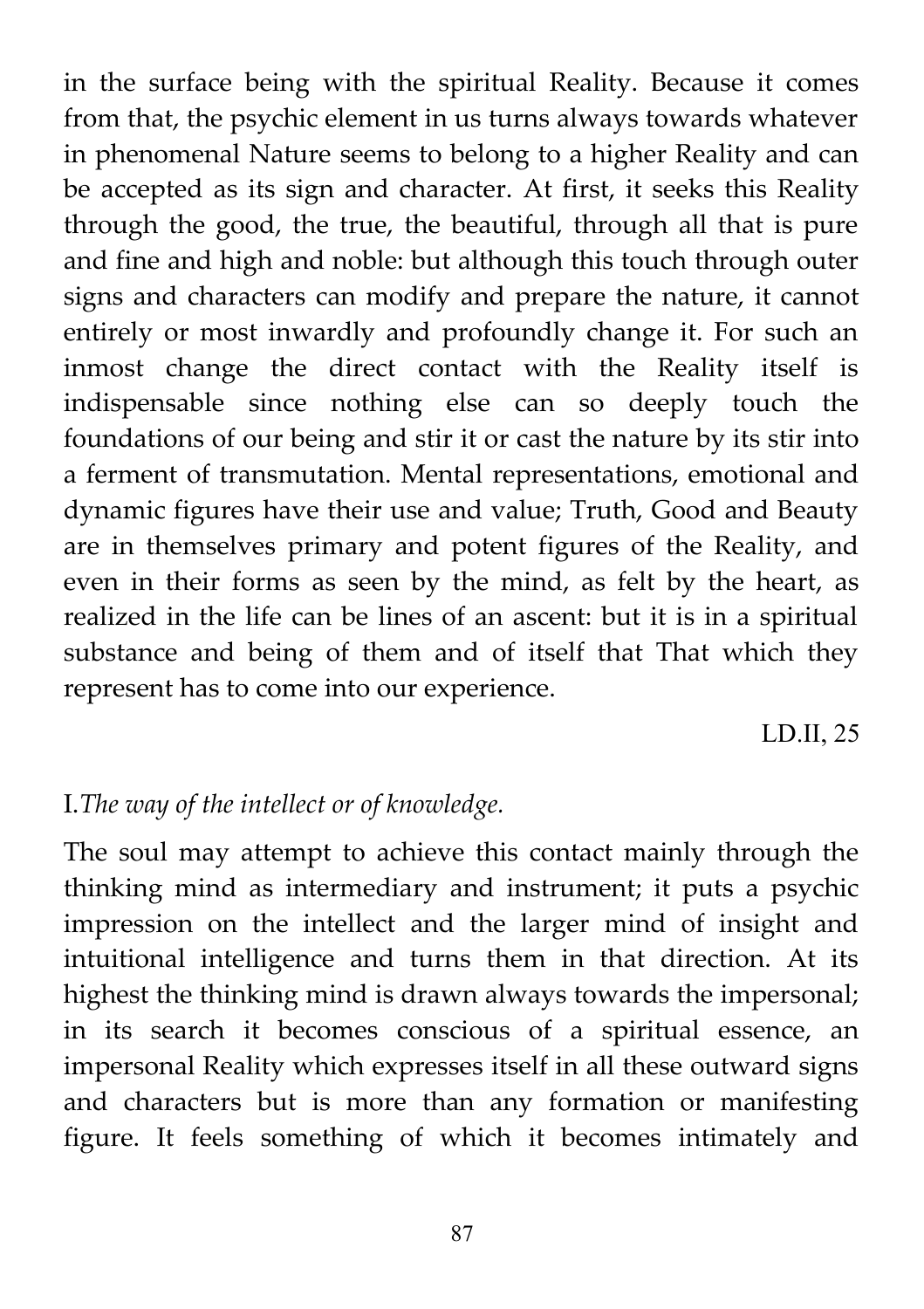in the surface being with the spiritual Reality. Because it comes from that, the psychic element in us turns always towards whatever in phenomenal Nature seems to belong to a higher Reality and can be accepted as its sign and character. At first, it seeks this Reality through the good, the true, the beautiful, through all that is pure and fine and high and noble: but although this touch through outer signs and characters can modify and prepare the nature, it cannot entirely or most inwardly and profoundly change it. For such an inmost change the direct contact with the Reality itself is indispensable since nothing else can so deeply touch the foundations of our being and stir it or cast the nature by its stir into a ferment of transmutation. Mental representations, emotional and dynamic figures have their use and value; Truth, Good and Beauty are in themselves primary and potent figures of the Reality, and even in their forms as seen by the mind, as felt by the heart, as realized in the life can be lines of an ascent: but it is in a spiritual substance and being of them and of itself that That which they represent has to come into our experience.

LD.II, 25

I. *The way of the intellect or of knowledge.*

The soul may attempt to achieve this contact mainly through the thinking mind as intermediary and instrument; it puts a psychic impression on the intellect and the larger mind of insight and intuitional intelligence and turns them in that direction. At its highest the thinking mind is drawn always towards the impersonal; in its search it becomes conscious of a spiritual essence, an impersonal Reality which expresses itself in all these outward signs and characters but is more than any formation or manifesting figure. It feels something of which it becomes intimately and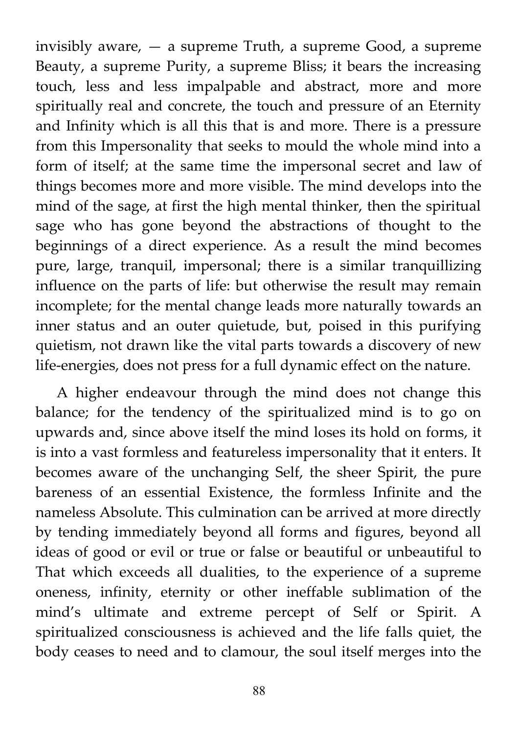invisibly aware, — a supreme Truth, a supreme Good, a supreme Beauty, a supreme Purity, a supreme Bliss; it bears the increasing touch, less and less impalpable and abstract, more and more spiritually real and concrete, the touch and pressure of an Eternity and Infinity which is all this that is and more. There is a pressure from this Impersonality that seeks to mould the whole mind into a form of itself; at the same time the impersonal secret and law of things becomes more and more visible. The mind develops into the mind of the sage, at first the high mental thinker, then the spiritual sage who has gone beyond the abstractions of thought to the beginnings of a direct experience. As a result the mind becomes pure, large, tranquil, impersonal; there is a similar tranquillizing influence on the parts of life: but otherwise the result may remain incomplete; for the mental change leads more naturally towards an inner status and an outer quietude, but, poised in this purifying quietism, not drawn like the vital parts towards a discovery of new life-energies, does not press for a full dynamic effect on the nature.

A higher endeavour through the mind does not change this balance; for the tendency of the spiritualized mind is to go on upwards and, since above itself the mind loses its hold on forms, it is into a vast formless and featureless impersonality that it enters. It becomes aware of the unchanging Self, the sheer Spirit, the pure bareness of an essential Existence, the formless Infinite and the nameless Absolute. This culmination can be arrived at more directly by tending immediately beyond all forms and figures, beyond all ideas of good or evil or true or false or beautiful or unbeautiful to That which exceeds all dualities, to the experience of a supreme oneness, infinity, eternity or other ineffable sublimation of the mind's ultimate and extreme percept of Self or Spirit. A spiritualized consciousness is achieved and the life falls quiet, the body ceases to need and to clamour, the soul itself merges into the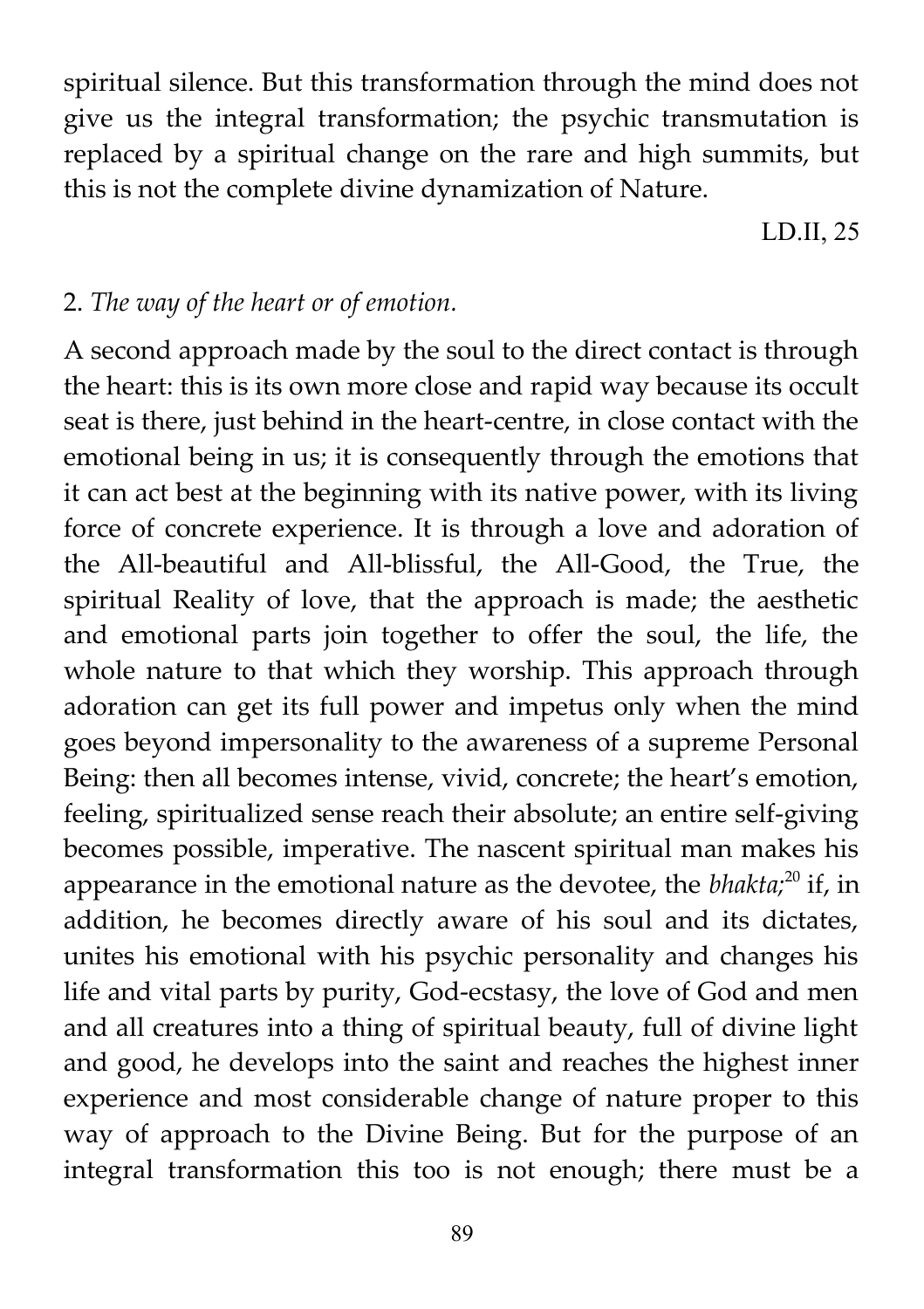spiritual silence. But this transformation through the mind does not give us the integral transformation; the psychic transmutation is replaced by a spiritual change on the rare and high summits, but this is not the complete divine dynamization of Nature.

LD.II, 25

2. *The way of the heart or of emotion.*

A second approach made by the soul to the direct contact is through the heart: this is its own more close and rapid way because its occult seat is there, just behind in the heart-centre, in close contact with the emotional being in us; it is consequently through the emotions that it can act best at the beginning with its native power, with its living force of concrete experience. It is through a love and adoration of the All-beautiful and All-blissful, the All-Good, the True, the spiritual Reality of love, that the approach is made; the aesthetic and emotional parts join together to offer the soul, the life, the whole nature to that which they worship. This approach through adoration can get its full power and impetus only when the mind goes beyond impersonality to the awareness of a supreme Personal Being: then all becomes intense, vivid, concrete; the heart's emotion, feeling, spiritualized sense reach their absolute; an entire self-giving becomes possible, imperative. The nascent spiritual man makes his appearance in the emotional nature as the devotee, the *bhakta;*[20] if, in addition, he becomes directly aware of his soul and its dictates, unites his emotional with his psychic personality and changes his life and vital parts by purity, God-ecstasy, the love of God and men and all creatures into a thing of spiritual beauty, full of divine light and good, he develops into the saint and reaches the highest inner experience and most considerable change of nature proper to this way of approach to the Divine Being. But for the purpose of an integral transformation this too is not enough; there must be a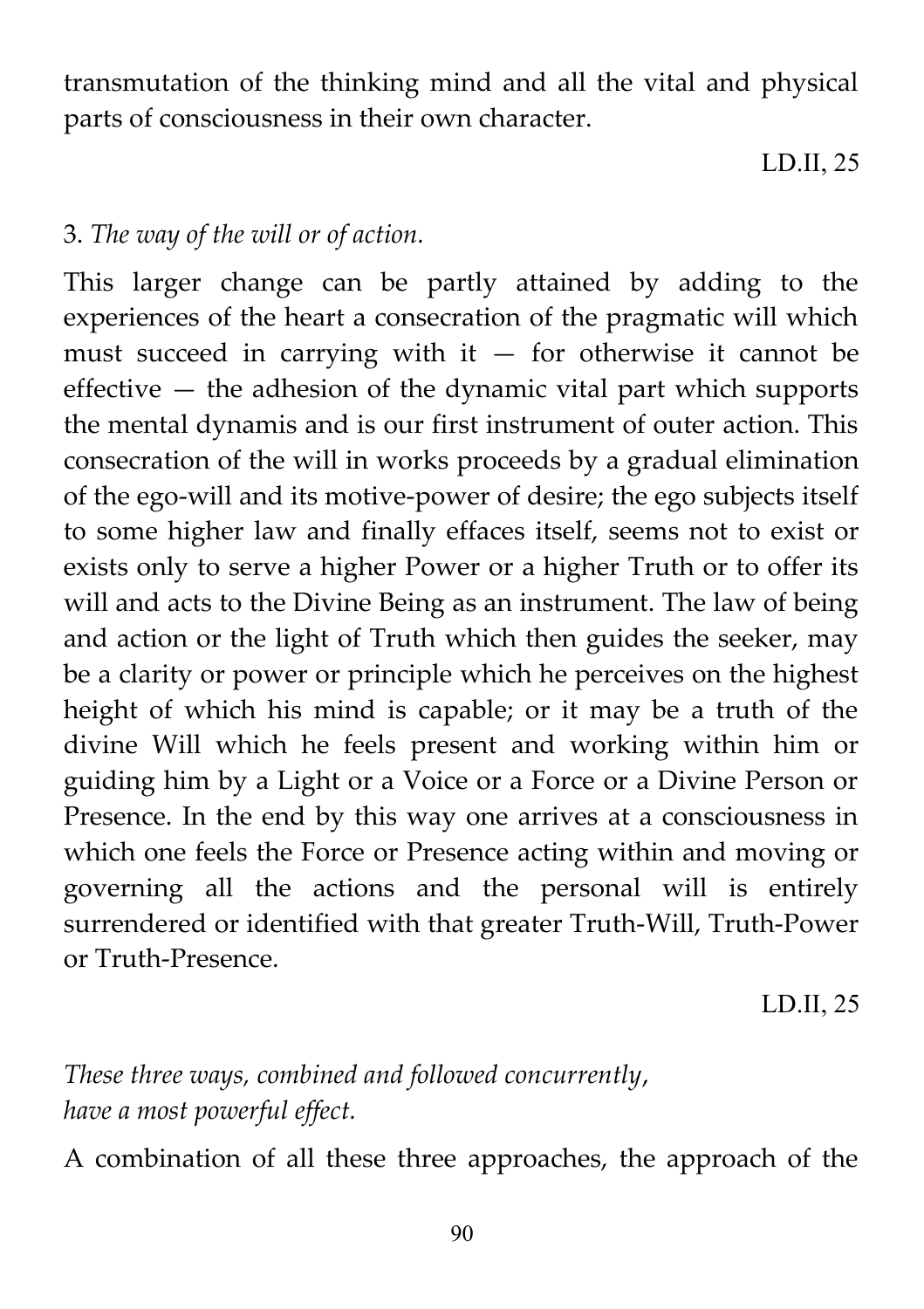transmutation of the thinking mind and all the vital and physical parts of consciousness in their own character.

LD.II, 25

3. *The way of the will or of action.*

This larger change can be partly attained by adding to the experiences of the heart a consecration of the pragmatic will which must succeed in carrying with it — for otherwise it cannot be effective — the adhesion of the dynamic vital part which supports the mental dynamis and is our first instrument of outer action. This consecration of the will in works proceeds by a gradual elimination of the ego-will and its motive-power of desire; the ego subjects itself to some higher law and finally effaces itself, seems not to exist or exists only to serve a higher Power or a higher Truth or to offer its will and acts to the Divine Being as an instrument. The law of being and action or the light of Truth which then guides the seeker, may be a clarity or power or principle which he perceives on the highest height of which his mind is capable; or it may be a truth of the divine Will which he feels present and working within him or guiding him by a Light or a Voice or a Force or a Divine Person or Presence. In the end by this way one arrives at a consciousness in which one feels the Force or Presence acting within and moving or governing all the actions and the personal will is entirely surrendered or identified with that greater Truth-Will, Truth-Power or Truth-Presence.

LD.II, 25

*These three ways, combined and followed concurrently, have a most powerful effect.*

A combination of all these three approaches, the approach of the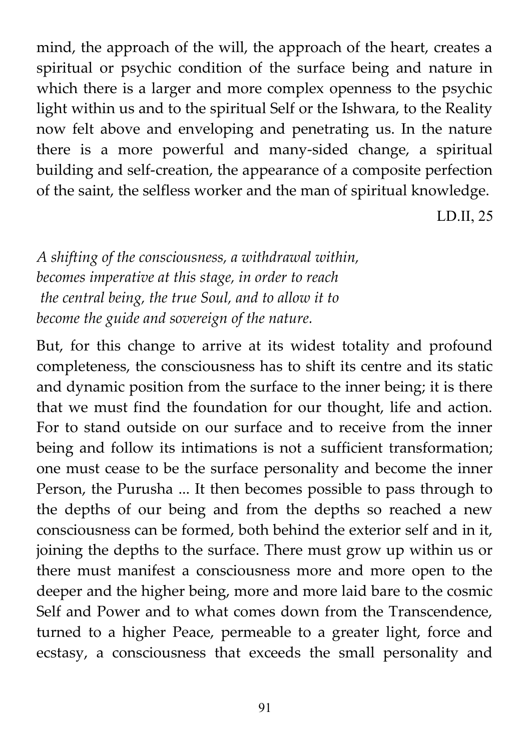mind, the approach of the will, the approach of the heart, creates a spiritual or psychic condition of the surface being and nature in which there is a larger and more complex openness to the psychic light within us and to the spiritual Self or the Ishwara, to the Reality now felt above and enveloping and penetrating us. In the nature there is a more powerful and many-sided change, a spiritual building and self-creation, the appearance of a composite perfection of the saint, the selfless worker and the man of spiritual knowledge.

LD.II, 25

*A shifting of the consciousness, a withdrawal within, becomes imperative at this stage, in order to reach the central being, the true Soul, and to allow it to become the guide and sovereign of the nature.*

But, for this change to arrive at its widest totality and profound completeness, the consciousness has to shift its centre and its static and dynamic position from the surface to the inner being; it is there that we must find the foundation for our thought, life and action. For to stand outside on our surface and to receive from the inner being and follow its intimations is not a sufficient transformation; one must cease to be the surface personality and become the inner Person, the Purusha ... It then becomes possible to pass through to the depths of our being and from the depths so reached a new consciousness can be formed, both behind the exterior self and in it, joining the depths to the surface. There must grow up within us or there must manifest a consciousness more and more open to the deeper and the higher being, more and more laid bare to the cosmic Self and Power and to what comes down from the Transcendence, turned to a higher Peace, permeable to a greater light, force and ecstasy, a consciousness that exceeds the small personality and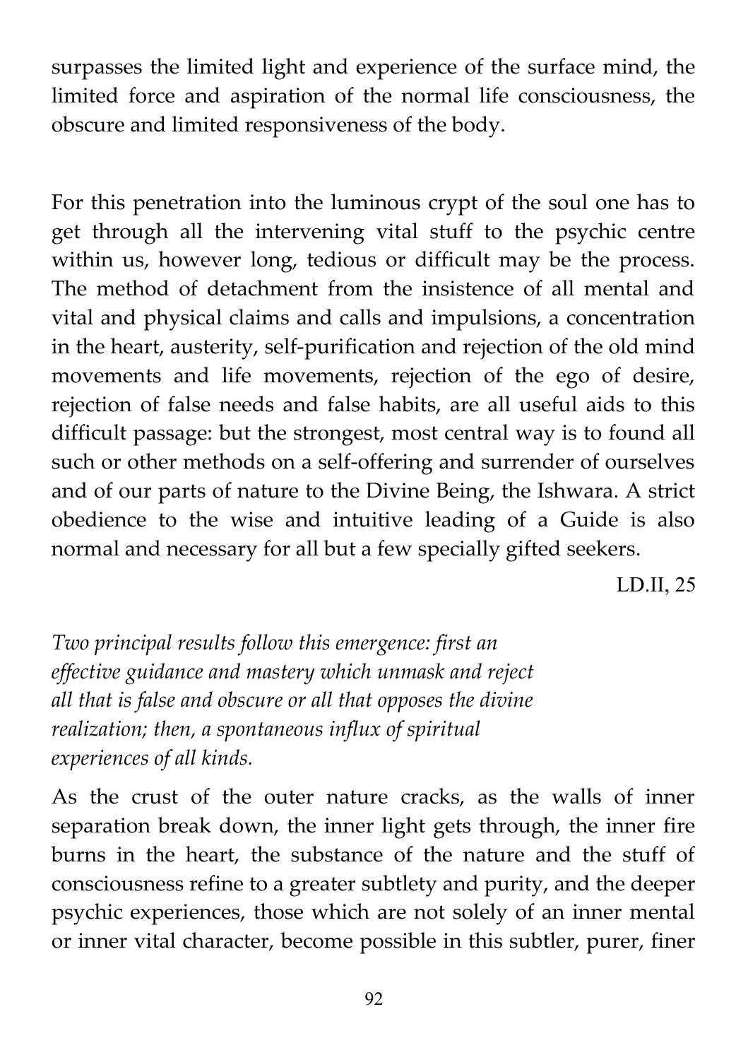surpasses the limited light and experience of the surface mind, the limited force and aspiration of the normal life consciousness, the obscure and limited responsiveness of the body.

For this penetration into the luminous crypt of the soul one has to get through all the intervening vital stuff to the psychic centre within us, however long, tedious or difficult may be the process. The method of detachment from the insistence of all mental and vital and physical claims and calls and impulsions, a concentration in the heart, austerity, self-purification and rejection of the old mind movements and life movements, rejection of the ego of desire, rejection of false needs and false habits, are all useful aids to this difficult passage: but the strongest, most central way is to found all such or other methods on a self-offering and surrender of ourselves and of our parts of nature to the Divine Being, the Ishwara. A strict obedience to the wise and intuitive leading of a Guide is also normal and necessary for all but a few specially gifted seekers.

LD.II, 25

*Two principal results follow this emergence: first an effective guidance and mastery which unmask and reject all that is false and obscure or all that opposes the divine realization; then, a spontaneous influx of spiritual experiences of all kinds.*

As the crust of the outer nature cracks, as the walls of inner separation break down, the inner light gets through, the inner fire burns in the heart, the substance of the nature and the stuff of consciousness refine to a greater subtlety and purity, and the deeper psychic experiences, those which are not solely of an inner mental or inner vital character, become possible in this subtler, purer, finer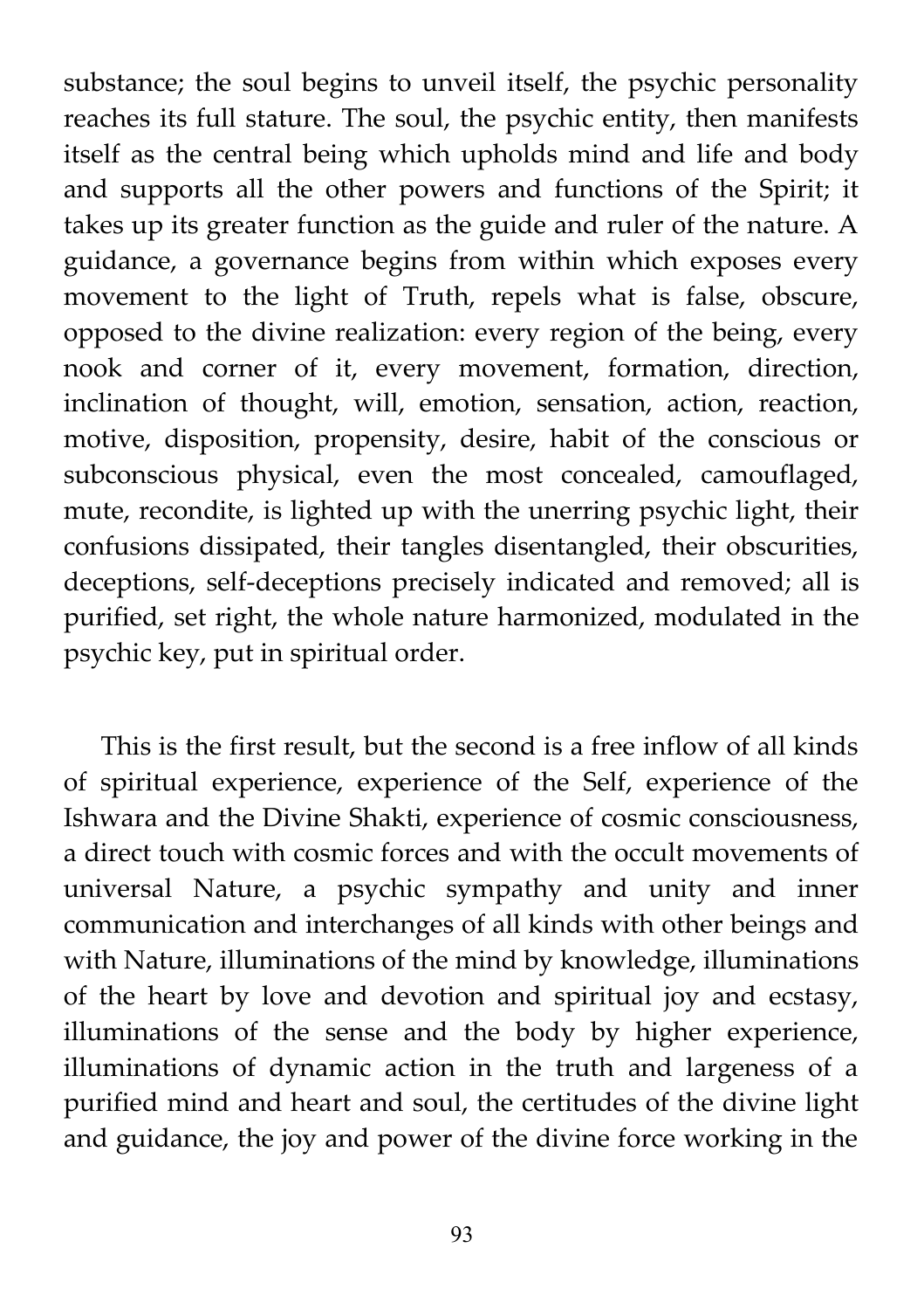substance; the soul begins to unveil itself, the psychic personality reaches its full stature. The soul, the psychic entity, then manifests itself as the central being which upholds mind and life and body and supports all the other powers and functions of the Spirit; it takes up its greater function as the guide and ruler of the nature. A guidance, a governance begins from within which exposes every movement to the light of Truth, repels what is false, obscure, opposed to the divine realization: every region of the being, every nook and corner of it, every movement, formation, direction, inclination of thought, will, emotion, sensation, action, reaction, motive, disposition, propensity, desire, habit of the conscious or subconscious physical, even the most concealed, camouflaged, mute, recondite, is lighted up with the unerring psychic light, their confusions dissipated, their tangles disentangled, their obscurities, deceptions, self-deceptions precisely indicated and removed; all is purified, set right, the whole nature harmonized, modulated in the psychic key, put in spiritual order.

This is the first result, but the second is a free inflow of all kinds of spiritual experience, experience of the Self, experience of the Ishwara and the Divine Shakti, experience of cosmic consciousness, a direct touch with cosmic forces and with the occult movements of universal Nature, a psychic sympathy and unity and inner communication and interchanges of all kinds with other beings and with Nature, illuminations of the mind by knowledge, illuminations of the heart by love and devotion and spiritual joy and ecstasy, illuminations of the sense and the body by higher experience, illuminations of dynamic action in the truth and largeness of a purified mind and heart and soul, the certitudes of the divine light and guidance, the joy and power of the divine force working in the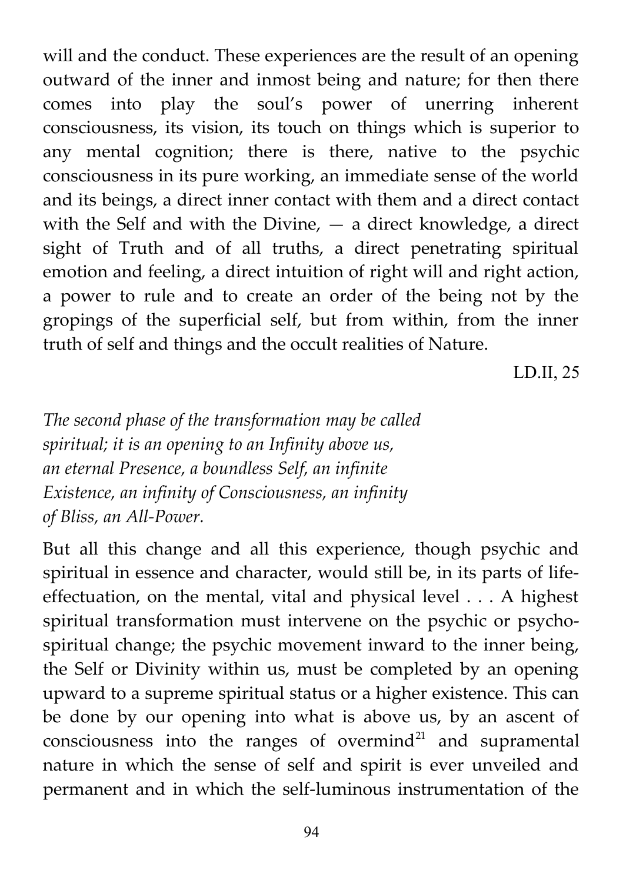will and the conduct. These experiences are the result of an opening outward of the inner and inmost being and nature; for then there comes into play the soul's power of unerring inherent consciousness, its vision, its touch on things which is superior to any mental cognition; there is there, native to the psychic consciousness in its pure working, an immediate sense of the world and its beings, a direct inner contact with them and a direct contact with the Self and with the Divine, — a direct knowledge, a direct sight of Truth and of all truths, a direct penetrating spiritual emotion and feeling, a direct intuition of right will and right action, a power to rule and to create an order of the being not by the gropings of the superficial self, but from within, from the inner truth of self and things and the occult realities of Nature.

LD.II, 25

*The second phase of the transformation may be called spiritual; it is an opening to an Infinity above us, an eternal Presence, a boundless Self, an infinite Existence, an infinity of Consciousness, an infinity of Bliss, an All-Power.*

But all this change and all this experience, though psychic and spiritual in essence and character, would still be, in its parts of life-effectuation, on the mental, vital and physical level . . . A highest spiritual transformation must intervene on the psychic or psycho-spiritual change; the psychic movement inward to the inner being, the Self or Divinity within us, must be completed by an opening upward to a supreme spiritual status or a higher existence. This can be done by our opening into what is above us, by an ascent of consciousness into the ranges of overmind[21] and supramental nature in which the sense of self and spirit is ever unveiled and permanent and in which the self-luminous instrumentation of the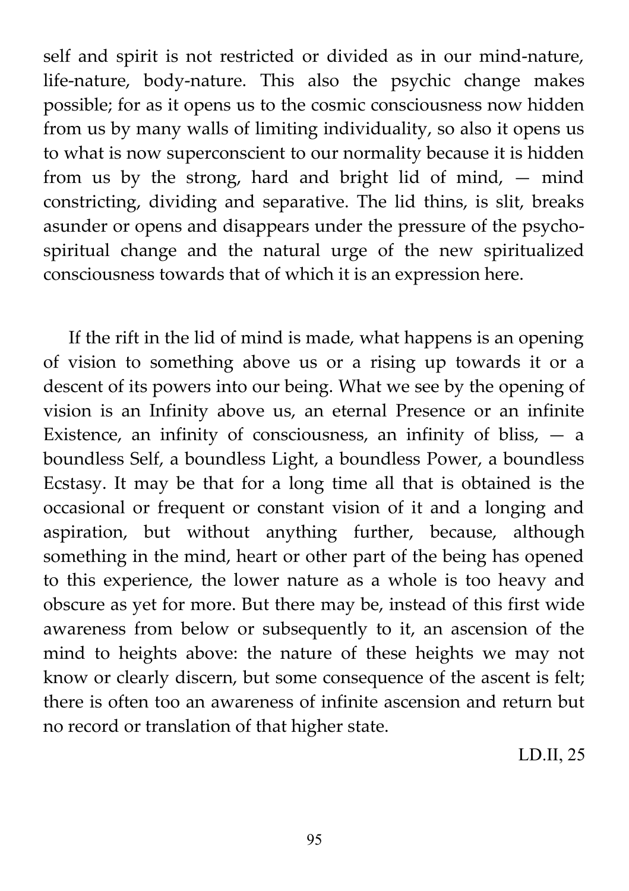self and spirit is not restricted or divided as in our mind-nature, life-nature, body-nature. This also the psychic change makes possible; for as it opens us to the cosmic consciousness now hidden from us by many walls of limiting individuality, so also it opens us to what is now superconscient to our normality because it is hidden from us by the strong, hard and bright lid of mind, — mind constricting, dividing and separative. The lid thins, is slit, breaks asunder or opens and disappears under the pressure of the psycho-spiritual change and the natural urge of the new spiritualized consciousness towards that of which it is an expression here.

If the rift in the lid of mind is made, what happens is an opening of vision to something above us or a rising up towards it or a descent of its powers into our being. What we see by the opening of vision is an Infinity above us, an eternal Presence or an infinite Existence, an infinity of consciousness, an infinity of bliss, — a boundless Self, a boundless Light, a boundless Power, a boundless Ecstasy. It may be that for a long time all that is obtained is the occasional or frequent or constant vision of it and a longing and aspiration, but without anything further, because, although something in the mind, heart or other part of the being has opened to this experience, the lower nature as a whole is too heavy and obscure as yet for more. But there may be, instead of this first wide awareness from below or subsequently to it, an ascension of the mind to heights above: the nature of these heights we may not know or clearly discern, but some consequence of the ascent is felt; there is often too an awareness of infinite ascension and return but no record or translation of that higher state.

LD.II, 25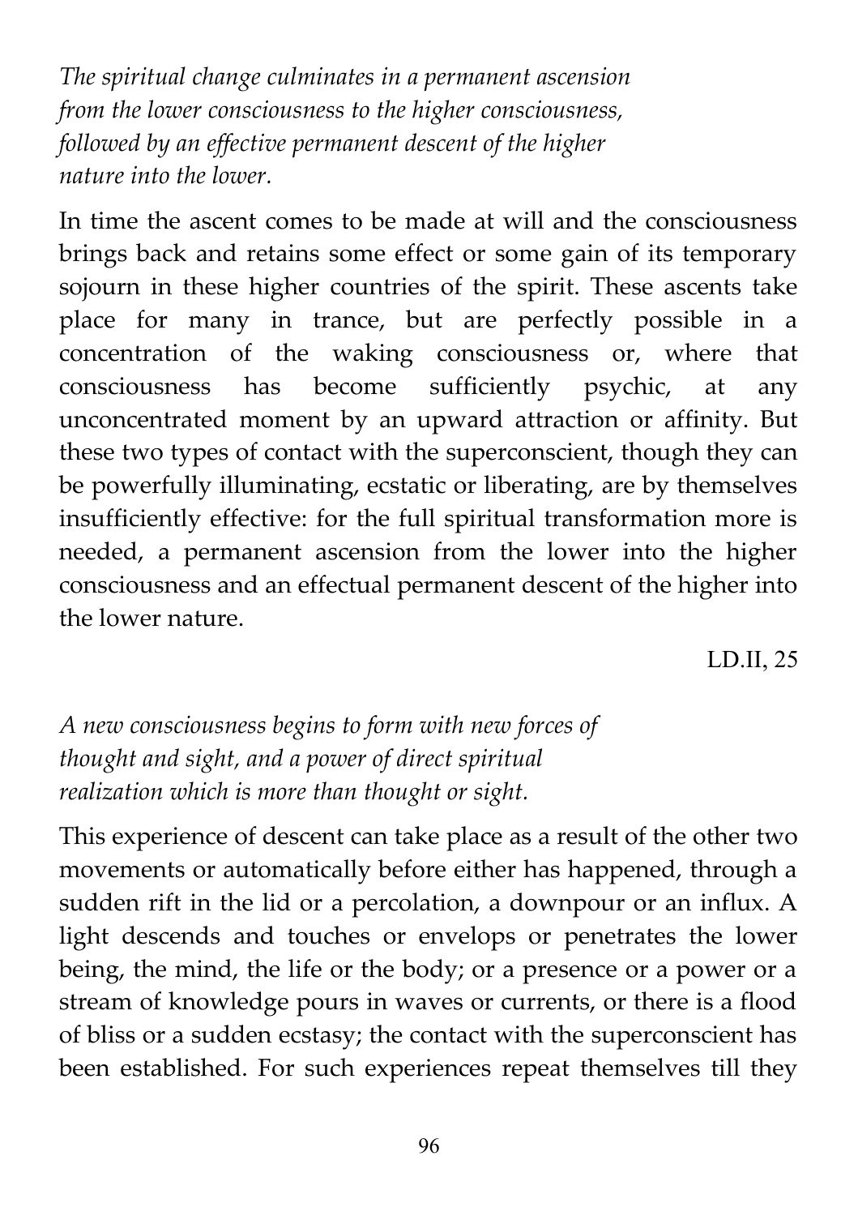*The spiritual change culminates in a permanent ascension from the lower consciousness to the higher consciousness, followed by an effective permanent descent of the higher nature into the lower.*

In time the ascent comes to be made at will and the consciousness brings back and retains some effect or some gain of its temporary sojourn in these higher countries of the spirit. These ascents take place for many in trance, but are perfectly possible in a concentration of the waking consciousness or, where that consciousness has become sufficiently psychic, at any unconcentrated moment by an upward attraction or affinity. But these two types of contact with the superconscient, though they can be powerfully illuminating, ecstatic or liberating, are by themselves insufficiently effective: for the full spiritual transformation more is needed, a permanent ascension from the lower into the higher consciousness and an effectual permanent descent of the higher into the lower nature.

LD.II, 25

*A new consciousness begins to form with new forces of thought and sight, and a power of direct spiritual realization which is more than thought or sight.*

This experience of descent can take place as a result of the other two movements or automatically before either has happened, through a sudden rift in the lid or a percolation, a downpour or an influx. A light descends and touches or envelops or penetrates the lower being, the mind, the life or the body; or a presence or a power or a stream of knowledge pours in waves or currents, or there is a flood of bliss or a sudden ecstasy; the contact with the superconscient has been established. For such experiences repeat themselves till they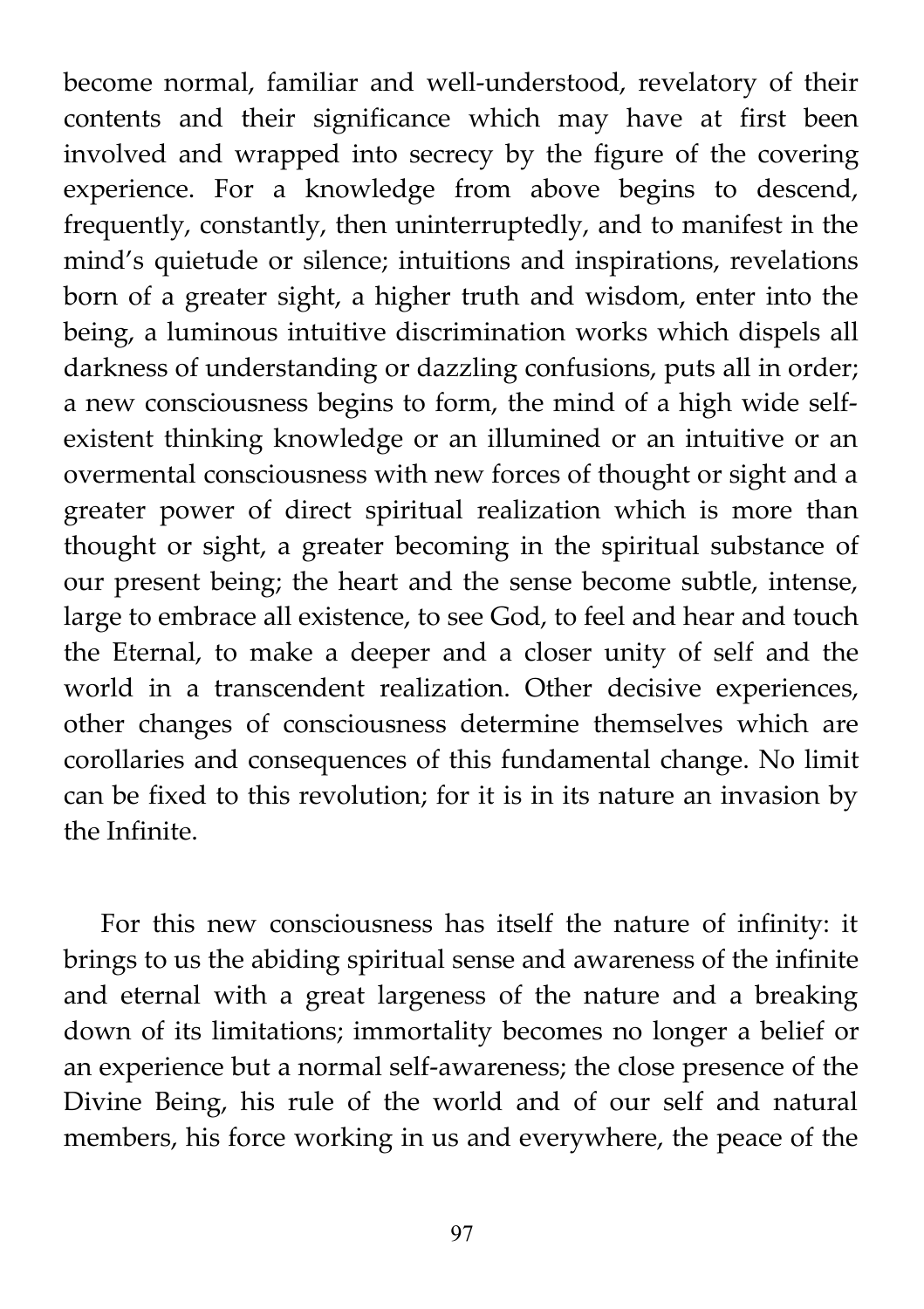become normal, familiar and well-understood, revelatory of their contents and their significance which may have at first been involved and wrapped into secrecy by the figure of the covering experience. For a knowledge from above begins to descend, frequently, constantly, then uninterruptedly, and to manifest in the mind's quietude or silence; intuitions and inspirations, revelations born of a greater sight, a higher truth and wisdom, enter into the being, a luminous intuitive discrimination works which dispels all darkness of understanding or dazzling confusions, puts all in order; a new consciousness begins to form, the mind of a high wide self-existent thinking knowledge or an illumined or an intuitive or an overmental consciousness with new forces of thought or sight and a greater power of direct spiritual realization which is more than thought or sight, a greater becoming in the spiritual substance of our present being; the heart and the sense become subtle, intense, large to embrace all existence, to see God, to feel and hear and touch the Eternal, to make a deeper and a closer unity of self and the world in a transcendent realization. Other decisive experiences, other changes of consciousness determine themselves which are corollaries and consequences of this fundamental change. No limit can be fixed to this revolution; for it is in its nature an invasion by the Infinite.

For this new consciousness has itself the nature of infinity: it brings to us the abiding spiritual sense and awareness of the infinite and eternal with a great largeness of the nature and a breaking down of its limitations; immortality becomes no longer a belief or an experience but a normal self-awareness; the close presence of the Divine Being, his rule of the world and of our self and natural members, his force working in us and everywhere, the peace of the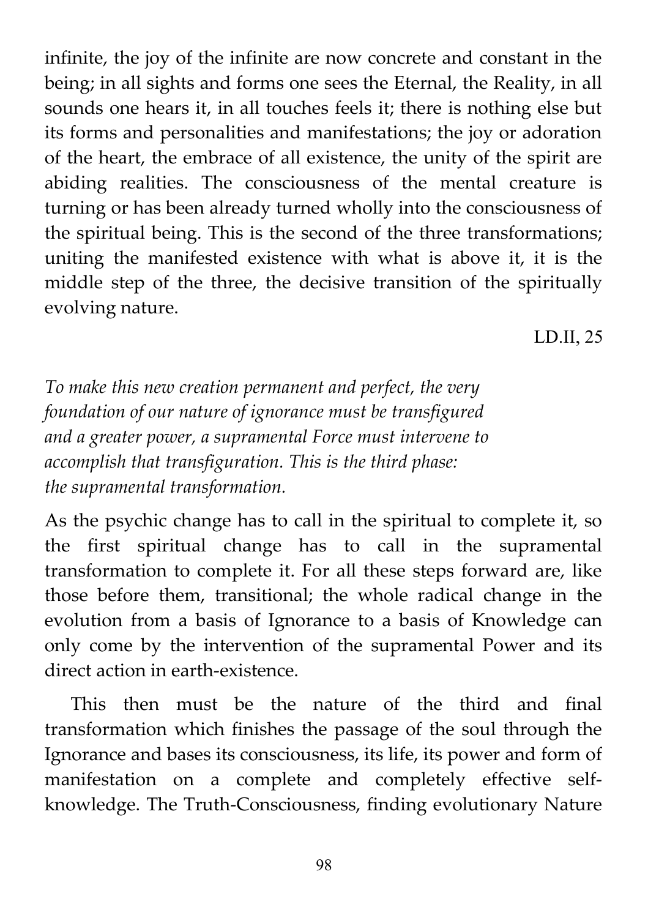infinite, the joy of the infinite are now concrete and constant in the being; in all sights and forms one sees the Eternal, the Reality, in all sounds one hears it, in all touches feels it; there is nothing else but its forms and personalities and manifestations; the joy or adoration of the heart, the embrace of all existence, the unity of the spirit are abiding realities. The consciousness of the mental creature is turning or has been already turned wholly into the consciousness of the spiritual being. This is the second of the three transformations; uniting the manifested existence with what is above it, it is the middle step of the three, the decisive transition of the spiritually evolving nature.

LD.II, 25

*To make this new creation permanent and perfect, the very foundation of our nature of ignorance must be transfigured and a greater power, a supramental Force must intervene to accomplish that transfiguration. This is the third phase: the supramental transformation.*

As the psychic change has to call in the spiritual to complete it, so the first spiritual change has to call in the supramental transformation to complete it. For all these steps forward are, like those before them, transitional; the whole radical change in the evolution from a basis of Ignorance to a basis of Knowledge can only come by the intervention of the supramental Power and its direct action in earth-existence.

This then must be the nature of the third and final transformation which finishes the passage of the soul through the Ignorance and bases its consciousness, its life, its power and form of manifestation on a complete and completely effective self-knowledge. The Truth-Consciousness, finding evolutionary Nature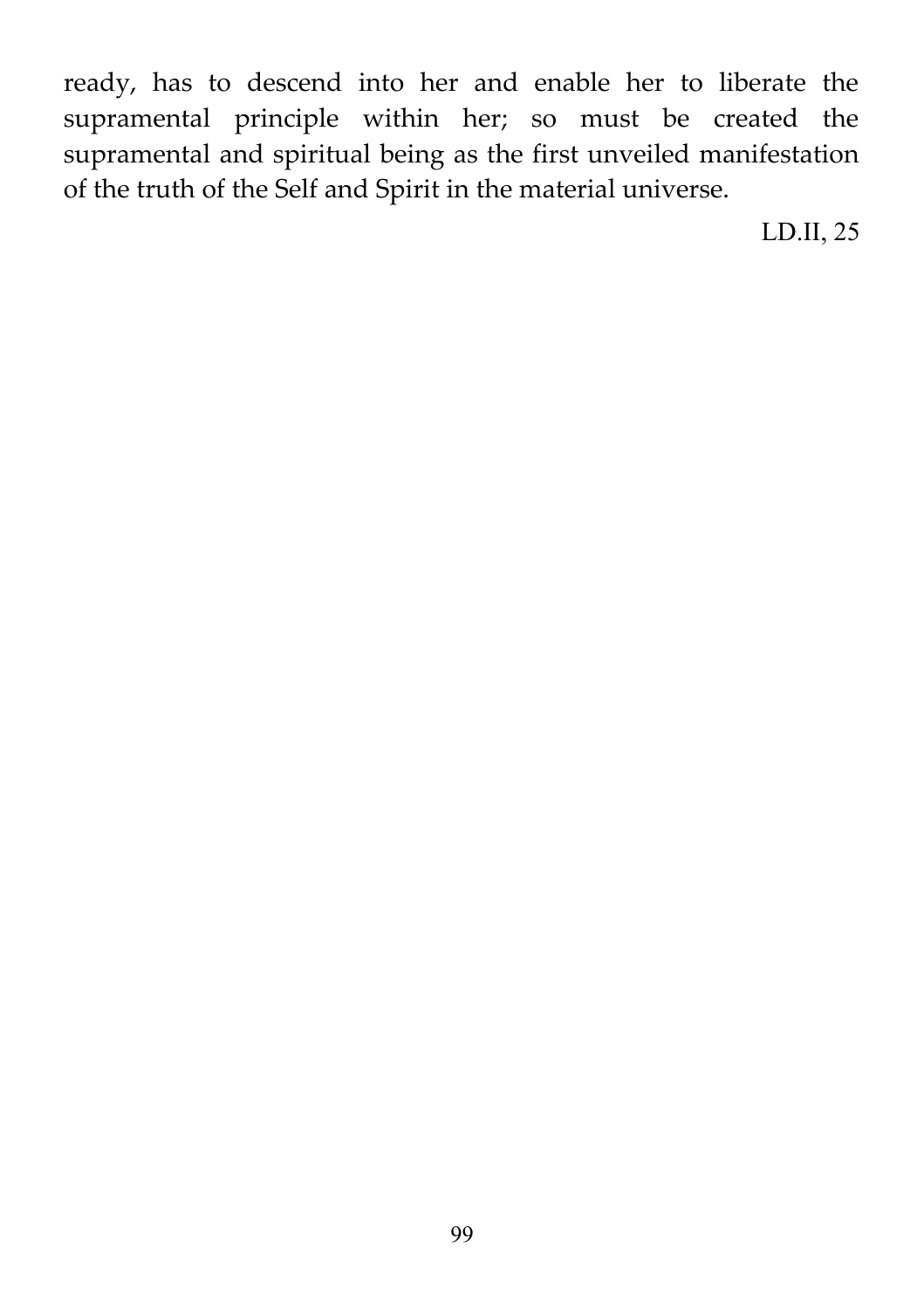ready, has to descend into her and enable her to liberate the supramental principle within her; so must be created the supramental and spiritual being as the first unveiled manifestation of the truth of the Self and Spirit in the material universe.

LD.II, 25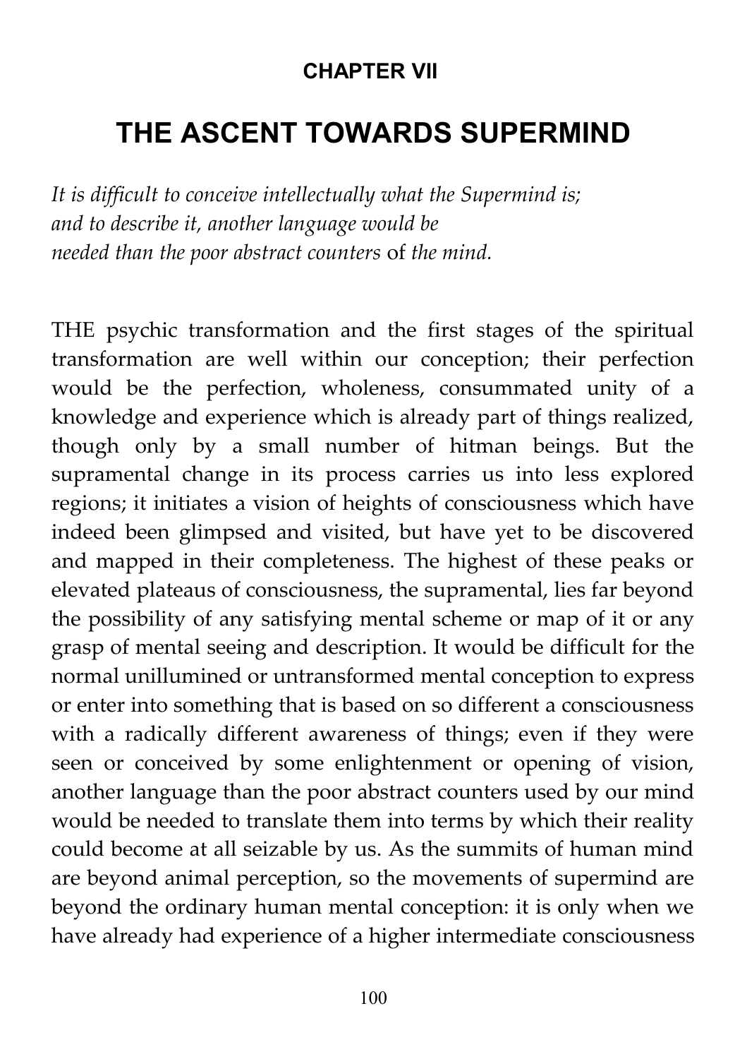**CHAPTER VII**

# THE ASCENT TOWARDS SUPERMIND

*It is difficult to conceive intellectually what the Supermind is; and to describe it, another language would be needed than the poor abstract counters* of *the mind.*

THE psychic transformation and the first stages of the spiritual transformation are well within our conception; their perfection would be the perfection, wholeness, consummated unity of a knowledge and experience which is already part of things realized, though only by a small number of hitman beings. But the supramental change in its process carries us into less explored regions; it initiates a vision of heights of consciousness which have indeed been glimpsed and visited, but have yet to be discovered and mapped in their completeness. The highest of these peaks or elevated plateaus of consciousness, the supramental, lies far beyond the possibility of any satisfying mental scheme or map of it or any grasp of mental seeing and description. It would be difficult for the normal unillumined or untransformed mental conception to express or enter into something that is based on so different a consciousness with a radically different awareness of things; even if they were seen or conceived by some enlightenment or opening of vision, another language than the poor abstract counters used by our mind would be needed to translate them into terms by which their reality could become at all seizable by us. As the summits of human mind are beyond animal perception, so the movements of supermind are beyond the ordinary human mental conception: it is only when we have already had experience of a higher intermediate consciousness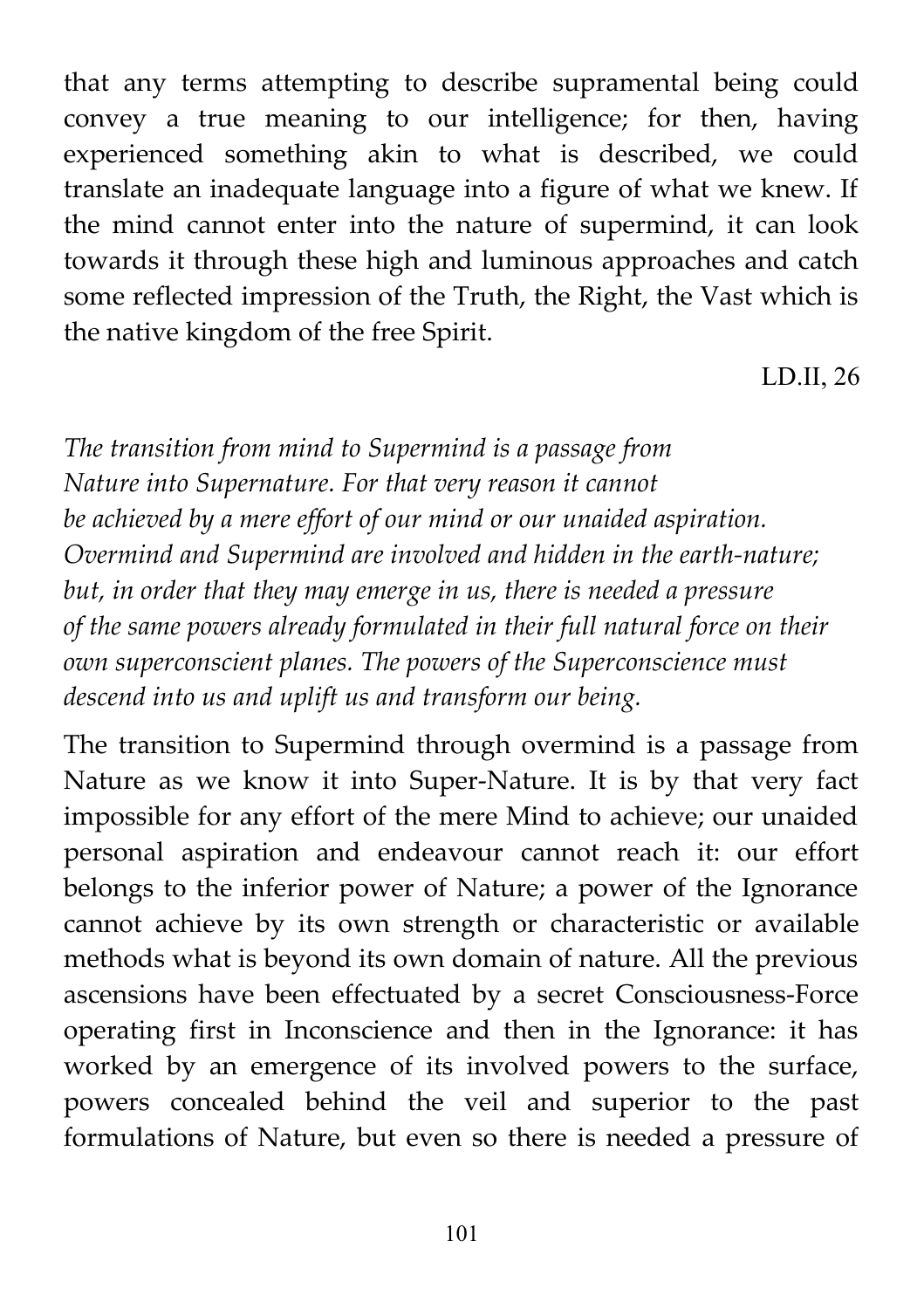that any terms attempting to describe supramental being could convey a true meaning to our intelligence; for then, having experienced something akin to what is described, we could translate an inadequate language into a figure of what we knew. If the mind cannot enter into the nature of supermind, it can look towards it through these high and luminous approaches and catch some reflected impression of the Truth, the Right, the Vast which is the native kingdom of the free Spirit.

LD.II, 26

*The transition from mind to Supermind is a passage from Nature into Supernature. For that very reason it cannot be achieved by a mere effort of our mind or our unaided aspiration. Overmind and Supermind are involved and hidden in the earth-nature; but, in order that they may emerge in us, there is needed a pressure of the same powers already formulated in their full natural force on their own superconscient planes. The powers of the Superconscience must descend into us and uplift us and transform our being.*

The transition to Supermind through overmind is a passage from Nature as we know it into Super-Nature. It is by that very fact impossible for any effort of the mere Mind to achieve; our unaided personal aspiration and endeavour cannot reach it: our effort belongs to the inferior power of Nature; a power of the Ignorance cannot achieve by its own strength or characteristic or available methods what is beyond its own domain of nature. All the previous ascensions have been effectuated by a secret Consciousness-Force operating first in Inconscience and then in the Ignorance: it has worked by an emergence of its involved powers to the surface, powers concealed behind the veil and superior to the past formulations of Nature, but even so there is needed a pressure of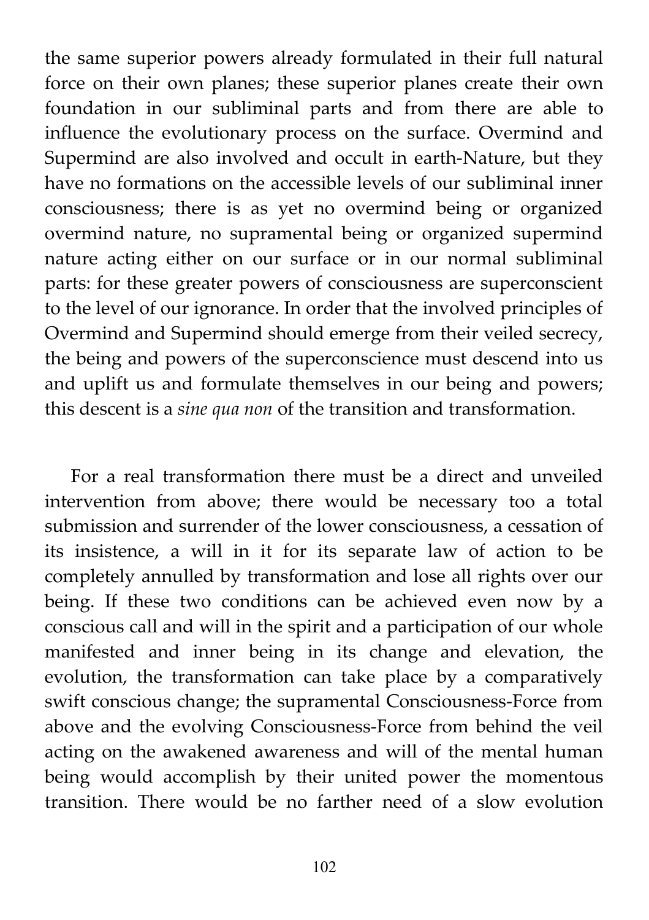the same superior powers already formulated in their full natural force on their own planes; these superior planes create their own foundation in our subliminal parts and from there are able to influence the evolutionary process on the surface. Overmind and Supermind are also involved and occult in earth-Nature, but they have no formations on the accessible levels of our subliminal inner consciousness; there is as yet no overmind being or organized overmind nature, no supramental being or organized supermind nature acting either on our surface or in our normal subliminal parts: for these greater powers of consciousness are superconscient to the level of our ignorance. In order that the involved principles of Overmind and Supermind should emerge from their veiled secrecy, the being and powers of the superconscience must descend into us and uplift us and formulate themselves in our being and powers; this descent is a *sine qua non* of the transition and transformation.

For a real transformation there must be a direct and unveiled intervention from above; there would be necessary too a total submission and surrender of the lower consciousness, a cessation of its insistence, a will in it for its separate law of action to be completely annulled by transformation and lose all rights over our being. If these two conditions can be achieved even now by a conscious call and will in the spirit and a participation of our whole manifested and inner being in its change and elevation, the evolution, the transformation can take place by a comparatively swift conscious change; the supramental Consciousness-Force from above and the evolving Consciousness-Force from behind the veil acting on the awakened awareness and will of the mental human being would accomplish by their united power the momentous transition. There would be no farther need of a slow evolution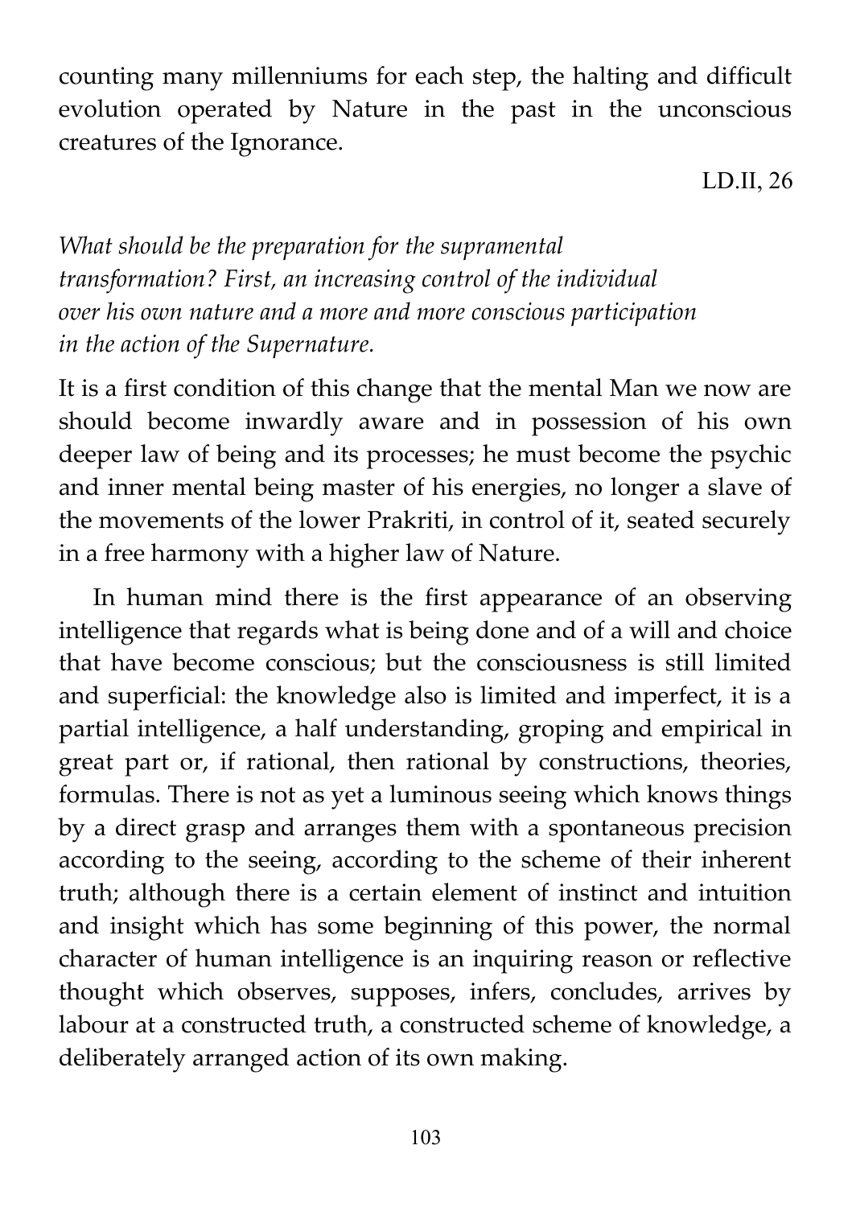counting many millenniums for each step, the halting and difficult evolution operated by Nature in the past in the unconscious creatures of the Ignorance.

LD.II, 26

*What should be the preparation for the supramental transformation? First, an increasing control of the individual over his own nature and a more and more conscious participation in the action of the Supernature.*

It is a first condition of this change that the mental Man we now are should become inwardly aware and in possession of his own deeper law of being and its processes; he must become the psychic and inner mental being master of his energies, no longer a slave of the movements of the lower Prakriti, in control of it, seated securely in a free harmony with a higher law of Nature.

In human mind there is the first appearance of an observing intelligence that regards what is being done and of a will and choice that have become conscious; but the consciousness is still limited and superficial: the knowledge also is limited and imperfect, it is a partial intelligence, a half understanding, groping and empirical in great part or, if rational, then rational by constructions, theories, formulas. There is not as yet a luminous seeing which knows things by a direct grasp and arranges them with a spontaneous precision according to the seeing, according to the scheme of their inherent truth; although there is a certain element of instinct and intuition and insight which has some beginning of this power, the normal character of human intelligence is an inquiring reason or reflective thought which observes, supposes, infers, concludes, arrives by labour at a constructed truth, a constructed scheme of knowledge, a deliberately arranged action of its own making.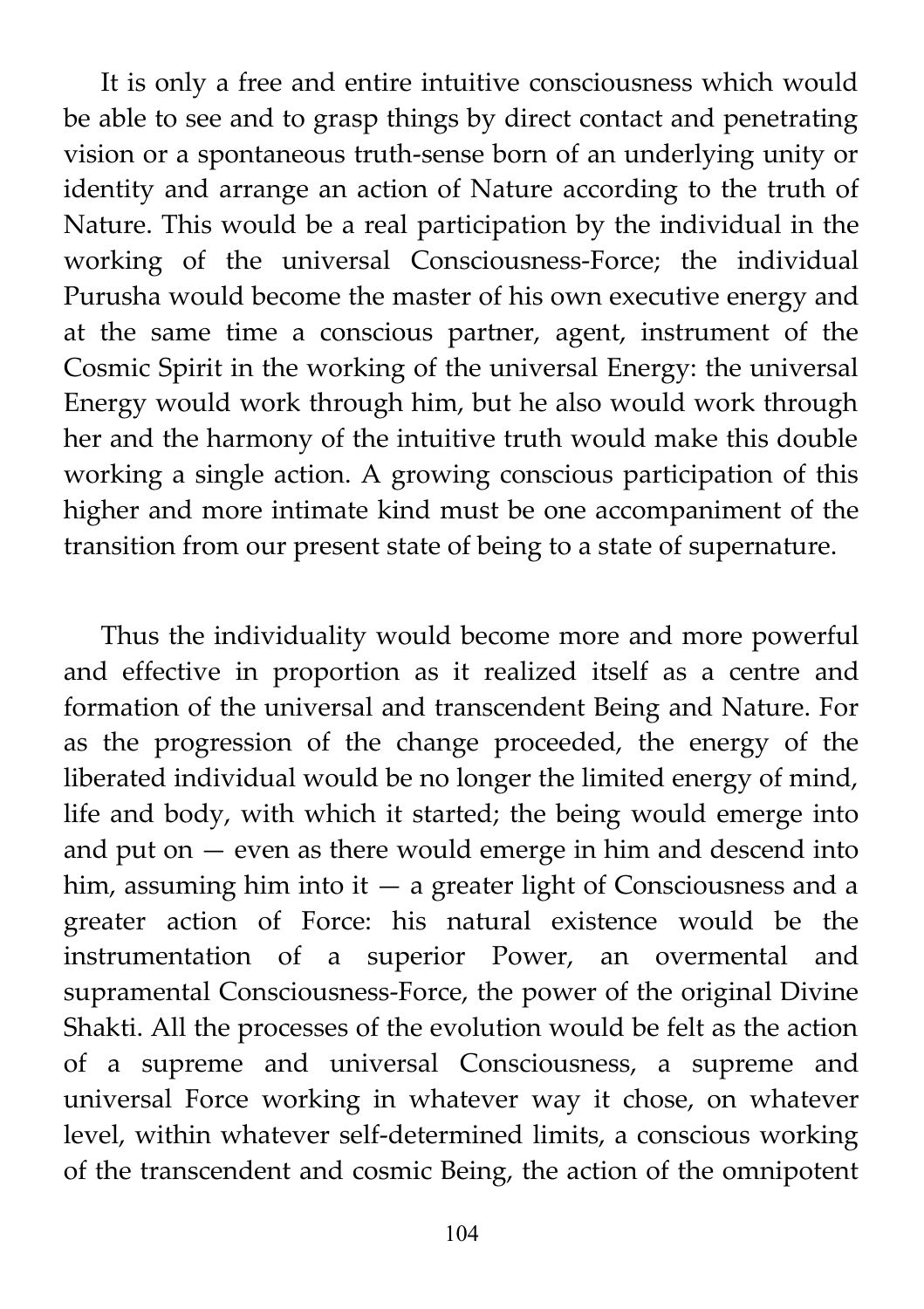It is only a free and entire intuitive consciousness which would be able to see and to grasp things by direct contact and penetrating vision or a spontaneous truth-sense born of an underlying unity or identity and arrange an action of Nature according to the truth of Nature. This would be a real participation by the individual in the working of the universal Consciousness-Force; the individual Purusha would become the master of his own executive energy and at the same time a conscious partner, agent, instrument of the Cosmic Spirit in the working of the universal Energy: the universal Energy would work through him, but he also would work through her and the harmony of the intuitive truth would make this double working a single action. A growing conscious participation of this higher and more intimate kind must be one accompaniment of the transition from our present state of being to a state of supernature.

Thus the individuality would become more and more powerful and effective in proportion as it realized itself as a centre and formation of the universal and transcendent Being and Nature. For as the progression of the change proceeded, the energy of the liberated individual would be no longer the limited energy of mind, life and body, with which it started; the being would emerge into and put on — even as there would emerge in him and descend into him, assuming him into it — a greater light of Consciousness and a greater action of Force: his natural existence would be the instrumentation of a superior Power, an overmental and supramental Consciousness-Force, the power of the original Divine Shakti. All the processes of the evolution would be felt as the action of a supreme and universal Consciousness, a supreme and universal Force working in whatever way it chose, on whatever level, within whatever self-determined limits, a conscious working of the transcendent and cosmic Being, the action of the omnipotent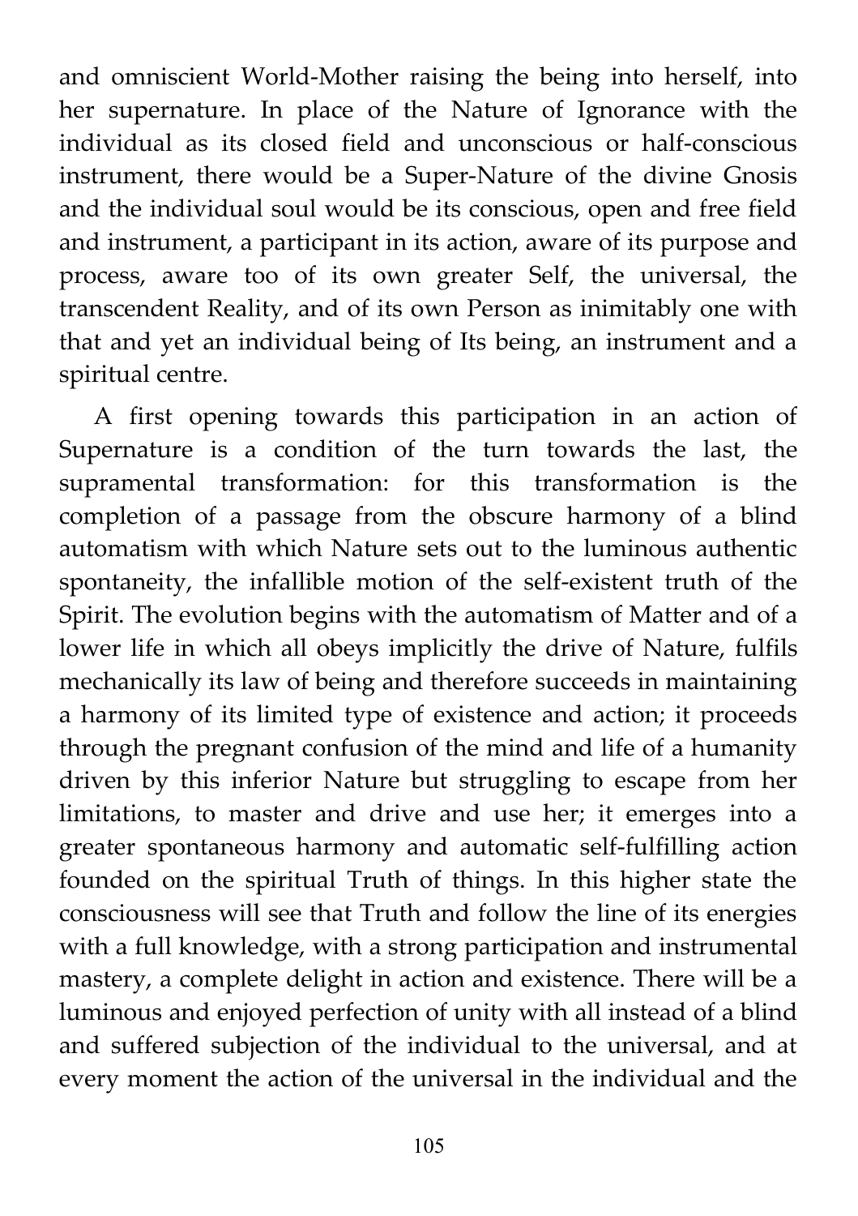and omniscient World-Mother raising the being into herself, into her supernature. In place of the Nature of Ignorance with the individual as its closed field and unconscious or half-conscious instrument, there would be a Super-Nature of the divine Gnosis and the individual soul would be its conscious, open and free field and instrument, a participant in its action, aware of its purpose and process, aware too of its own greater Self, the universal, the transcendent Reality, and of its own Person as inimitably one with that and yet an individual being of Its being, an instrument and a spiritual centre.

A first opening towards this participation in an action of Supernature is a condition of the turn towards the last, the supramental transformation: for this transformation is the completion of a passage from the obscure harmony of a blind automatism with which Nature sets out to the luminous authentic spontaneity, the infallible motion of the self-existent truth of the Spirit. The evolution begins with the automatism of Matter and of a lower life in which all obeys implicitly the drive of Nature, fulfils mechanically its law of being and therefore succeeds in maintaining a harmony of its limited type of existence and action; it proceeds through the pregnant confusion of the mind and life of a humanity driven by this inferior Nature but struggling to escape from her limitations, to master and drive and use her; it emerges into a greater spontaneous harmony and automatic self-fulfilling action founded on the spiritual Truth of things. In this higher state the consciousness will see that Truth and follow the line of its energies with a full knowledge, with a strong participation and instrumental mastery, a complete delight in action and existence. There will be a luminous and enjoyed perfection of unity with all instead of a blind and suffered subjection of the individual to the universal, and at every moment the action of the universal in the individual and the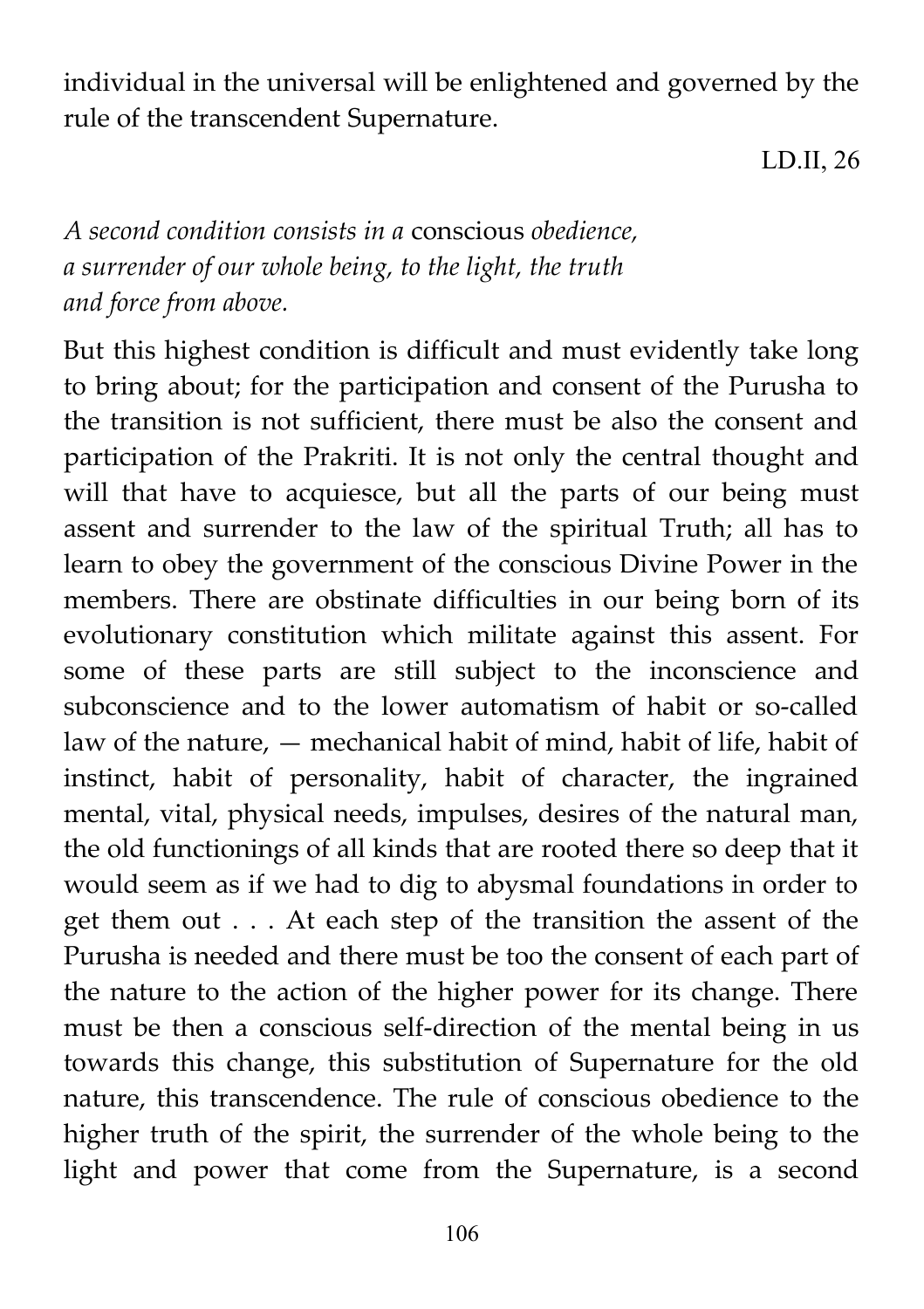individual in the universal will be enlightened and governed by the rule of the transcendent Supernature.

LD.II, 26

*A second condition consists in a* conscious *obedience, a surrender of our whole being, to the light, the truth and force from above.*

But this highest condition is difficult and must evidently take long to bring about; for the participation and consent of the Purusha to the transition is not sufficient, there must be also the consent and participation of the Prakriti. It is not only the central thought and will that have to acquiesce, but all the parts of our being must assent and surrender to the law of the spiritual Truth; all has to learn to obey the government of the conscious Divine Power in the members. There are obstinate difficulties in our being born of its evolutionary constitution which militate against this assent. For some of these parts are still subject to the inconscience and subconscience and to the lower automatism of habit or so-called law of the nature, — mechanical habit of mind, habit of life, habit of instinct, habit of personality, habit of character, the ingrained mental, vital, physical needs, impulses, desires of the natural man, the old functionings of all kinds that are rooted there so deep that it would seem as if we had to dig to abysmal foundations in order to get them out . . . At each step of the transition the assent of the Purusha is needed and there must be too the consent of each part of the nature to the action of the higher power for its change. There must be then a conscious self-direction of the mental being in us towards this change, this substitution of Supernature for the old nature, this transcendence. The rule of conscious obedience to the higher truth of the spirit, the surrender of the whole being to the light and power that come from the Supernature, is a second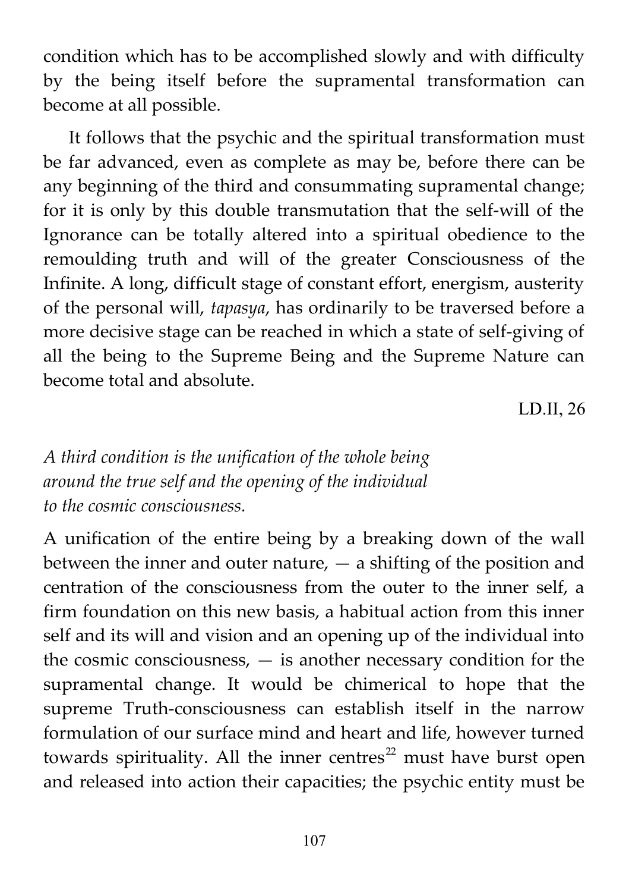condition which has to be accomplished slowly and with difficulty by the being itself before the supramental transformation can become at all possible.

It follows that the psychic and the spiritual transformation must be far advanced, even as complete as may be, before there can be any beginning of the third and consummating supramental change; for it is only by this double transmutation that the self-will of the Ignorance can be totally altered into a spiritual obedience to the remoulding truth and will of the greater Consciousness of the Infinite. A long, difficult stage of constant effort, energism, austerity of the personal will, *tapasya*, has ordinarily to be traversed before a more decisive stage can be reached in which a state of self-giving of all the being to the Supreme Being and the Supreme Nature can become total and absolute.

LD.II, 26

*A third condition is the unification of the whole being around the true self and the opening of the individual to the cosmic consciousness.*

A unification of the entire being by a breaking down of the wall between the inner and outer nature, — a shifting of the position and centration of the consciousness from the outer to the inner self, a firm foundation on this new basis, a habitual action from this inner self and its will and vision and an opening up of the individual into the cosmic consciousness, — is another necessary condition for the supramental change. It would be chimerical to hope that the supreme Truth-consciousness can establish itself in the narrow formulation of our surface mind and heart and life, however turned towards spirituality. All the inner centres[22] must have burst open and released into action their capacities; the psychic entity must be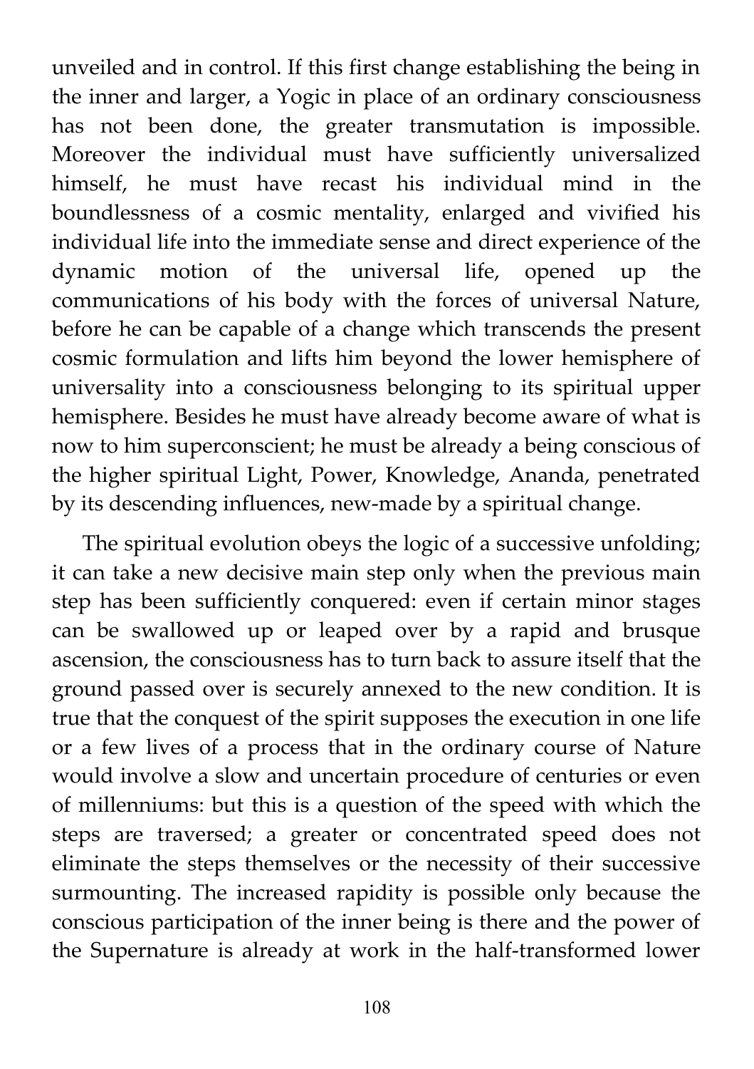unveiled and in control. If this first change establishing the being in the inner and larger, a Yogic in place of an ordinary consciousness has not been done, the greater transmutation is impossible. Moreover the individual must have sufficiently universalized himself, he must have recast his individual mind in the boundlessness of a cosmic mentality, enlarged and vivified his individual life into the immediate sense and direct experience of the dynamic motion of the universal life, opened up the communications of his body with the forces of universal Nature, before he can be capable of a change which transcends the present cosmic formulation and lifts him beyond the lower hemisphere of universality into a consciousness belonging to its spiritual upper hemisphere. Besides he must have already become aware of what is now to him superconscient; he must be already a being conscious of the higher spiritual Light, Power, Knowledge, Ananda, penetrated by its descending influences, new-made by a spiritual change.

The spiritual evolution obeys the logic of a successive unfolding; it can take a new decisive main step only when the previous main step has been sufficiently conquered: even if certain minor stages can be swallowed up or leaped over by a rapid and brusque ascension, the consciousness has to turn back to assure itself that the ground passed over is securely annexed to the new condition. It is true that the conquest of the spirit supposes the execution in one life or a few lives of a process that in the ordinary course of Nature would involve a slow and uncertain procedure of centuries or even of millenniums: but this is a question of the speed with which the steps are traversed; a greater or concentrated speed does not eliminate the steps themselves or the necessity of their successive surmounting. The increased rapidity is possible only because the conscious participation of the inner being is there and the power of the Supernature is already at work in the half-transformed lower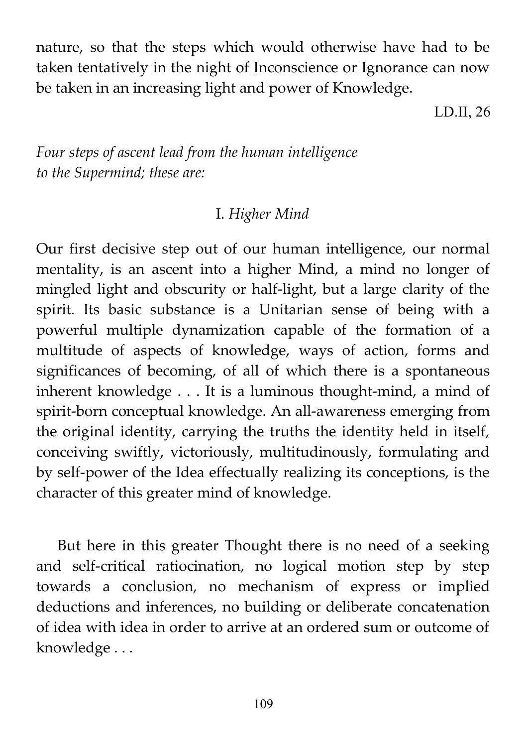nature, so that the steps which would otherwise have had to be taken tentatively in the night of Inconscience or Ignorance can now be taken in an increasing light and power of Knowledge.

LD.II, 26

*Four steps of ascent lead from the human intelligence to the Supermind; these are:*

### I. *Higher Mind*

Our first decisive step out of our human intelligence, our normal mentality, is an ascent into a higher Mind, a mind no longer of mingled light and obscurity or half-light, but a large clarity of the spirit. Its basic substance is a Unitarian sense of being with a powerful multiple dynamization capable of the formation of a multitude of aspects of knowledge, ways of action, forms and significances of becoming, of all of which there is a spontaneous inherent knowledge . . . It is a luminous thought-mind, a mind of spirit-born conceptual knowledge. An all-awareness emerging from the original identity, carrying the truths the identity held in itself, conceiving swiftly, victoriously, multitudinously, formulating and by self-power of the Idea effectually realizing its conceptions, is the character of this greater mind of knowledge.

But here in this greater Thought there is no need of a seeking and self-critical ratiocination, no logical motion step by step towards a conclusion, no mechanism of express or implied deductions and inferences, no building or deliberate concatenation of idea with idea in order to arrive at an ordered sum or outcome of knowledge . . .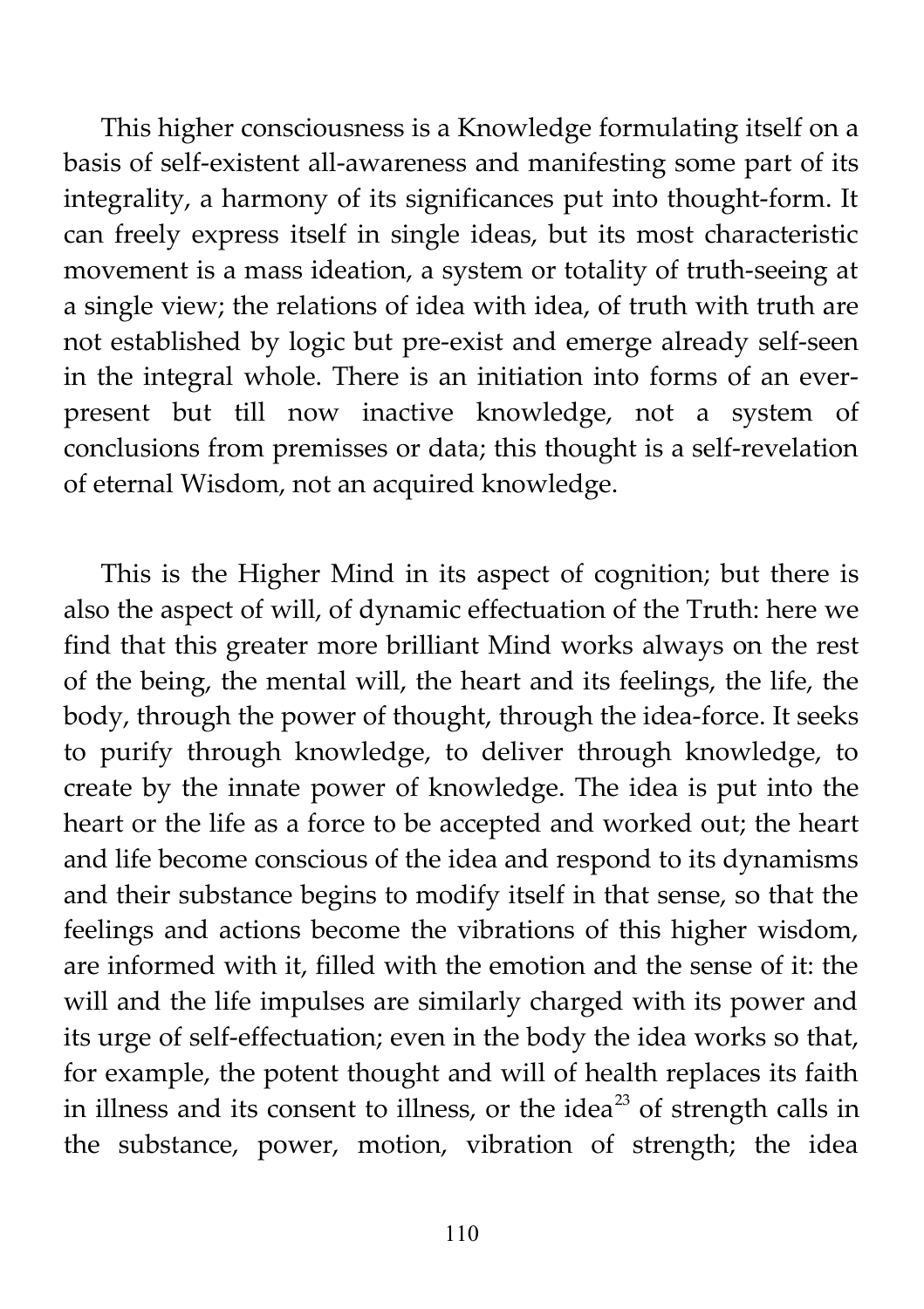This higher consciousness is a Knowledge formulating itself on a basis of self-existent all-awareness and manifesting some part of its integrality, a harmony of its significances put into thought-form. It can freely express itself in single ideas, but its most characteristic movement is a mass ideation, a system or totality of truth-seeing at a single view; the relations of idea with idea, of truth with truth are not established by logic but pre-exist and emerge already self-seen in the integral whole. There is an initiation into forms of an ever-present but till now inactive knowledge, not a system of conclusions from premisses or data; this thought is a self-revelation of eternal Wisdom, not an acquired knowledge.

This is the Higher Mind in its aspect of cognition; but there is also the aspect of will, of dynamic effectuation of the Truth: here we find that this greater more brilliant Mind works always on the rest of the being, the mental will, the heart and its feelings, the life, the body, through the power of thought, through the idea-force. It seeks to purify through knowledge, to deliver through knowledge, to create by the innate power of knowledge. The idea is put into the heart or the life as a force to be accepted and worked out; the heart and life become conscious of the idea and respond to its dynamisms and their substance begins to modify itself in that sense, so that the feelings and actions become the vibrations of this higher wisdom, are informed with it, filled with the emotion and the sense of it: the will and the life impulses are similarly charged with its power and its urge of self-effectuation; even in the body the idea works so that, for example, the potent thought and will of health replaces its faith in illness and its consent to illness, or the idea[23] of strength calls in the substance, power, motion, vibration of strength; the idea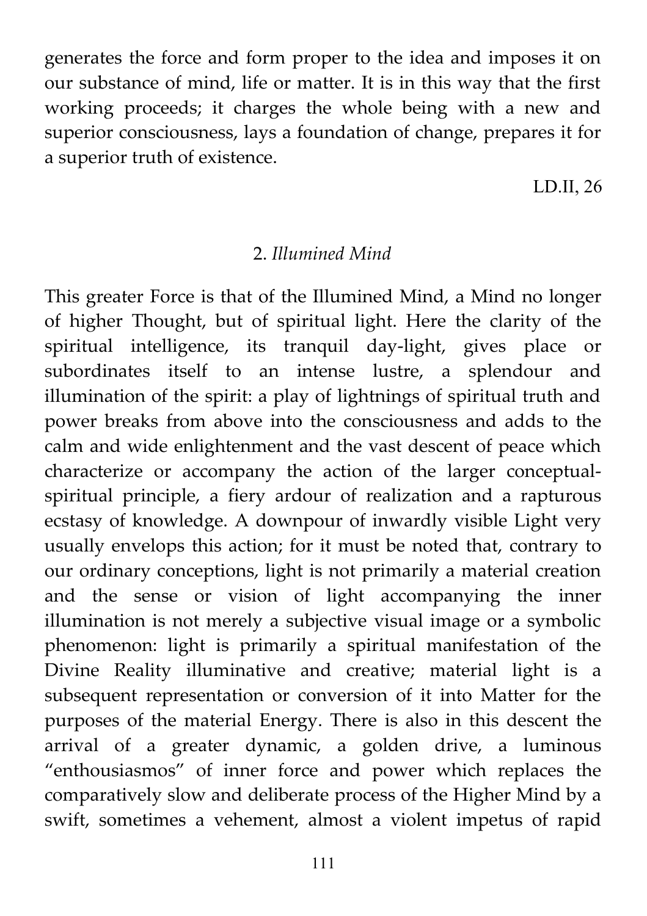generates the force and form proper to the idea and imposes it on our substance of mind, life or matter. It is in this way that the first working proceeds; it charges the whole being with a new and superior consciousness, lays a foundation of change, prepares it for a superior truth of existence.

LD.II, 26

## 2. *Illumined Mind*

This greater Force is that of the Illumined Mind, a Mind no longer of higher Thought, but of spiritual light. Here the clarity of the spiritual intelligence, its tranquil day-light, gives place or subordinates itself to an intense lustre, a splendour and illumination of the spirit: a play of lightnings of spiritual truth and power breaks from above into the consciousness and adds to the calm and wide enlightenment and the vast descent of peace which characterize or accompany the action of the larger conceptual-spiritual principle, a fiery ardour of realization and a rapturous ecstasy of knowledge. A downpour of inwardly visible Light very usually envelops this action; for it must be noted that, contrary to our ordinary conceptions, light is not primarily a material creation and the sense or vision of light accompanying the inner illumination is not merely a subjective visual image or a symbolic phenomenon: light is primarily a spiritual manifestation of the Divine Reality illuminative and creative; material light is a subsequent representation or conversion of it into Matter for the purposes of the material Energy. There is also in this descent the arrival of a greater dynamic, a golden drive, a luminous "enthousiasmos" of inner force and power which replaces the comparatively slow and deliberate process of the Higher Mind by a swift, sometimes a vehement, almost a violent impetus of rapid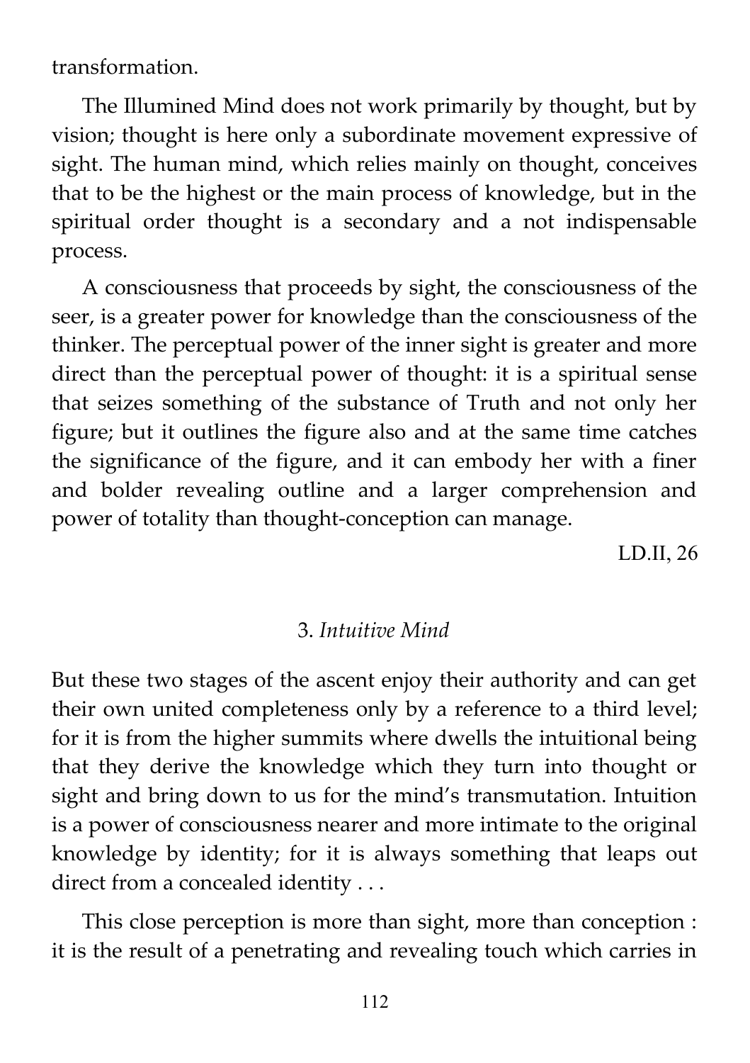transformation.

The Illumined Mind does not work primarily by thought, but by vision; thought is here only a subordinate movement expressive of sight. The human mind, which relies mainly on thought, conceives that to be the highest or the main process of knowledge, but in the spiritual order thought is a secondary and a not indispensable process.

A consciousness that proceeds by sight, the consciousness of the seer, is a greater power for knowledge than the consciousness of the thinker. The perceptual power of the inner sight is greater and more direct than the perceptual power of thought: it is a spiritual sense that seizes something of the substance of Truth and not only her figure; but it outlines the figure also and at the same time catches the significance of the figure, and it can embody her with a finer and bolder revealing outline and a larger comprehension and power of totality than thought-conception can manage.

LD.II, 26

### 3. *Intuitive Mind*

But these two stages of the ascent enjoy their authority and can get their own united completeness only by a reference to a third level; for it is from the higher summits where dwells the intuitional being that they derive the knowledge which they turn into thought or sight and bring down to us for the mind's transmutation. Intuition is a power of consciousness nearer and more intimate to the original knowledge by identity; for it is always something that leaps out direct from a concealed identity . . .

This close perception is more than sight, more than conception : it is the result of a penetrating and revealing touch which carries in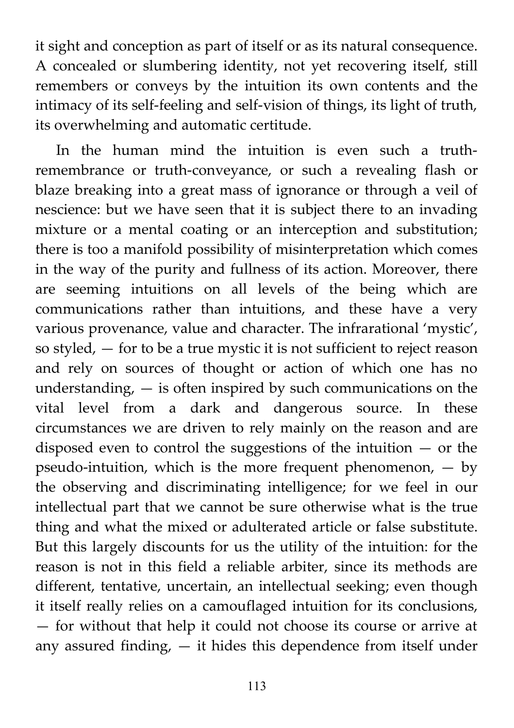it sight and conception as part of itself or as its natural consequence. A concealed or slumbering identity, not yet recovering itself, still remembers or conveys by the intuition its own contents and the intimacy of its self-feeling and self-vision of things, its light of truth, its overwhelming and automatic certitude.

In the human mind the intuition is even such a truth-remembrance or truth-conveyance, or such a revealing flash or blaze breaking into a great mass of ignorance or through a veil of nescience: but we have seen that it is subject there to an invading mixture or a mental coating or an interception and substitution; there is too a manifold possibility of misinterpretation which comes in the way of the purity and fullness of its action. Moreover, there are seeming intuitions on all levels of the being which are communications rather than intuitions, and these have a very various provenance, value and character. The infrarational 'mystic', so styled, — for to be a true mystic it is not sufficient to reject reason and rely on sources of thought or action of which one has no understanding, — is often inspired by such communications on the vital level from a dark and dangerous source. In these circumstances we are driven to rely mainly on the reason and are disposed even to control the suggestions of the intuition — or the pseudo-intuition, which is the more frequent phenomenon, — by the observing and discriminating intelligence; for we feel in our intellectual part that we cannot be sure otherwise what is the true thing and what the mixed or adulterated article or false substitute. But this largely discounts for us the utility of the intuition: for the reason is not in this field a reliable arbiter, since its methods are different, tentative, uncertain, an intellectual seeking; even though it itself really relies on a camouflaged intuition for its conclusions, — for without that help it could not choose its course or arrive at any assured finding, — it hides this dependence from itself under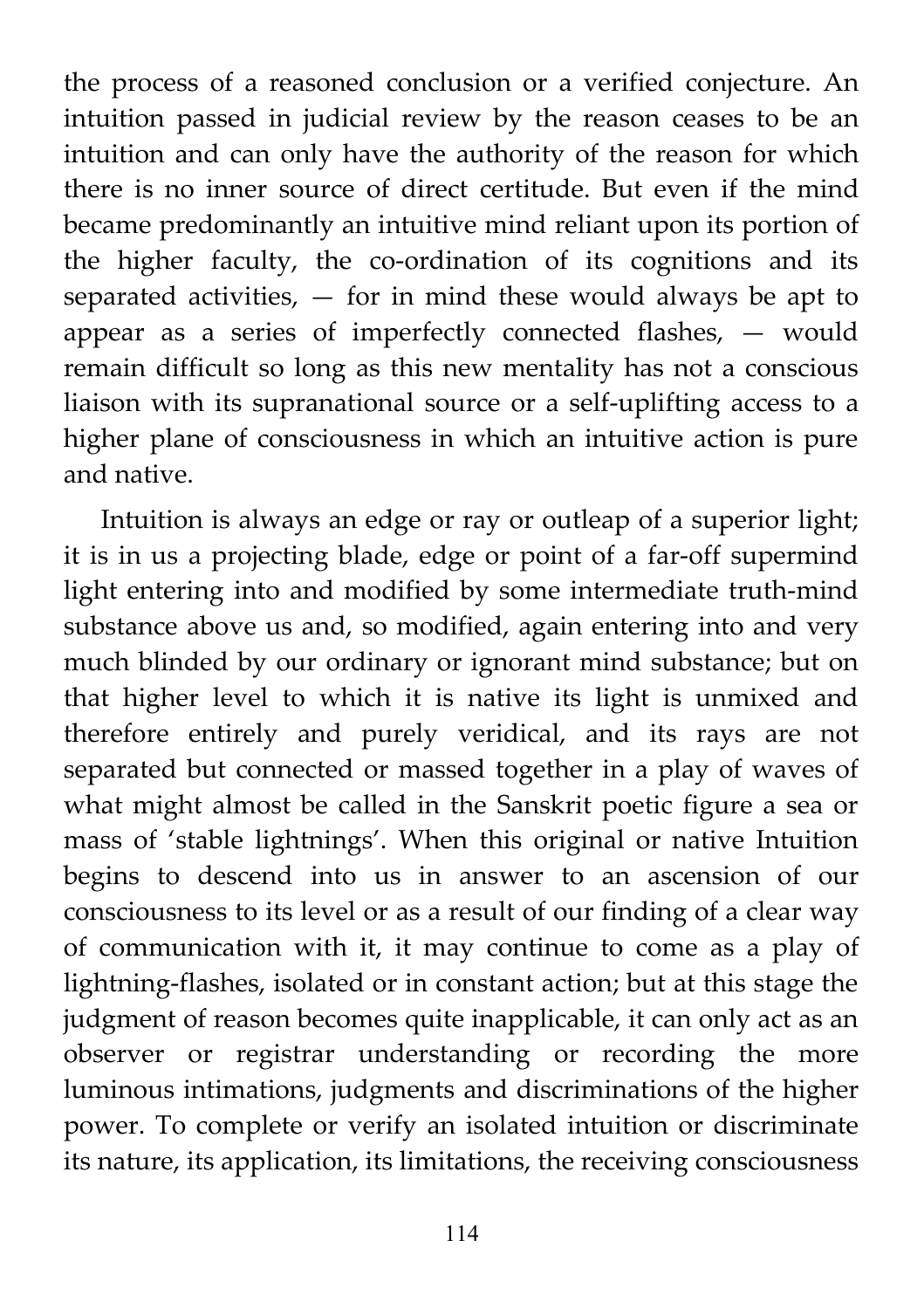the process of a reasoned conclusion or a verified conjecture. An intuition passed in judicial review by the reason ceases to be an intuition and can only have the authority of the reason for which there is no inner source of direct certitude. But even if the mind became predominantly an intuitive mind reliant upon its portion of the higher faculty, the co-ordination of its cognitions and its separated activities, — for in mind these would always be apt to appear as a series of imperfectly connected flashes, — would remain difficult so long as this new mentality has not a conscious liaison with its supranational source or a self-uplifting access to a higher plane of consciousness in which an intuitive action is pure and native.

Intuition is always an edge or ray or outleap of a superior light; it is in us a projecting blade, edge or point of a far-off supermind light entering into and modified by some intermediate truth-mind substance above us and, so modified, again entering into and very much blinded by our ordinary or ignorant mind substance; but on that higher level to which it is native its light is unmixed and therefore entirely and purely veridical, and its rays are not separated but connected or massed together in a play of waves of what might almost be called in the Sanskrit poetic figure a sea or mass of 'stable lightnings'. When this original or native Intuition begins to descend into us in answer to an ascension of our consciousness to its level or as a result of our finding of a clear way of communication with it, it may continue to come as a play of lightning-flashes, isolated or in constant action; but at this stage the judgment of reason becomes quite inapplicable, it can only act as an observer or registrar understanding or recording the more luminous intimations, judgments and discriminations of the higher power. To complete or verify an isolated intuition or discriminate its nature, its application, its limitations, the receiving consciousness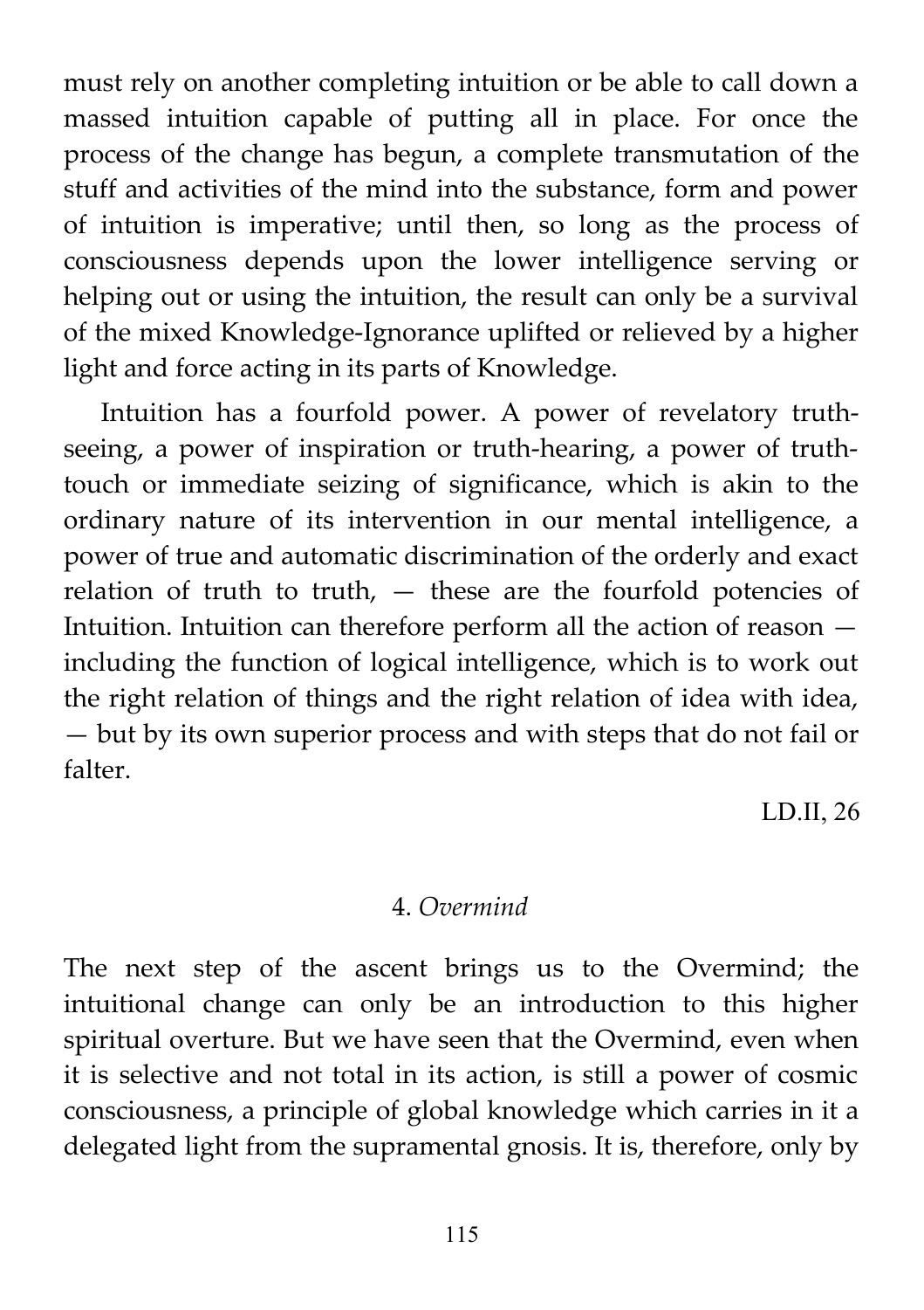must rely on another completing intuition or be able to call down a massed intuition capable of putting all in place. For once the process of the change has begun, a complete transmutation of the stuff and activities of the mind into the substance, form and power of intuition is imperative; until then, so long as the process of consciousness depends upon the lower intelligence serving or helping out or using the intuition, the result can only be a survival of the mixed Knowledge-Ignorance uplifted or relieved by a higher light and force acting in its parts of Knowledge.

Intuition has a fourfold power. A power of revelatory truth-seeing, a power of inspiration or truth-hearing, a power of truth-touch or immediate seizing of significance, which is akin to the ordinary nature of its intervention in our mental intelligence, a power of true and automatic discrimination of the orderly and exact relation of truth to truth, — these are the fourfold potencies of Intuition. Intuition can therefore perform all the action of reason — including the function of logical intelligence, which is to work out the right relation of things and the right relation of idea with idea, — but by its own superior process and with steps that do not fail or falter.

LD.II, 26

### 4. *Overmind*

The next step of the ascent brings us to the Overmind; the intuitional change can only be an introduction to this higher spiritual overture. But we have seen that the Overmind, even when it is selective and not total in its action, is still a power of cosmic consciousness, a principle of global knowledge which carries in it a delegated light from the supramental gnosis. It is, therefore, only by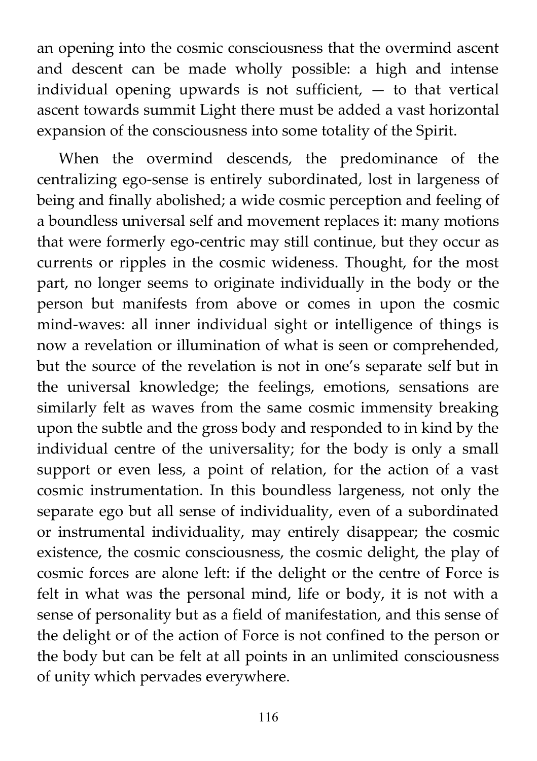an opening into the cosmic consciousness that the overmind ascent and descent can be made wholly possible: a high and intense individual opening upwards is not sufficient, — to that vertical ascent towards summit Light there must be added a vast horizontal expansion of the consciousness into some totality of the Spirit.

When the overmind descends, the predominance of the centralizing ego-sense is entirely subordinated, lost in largeness of being and finally abolished; a wide cosmic perception and feeling of a boundless universal self and movement replaces it: many motions that were formerly ego-centric may still continue, but they occur as currents or ripples in the cosmic wideness. Thought, for the most part, no longer seems to originate individually in the body or the person but manifests from above or comes in upon the cosmic mind-waves: all inner individual sight or intelligence of things is now a revelation or illumination of what is seen or comprehended, but the source of the revelation is not in one's separate self but in the universal knowledge; the feelings, emotions, sensations are similarly felt as waves from the same cosmic immensity breaking upon the subtle and the gross body and responded to in kind by the individual centre of the universality; for the body is only a small support or even less, a point of relation, for the action of a vast cosmic instrumentation. In this boundless largeness, not only the separate ego but all sense of individuality, even of a subordinated or instrumental individuality, may entirely disappear; the cosmic existence, the cosmic consciousness, the cosmic delight, the play of cosmic forces are alone left: if the delight or the centre of Force is felt in what was the personal mind, life or body, it is not with a sense of personality but as a field of manifestation, and this sense of the delight or of the action of Force is not confined to the person or the body but can be felt at all points in an unlimited consciousness of unity which pervades everywhere.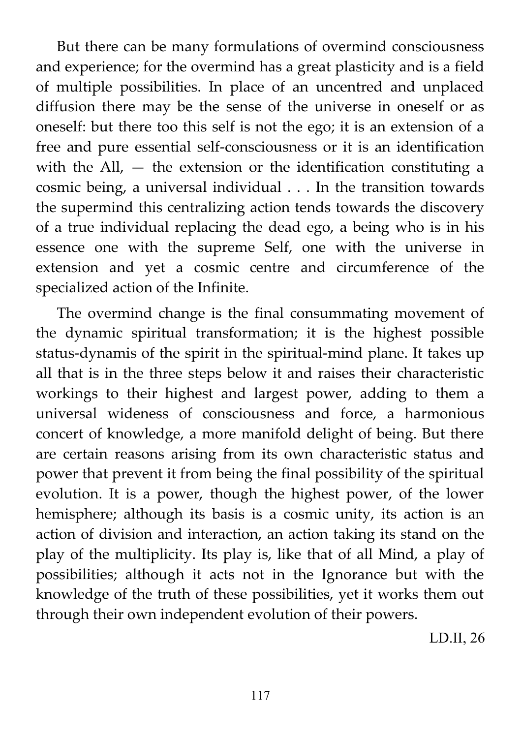But there can be many formulations of overmind consciousness and experience; for the overmind has a great plasticity and is a field of multiple possibilities. In place of an uncentred and unplaced diffusion there may be the sense of the universe in oneself or as oneself: but there too this self is not the ego; it is an extension of a free and pure essential self-consciousness or it is an identification with the All, — the extension or the identification constituting a cosmic being, a universal individual . . . In the transition towards the supermind this centralizing action tends towards the discovery of a true individual replacing the dead ego, a being who is in his essence one with the supreme Self, one with the universe in extension and yet a cosmic centre and circumference of the specialized action of the Infinite.

The overmind change is the final consummating movement of the dynamic spiritual transformation; it is the highest possible status-dynamis of the spirit in the spiritual-mind plane. It takes up all that is in the three steps below it and raises their characteristic workings to their highest and largest power, adding to them a universal wideness of consciousness and force, a harmonious concert of knowledge, a more manifold delight of being. But there are certain reasons arising from its own characteristic status and power that prevent it from being the final possibility of the spiritual evolution. It is a power, though the highest power, of the lower hemisphere; although its basis is a cosmic unity, its action is an action of division and interaction, an action taking its stand on the play of the multiplicity. Its play is, like that of all Mind, a play of possibilities; although it acts not in the Ignorance but with the knowledge of the truth of these possibilities, yet it works them out through their own independent evolution of their powers.

LD.II, 26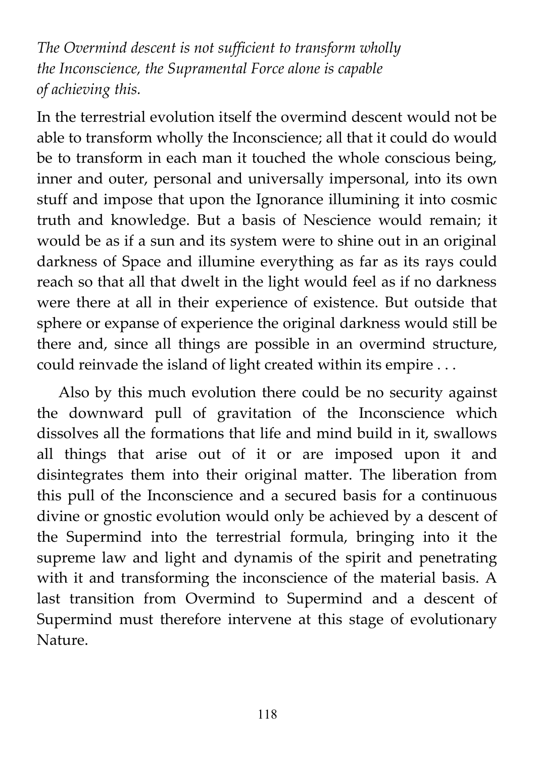*The Overmind descent is not sufficient to transform wholly the Inconscience, the Supramental Force alone is capable of achieving this.*

In the terrestrial evolution itself the overmind descent would not be able to transform wholly the Inconscience; all that it could do would be to transform in each man it touched the whole conscious being, inner and outer, personal and universally impersonal, into its own stuff and impose that upon the Ignorance illumining it into cosmic truth and knowledge. But a basis of Nescience would remain; it would be as if a sun and its system were to shine out in an original darkness of Space and illumine everything as far as its rays could reach so that all that dwelt in the light would feel as if no darkness were there at all in their experience of existence. But outside that sphere or expanse of experience the original darkness would still be there and, since all things are possible in an overmind structure, could reinvade the island of light created within its empire . . .

Also by this much evolution there could be no security against the downward pull of gravitation of the Inconscience which dissolves all the formations that life and mind build in it, swallows all things that arise out of it or are imposed upon it and disintegrates them into their original matter. The liberation from this pull of the Inconscience and a secured basis for a continuous divine or gnostic evolution would only be achieved by a descent of the Supermind into the terrestrial formula, bringing into it the supreme law and light and dynamis of the spirit and penetrating with it and transforming the inconscience of the material basis. A last transition from Overmind to Supermind and a descent of Supermind must therefore intervene at this stage of evolutionary Nature.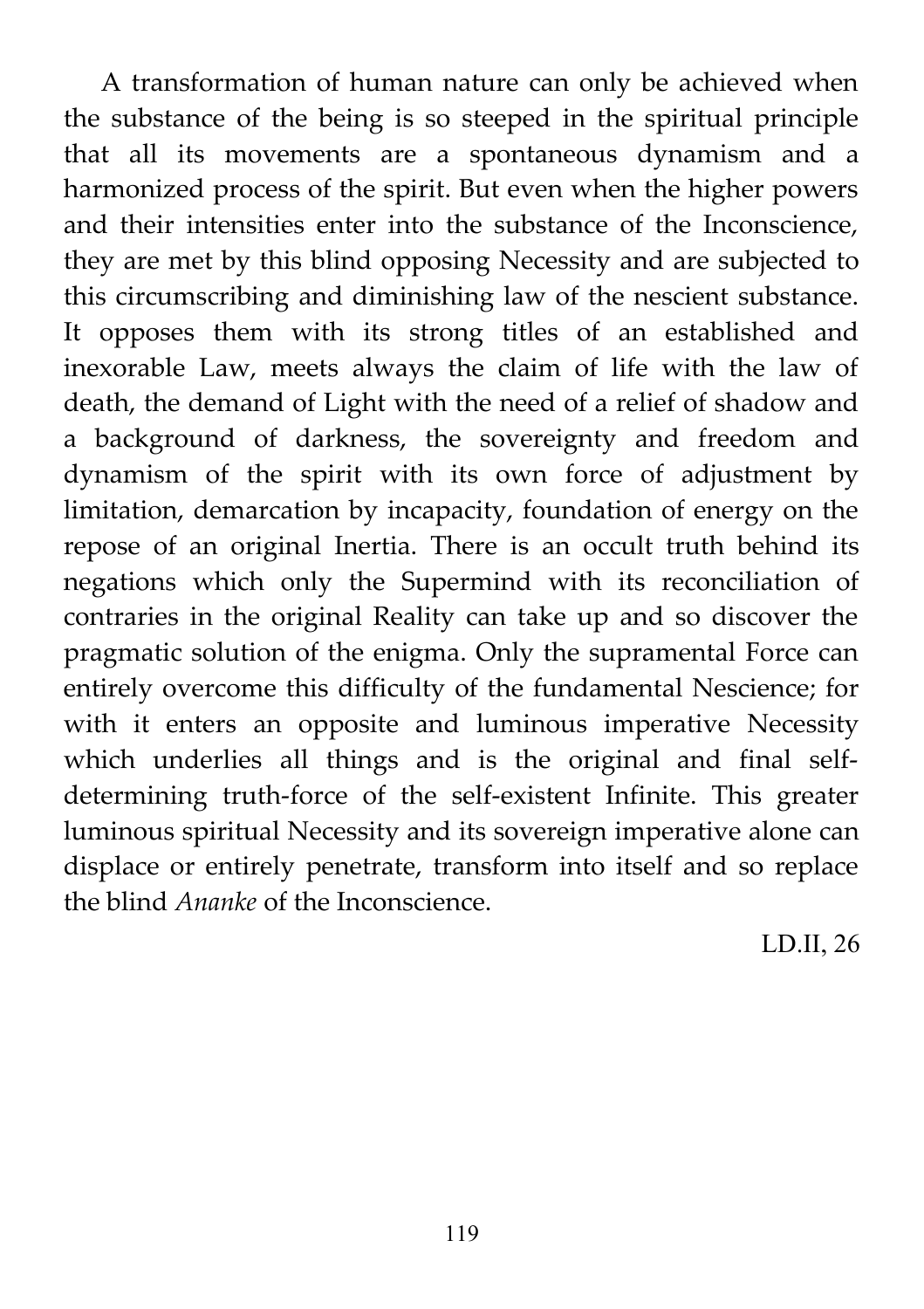A transformation of human nature can only be achieved when the substance of the being is so steeped in the spiritual principle that all its movements are a spontaneous dynamism and a harmonized process of the spirit. But even when the higher powers and their intensities enter into the substance of the Inconscience, they are met by this blind opposing Necessity and are subjected to this circumscribing and diminishing law of the nescient substance. It opposes them with its strong titles of an established and inexorable Law, meets always the claim of life with the law of death, the demand of Light with the need of a relief of shadow and a background of darkness, the sovereignty and freedom and dynamism of the spirit with its own force of adjustment by limitation, demarcation by incapacity, foundation of energy on the repose of an original Inertia. There is an occult truth behind its negations which only the Supermind with its reconciliation of contraries in the original Reality can take up and so discover the pragmatic solution of the enigma. Only the supramental Force can entirely overcome this difficulty of the fundamental Nescience; for with it enters an opposite and luminous imperative Necessity which underlies all things and is the original and final self-determining truth-force of the self-existent Infinite. This greater luminous spiritual Necessity and its sovereign imperative alone can displace or entirely penetrate, transform into itself and so replace the blind *Ananke* of the Inconscience.

LD.II, 26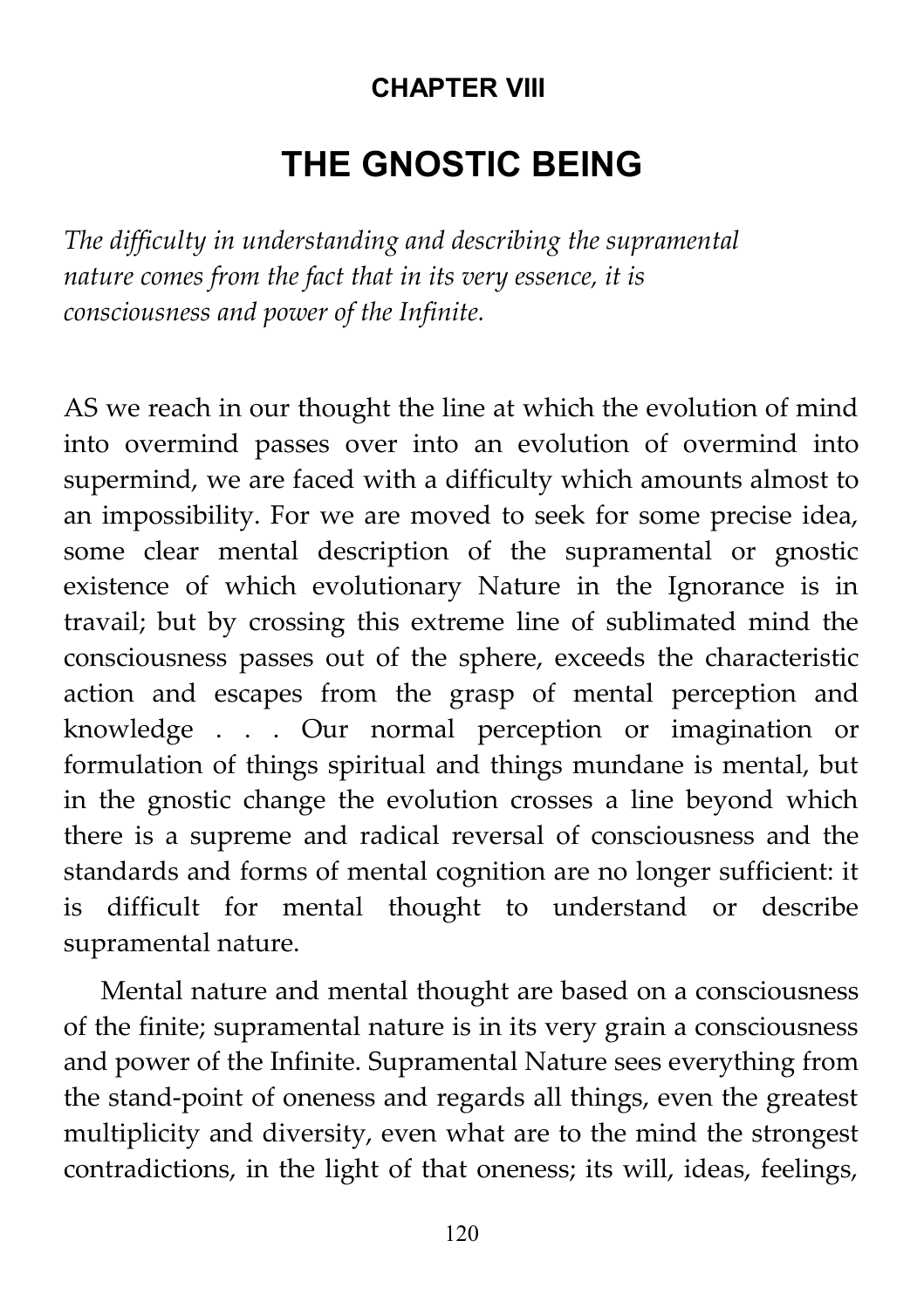## CHAPTER VIII

# THE GNOSTIC BEING

*The difficulty in understanding and describing the supramental nature comes from the fact that in its very essence, it is consciousness and power of the Infinite.*

AS we reach in our thought the line at which the evolution of mind into overmind passes over into an evolution of overmind into supermind, we are faced with a difficulty which amounts almost to an impossibility. For we are moved to seek for some precise idea, some clear mental description of the supramental or gnostic existence of which evolutionary Nature in the Ignorance is in travail; but by crossing this extreme line of sublimated mind the consciousness passes out of the sphere, exceeds the characteristic action and escapes from the grasp of mental perception and knowledge . . . Our normal perception or imagination or formulation of things spiritual and things mundane is mental, but in the gnostic change the evolution crosses a line beyond which there is a supreme and radical reversal of consciousness and the standards and forms of mental cognition are no longer sufficient: it is difficult for mental thought to understand or describe supramental nature.

Mental nature and mental thought are based on a consciousness of the finite; supramental nature is in its very grain a consciousness and power of the Infinite. Supramental Nature sees everything from the stand-point of oneness and regards all things, even the greatest multiplicity and diversity, even what are to the mind the strongest contradictions, in the light of that oneness; its will, ideas, feelings,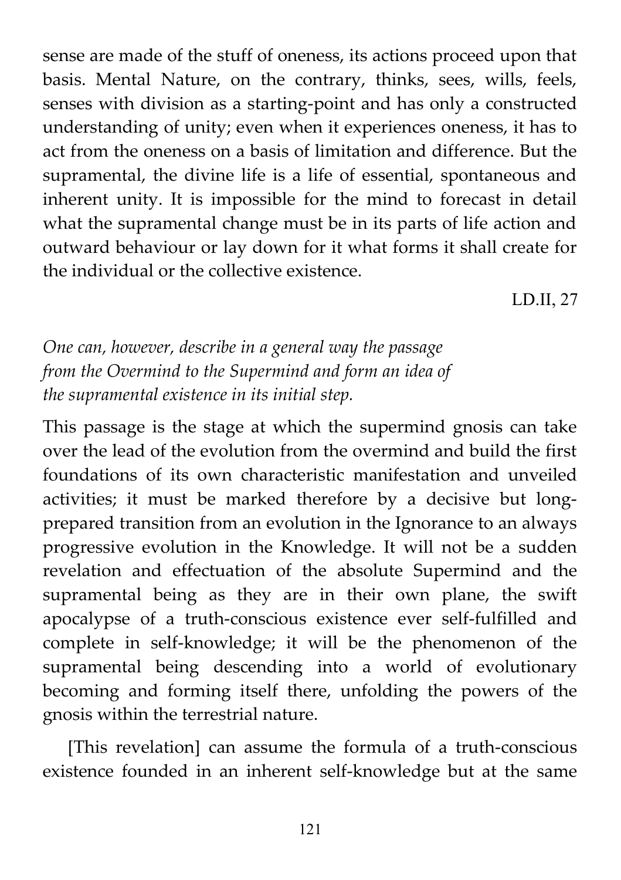sense are made of the stuff of oneness, its actions proceed upon that basis. Mental Nature, on the contrary, thinks, sees, wills, feels, senses with division as a starting-point and has only a constructed understanding of unity; even when it experiences oneness, it has to act from the oneness on a basis of limitation and difference. But the supramental, the divine life is a life of essential, spontaneous and inherent unity. It is impossible for the mind to forecast in detail what the supramental change must be in its parts of life action and outward behaviour or lay down for it what forms it shall create for the individual or the collective existence.

LD.II, 27

*One can, however, describe in a general way the passage from the Overmind to the Supermind and form an idea of the supramental existence in its initial step.*

This passage is the stage at which the supermind gnosis can take over the lead of the evolution from the overmind and build the first foundations of its own characteristic manifestation and unveiled activities; it must be marked therefore by a decisive but long-prepared transition from an evolution in the Ignorance to an always progressive evolution in the Knowledge. It will not be a sudden revelation and effectuation of the absolute Supermind and the supramental being as they are in their own plane, the swift apocalypse of a truth-conscious existence ever self-fulfilled and complete in self-knowledge; it will be the phenomenon of the supramental being descending into a world of evolutionary becoming and forming itself there, unfolding the powers of the gnosis within the terrestrial nature.

[This revelation] can assume the formula of a truth-conscious existence founded in an inherent self-knowledge but at the same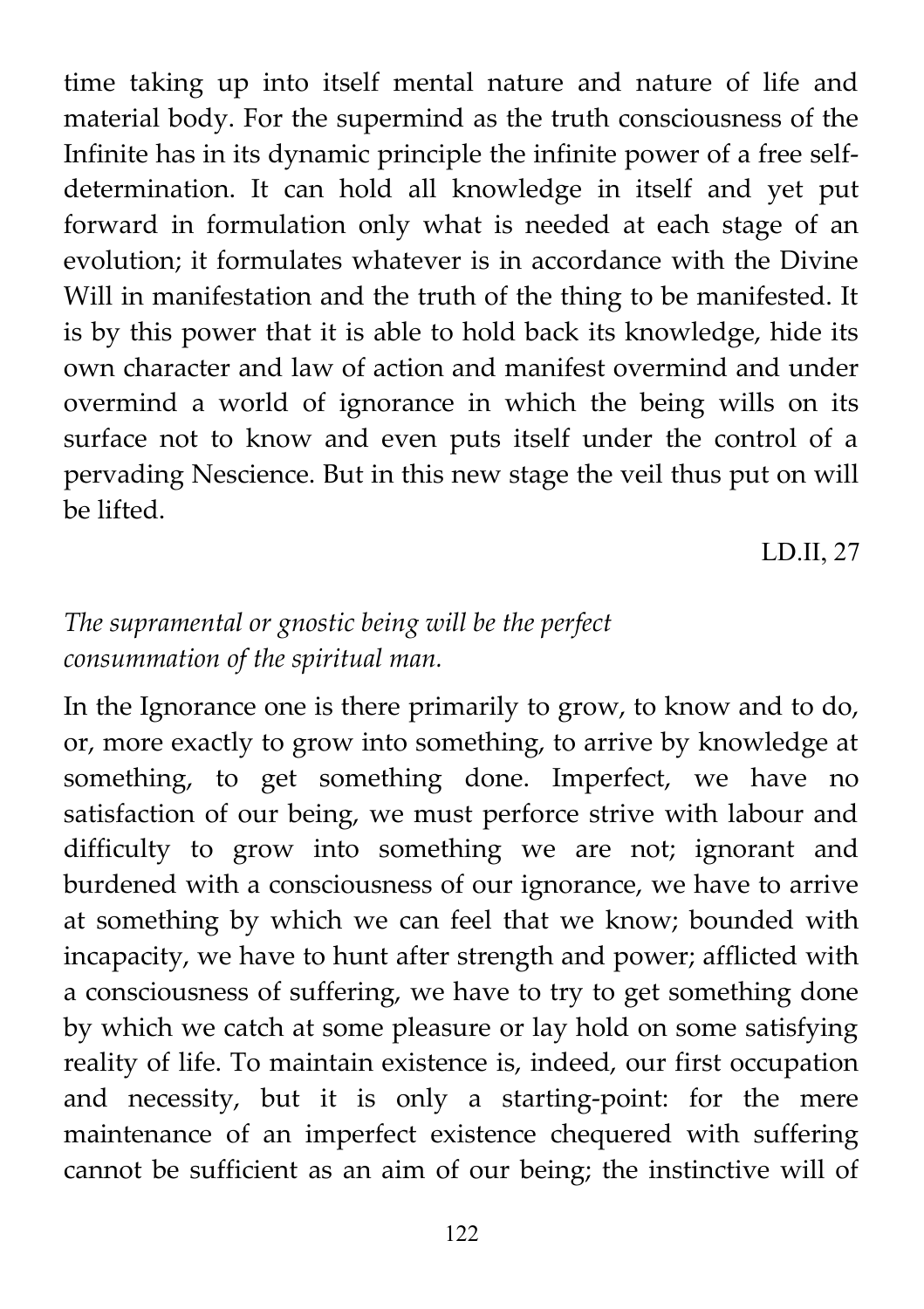time taking up into itself mental nature and nature of life and material body. For the supermind as the truth consciousness of the Infinite has in its dynamic principle the infinite power of a free self-determination. It can hold all knowledge in itself and yet put forward in formulation only what is needed at each stage of an evolution; it formulates whatever is in accordance with the Divine Will in manifestation and the truth of the thing to be manifested. It is by this power that it is able to hold back its knowledge, hide its own character and law of action and manifest overmind and under overmind a world of ignorance in which the being wills on its surface not to know and even puts itself under the control of a pervading Nescience. But in this new stage the veil thus put on will be lifted.

LD.II, 27

*The supramental or gnostic being will be the perfect consummation of the spiritual man.*

In the Ignorance one is there primarily to grow, to know and to do, or, more exactly to grow into something, to arrive by knowledge at something, to get something done. Imperfect, we have no satisfaction of our being, we must perforce strive with labour and difficulty to grow into something we are not; ignorant and burdened with a consciousness of our ignorance, we have to arrive at something by which we can feel that we know; bounded with incapacity, we have to hunt after strength and power; afflicted with a consciousness of suffering, we have to try to get something done by which we catch at some pleasure or lay hold on some satisfying reality of life. To maintain existence is, indeed, our first occupation and necessity, but it is only a starting-point: for the mere maintenance of an imperfect existence chequered with suffering cannot be sufficient as an aim of our being; the instinctive will of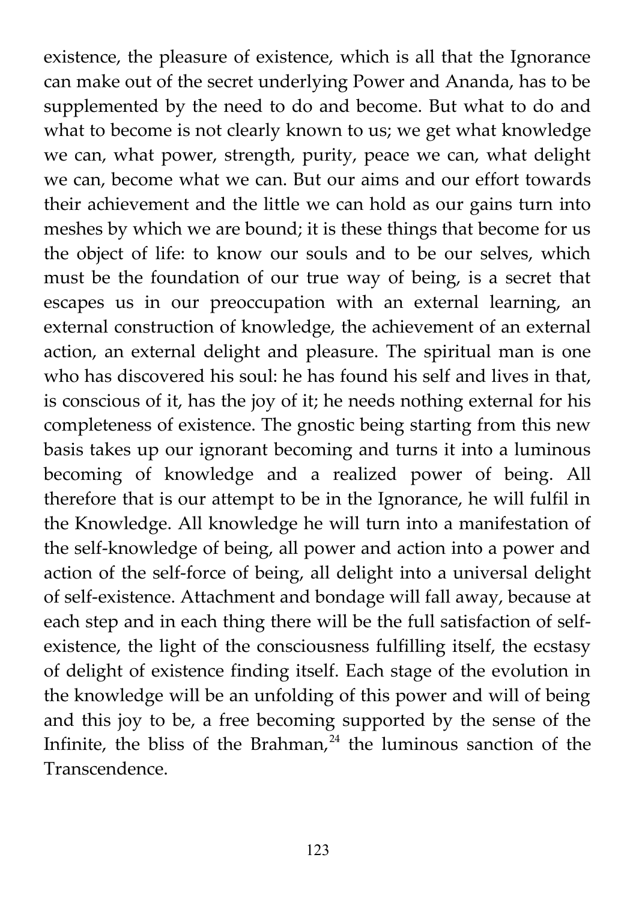existence, the pleasure of existence, which is all that the Ignorance can make out of the secret underlying Power and Ananda, has to be supplemented by the need to do and become. But what to do and what to become is not clearly known to us; we get what knowledge we can, what power, strength, purity, peace we can, what delight we can, become what we can. But our aims and our effort towards their achievement and the little we can hold as our gains turn into meshes by which we are bound; it is these things that become for us the object of life: to know our souls and to be our selves, which must be the foundation of our true way of being, is a secret that escapes us in our preoccupation with an external learning, an external construction of knowledge, the achievement of an external action, an external delight and pleasure. The spiritual man is one who has discovered his soul: he has found his self and lives in that, is conscious of it, has the joy of it; he needs nothing external for his completeness of existence. The gnostic being starting from this new basis takes up our ignorant becoming and turns it into a luminous becoming of knowledge and a realized power of being. All therefore that is our attempt to be in the Ignorance, he will fulfil in the Knowledge. All knowledge he will turn into a manifestation of the self-knowledge of being, all power and action into a power and action of the self-force of being, all delight into a universal delight of self-existence. Attachment and bondage will fall away, because at each step and in each thing there will be the full satisfaction of self-existence, the light of the consciousness fulfilling itself, the ecstasy of delight of existence finding itself. Each stage of the evolution in the knowledge will be an unfolding of this power and will of being and this joy to be, a free becoming supported by the sense of the Infinite, the bliss of the Brahman,[24] the luminous sanction of the Transcendence.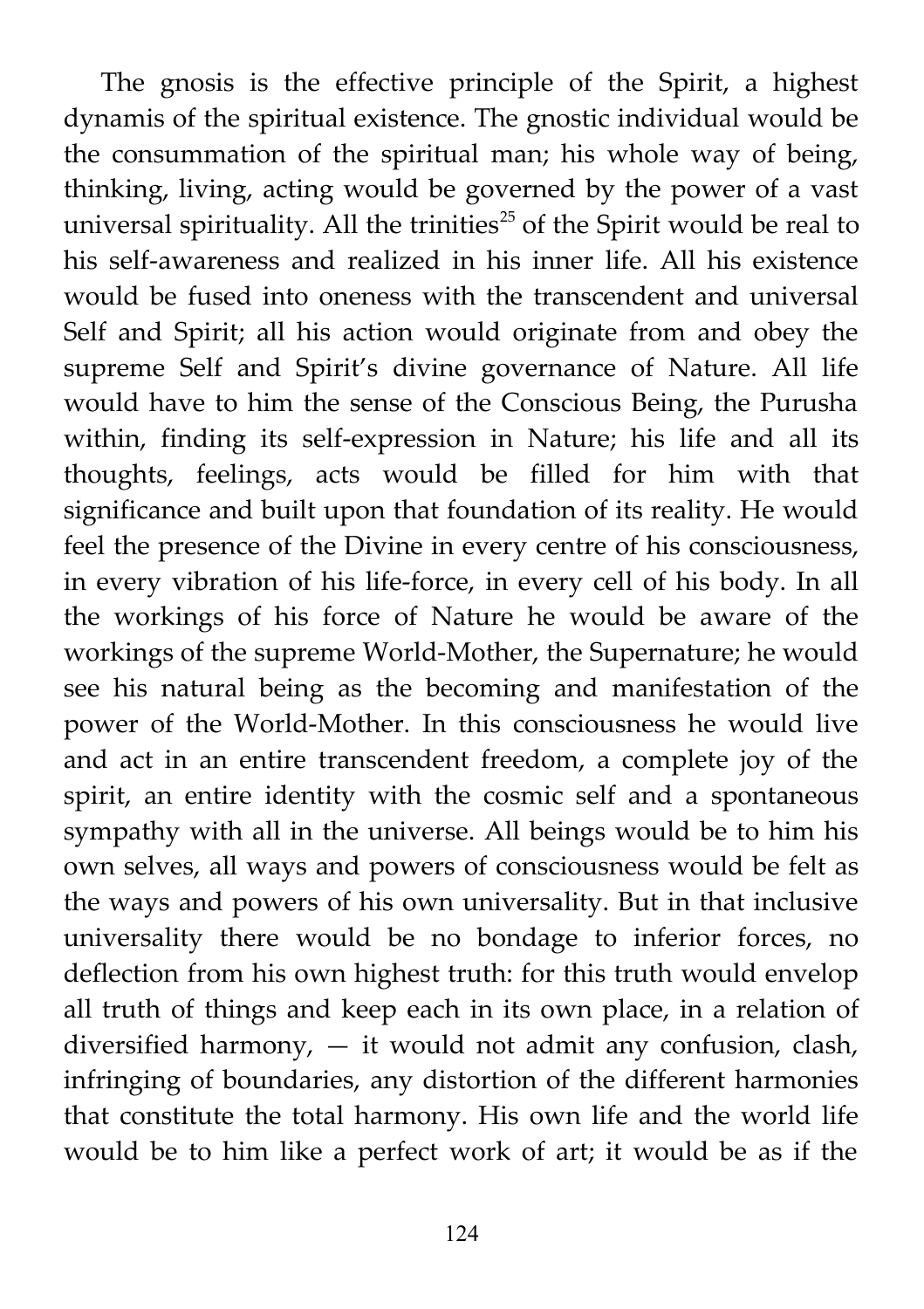The gnosis is the effective principle of the Spirit, a highest dynamis of the spiritual existence. The gnostic individual would be the consummation of the spiritual man; his whole way of being, thinking, living, acting would be governed by the power of a vast universal spirituality. All the trinities[25] of the Spirit would be real to his self-awareness and realized in his inner life. All his existence would be fused into oneness with the transcendent and universal Self and Spirit; all his action would originate from and obey the supreme Self and Spirit's divine governance of Nature. All life would have to him the sense of the Conscious Being, the Purusha within, finding its self-expression in Nature; his life and all its thoughts, feelings, acts would be filled for him with that significance and built upon that foundation of its reality. He would feel the presence of the Divine in every centre of his consciousness, in every vibration of his life-force, in every cell of his body. In all the workings of his force of Nature he would be aware of the workings of the supreme World-Mother, the Supernature; he would see his natural being as the becoming and manifestation of the power of the World-Mother. In this consciousness he would live and act in an entire transcendent freedom, a complete joy of the spirit, an entire identity with the cosmic self and a spontaneous sympathy with all in the universe. All beings would be to him his own selves, all ways and powers of consciousness would be felt as the ways and powers of his own universality. But in that inclusive universality there would be no bondage to inferior forces, no deflection from his own highest truth: for this truth would envelop all truth of things and keep each in its own place, in a relation of diversified harmony, — it would not admit any confusion, clash, infringing of boundaries, any distortion of the different harmonies that constitute the total harmony. His own life and the world life would be to him like a perfect work of art; it would be as if the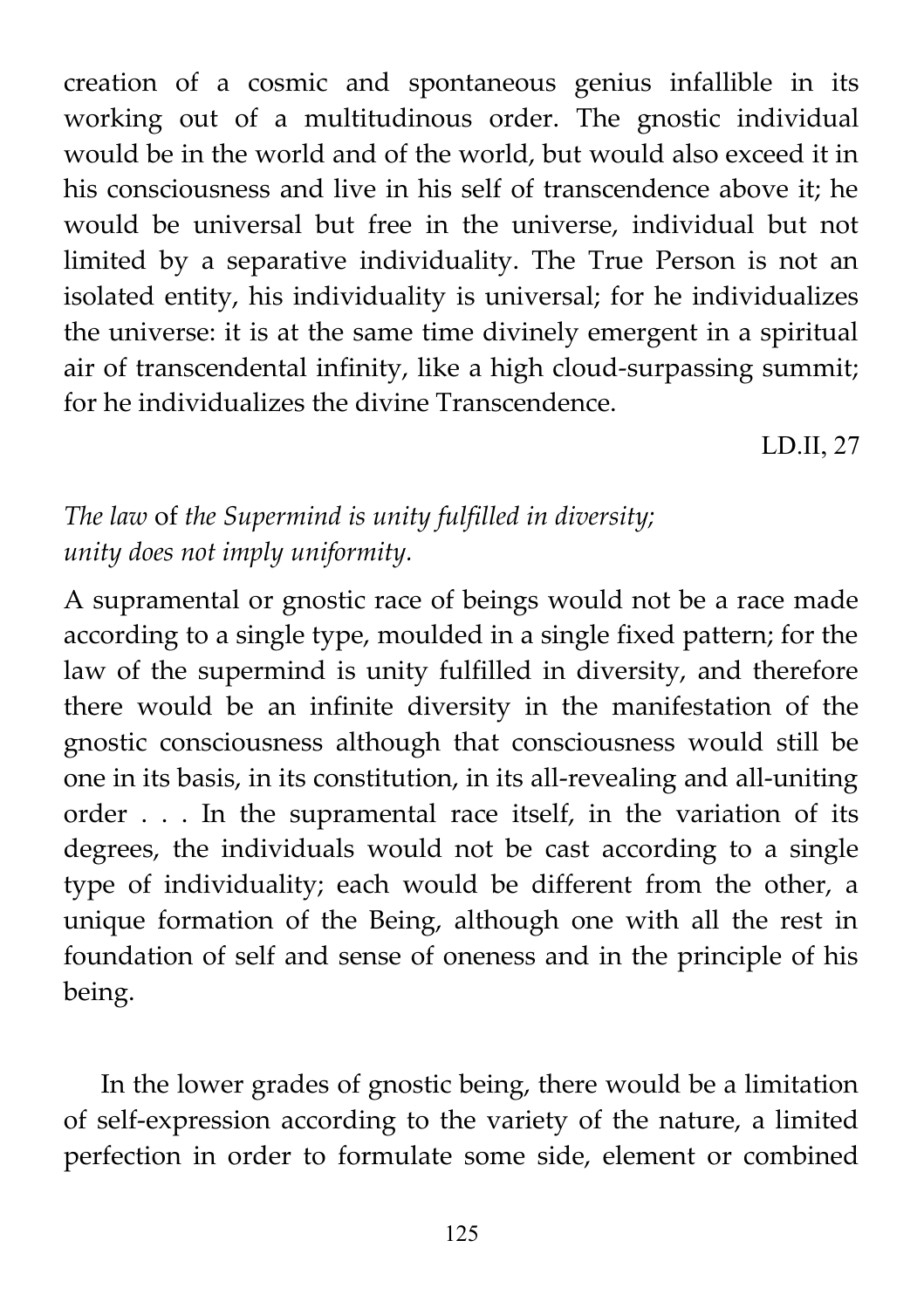creation of a cosmic and spontaneous genius infallible in its working out of a multitudinous order. The gnostic individual would be in the world and of the world, but would also exceed it in his consciousness and live in his self of transcendence above it; he would be universal but free in the universe, individual but not limited by a separative individuality. The True Person is not an isolated entity, his individuality is universal; for he individualizes the universe: it is at the same time divinely emergent in a spiritual air of transcendental infinity, like a high cloud-surpassing summit; for he individualizes the divine Transcendence.

LD.II, 27

*The law* of *the Supermind is unity fulfilled in diversity; unity does not imply uniformity.*

A supramental or gnostic race of beings would not be a race made according to a single type, moulded in a single fixed pattern; for the law of the supermind is unity fulfilled in diversity, and therefore there would be an infinite diversity in the manifestation of the gnostic consciousness although that consciousness would still be one in its basis, in its constitution, in its all-revealing and all-uniting order . . . In the supramental race itself, in the variation of its degrees, the individuals would not be cast according to a single type of individuality; each would be different from the other, a unique formation of the Being, although one with all the rest in foundation of self and sense of oneness and in the principle of his being.

In the lower grades of gnostic being, there would be a limitation of self-expression according to the variety of the nature, a limited perfection in order to formulate some side, element or combined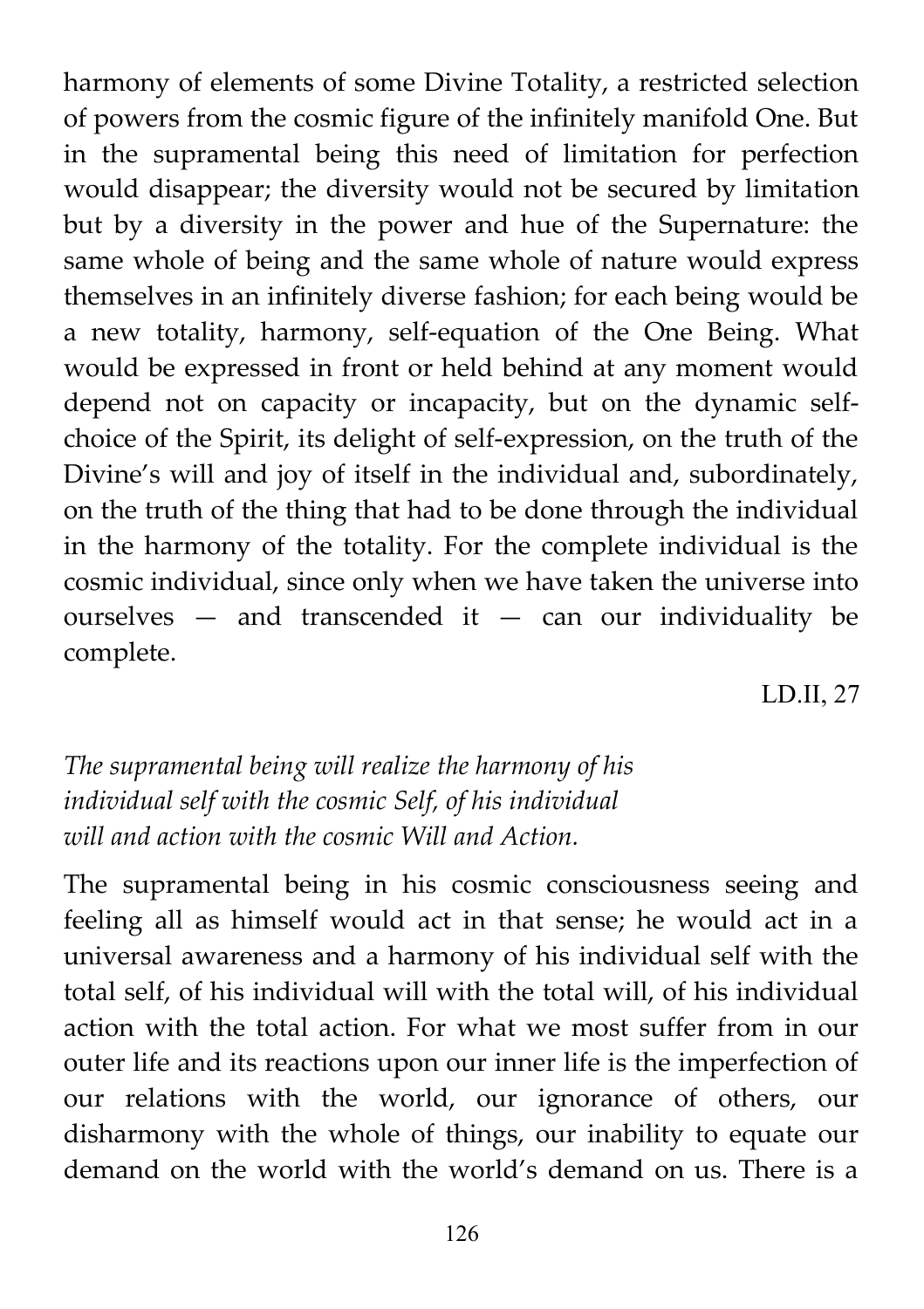harmony of elements of some Divine Totality, a restricted selection of powers from the cosmic figure of the infinitely manifold One. But in the supramental being this need of limitation for perfection would disappear; the diversity would not be secured by limitation but by a diversity in the power and hue of the Supernature: the same whole of being and the same whole of nature would express themselves in an infinitely diverse fashion; for each being would be a new totality, harmony, self-equation of the One Being. What would be expressed in front or held behind at any moment would depend not on capacity or incapacity, but on the dynamic self-choice of the Spirit, its delight of self-expression, on the truth of the Divine's will and joy of itself in the individual and, subordinately, on the truth of the thing that had to be done through the individual in the harmony of the totality. For the complete individual is the cosmic individual, since only when we have taken the universe into ourselves — and transcended it — can our individuality be complete.

LD.II, 27

*The supramental being will realize the harmony of his individual self with the cosmic Self, of his individual will and action with the cosmic Will and Action.*

The supramental being in his cosmic consciousness seeing and feeling all as himself would act in that sense; he would act in a universal awareness and a harmony of his individual self with the total self, of his individual will with the total will, of his individual action with the total action. For what we most suffer from in our outer life and its reactions upon our inner life is the imperfection of our relations with the world, our ignorance of others, our disharmony with the whole of things, our inability to equate our demand on the world with the world's demand on us. There is a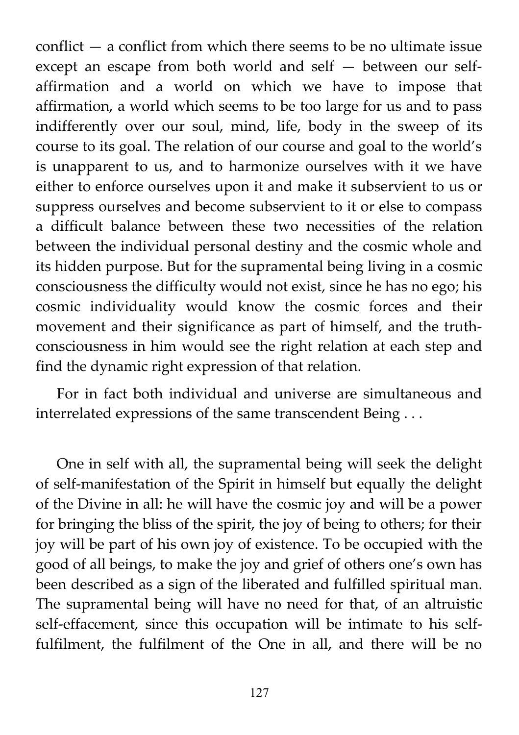conflict — a conflict from which there seems to be no ultimate issue except an escape from both world and self — between our self-affirmation and a world on which we have to impose that affirmation, a world which seems to be too large for us and to pass indifferently over our soul, mind, life, body in the sweep of its course to its goal. The relation of our course and goal to the world's is unapparent to us, and to harmonize ourselves with it we have either to enforce ourselves upon it and make it subservient to us or suppress ourselves and become subservient to it or else to compass a difficult balance between these two necessities of the relation between the individual personal destiny and the cosmic whole and its hidden purpose. But for the supramental being living in a cosmic consciousness the difficulty would not exist, since he has no ego; his cosmic individuality would know the cosmic forces and their movement and their significance as part of himself, and the truth-consciousness in him would see the right relation at each step and find the dynamic right expression of that relation.

For in fact both individual and universe are simultaneous and interrelated expressions of the same transcendent Being . . .

One in self with all, the supramental being will seek the delight of self-manifestation of the Spirit in himself but equally the delight of the Divine in all: he will have the cosmic joy and will be a power for bringing the bliss of the spirit, the joy of being to others; for their joy will be part of his own joy of existence. To be occupied with the good of all beings, to make the joy and grief of others one's own has been described as a sign of the liberated and fulfilled spiritual man. The supramental being will have no need for that, of an altruistic self-effacement, since this occupation will be intimate to his self-fulfilment, the fulfilment of the One in all, and there will be no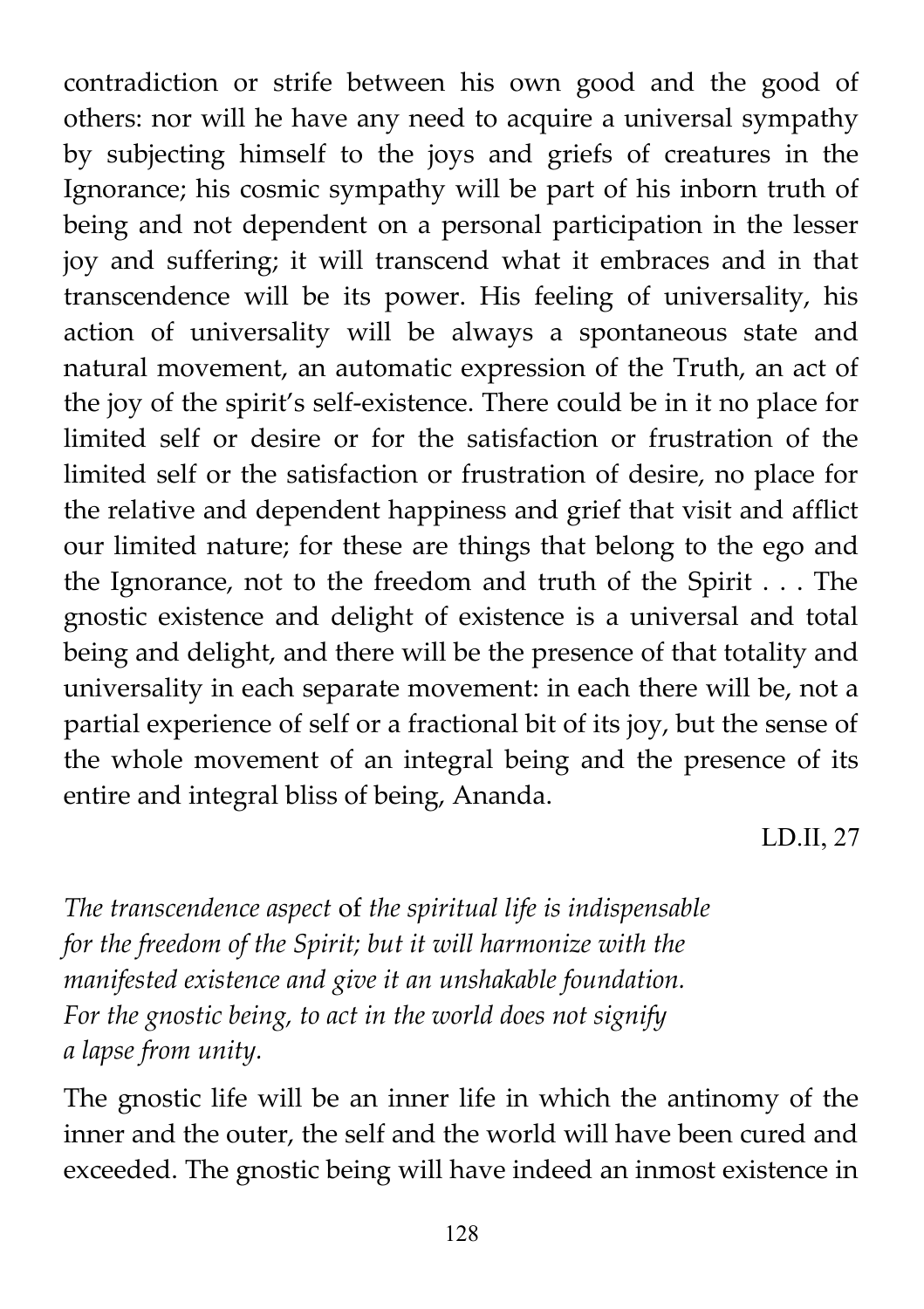contradiction or strife between his own good and the good of others: nor will he have any need to acquire a universal sympathy by subjecting himself to the joys and griefs of creatures in the Ignorance; his cosmic sympathy will be part of his inborn truth of being and not dependent on a personal participation in the lesser joy and suffering; it will transcend what it embraces and in that transcendence will be its power. His feeling of universality, his action of universality will be always a spontaneous state and natural movement, an automatic expression of the Truth, an act of the joy of the spirit's self-existence. There could be in it no place for limited self or desire or for the satisfaction or frustration of the limited self or the satisfaction or frustration of desire, no place for the relative and dependent happiness and grief that visit and afflict our limited nature; for these are things that belong to the ego and the Ignorance, not to the freedom and truth of the Spirit . . . The gnostic existence and delight of existence is a universal and total being and delight, and there will be the presence of that totality and universality in each separate movement: in each there will be, not a partial experience of self or a fractional bit of its joy, but the sense of the whole movement of an integral being and the presence of its entire and integral bliss of being, Ananda.

LD.II, 27

*The transcendence aspect* of *the spiritual life is indispensable for the freedom of the Spirit; but it will harmonize with the manifested existence and give it an unshakable foundation. For the gnostic being, to act in the world does not signify a lapse from unity.*

The gnostic life will be an inner life in which the antinomy of the inner and the outer, the self and the world will have been cured and exceeded. The gnostic being will have indeed an inmost existence in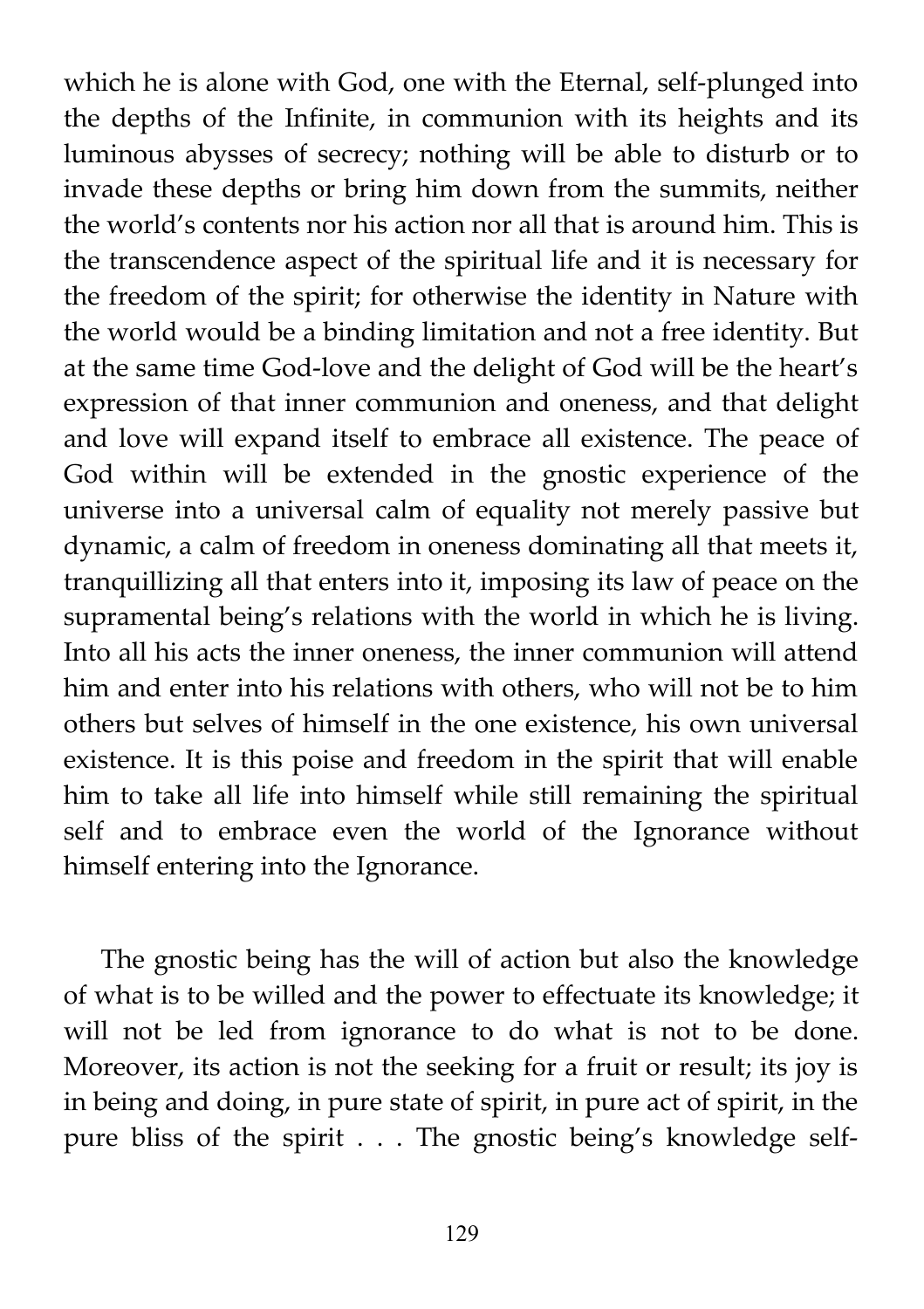which he is alone with God, one with the Eternal, self-plunged into the depths of the Infinite, in communion with its heights and its luminous abysses of secrecy; nothing will be able to disturb or to invade these depths or bring him down from the summits, neither the world's contents nor his action nor all that is around him. This is the transcendence aspect of the spiritual life and it is necessary for the freedom of the spirit; for otherwise the identity in Nature with the world would be a binding limitation and not a free identity. But at the same time God-love and the delight of God will be the heart's expression of that inner communion and oneness, and that delight and love will expand itself to embrace all existence. The peace of God within will be extended in the gnostic experience of the universe into a universal calm of equality not merely passive but dynamic, a calm of freedom in oneness dominating all that meets it, tranquillizing all that enters into it, imposing its law of peace on the supramental being's relations with the world in which he is living. Into all his acts the inner oneness, the inner communion will attend him and enter into his relations with others, who will not be to him others but selves of himself in the one existence, his own universal existence. It is this poise and freedom in the spirit that will enable him to take all life into himself while still remaining the spiritual self and to embrace even the world of the Ignorance without himself entering into the Ignorance.

The gnostic being has the will of action but also the knowledge of what is to be willed and the power to effectuate its knowledge; it will not be led from ignorance to do what is not to be done. Moreover, its action is not the seeking for a fruit or result; its joy is in being and doing, in pure state of spirit, in pure act of spirit, in the pure bliss of the spirit . . . The gnostic being's knowledge self-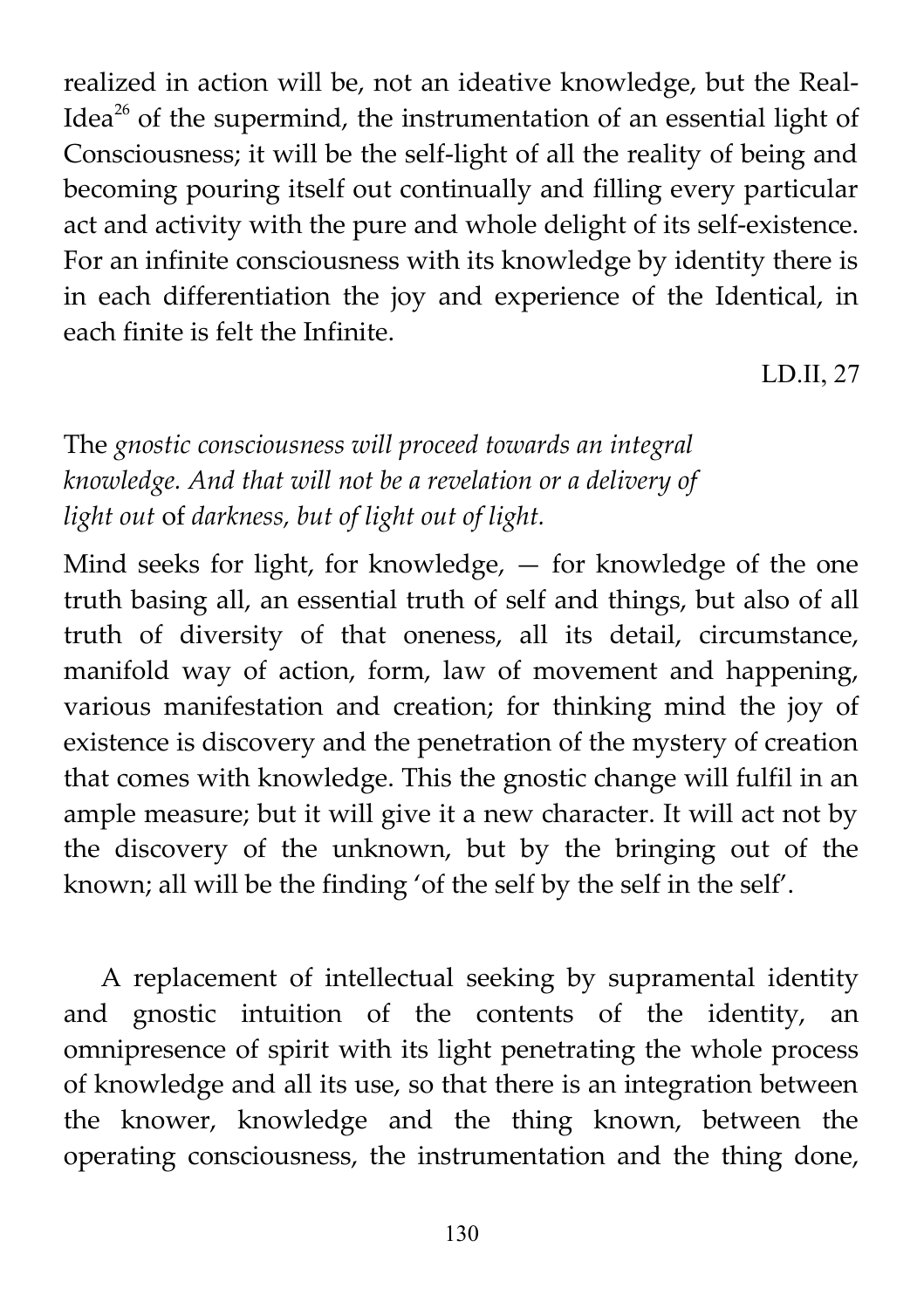realized in action will be, not an ideative knowledge, but the Real-Idea[26] of the supermind, the instrumentation of an essential light of Consciousness; it will be the self-light of all the reality of being and becoming pouring itself out continually and filling every particular act and activity with the pure and whole delight of its self-existence. For an infinite consciousness with its knowledge by identity there is in each differentiation the joy and experience of the Identical, in each finite is felt the Infinite.

LD.II, 27

The *gnostic consciousness will proceed towards an integral knowledge. And that will not be a revelation or a delivery of light out* of *darkness, but of light out of light.*

Mind seeks for light, for knowledge, — for knowledge of the one truth basing all, an essential truth of self and things, but also of all truth of diversity of that oneness, all its detail, circumstance, manifold way of action, form, law of movement and happening, various manifestation and creation; for thinking mind the joy of existence is discovery and the penetration of the mystery of creation that comes with knowledge. This the gnostic change will fulfil in an ample measure; but it will give it a new character. It will act not by the discovery of the unknown, but by the bringing out of the known; all will be the finding 'of the self by the self in the self'.

A replacement of intellectual seeking by supramental identity and gnostic intuition of the contents of the identity, an omnipresence of spirit with its light penetrating the whole process of knowledge and all its use, so that there is an integration between the knower, knowledge and the thing known, between the operating consciousness, the instrumentation and the thing done,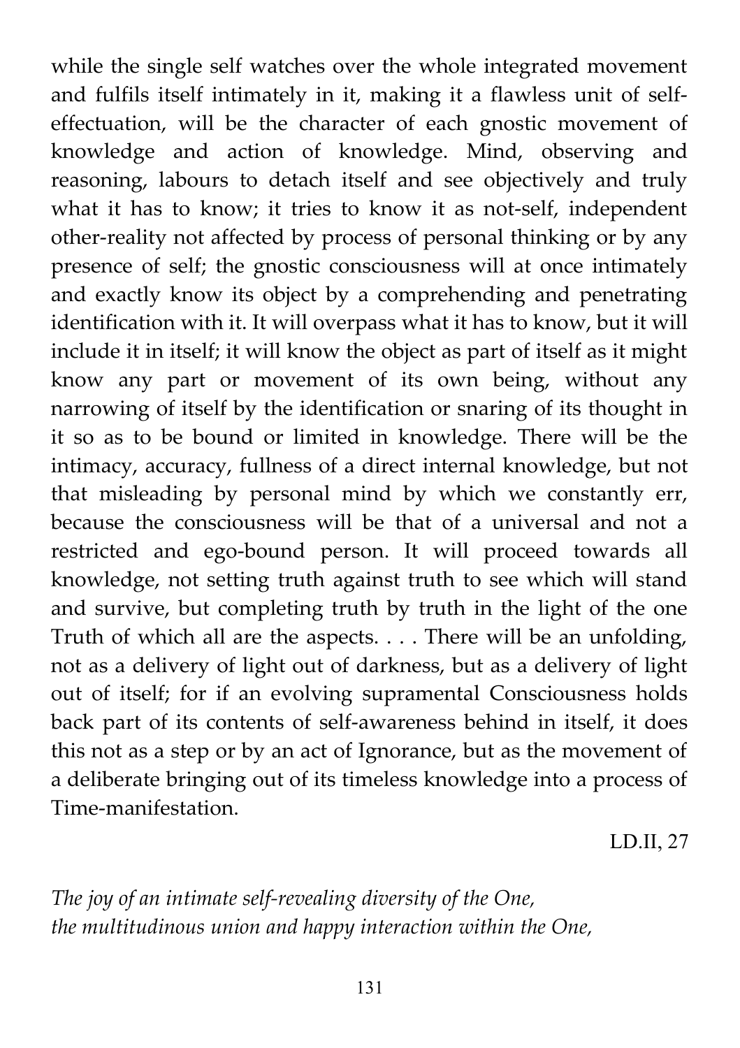while the single self watches over the whole integrated movement and fulfils itself intimately in it, making it a flawless unit of self-effectuation, will be the character of each gnostic movement of knowledge and action of knowledge. Mind, observing and reasoning, labours to detach itself and see objectively and truly what it has to know; it tries to know it as not-self, independent other-reality not affected by process of personal thinking or by any presence of self; the gnostic consciousness will at once intimately and exactly know its object by a comprehending and penetrating identification with it. It will overpass what it has to know, but it will include it in itself; it will know the object as part of itself as it might know any part or movement of its own being, without any narrowing of itself by the identification or snaring of its thought in it so as to be bound or limited in knowledge. There will be the intimacy, accuracy, fullness of a direct internal knowledge, but not that misleading by personal mind by which we constantly err, because the consciousness will be that of a universal and not a restricted and ego-bound person. It will proceed towards all knowledge, not setting truth against truth to see which will stand and survive, but completing truth by truth in the light of the one Truth of which all are the aspects. . . . There will be an unfolding, not as a delivery of light out of darkness, but as a delivery of light out of itself; for if an evolving supramental Consciousness holds back part of its contents of self-awareness behind in itself, it does this not as a step or by an act of Ignorance, but as the movement of a deliberate bringing out of its timeless knowledge into a process of Time-manifestation.

LD.II, 27

*The joy of an intimate self-revealing diversity of the One,*
*the multitudinous union and happy interaction within the One,*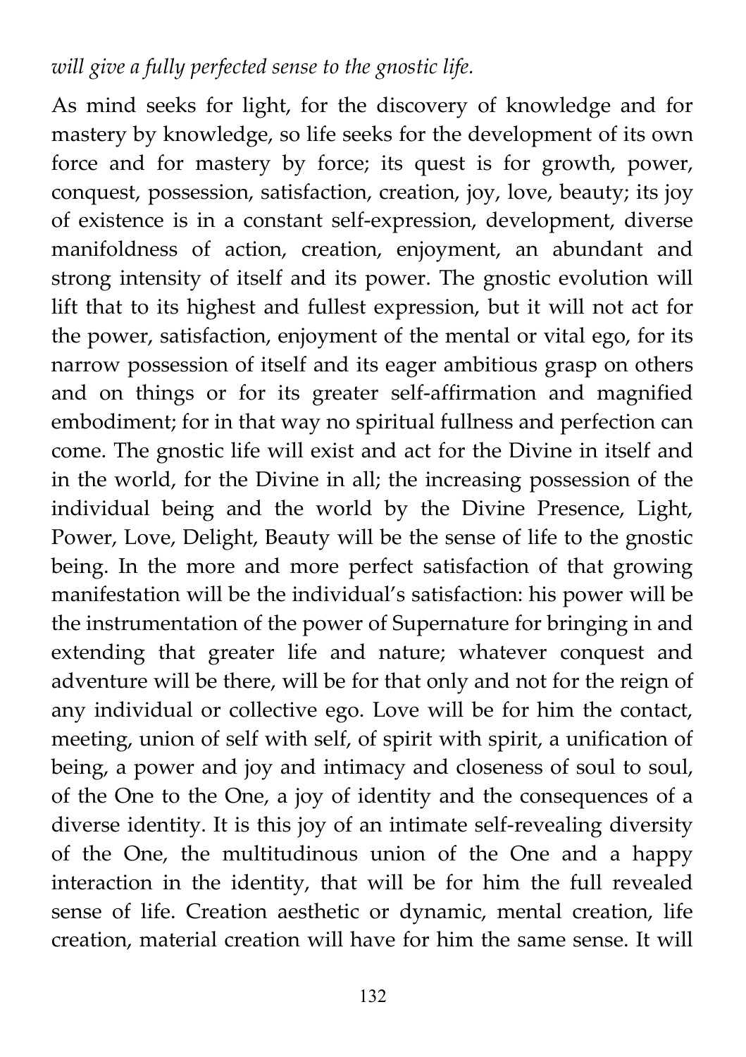*will give a fully perfected sense to the gnostic life.*

As mind seeks for light, for the discovery of knowledge and for mastery by knowledge, so life seeks for the development of its own force and for mastery by force; its quest is for growth, power, conquest, possession, satisfaction, creation, joy, love, beauty; its joy of existence is in a constant self-expression, development, diverse manifoldness of action, creation, enjoyment, an abundant and strong intensity of itself and its power. The gnostic evolution will lift that to its highest and fullest expression, but it will not act for the power, satisfaction, enjoyment of the mental or vital ego, for its narrow possession of itself and its eager ambitious grasp on others and on things or for its greater self-affirmation and magnified embodiment; for in that way no spiritual fullness and perfection can come. The gnostic life will exist and act for the Divine in itself and in the world, for the Divine in all; the increasing possession of the individual being and the world by the Divine Presence, Light, Power, Love, Delight, Beauty will be the sense of life to the gnostic being. In the more and more perfect satisfaction of that growing manifestation will be the individual's satisfaction: his power will be the instrumentation of the power of Supernature for bringing in and extending that greater life and nature; whatever conquest and adventure will be there, will be for that only and not for the reign of any individual or collective ego. Love will be for him the contact, meeting, union of self with self, of spirit with spirit, a unification of being, a power and joy and intimacy and closeness of soul to soul, of the One to the One, a joy of identity and the consequences of a diverse identity. It is this joy of an intimate self-revealing diversity of the One, the multitudinous union of the One and a happy interaction in the identity, that will be for him the full revealed sense of life. Creation aesthetic or dynamic, mental creation, life creation, material creation will have for him the same sense. It will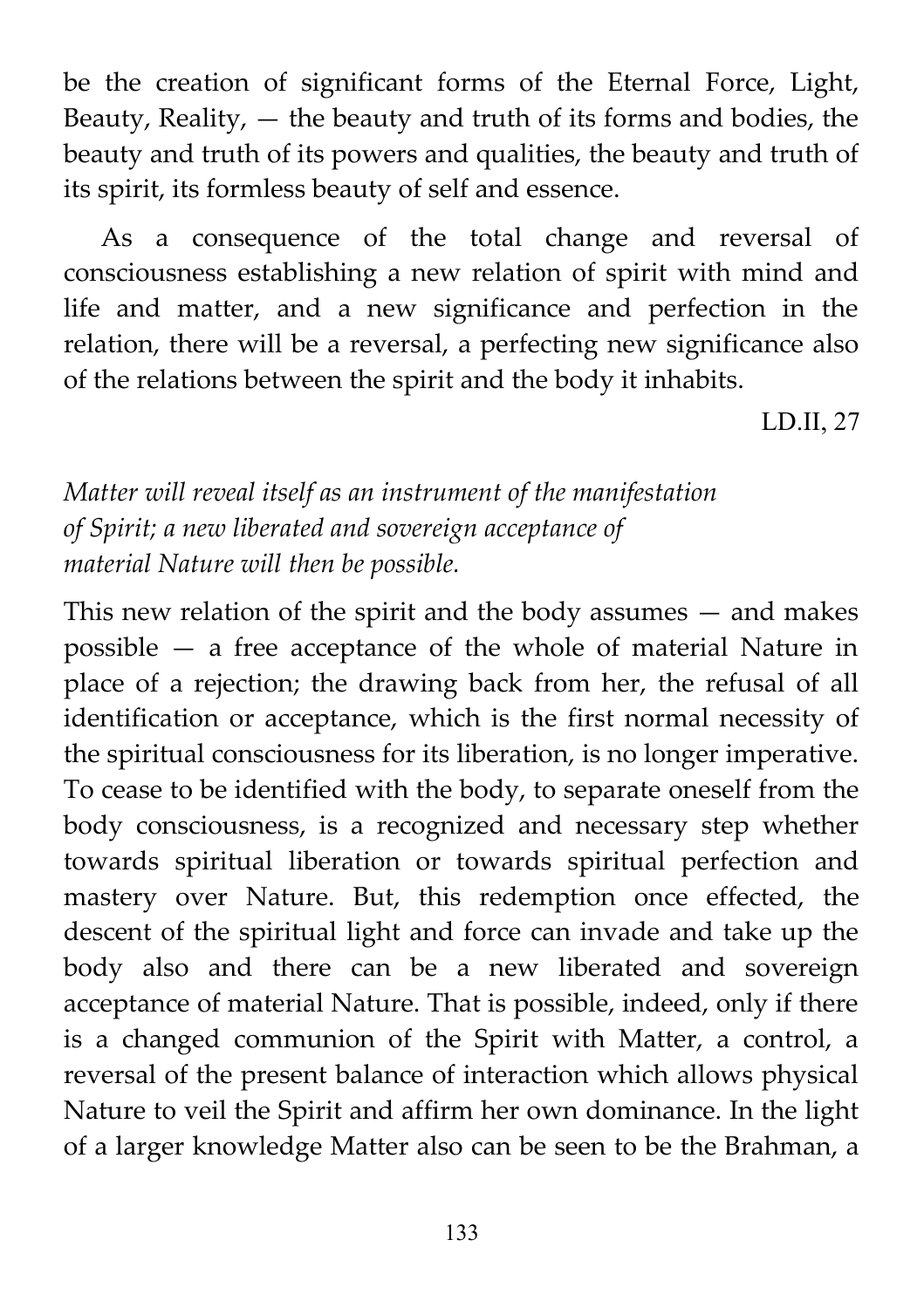be the creation of significant forms of the Eternal Force, Light, Beauty, Reality, — the beauty and truth of its forms and bodies, the beauty and truth of its powers and qualities, the beauty and truth of its spirit, its formless beauty of self and essence.

As a consequence of the total change and reversal of consciousness establishing a new relation of spirit with mind and life and matter, and a new significance and perfection in the relation, there will be a reversal, a perfecting new significance also of the relations between the spirit and the body it inhabits.

LD.II, 27

*Matter will reveal itself as an instrument of the manifestation of Spirit; a new liberated and sovereign acceptance of material Nature will then be possible.*

This new relation of the spirit and the body assumes — and makes possible — a free acceptance of the whole of material Nature in place of a rejection; the drawing back from her, the refusal of all identification or acceptance, which is the first normal necessity of the spiritual consciousness for its liberation, is no longer imperative. To cease to be identified with the body, to separate oneself from the body consciousness, is a recognized and necessary step whether towards spiritual liberation or towards spiritual perfection and mastery over Nature. But, this redemption once effected, the descent of the spiritual light and force can invade and take up the body also and there can be a new liberated and sovereign acceptance of material Nature. That is possible, indeed, only if there is a changed communion of the Spirit with Matter, a control, a reversal of the present balance of interaction which allows physical Nature to veil the Spirit and affirm her own dominance. In the light of a larger knowledge Matter also can be seen to be the Brahman, a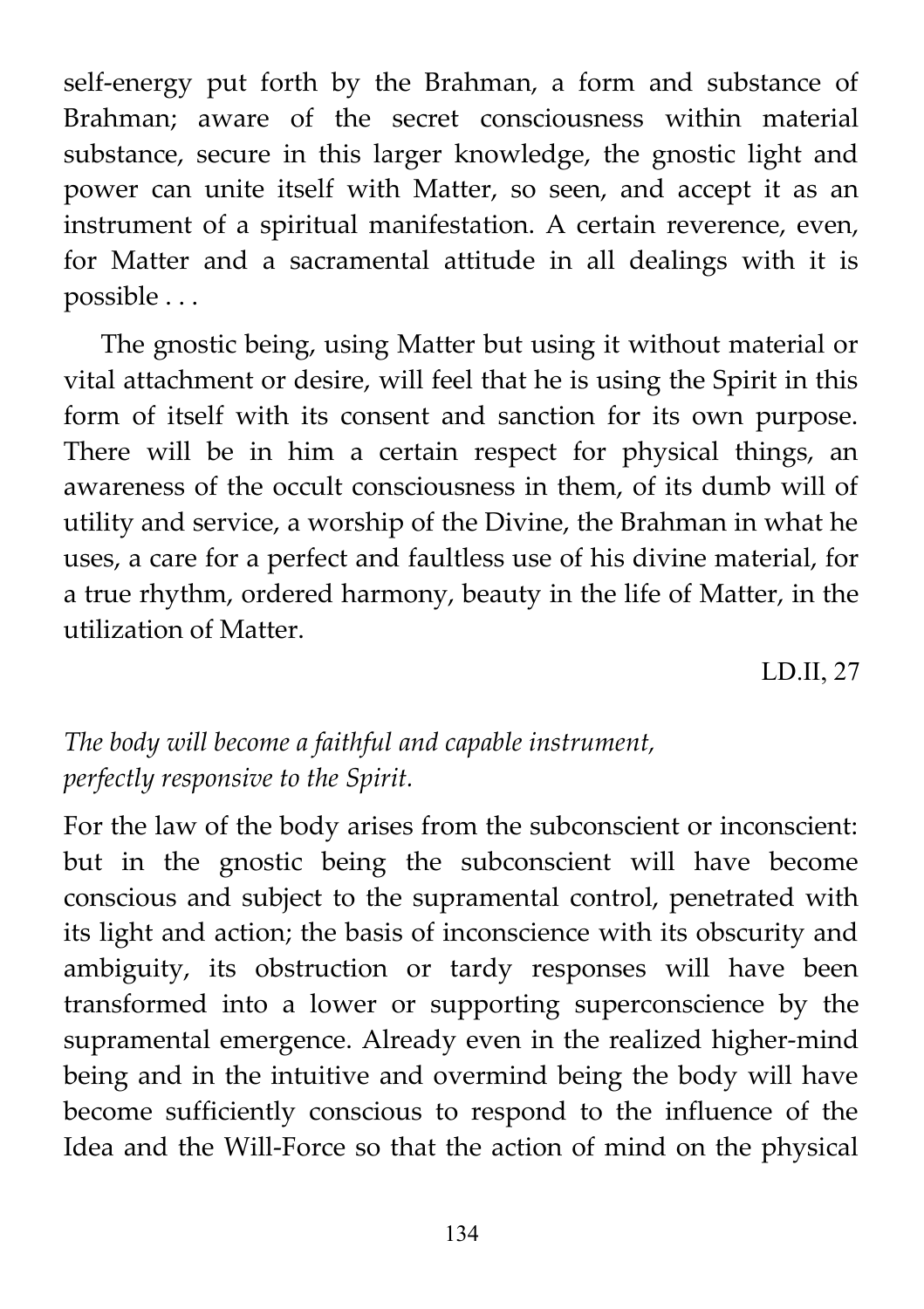self-energy put forth by the Brahman, a form and substance of Brahman; aware of the secret consciousness within material substance, secure in this larger knowledge, the gnostic light and power can unite itself with Matter, so seen, and accept it as an instrument of a spiritual manifestation. A certain reverence, even, for Matter and a sacramental attitude in all dealings with it is possible . . .

The gnostic being, using Matter but using it without material or vital attachment or desire, will feel that he is using the Spirit in this form of itself with its consent and sanction for its own purpose. There will be in him a certain respect for physical things, an awareness of the occult consciousness in them, of its dumb will of utility and service, a worship of the Divine, the Brahman in what he uses, a care for a perfect and faultless use of his divine material, for a true rhythm, ordered harmony, beauty in the life of Matter, in the utilization of Matter.

LD.II, 27

*The body will become a faithful and capable instrument, perfectly responsive to the Spirit.*

For the law of the body arises from the subconscient or inconscient: but in the gnostic being the subconscient will have become conscious and subject to the supramental control, penetrated with its light and action; the basis of inconscience with its obscurity and ambiguity, its obstruction or tardy responses will have been transformed into a lower or supporting superconscience by the supramental emergence. Already even in the realized higher-mind being and in the intuitive and overmind being the body will have become sufficiently conscious to respond to the influence of the Idea and the Will-Force so that the action of mind on the physical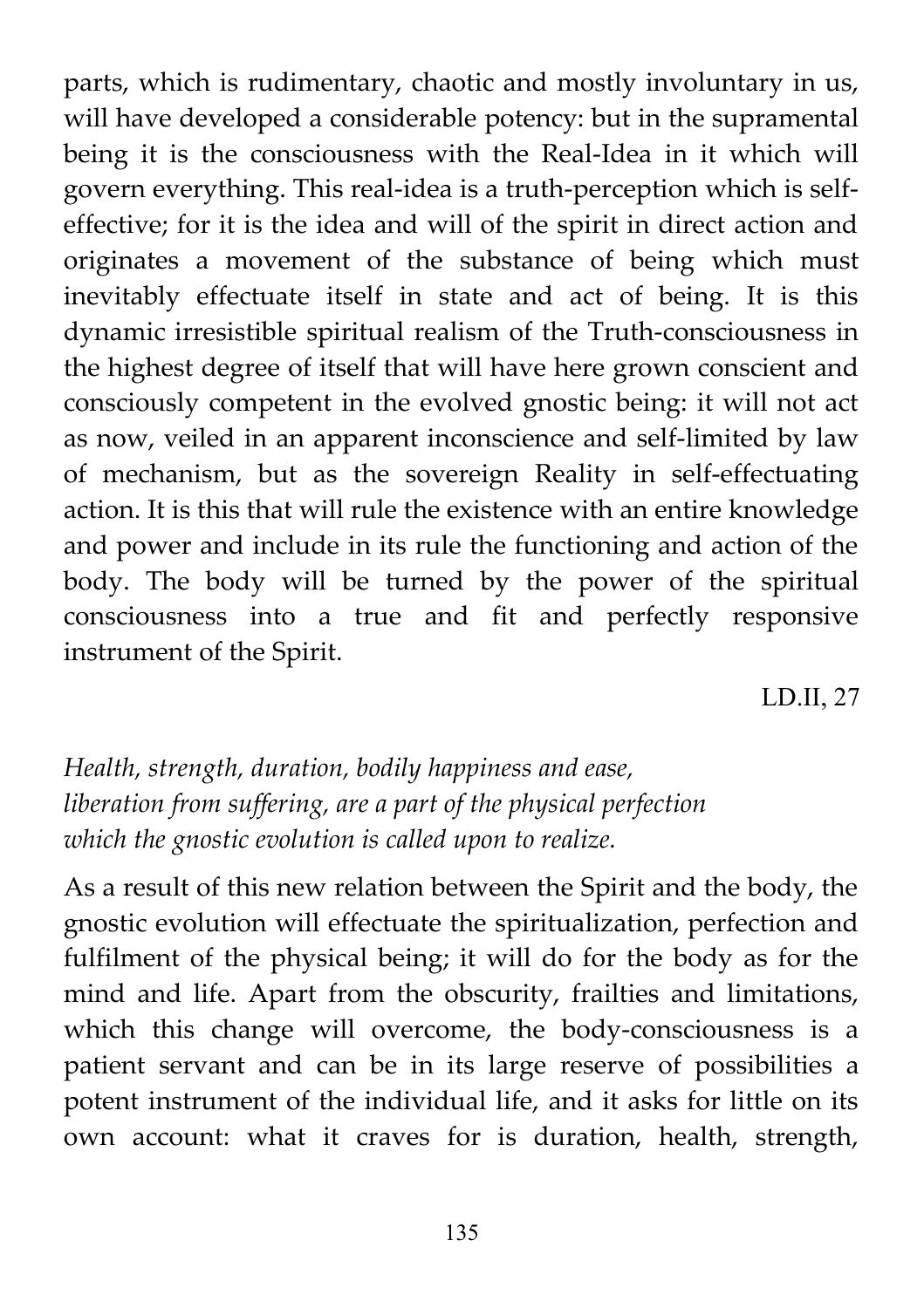parts, which is rudimentary, chaotic and mostly involuntary in us, will have developed a considerable potency: but in the supramental being it is the consciousness with the Real-Idea in it which will govern everything. This real-idea is a truth-perception which is self-effective; for it is the idea and will of the spirit in direct action and originates a movement of the substance of being which must inevitably effectuate itself in state and act of being. It is this dynamic irresistible spiritual realism of the Truth-consciousness in the highest degree of itself that will have here grown conscient and consciously competent in the evolved gnostic being: it will not act as now, veiled in an apparent inconscience and self-limited by law of mechanism, but as the sovereign Reality in self-effectuating action. It is this that will rule the existence with an entire knowledge and power and include in its rule the functioning and action of the body. The body will be turned by the power of the spiritual consciousness into a true and fit and perfectly responsive instrument of the Spirit.

LD.II, 27

*Health, strength, duration, bodily happiness and ease, liberation from suffering, are a part of the physical perfection which the gnostic evolution is called upon to realize.*

As a result of this new relation between the Spirit and the body, the gnostic evolution will effectuate the spiritualization, perfection and fulfilment of the physical being; it will do for the body as for the mind and life. Apart from the obscurity, frailties and limitations, which this change will overcome, the body-consciousness is a patient servant and can be in its large reserve of possibilities a potent instrument of the individual life, and it asks for little on its own account: what it craves for is duration, health, strength,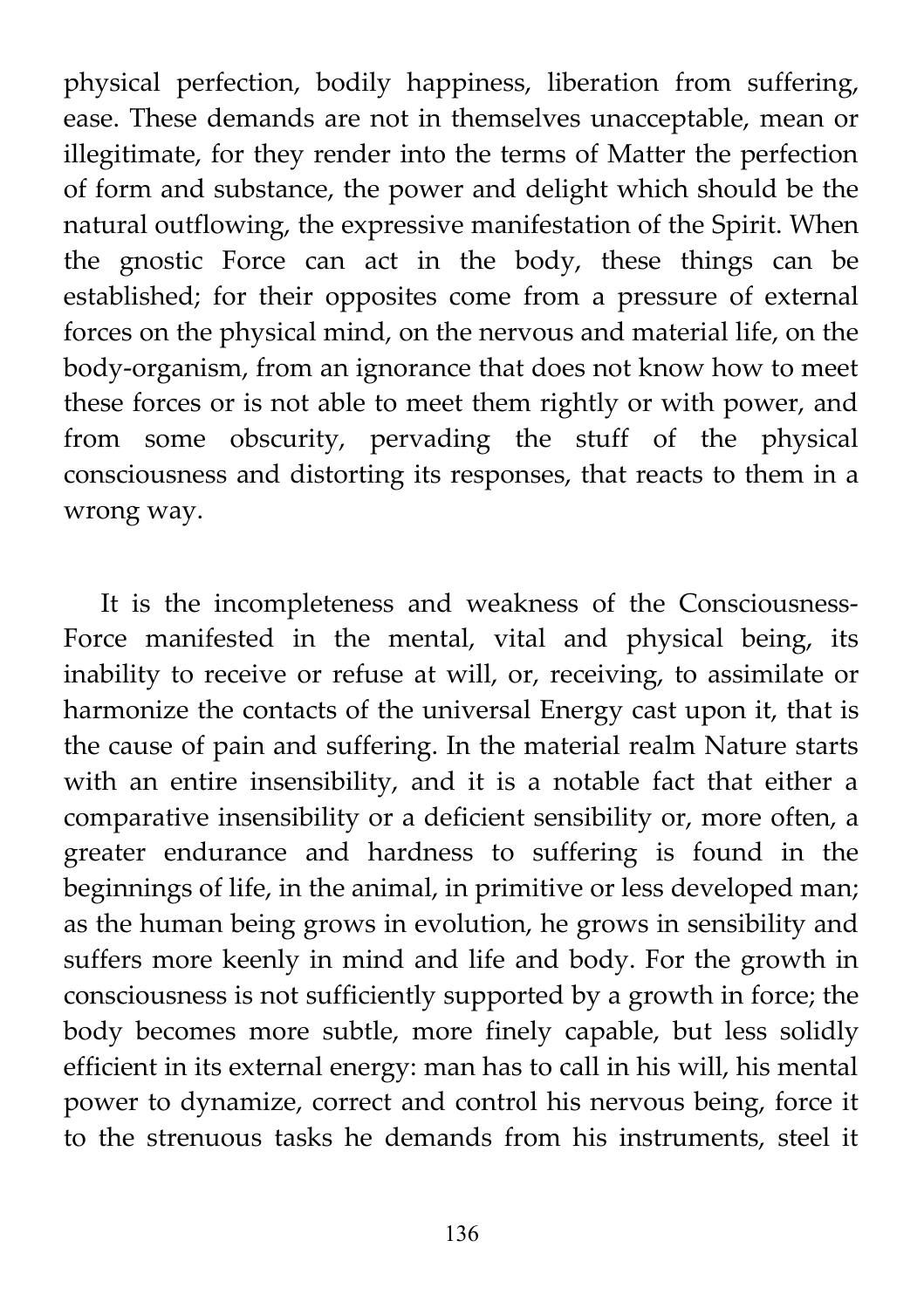physical perfection, bodily happiness, liberation from suffering, ease. These demands are not in themselves unacceptable, mean or illegitimate, for they render into the terms of Matter the perfection of form and substance, the power and delight which should be the natural outflowing, the expressive manifestation of the Spirit. When the gnostic Force can act in the body, these things can be established; for their opposites come from a pressure of external forces on the physical mind, on the nervous and material life, on the body-organism, from an ignorance that does not know how to meet these forces or is not able to meet them rightly or with power, and from some obscurity, pervading the stuff of the physical consciousness and distorting its responses, that reacts to them in a wrong way.

It is the incompleteness and weakness of the Consciousness-Force manifested in the mental, vital and physical being, its inability to receive or refuse at will, or, receiving, to assimilate or harmonize the contacts of the universal Energy cast upon it, that is the cause of pain and suffering. In the material realm Nature starts with an entire insensibility, and it is a notable fact that either a comparative insensibility or a deficient sensibility or, more often, a greater endurance and hardness to suffering is found in the beginnings of life, in the animal, in primitive or less developed man; as the human being grows in evolution, he grows in sensibility and suffers more keenly in mind and life and body. For the growth in consciousness is not sufficiently supported by a growth in force; the body becomes more subtle, more finely capable, but less solidly efficient in its external energy: man has to call in his will, his mental power to dynamize, correct and control his nervous being, force it to the strenuous tasks he demands from his instruments, steel it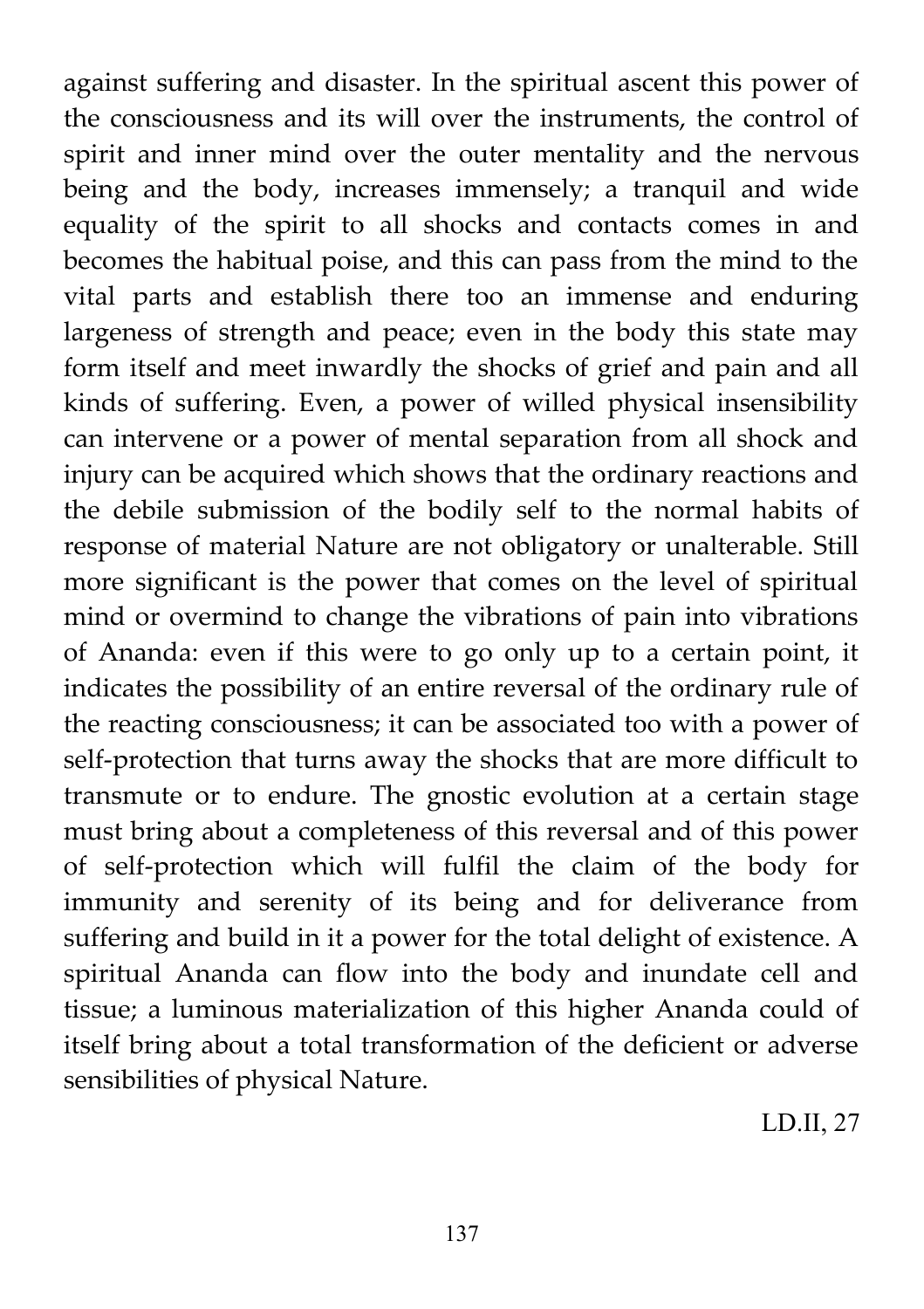against suffering and disaster. In the spiritual ascent this power of the consciousness and its will over the instruments, the control of spirit and inner mind over the outer mentality and the nervous being and the body, increases immensely; a tranquil and wide equality of the spirit to all shocks and contacts comes in and becomes the habitual poise, and this can pass from the mind to the vital parts and establish there too an immense and enduring largeness of strength and peace; even in the body this state may form itself and meet inwardly the shocks of grief and pain and all kinds of suffering. Even, a power of willed physical insensibility can intervene or a power of mental separation from all shock and injury can be acquired which shows that the ordinary reactions and the debile submission of the bodily self to the normal habits of response of material Nature are not obligatory or unalterable. Still more significant is the power that comes on the level of spiritual mind or overmind to change the vibrations of pain into vibrations of Ananda: even if this were to go only up to a certain point, it indicates the possibility of an entire reversal of the ordinary rule of the reacting consciousness; it can be associated too with a power of self-protection that turns away the shocks that are more difficult to transmute or to endure. The gnostic evolution at a certain stage must bring about a completeness of this reversal and of this power of self-protection which will fulfil the claim of the body for immunity and serenity of its being and for deliverance from suffering and build in it a power for the total delight of existence. A spiritual Ananda can flow into the body and inundate cell and tissue; a luminous materialization of this higher Ananda could of itself bring about a total transformation of the deficient or adverse sensibilities of physical Nature.

LD.II, 27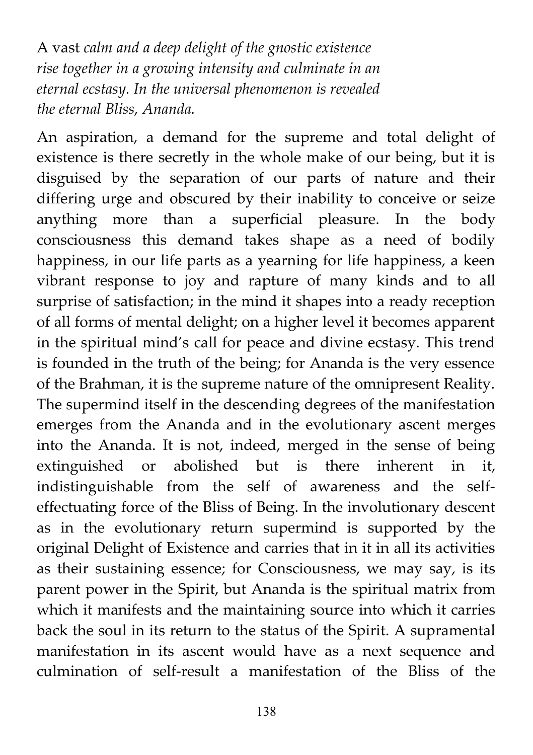A vast *calm and a deep delight of the gnostic existence rise together in a growing intensity and culminate in an eternal ecstasy. In the universal phenomenon is revealed the eternal Bliss, Ananda.*

An aspiration, a demand for the supreme and total delight of existence is there secretly in the whole make of our being, but it is disguised by the separation of our parts of nature and their differing urge and obscured by their inability to conceive or seize anything more than a superficial pleasure. In the body consciousness this demand takes shape as a need of bodily happiness, in our life parts as a yearning for life happiness, a keen vibrant response to joy and rapture of many kinds and to all surprise of satisfaction; in the mind it shapes into a ready reception of all forms of mental delight; on a higher level it becomes apparent in the spiritual mind's call for peace and divine ecstasy. This trend is founded in the truth of the being; for Ananda is the very essence of the Brahman, it is the supreme nature of the omnipresent Reality. The supermind itself in the descending degrees of the manifestation emerges from the Ananda and in the evolutionary ascent merges into the Ananda. It is not, indeed, merged in the sense of being extinguished or abolished but is there inherent in it, indistinguishable from the self of awareness and the self-effectuating force of the Bliss of Being. In the involutionary descent as in the evolutionary return supermind is supported by the original Delight of Existence and carries that in it in all its activities as their sustaining essence; for Consciousness, we may say, is its parent power in the Spirit, but Ananda is the spiritual matrix from which it manifests and the maintaining source into which it carries back the soul in its return to the status of the Spirit. A supramental manifestation in its ascent would have as a next sequence and culmination of self-result a manifestation of the Bliss of the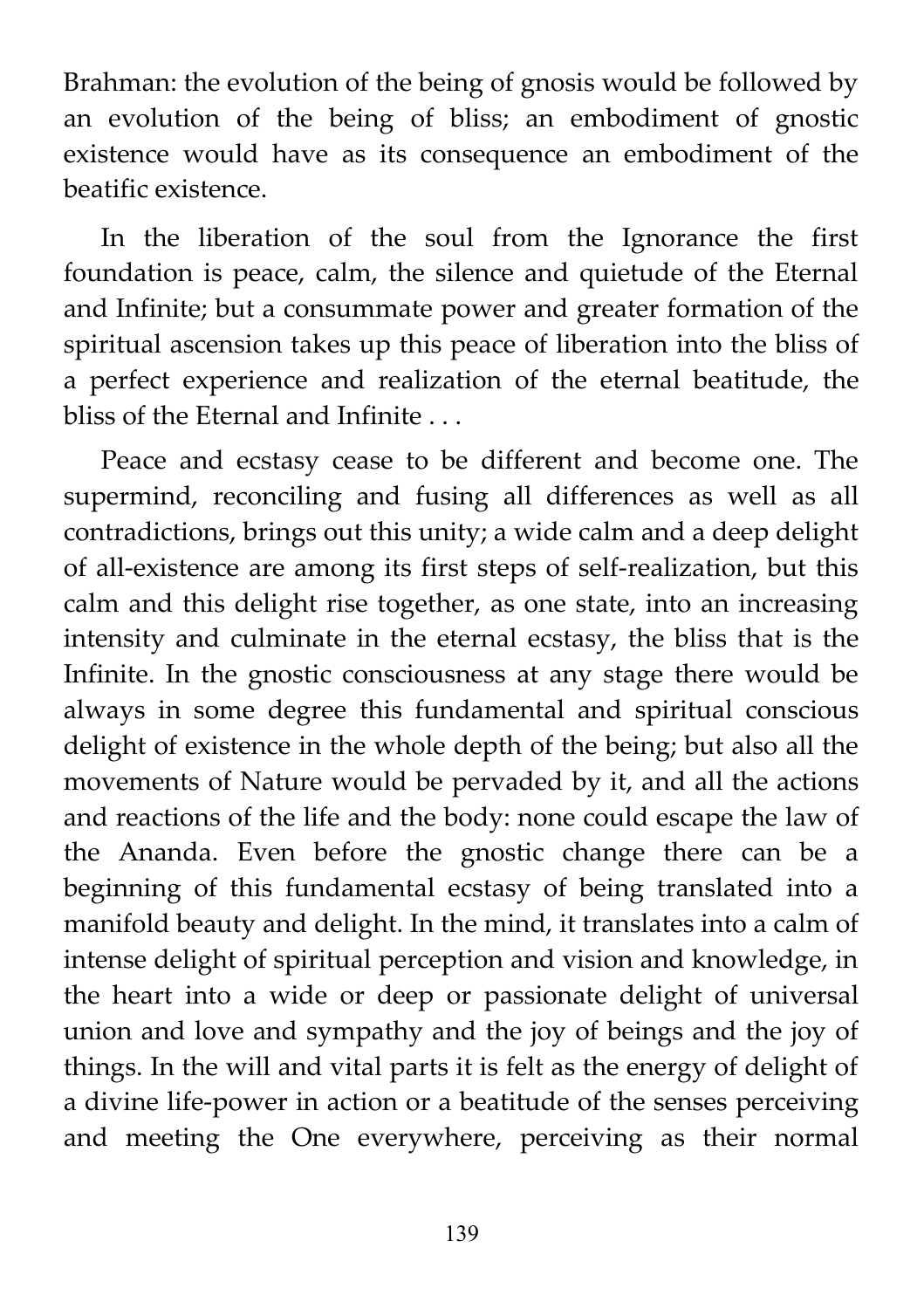Brahman: the evolution of the being of gnosis would be followed by an evolution of the being of bliss; an embodiment of gnostic existence would have as its consequence an embodiment of the beatific existence.

In the liberation of the soul from the Ignorance the first foundation is peace, calm, the silence and quietude of the Eternal and Infinite; but a consummate power and greater formation of the spiritual ascension takes up this peace of liberation into the bliss of a perfect experience and realization of the eternal beatitude, the bliss of the Eternal and Infinite . . .

Peace and ecstasy cease to be different and become one. The supermind, reconciling and fusing all differences as well as all contradictions, brings out this unity; a wide calm and a deep delight of all-existence are among its first steps of self-realization, but this calm and this delight rise together, as one state, into an increasing intensity and culminate in the eternal ecstasy, the bliss that is the Infinite. In the gnostic consciousness at any stage there would be always in some degree this fundamental and spiritual conscious delight of existence in the whole depth of the being; but also all the movements of Nature would be pervaded by it, and all the actions and reactions of the life and the body: none could escape the law of the Ananda. Even before the gnostic change there can be a beginning of this fundamental ecstasy of being translated into a manifold beauty and delight. In the mind, it translates into a calm of intense delight of spiritual perception and vision and knowledge, in the heart into a wide or deep or passionate delight of universal union and love and sympathy and the joy of beings and the joy of things. In the will and vital parts it is felt as the energy of delight of a divine life-power in action or a beatitude of the senses perceiving and meeting the One everywhere, perceiving as their normal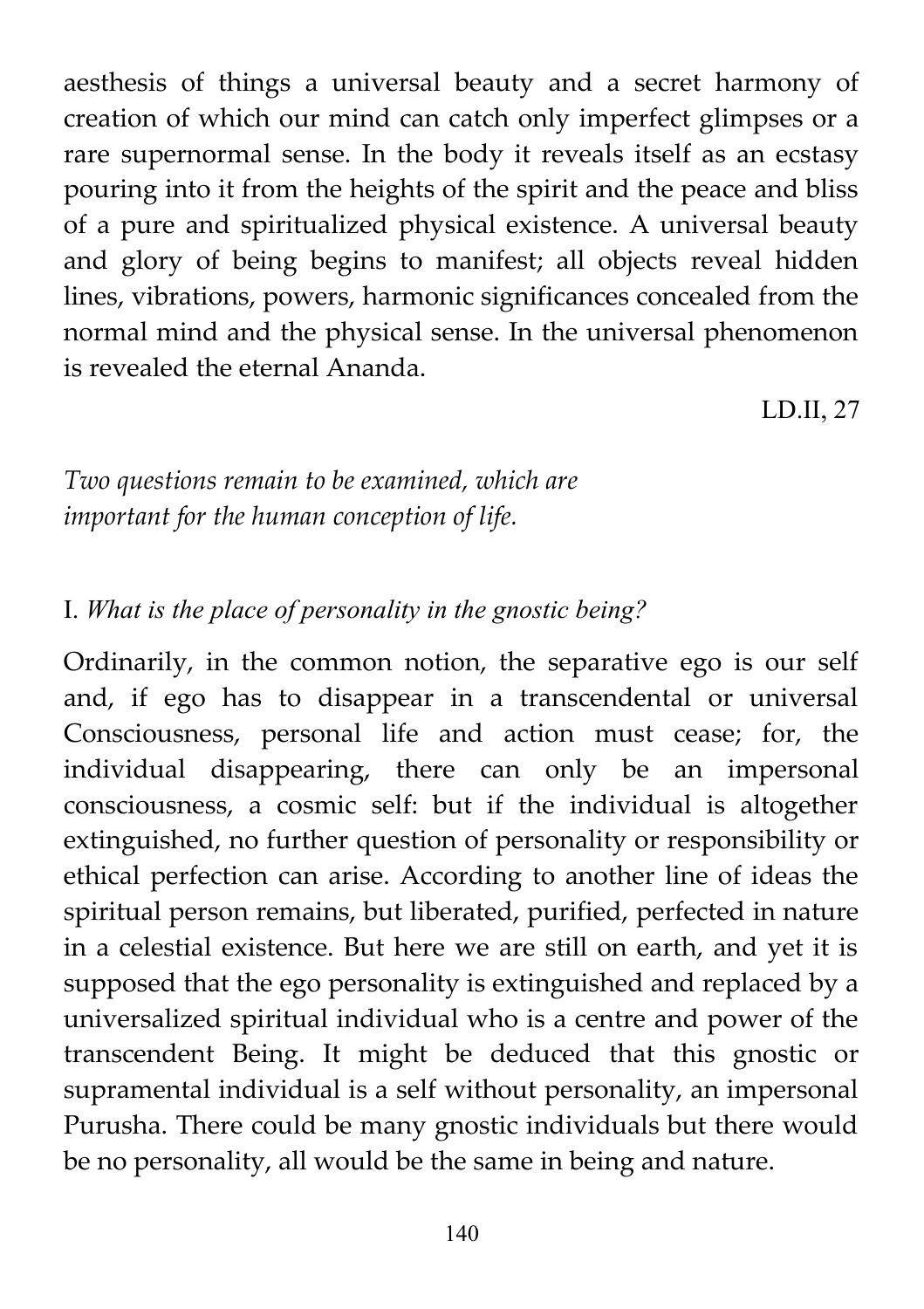aesthesis of things a universal beauty and a secret harmony of creation of which our mind can catch only imperfect glimpses or a rare supernormal sense. In the body it reveals itself as an ecstasy pouring into it from the heights of the spirit and the peace and bliss of a pure and spiritualized physical existence. A universal beauty and glory of being begins to manifest; all objects reveal hidden lines, vibrations, powers, harmonic significances concealed from the normal mind and the physical sense. In the universal phenomenon is revealed the eternal Ananda.

LD.II, 27

*Two questions remain to be examined, which are important for the human conception of life.*

I. *What is the place of personality in the gnostic being?*

Ordinarily, in the common notion, the separative ego is our self and, if ego has to disappear in a transcendental or universal Consciousness, personal life and action must cease; for, the individual disappearing, there can only be an impersonal consciousness, a cosmic self: but if the individual is altogether extinguished, no further question of personality or responsibility or ethical perfection can arise. According to another line of ideas the spiritual person remains, but liberated, purified, perfected in nature in a celestial existence. But here we are still on earth, and yet it is supposed that the ego personality is extinguished and replaced by a universalized spiritual individual who is a centre and power of the transcendent Being. It might be deduced that this gnostic or supramental individual is a self without personality, an impersonal Purusha. There could be many gnostic individuals but there would be no personality, all would be the same in being and nature.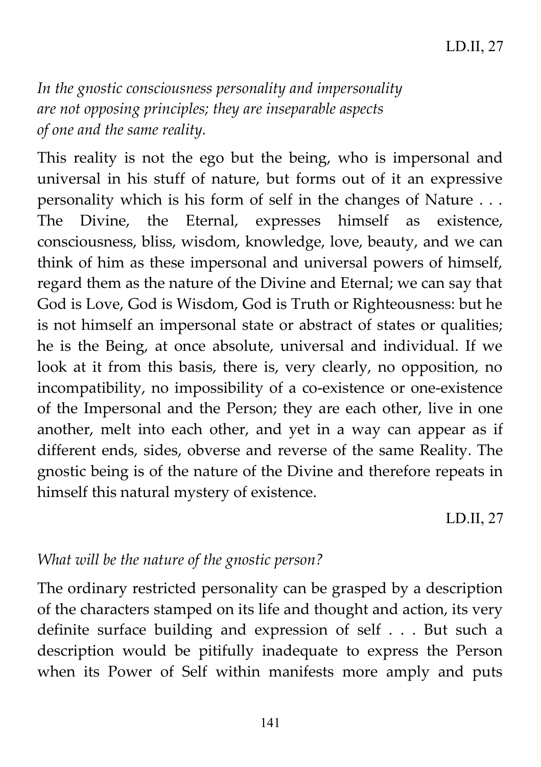*In the gnostic consciousness personality and impersonality are not opposing principles; they are inseparable aspects of one and the same reality.*

This reality is not the ego but the being, who is impersonal and universal in his stuff of nature, but forms out of it an expressive personality which is his form of self in the changes of Nature . . . The Divine, the Eternal, expresses himself as existence, consciousness, bliss, wisdom, knowledge, love, beauty, and we can think of him as these impersonal and universal powers of himself, regard them as the nature of the Divine and Eternal; we can say that God is Love, God is Wisdom, God is Truth or Righteousness: but he is not himself an impersonal state or abstract of states or qualities; he is the Being, at once absolute, universal and individual. If we look at it from this basis, there is, very clearly, no opposition, no incompatibility, no impossibility of a co-existence or one-existence of the Impersonal and the Person; they are each other, live in one another, melt into each other, and yet in a way can appear as if different ends, sides, obverse and reverse of the same Reality. The gnostic being is of the nature of the Divine and therefore repeats in himself this natural mystery of existence.

LD.II, 27

*What will be the nature of the gnostic person?*

The ordinary restricted personality can be grasped by a description of the characters stamped on its life and thought and action, its very definite surface building and expression of self . . . But such a description would be pitifully inadequate to express the Person when its Power of Self within manifests more amply and puts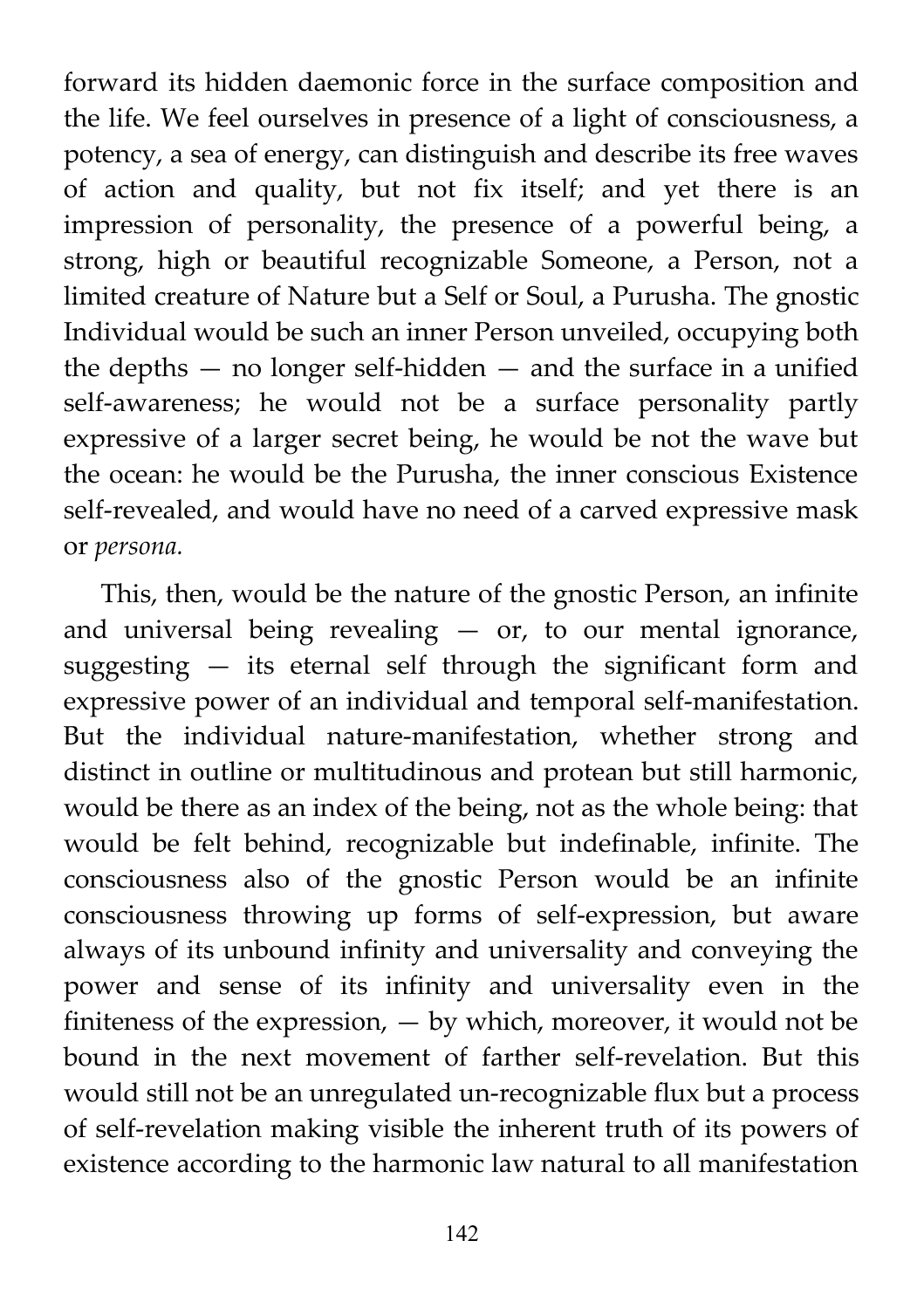forward its hidden daemonic force in the surface composition and the life. We feel ourselves in presence of a light of consciousness, a potency, a sea of energy, can distinguish and describe its free waves of action and quality, but not fix itself; and yet there is an impression of personality, the presence of a powerful being, a strong, high or beautiful recognizable Someone, a Person, not a limited creature of Nature but a Self or Soul, a Purusha. The gnostic Individual would be such an inner Person unveiled, occupying both the depths — no longer self-hidden — and the surface in a unified self-awareness; he would not be a surface personality partly expressive of a larger secret being, he would be not the wave but the ocean: he would be the Purusha, the inner conscious Existence self-revealed, and would have no need of a carved expressive mask or *persona.*

This, then, would be the nature of the gnostic Person, an infinite and universal being revealing — or, to our mental ignorance, suggesting — its eternal self through the significant form and expressive power of an individual and temporal self-manifestation. But the individual nature-manifestation, whether strong and distinct in outline or multitudinous and protean but still harmonic, would be there as an index of the being, not as the whole being: that would be felt behind, recognizable but indefinable, infinite. The consciousness also of the gnostic Person would be an infinite consciousness throwing up forms of self-expression, but aware always of its unbound infinity and universality and conveying the power and sense of its infinity and universality even in the finiteness of the expression, — by which, moreover, it would not be bound in the next movement of farther self-revelation. But this would still not be an unregulated un-recognizable flux but a process of self-revelation making visible the inherent truth of its powers of existence according to the harmonic law natural to all manifestation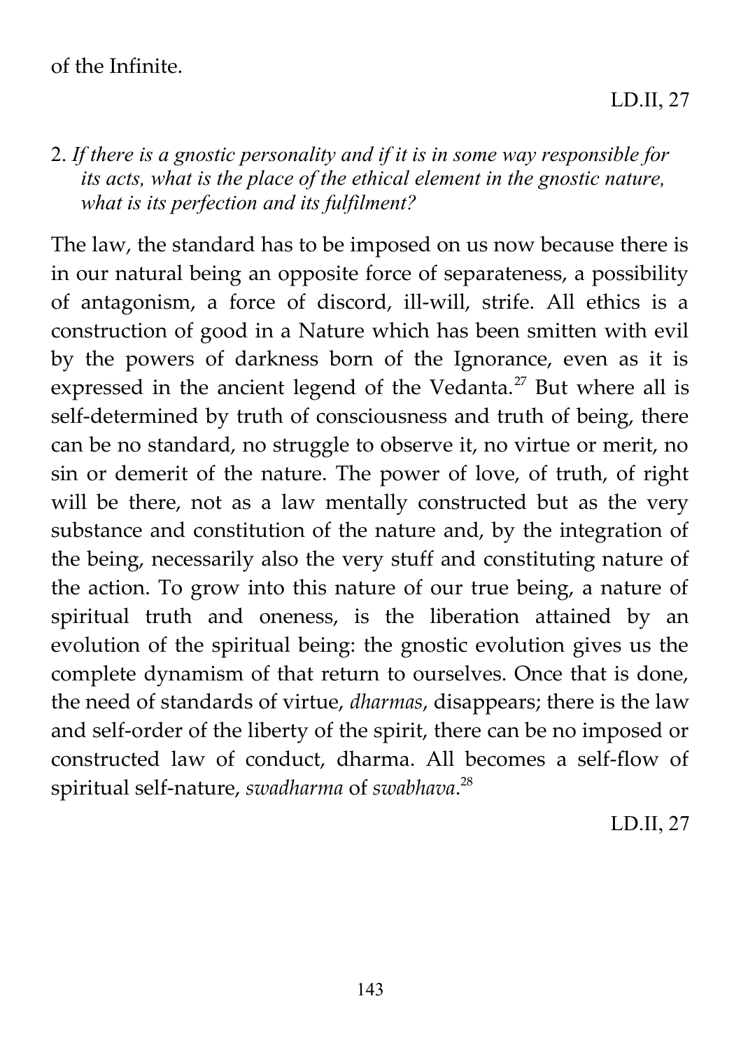of the Infinite.

LD.II, 27

2. *If there is a gnostic personality and if it is in some way responsible for its acts, what is the place of the ethical element in the gnostic nature, what is its perfection and its fulfilment?*

The law, the standard has to be imposed on us now because there is in our natural being an opposite force of separateness, a possibility of antagonism, a force of discord, ill-will, strife. All ethics is a construction of good in a Nature which has been smitten with evil by the powers of darkness born of the Ignorance, even as it is expressed in the ancient legend of the Vedanta.[27] But where all is self-determined by truth of consciousness and truth of being, there can be no standard, no struggle to observe it, no virtue or merit, no sin or demerit of the nature. The power of love, of truth, of right will be there, not as a law mentally constructed but as the very substance and constitution of the nature and, by the integration of the being, necessarily also the very stuff and constituting nature of the action. To grow into this nature of our true being, a nature of spiritual truth and oneness, is the liberation attained by an evolution of the spiritual being: the gnostic evolution gives us the complete dynamism of that return to ourselves. Once that is done, the need of standards of virtue, *dharmas*, disappears; there is the law and self-order of the liberty of the spirit, there can be no imposed or constructed law of conduct, dharma. All becomes a self-flow of spiritual self-nature, *swadharma* of *swabhava*.[28]

LD.II, 27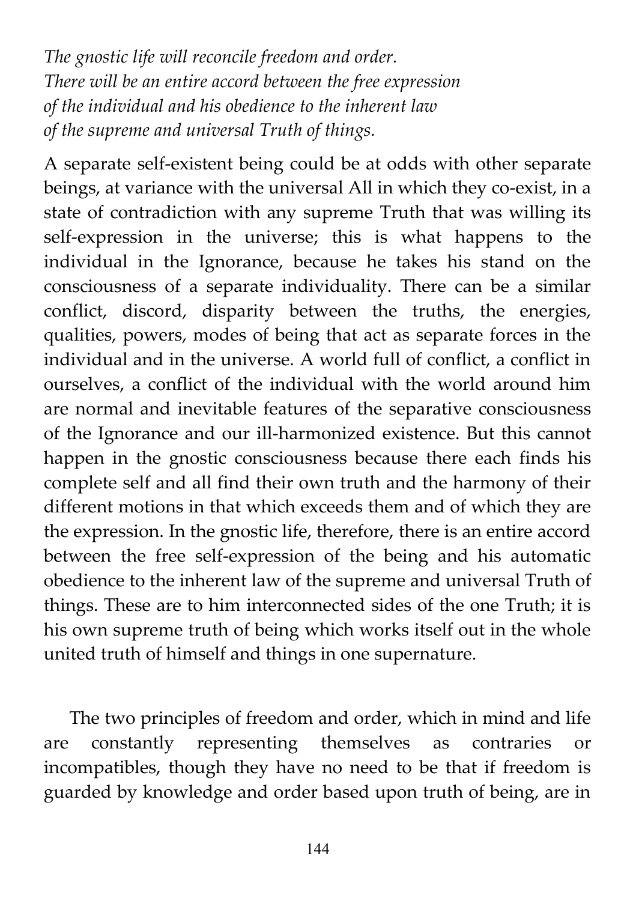*The gnostic life will reconcile freedom and order.*
*There will be an entire accord between the free expression*
*of the individual and his obedience to the inherent law*
*of the supreme and universal Truth of things.*

A separate self-existent being could be at odds with other separate beings, at variance with the universal All in which they co-exist, in a state of contradiction with any supreme Truth that was willing its self-expression in the universe; this is what happens to the individual in the Ignorance, because he takes his stand on the consciousness of a separate individuality. There can be a similar conflict, discord, disparity between the truths, the energies, qualities, powers, modes of being that act as separate forces in the individual and in the universe. A world full of conflict, a conflict in ourselves, a conflict of the individual with the world around him are normal and inevitable features of the separative consciousness of the Ignorance and our ill-harmonized existence. But this cannot happen in the gnostic consciousness because there each finds his complete self and all find their own truth and the harmony of their different motions in that which exceeds them and of which they are the expression. In the gnostic life, therefore, there is an entire accord between the free self-expression of the being and his automatic obedience to the inherent law of the supreme and universal Truth of things. These are to him interconnected sides of the one Truth; it is his own supreme truth of being which works itself out in the whole united truth of himself and things in one supernature.

The two principles of freedom and order, which in mind and life are constantly representing themselves as contraries or incompatibles, though they have no need to be that if freedom is guarded by knowledge and order based upon truth of being, are in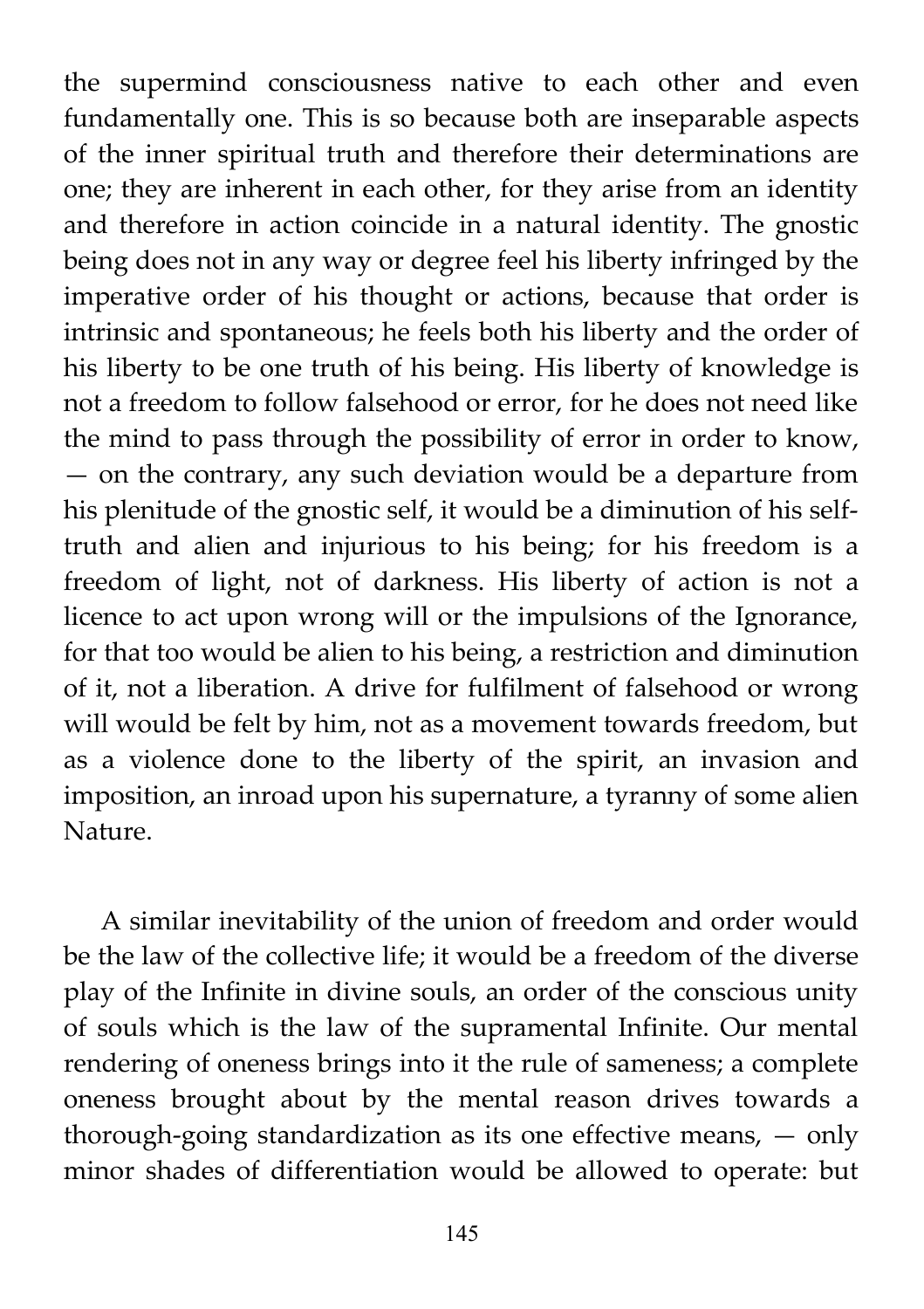the supermind consciousness native to each other and even fundamentally one. This is so because both are inseparable aspects of the inner spiritual truth and therefore their determinations are one; they are inherent in each other, for they arise from an identity and therefore in action coincide in a natural identity. The gnostic being does not in any way or degree feel his liberty infringed by the imperative order of his thought or actions, because that order is intrinsic and spontaneous; he feels both his liberty and the order of his liberty to be one truth of his being. His liberty of knowledge is not a freedom to follow falsehood or error, for he does not need like the mind to pass through the possibility of error in order to know, — on the contrary, any such deviation would be a departure from his plenitude of the gnostic self, it would be a diminution of his self-truth and alien and injurious to his being; for his freedom is a freedom of light, not of darkness. His liberty of action is not a licence to act upon wrong will or the impulsions of the Ignorance, for that too would be alien to his being, a restriction and diminution of it, not a liberation. A drive for fulfilment of falsehood or wrong will would be felt by him, not as a movement towards freedom, but as a violence done to the liberty of the spirit, an invasion and imposition, an inroad upon his supernature, a tyranny of some alien Nature.

A similar inevitability of the union of freedom and order would be the law of the collective life; it would be a freedom of the diverse play of the Infinite in divine souls, an order of the conscious unity of souls which is the law of the supramental Infinite. Our mental rendering of oneness brings into it the rule of sameness; a complete oneness brought about by the mental reason drives towards a thorough-going standardization as its one effective means, — only minor shades of differentiation would be allowed to operate: but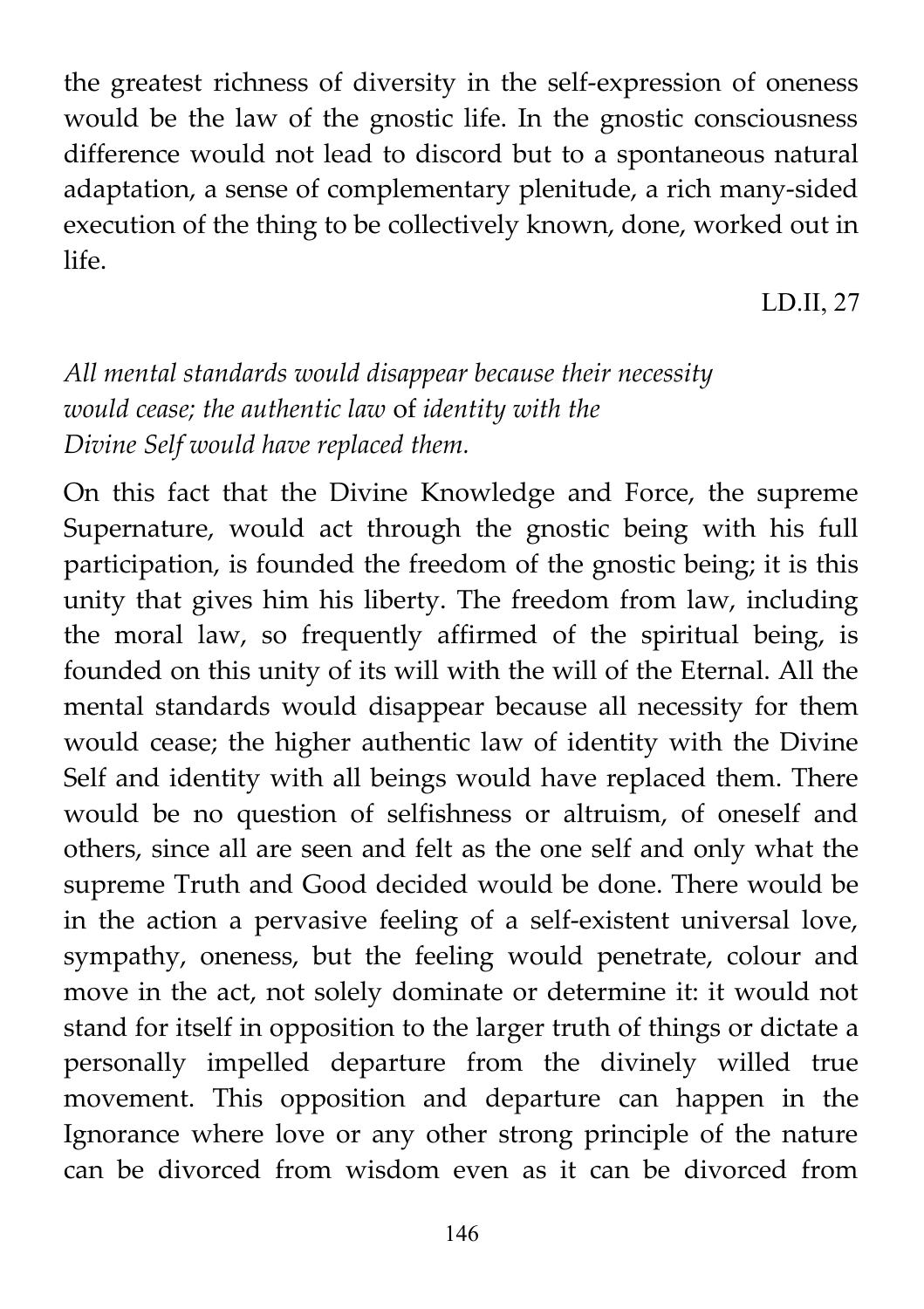the greatest richness of diversity in the self-expression of oneness would be the law of the gnostic life. In the gnostic consciousness difference would not lead to discord but to a spontaneous natural adaptation, a sense of complementary plenitude, a rich many-sided execution of the thing to be collectively known, done, worked out in life.

LD.II, 27

*All mental standards would disappear because their necessity would cease; the authentic law* of *identity with the Divine Self would have replaced them.*

On this fact that the Divine Knowledge and Force, the supreme Supernature, would act through the gnostic being with his full participation, is founded the freedom of the gnostic being; it is this unity that gives him his liberty. The freedom from law, including the moral law, so frequently affirmed of the spiritual being, is founded on this unity of its will with the will of the Eternal. All the mental standards would disappear because all necessity for them would cease; the higher authentic law of identity with the Divine Self and identity with all beings would have replaced them. There would be no question of selfishness or altruism, of oneself and others, since all are seen and felt as the one self and only what the supreme Truth and Good decided would be done. There would be in the action a pervasive feeling of a self-existent universal love, sympathy, oneness, but the feeling would penetrate, colour and move in the act, not solely dominate or determine it: it would not stand for itself in opposition to the larger truth of things or dictate a personally impelled departure from the divinely willed true movement. This opposition and departure can happen in the Ignorance where love or any other strong principle of the nature can be divorced from wisdom even as it can be divorced from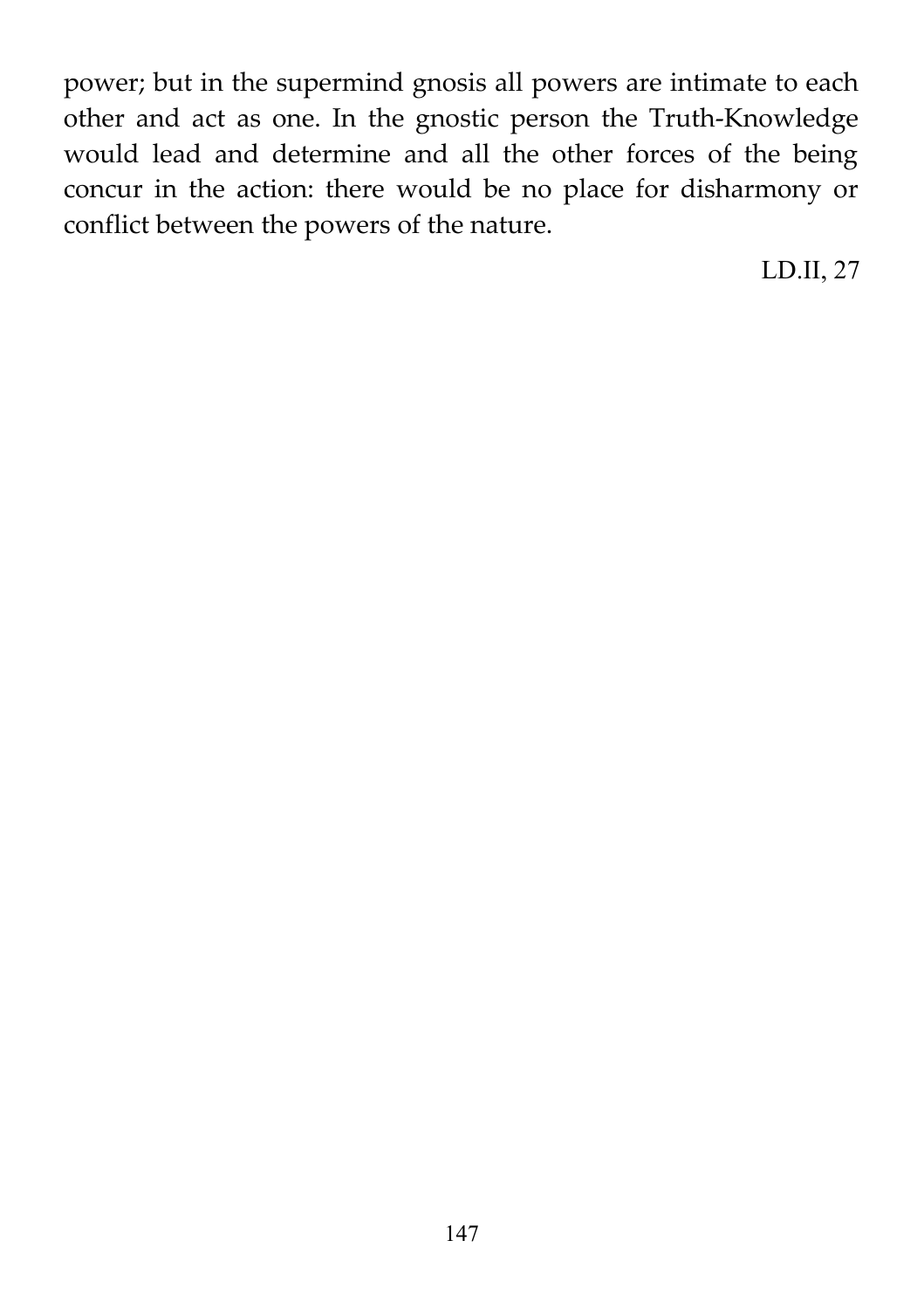power; but in the supermind gnosis all powers are intimate to each other and act as one. In the gnostic person the Truth-Knowledge would lead and determine and all the other forces of the being concur in the action: there would be no place for disharmony or conflict between the powers of the nature.

LD.II, 27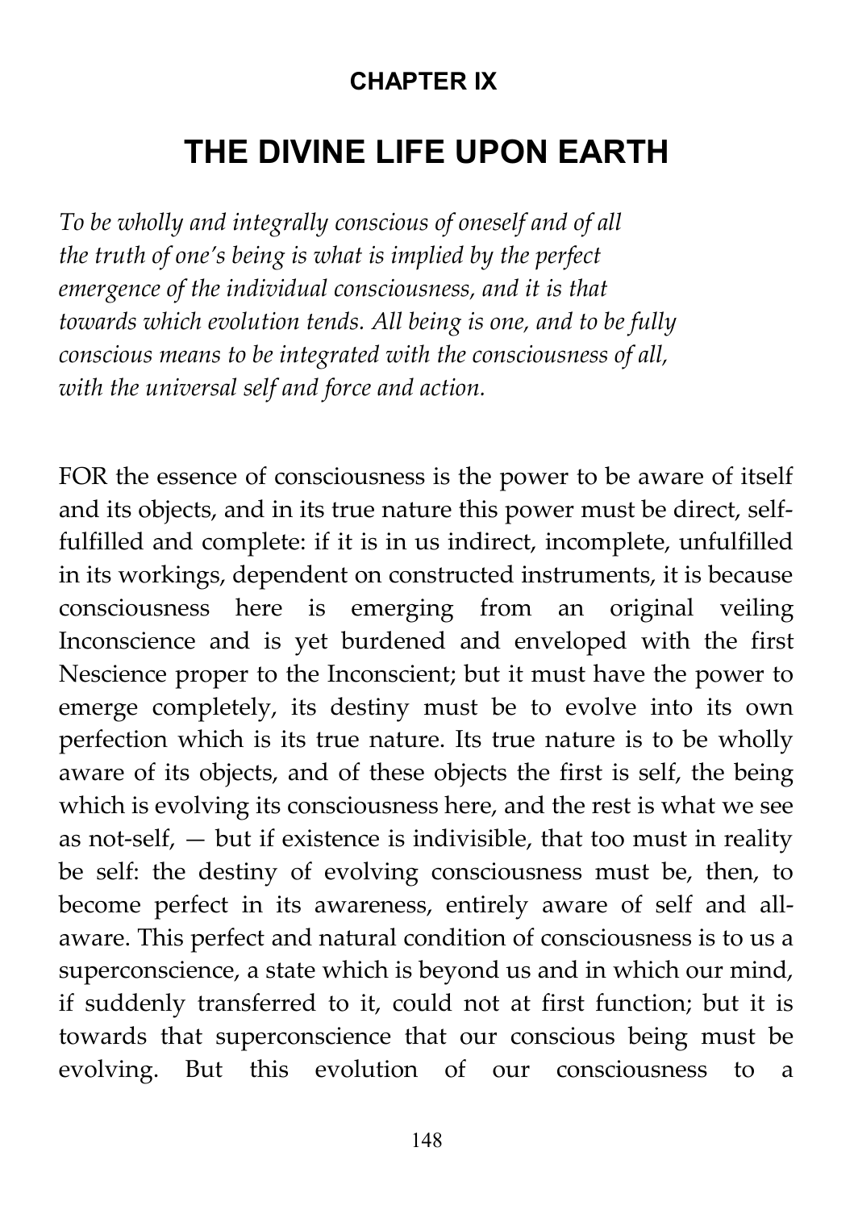**CHAPTER IX**

# THE DIVINE LIFE UPON EARTH

*To be wholly and integrally conscious of oneself and of all the truth of one's being is what is implied by the perfect emergence of the individual consciousness, and it is that towards which evolution tends. All being is one, and to be fully conscious means to be integrated with the consciousness of all, with the universal self and force and action.*

FOR the essence of consciousness is the power to be aware of itself and its objects, and in its true nature this power must be direct, self-fulfilled and complete: if it is in us indirect, incomplete, unfulfilled in its workings, dependent on constructed instruments, it is because consciousness here is emerging from an original veiling Inconscience and is yet burdened and enveloped with the first Nescience proper to the Inconscient; but it must have the power to emerge completely, its destiny must be to evolve into its own perfection which is its true nature. Its true nature is to be wholly aware of its objects, and of these objects the first is self, the being which is evolving its consciousness here, and the rest is what we see as not-self, — but if existence is indivisible, that too must in reality be self: the destiny of evolving consciousness must be, then, to become perfect in its awareness, entirely aware of self and all-aware. This perfect and natural condition of consciousness is to us a superconscience, a state which is beyond us and in which our mind, if suddenly transferred to it, could not at first function; but it is towards that superconscience that our conscious being must be evolving. But this evolution of our consciousness to a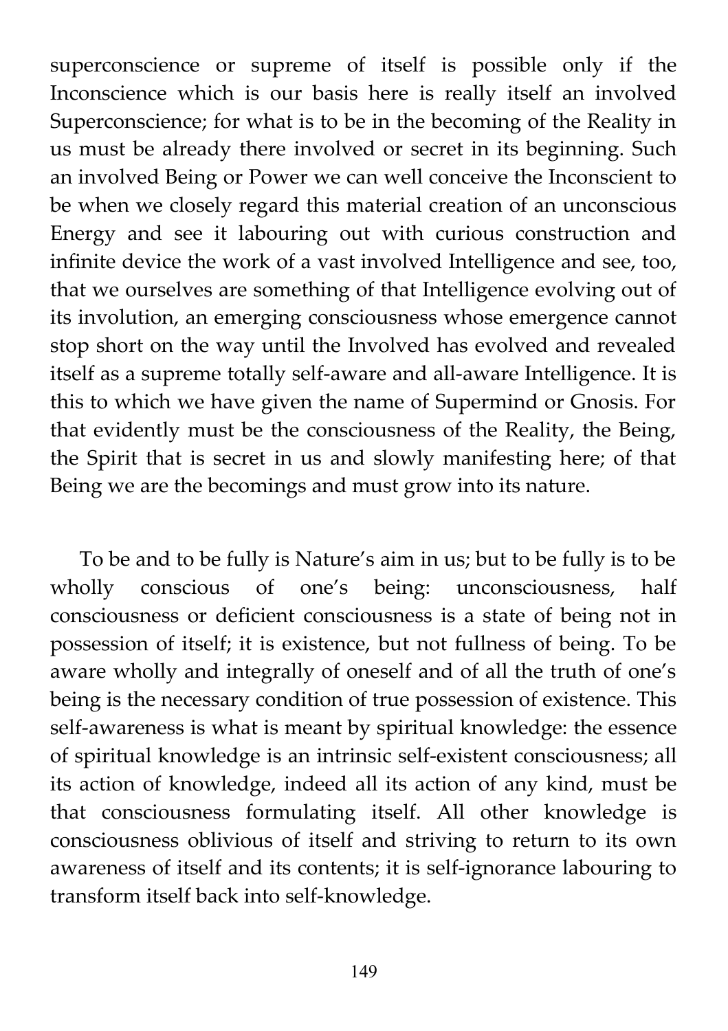superconscience or supreme of itself is possible only if the Inconscience which is our basis here is really itself an involved Superconscience; for what is to be in the becoming of the Reality in us must be already there involved or secret in its beginning. Such an involved Being or Power we can well conceive the Inconscient to be when we closely regard this material creation of an unconscious Energy and see it labouring out with curious construction and infinite device the work of a vast involved Intelligence and see, too, that we ourselves are something of that Intelligence evolving out of its involution, an emerging consciousness whose emergence cannot stop short on the way until the Involved has evolved and revealed itself as a supreme totally self-aware and all-aware Intelligence. It is this to which we have given the name of Supermind or Gnosis. For that evidently must be the consciousness of the Reality, the Being, the Spirit that is secret in us and slowly manifesting here; of that Being we are the becomings and must grow into its nature.

To be and to be fully is Nature's aim in us; but to be fully is to be wholly conscious of one's being: unconsciousness, half consciousness or deficient consciousness is a state of being not in possession of itself; it is existence, but not fullness of being. To be aware wholly and integrally of oneself and of all the truth of one's being is the necessary condition of true possession of existence. This self-awareness is what is meant by spiritual knowledge: the essence of spiritual knowledge is an intrinsic self-existent consciousness; all its action of knowledge, indeed all its action of any kind, must be that consciousness formulating itself. All other knowledge is consciousness oblivious of itself and striving to return to its own awareness of itself and its contents; it is self-ignorance labouring to transform itself back into self-knowledge.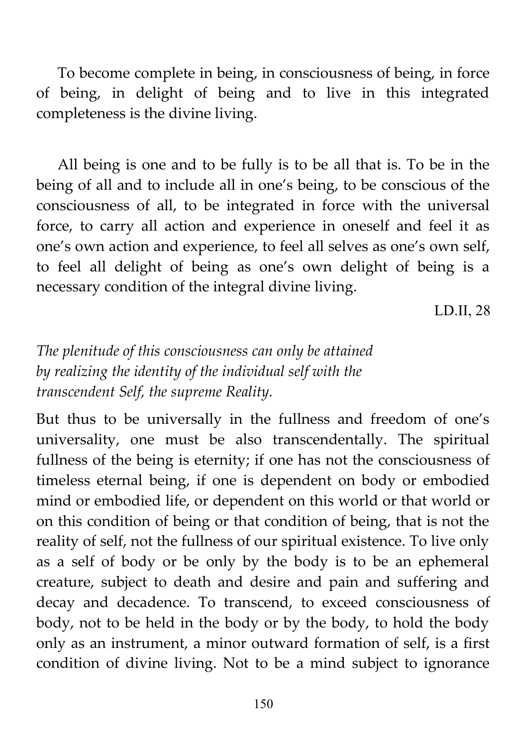To become complete in being, in consciousness of being, in force of being, in delight of being and to live in this integrated completeness is the divine living.

All being is one and to be fully is to be all that is. To be in the being of all and to include all in one's being, to be conscious of the consciousness of all, to be integrated in force with the universal force, to carry all action and experience in oneself and feel it as one's own action and experience, to feel all selves as one's own self, to feel all delight of being as one's own delight of being is a necessary condition of the integral divine living.

LD.II, 28

*The plenitude of this consciousness can only be attained by realizing the identity of the individual self with the transcendent Self, the supreme Reality.*

But thus to be universally in the fullness and freedom of one's universality, one must be also transcendentally. The spiritual fullness of the being is eternity; if one has not the consciousness of timeless eternal being, if one is dependent on body or embodied mind or embodied life, or dependent on this world or that world or on this condition of being or that condition of being, that is not the reality of self, not the fullness of our spiritual existence. To live only as a self of body or be only by the body is to be an ephemeral creature, subject to death and desire and pain and suffering and decay and decadence. To transcend, to exceed consciousness of body, not to be held in the body or by the body, to hold the body only as an instrument, a minor outward formation of self, is a first condition of divine living. Not to be a mind subject to ignorance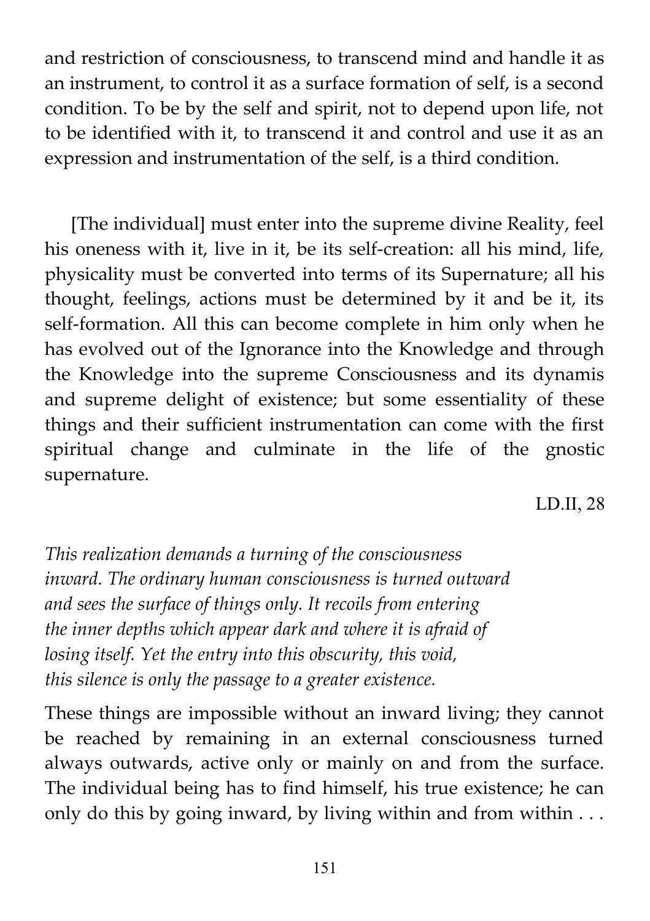and restriction of consciousness, to transcend mind and handle it as an instrument, to control it as a surface formation of self, is a second condition. To be by the self and spirit, not to depend upon life, not to be identified with it, to transcend it and control and use it as an expression and instrumentation of the self, is a third condition.

[The individual] must enter into the supreme divine Reality, feel his oneness with it, live in it, be its self-creation: all his mind, life, physicality must be converted into terms of its Supernature; all his thought, feelings, actions must be determined by it and be it, its self-formation. All this can become complete in him only when he has evolved out of the Ignorance into the Knowledge and through the Knowledge into the supreme Consciousness and its dynamis and supreme delight of existence; but some essentiality of these things and their sufficient instrumentation can come with the first spiritual change and culminate in the life of the gnostic supernature.

LD.II, 28

*This realization demands a turning of the consciousness inward. The ordinary human consciousness is turned outward and sees the surface of things only. It recoils from entering the inner depths which appear dark and where it is afraid of losing itself. Yet the entry into this obscurity, this void, this silence is only the passage to a greater existence.*

These things are impossible without an inward living; they cannot be reached by remaining in an external consciousness turned always outwards, active only or mainly on and from the surface. The individual being has to find himself, his true existence; he can only do this by going inward, by living within and from within . . .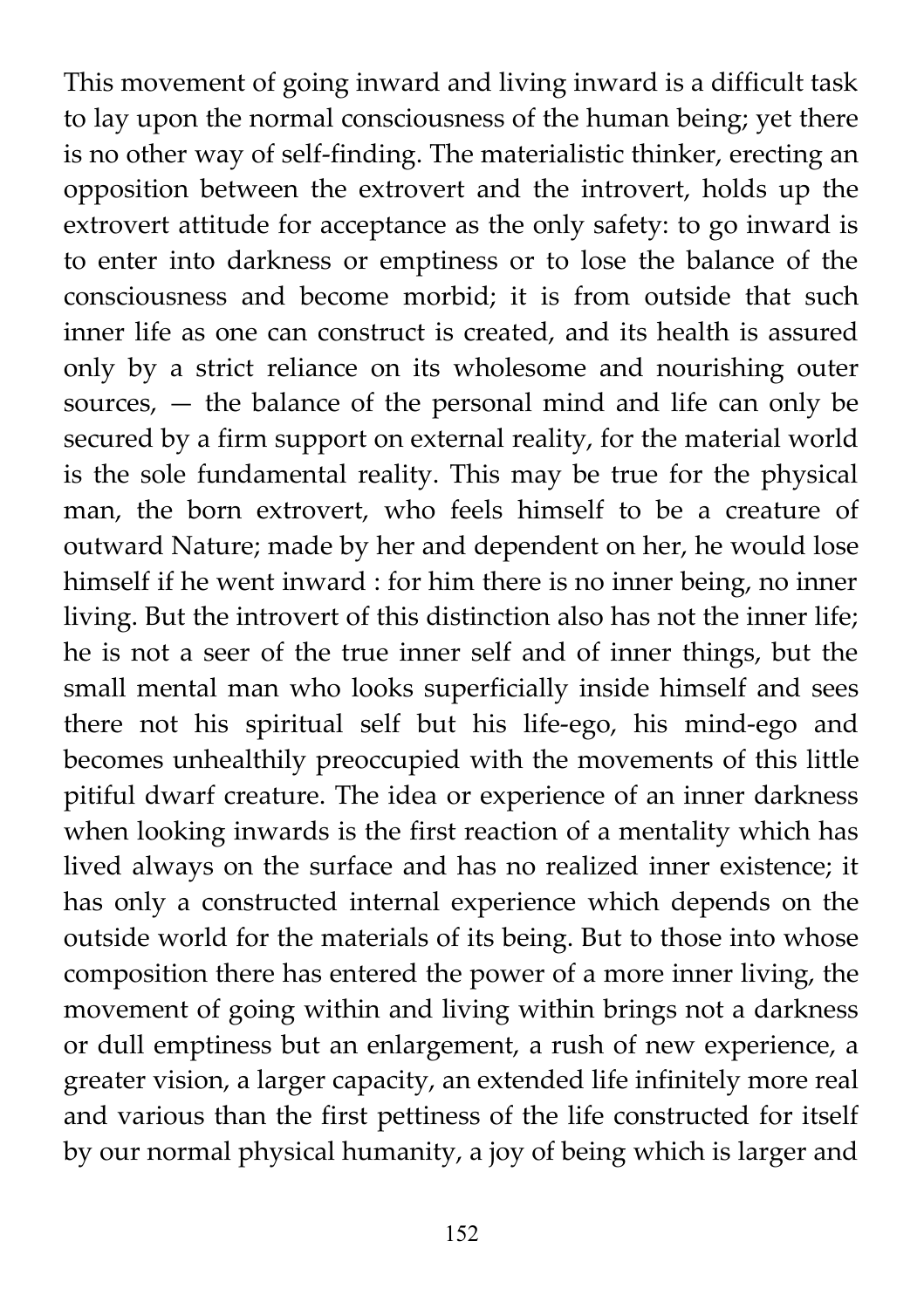This movement of going inward and living inward is a difficult task to lay upon the normal consciousness of the human being; yet there is no other way of self-finding. The materialistic thinker, erecting an opposition between the extrovert and the introvert, holds up the extrovert attitude for acceptance as the only safety: to go inward is to enter into darkness or emptiness or to lose the balance of the consciousness and become morbid; it is from outside that such inner life as one can construct is created, and its health is assured only by a strict reliance on its wholesome and nourishing outer sources, — the balance of the personal mind and life can only be secured by a firm support on external reality, for the material world is the sole fundamental reality. This may be true for the physical man, the born extrovert, who feels himself to be a creature of outward Nature; made by her and dependent on her, he would lose himself if he went inward : for him there is no inner being, no inner living. But the introvert of this distinction also has not the inner life; he is not a seer of the true inner self and of inner things, but the small mental man who looks superficially inside himself and sees there not his spiritual self but his life-ego, his mind-ego and becomes unhealthily preoccupied with the movements of this little pitiful dwarf creature. The idea or experience of an inner darkness when looking inwards is the first reaction of a mentality which has lived always on the surface and has no realized inner existence; it has only a constructed internal experience which depends on the outside world for the materials of its being. But to those into whose composition there has entered the power of a more inner living, the movement of going within and living within brings not a darkness or dull emptiness but an enlargement, a rush of new experience, a greater vision, a larger capacity, an extended life infinitely more real and various than the first pettiness of the life constructed for itself by our normal physical humanity, a joy of being which is larger and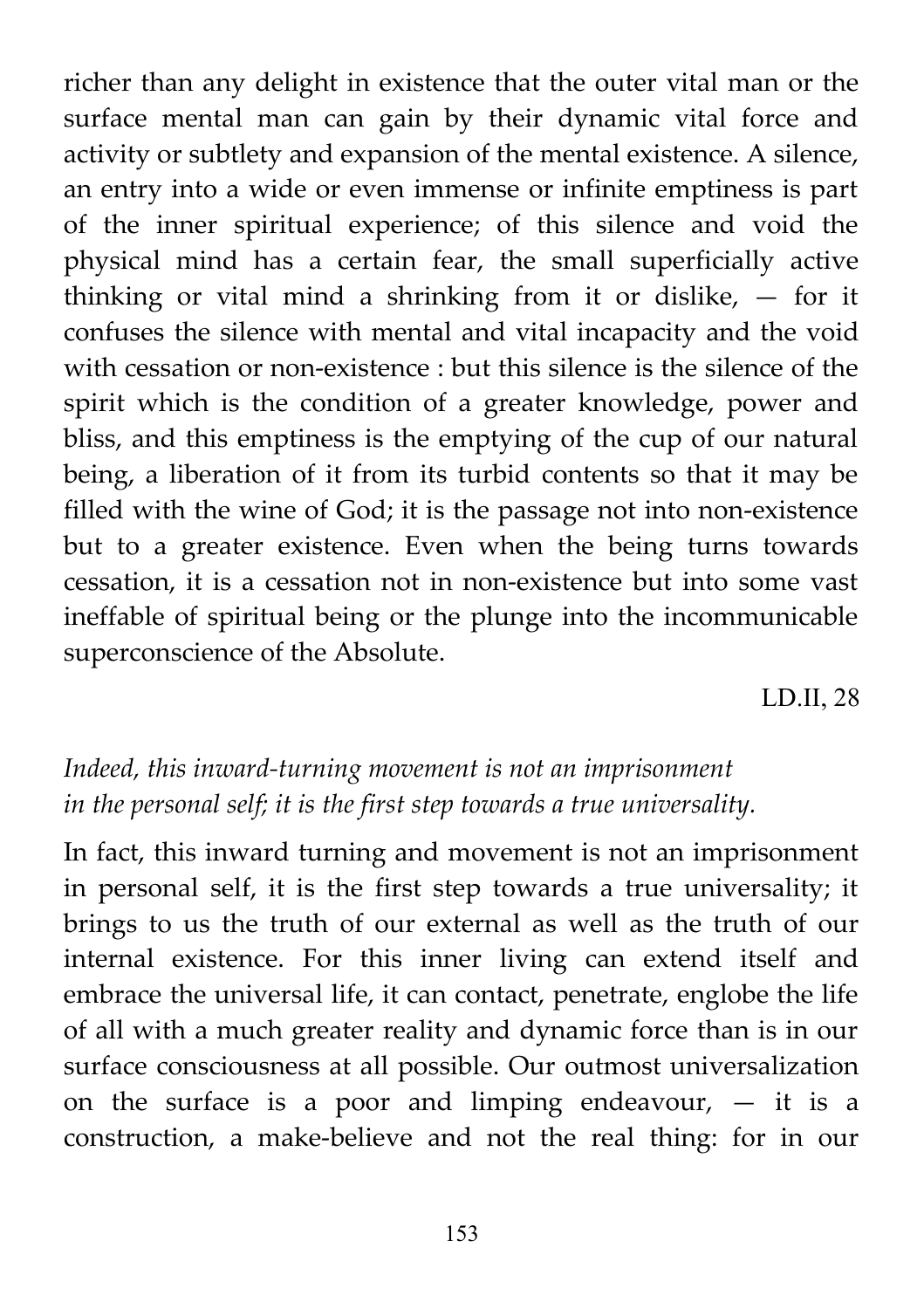richer than any delight in existence that the outer vital man or the surface mental man can gain by their dynamic vital force and activity or subtlety and expansion of the mental existence. A silence, an entry into a wide or even immense or infinite emptiness is part of the inner spiritual experience; of this silence and void the physical mind has a certain fear, the small superficially active thinking or vital mind a shrinking from it or dislike, — for it confuses the silence with mental and vital incapacity and the void with cessation or non-existence : but this silence is the silence of the spirit which is the condition of a greater knowledge, power and bliss, and this emptiness is the emptying of the cup of our natural being, a liberation of it from its turbid contents so that it may be filled with the wine of God; it is the passage not into non-existence but to a greater existence. Even when the being turns towards cessation, it is a cessation not in non-existence but into some vast ineffable of spiritual being or the plunge into the incommunicable superconscience of the Absolute.

LD.II, 28

*Indeed, this inward-turning movement is not an imprisonment in the personal self; it is the first step towards a true universality.*

In fact, this inward turning and movement is not an imprisonment in personal self, it is the first step towards a true universality; it brings to us the truth of our external as well as the truth of our internal existence. For this inner living can extend itself and embrace the universal life, it can contact, penetrate, englobe the life of all with a much greater reality and dynamic force than is in our surface consciousness at all possible. Our outmost universalization on the surface is a poor and limping endeavour, — it is a construction, a make-believe and not the real thing: for in our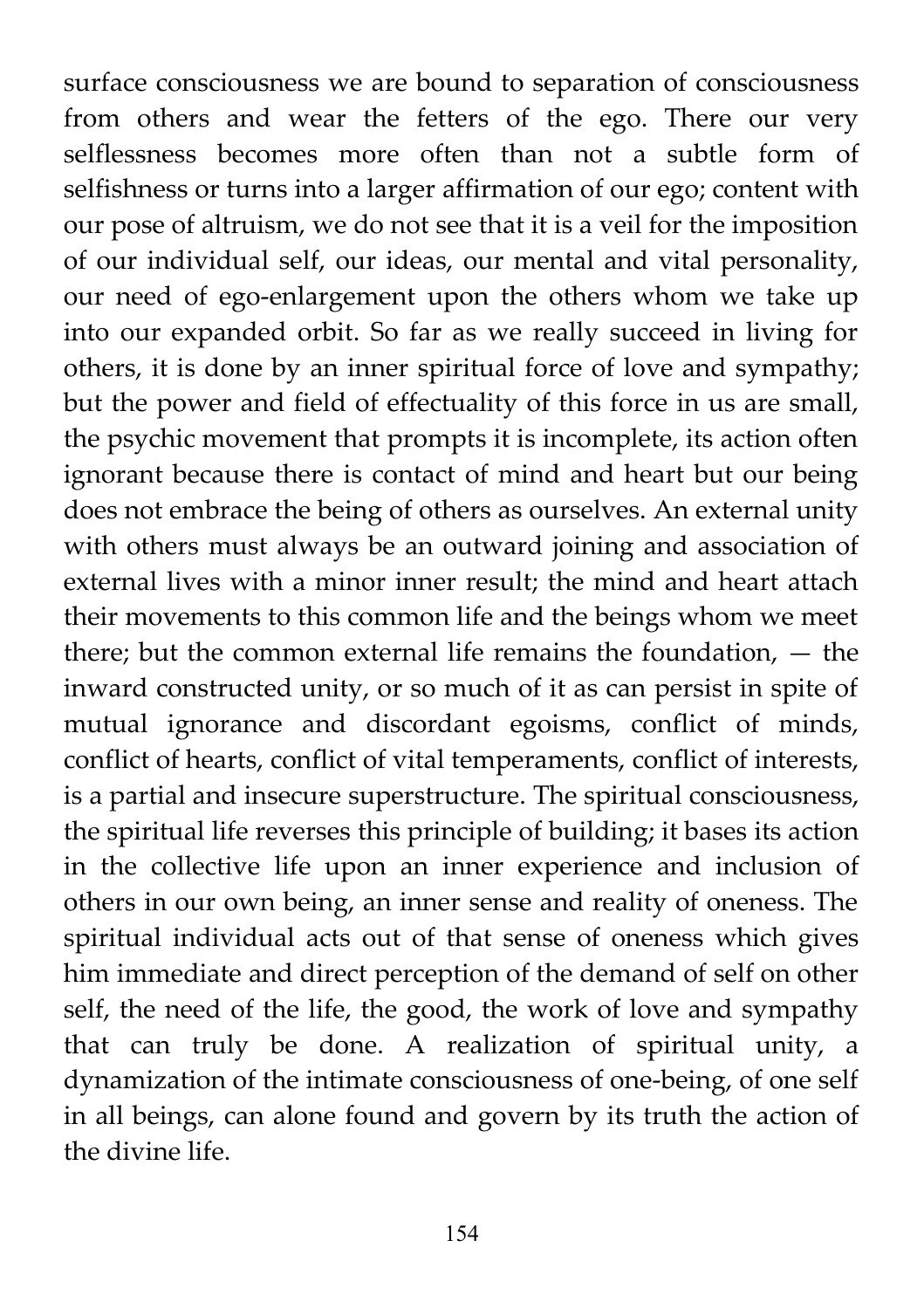surface consciousness we are bound to separation of consciousness from others and wear the fetters of the ego. There our very selflessness becomes more often than not a subtle form of selfishness or turns into a larger affirmation of our ego; content with our pose of altruism, we do not see that it is a veil for the imposition of our individual self, our ideas, our mental and vital personality, our need of ego-enlargement upon the others whom we take up into our expanded orbit. So far as we really succeed in living for others, it is done by an inner spiritual force of love and sympathy; but the power and field of effectuality of this force in us are small, the psychic movement that prompts it is incomplete, its action often ignorant because there is contact of mind and heart but our being does not embrace the being of others as ourselves. An external unity with others must always be an outward joining and association of external lives with a minor inner result; the mind and heart attach their movements to this common life and the beings whom we meet there; but the common external life remains the foundation, — the inward constructed unity, or so much of it as can persist in spite of mutual ignorance and discordant egoisms, conflict of minds, conflict of hearts, conflict of vital temperaments, conflict of interests, is a partial and insecure superstructure. The spiritual consciousness, the spiritual life reverses this principle of building; it bases its action in the collective life upon an inner experience and inclusion of others in our own being, an inner sense and reality of oneness. The spiritual individual acts out of that sense of oneness which gives him immediate and direct perception of the demand of self on other self, the need of the life, the good, the work of love and sympathy that can truly be done. A realization of spiritual unity, a dynamization of the intimate consciousness of one-being, of one self in all beings, can alone found and govern by its truth the action of the divine life.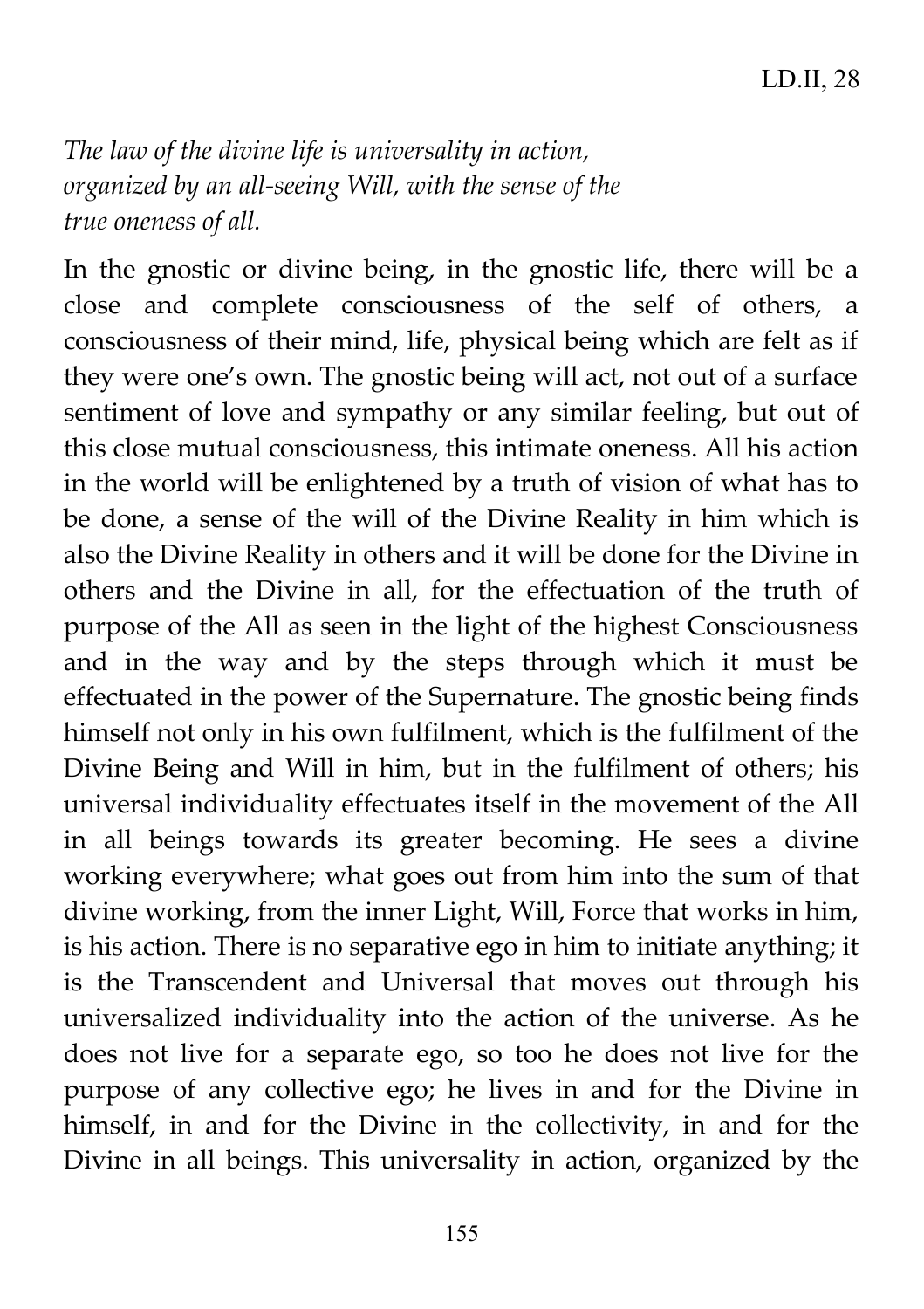LD.II, 28

*The law of the divine life is universality in action, organized by an all-seeing Will, with the sense of the true oneness of all.*

In the gnostic or divine being, in the gnostic life, there will be a close and complete consciousness of the self of others, a consciousness of their mind, life, physical being which are felt as if they were one's own. The gnostic being will act, not out of a surface sentiment of love and sympathy or any similar feeling, but out of this close mutual consciousness, this intimate oneness. All his action in the world will be enlightened by a truth of vision of what has to be done, a sense of the will of the Divine Reality in him which is also the Divine Reality in others and it will be done for the Divine in others and the Divine in all, for the effectuation of the truth of purpose of the All as seen in the light of the highest Consciousness and in the way and by the steps through which it must be effectuated in the power of the Supernature. The gnostic being finds himself not only in his own fulfilment, which is the fulfilment of the Divine Being and Will in him, but in the fulfilment of others; his universal individuality effectuates itself in the movement of the All in all beings towards its greater becoming. He sees a divine working everywhere; what goes out from him into the sum of that divine working, from the inner Light, Will, Force that works in him, is his action. There is no separative ego in him to initiate anything; it is the Transcendent and Universal that moves out through his universalized individuality into the action of the universe. As he does not live for a separate ego, so too he does not live for the purpose of any collective ego; he lives in and for the Divine in himself, in and for the Divine in the collectivity, in and for the Divine in all beings. This universality in action, organized by the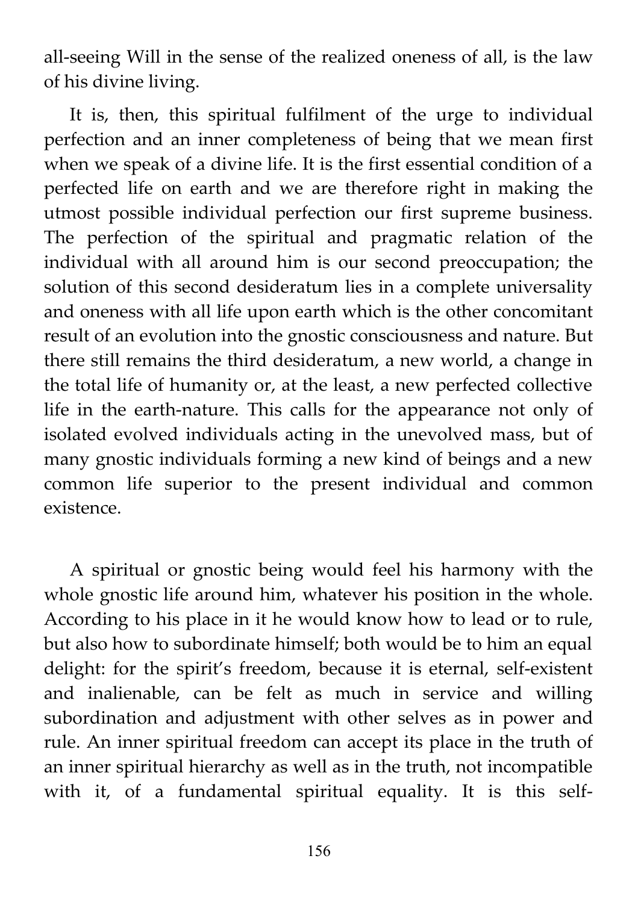all-seeing Will in the sense of the realized oneness of all, is the law of his divine living.

It is, then, this spiritual fulfilment of the urge to individual perfection and an inner completeness of being that we mean first when we speak of a divine life. It is the first essential condition of a perfected life on earth and we are therefore right in making the utmost possible individual perfection our first supreme business. The perfection of the spiritual and pragmatic relation of the individual with all around him is our second preoccupation; the solution of this second desideratum lies in a complete universality and oneness with all life upon earth which is the other concomitant result of an evolution into the gnostic consciousness and nature. But there still remains the third desideratum, a new world, a change in the total life of humanity or, at the least, a new perfected collective life in the earth-nature. This calls for the appearance not only of isolated evolved individuals acting in the unevolved mass, but of many gnostic individuals forming a new kind of beings and a new common life superior to the present individual and common existence.

A spiritual or gnostic being would feel his harmony with the whole gnostic life around him, whatever his position in the whole. According to his place in it he would know how to lead or to rule, but also how to subordinate himself; both would be to him an equal delight: for the spirit's freedom, because it is eternal, self-existent and inalienable, can be felt as much in service and willing subordination and adjustment with other selves as in power and rule. An inner spiritual freedom can accept its place in the truth of an inner spiritual hierarchy as well as in the truth, not incompatible with it, of a fundamental spiritual equality. It is this self-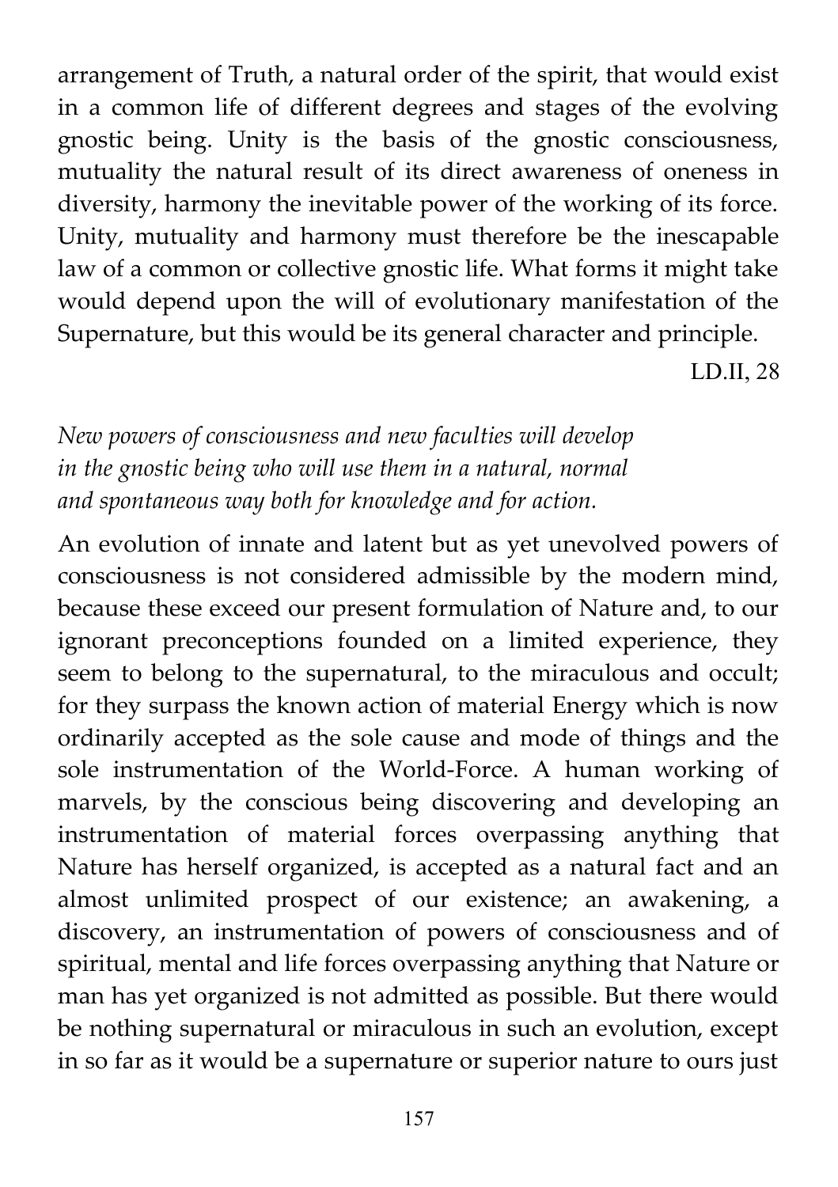arrangement of Truth, a natural order of the spirit, that would exist in a common life of different degrees and stages of the evolving gnostic being. Unity is the basis of the gnostic consciousness, mutuality the natural result of its direct awareness of oneness in diversity, harmony the inevitable power of the working of its force. Unity, mutuality and harmony must therefore be the inescapable law of a common or collective gnostic life. What forms it might take would depend upon the will of evolutionary manifestation of the Supernature, but this would be its general character and principle.

LD.II, 28

*New powers of consciousness and new faculties will develop in the gnostic being who will use them in a natural, normal and spontaneous way both for knowledge and for action.*

An evolution of innate and latent but as yet unevolved powers of consciousness is not considered admissible by the modern mind, because these exceed our present formulation of Nature and, to our ignorant preconceptions founded on a limited experience, they seem to belong to the supernatural, to the miraculous and occult; for they surpass the known action of material Energy which is now ordinarily accepted as the sole cause and mode of things and the sole instrumentation of the World-Force. A human working of marvels, by the conscious being discovering and developing an instrumentation of material forces overpassing anything that Nature has herself organized, is accepted as a natural fact and an almost unlimited prospect of our existence; an awakening, a discovery, an instrumentation of powers of consciousness and of spiritual, mental and life forces overpassing anything that Nature or man has yet organized is not admitted as possible. But there would be nothing supernatural or miraculous in such an evolution, except in so far as it would be a supernature or superior nature to ours just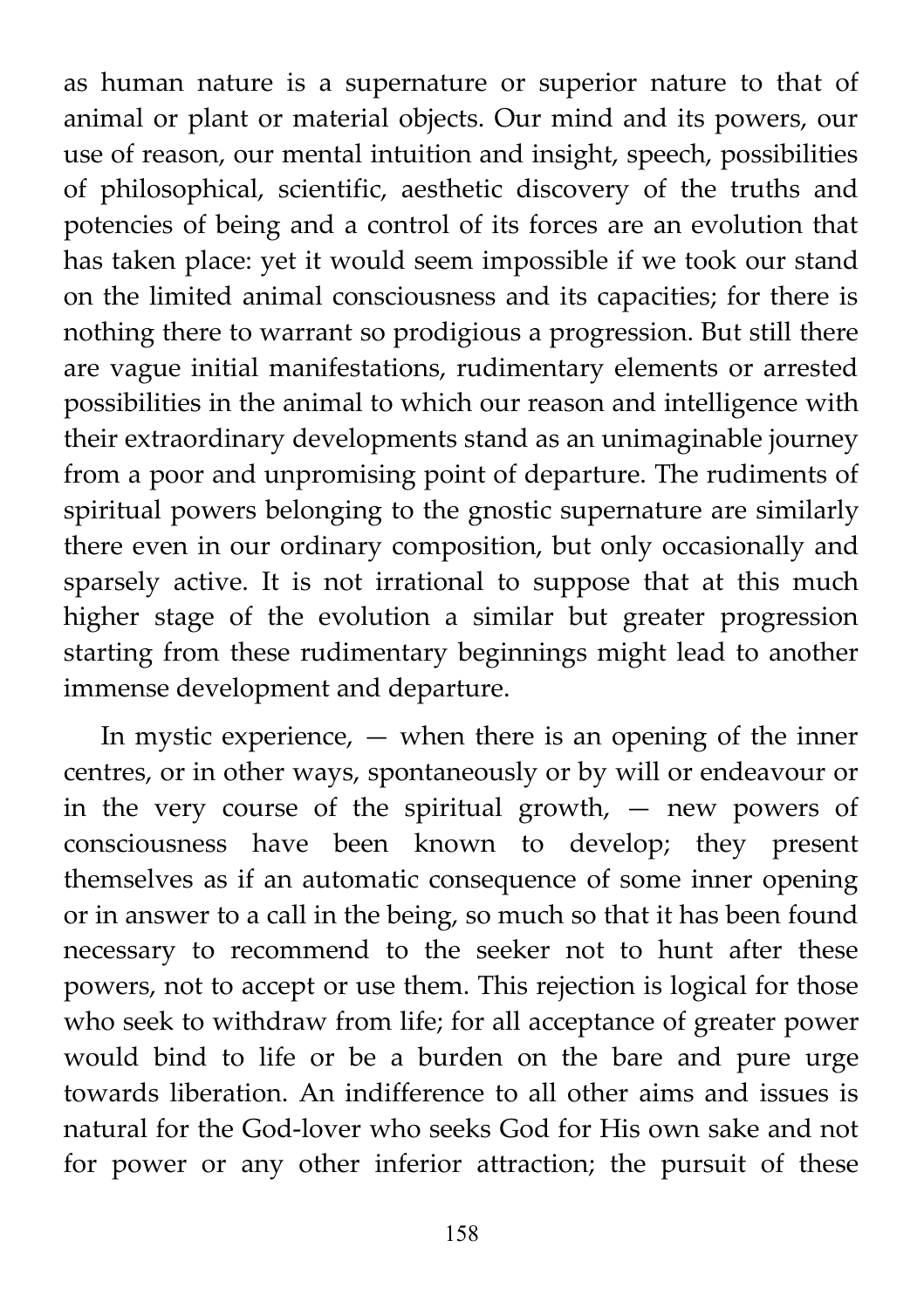as human nature is a supernature or superior nature to that of animal or plant or material objects. Our mind and its powers, our use of reason, our mental intuition and insight, speech, possibilities of philosophical, scientific, aesthetic discovery of the truths and potencies of being and a control of its forces are an evolution that has taken place: yet it would seem impossible if we took our stand on the limited animal consciousness and its capacities; for there is nothing there to warrant so prodigious a progression. But still there are vague initial manifestations, rudimentary elements or arrested possibilities in the animal to which our reason and intelligence with their extraordinary developments stand as an unimaginable journey from a poor and unpromising point of departure. The rudiments of spiritual powers belonging to the gnostic supernature are similarly there even in our ordinary composition, but only occasionally and sparsely active. It is not irrational to suppose that at this much higher stage of the evolution a similar but greater progression starting from these rudimentary beginnings might lead to another immense development and departure.

In mystic experience, — when there is an opening of the inner centres, or in other ways, spontaneously or by will or endeavour or in the very course of the spiritual growth, — new powers of consciousness have been known to develop; they present themselves as if an automatic consequence of some inner opening or in answer to a call in the being, so much so that it has been found necessary to recommend to the seeker not to hunt after these powers, not to accept or use them. This rejection is logical for those who seek to withdraw from life; for all acceptance of greater power would bind to life or be a burden on the bare and pure urge towards liberation. An indifference to all other aims and issues is natural for the God-lover who seeks God for His own sake and not for power or any other inferior attraction; the pursuit of these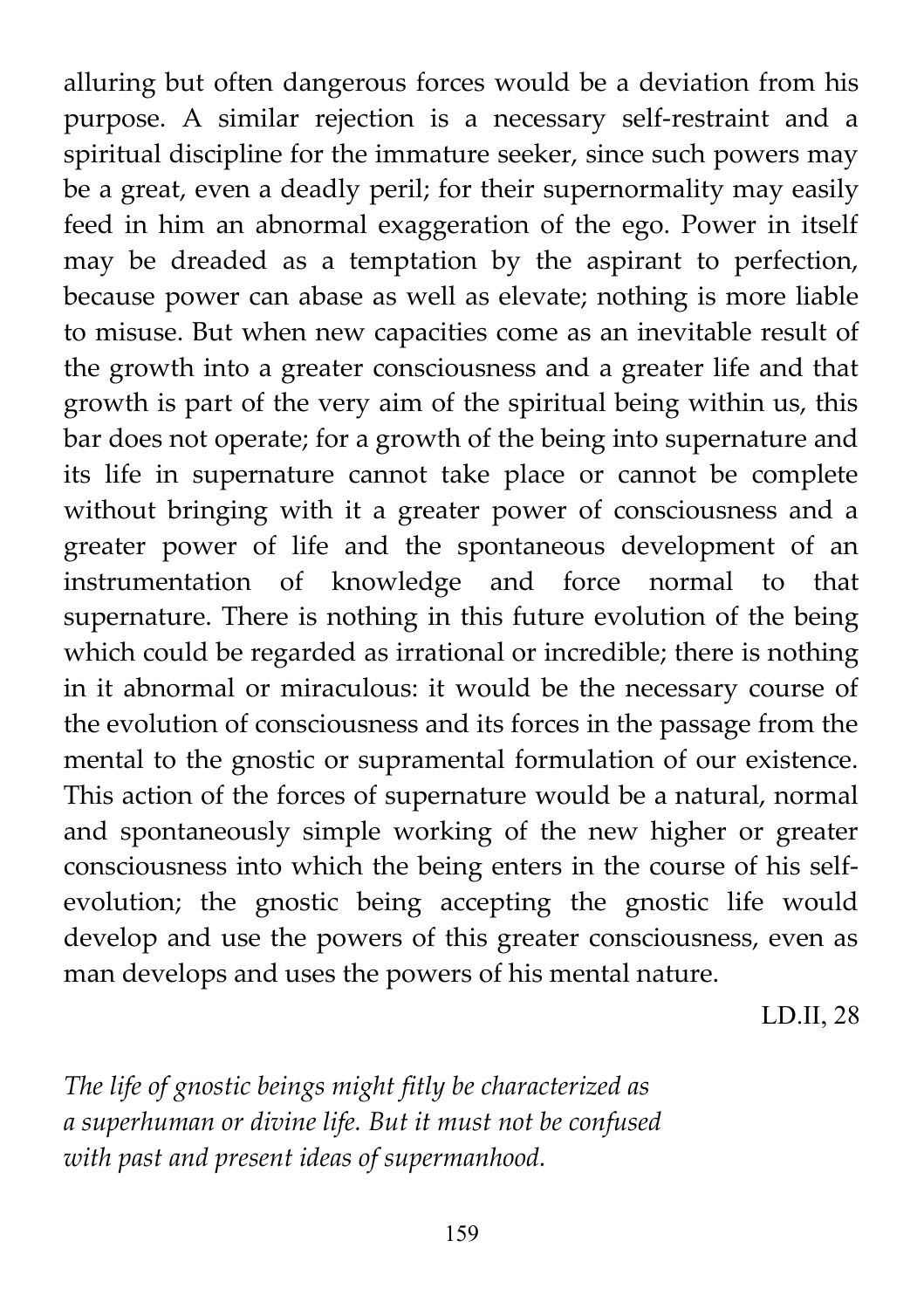alluring but often dangerous forces would be a deviation from his purpose. A similar rejection is a necessary self-restraint and a spiritual discipline for the immature seeker, since such powers may be a great, even a deadly peril; for their supernormality may easily feed in him an abnormal exaggeration of the ego. Power in itself may be dreaded as a temptation by the aspirant to perfection, because power can abase as well as elevate; nothing is more liable to misuse. But when new capacities come as an inevitable result of the growth into a greater consciousness and a greater life and that growth is part of the very aim of the spiritual being within us, this bar does not operate; for a growth of the being into supernature and its life in supernature cannot take place or cannot be complete without bringing with it a greater power of consciousness and a greater power of life and the spontaneous development of an instrumentation of knowledge and force normal to that supernature. There is nothing in this future evolution of the being which could be regarded as irrational or incredible; there is nothing in it abnormal or miraculous: it would be the necessary course of the evolution of consciousness and its forces in the passage from the mental to the gnostic or supramental formulation of our existence. This action of the forces of supernature would be a natural, normal and spontaneously simple working of the new higher or greater consciousness into which the being enters in the course of his self-evolution; the gnostic being accepting the gnostic life would develop and use the powers of this greater consciousness, even as man develops and uses the powers of his mental nature.

LD.II, 28

*The life of gnostic beings might fitly be characterized as a superhuman or divine life. But it must not be confused with past and present ideas of supermanhood.*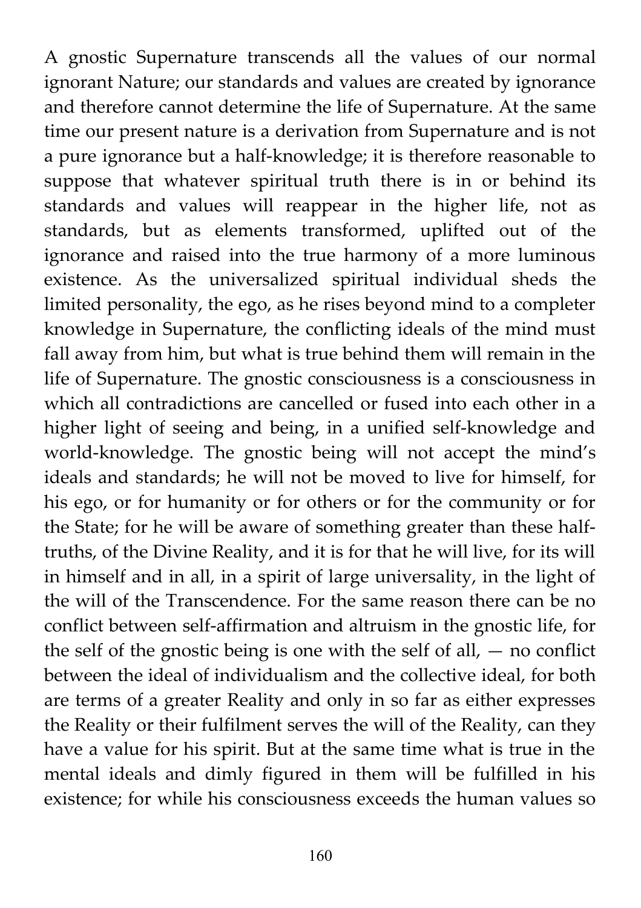A gnostic Supernature transcends all the values of our normal ignorant Nature; our standards and values are created by ignorance and therefore cannot determine the life of Supernature. At the same time our present nature is a derivation from Supernature and is not a pure ignorance but a half-knowledge; it is therefore reasonable to suppose that whatever spiritual truth there is in or behind its standards and values will reappear in the higher life, not as standards, but as elements transformed, uplifted out of the ignorance and raised into the true harmony of a more luminous existence. As the universalized spiritual individual sheds the limited personality, the ego, as he rises beyond mind to a completer knowledge in Supernature, the conflicting ideals of the mind must fall away from him, but what is true behind them will remain in the life of Supernature. The gnostic consciousness is a consciousness in which all contradictions are cancelled or fused into each other in a higher light of seeing and being, in a unified self-knowledge and world-knowledge. The gnostic being will not accept the mind's ideals and standards; he will not be moved to live for himself, for his ego, or for humanity or for others or for the community or for the State; for he will be aware of something greater than these half-truths, of the Divine Reality, and it is for that he will live, for its will in himself and in all, in a spirit of large universality, in the light of the will of the Transcendence. For the same reason there can be no conflict between self-affirmation and altruism in the gnostic life, for the self of the gnostic being is one with the self of all, — no conflict between the ideal of individualism and the collective ideal, for both are terms of a greater Reality and only in so far as either expresses the Reality or their fulfilment serves the will of the Reality, can they have a value for his spirit. But at the same time what is true in the mental ideals and dimly figured in them will be fulfilled in his existence; for while his consciousness exceeds the human values so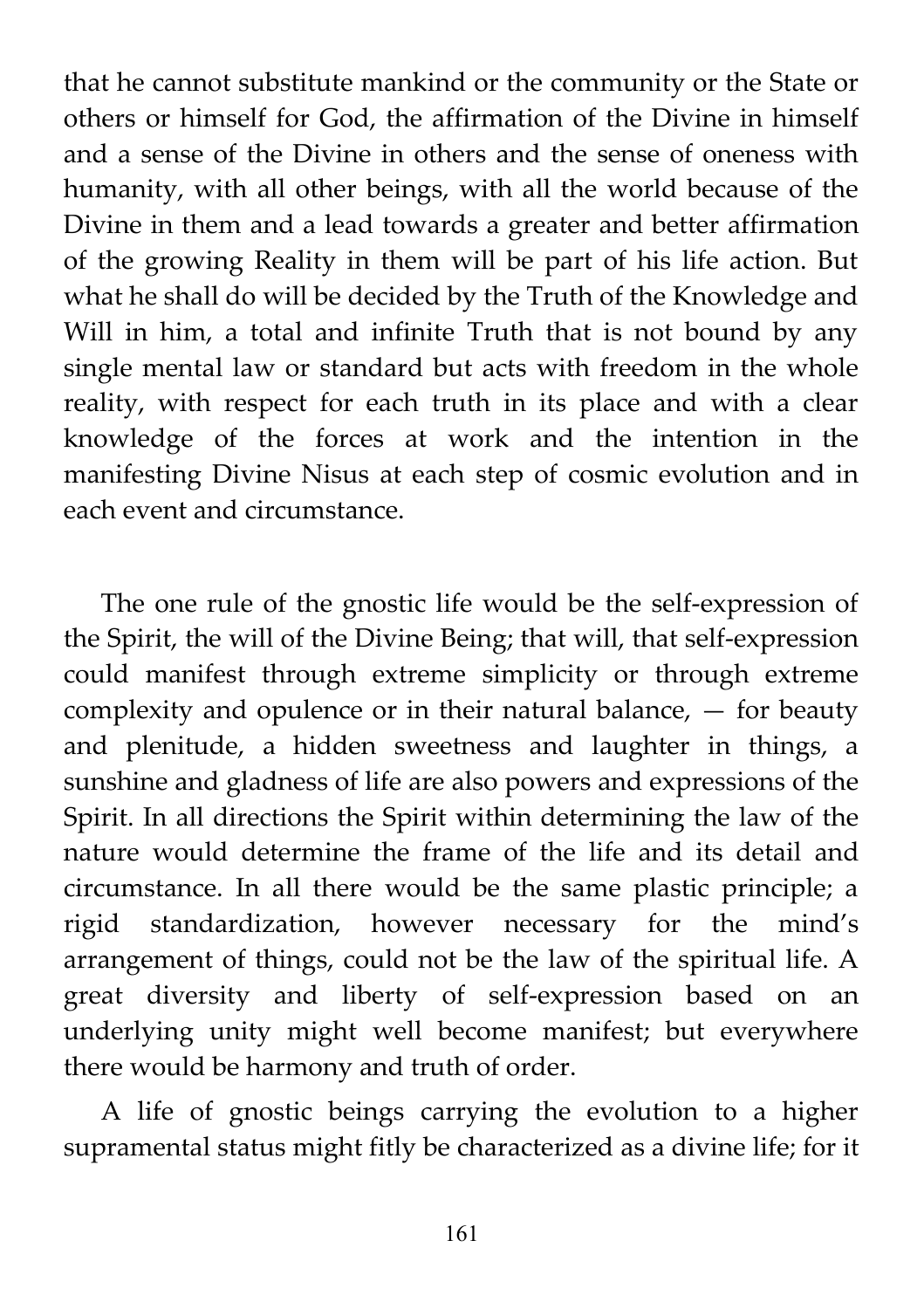that he cannot substitute mankind or the community or the State or others or himself for God, the affirmation of the Divine in himself and a sense of the Divine in others and the sense of oneness with humanity, with all other beings, with all the world because of the Divine in them and a lead towards a greater and better affirmation of the growing Reality in them will be part of his life action. But what he shall do will be decided by the Truth of the Knowledge and Will in him, a total and infinite Truth that is not bound by any single mental law or standard but acts with freedom in the whole reality, with respect for each truth in its place and with a clear knowledge of the forces at work and the intention in the manifesting Divine Nisus at each step of cosmic evolution and in each event and circumstance.

The one rule of the gnostic life would be the self-expression of the Spirit, the will of the Divine Being; that will, that self-expression could manifest through extreme simplicity or through extreme complexity and opulence or in their natural balance, — for beauty and plenitude, a hidden sweetness and laughter in things, a sunshine and gladness of life are also powers and expressions of the Spirit. In all directions the Spirit within determining the law of the nature would determine the frame of the life and its detail and circumstance. In all there would be the same plastic principle; a rigid standardization, however necessary for the mind's arrangement of things, could not be the law of the spiritual life. A great diversity and liberty of self-expression based on an underlying unity might well become manifest; but everywhere there would be harmony and truth of order.

A life of gnostic beings carrying the evolution to a higher supramental status might fitly be characterized as a divine life; for it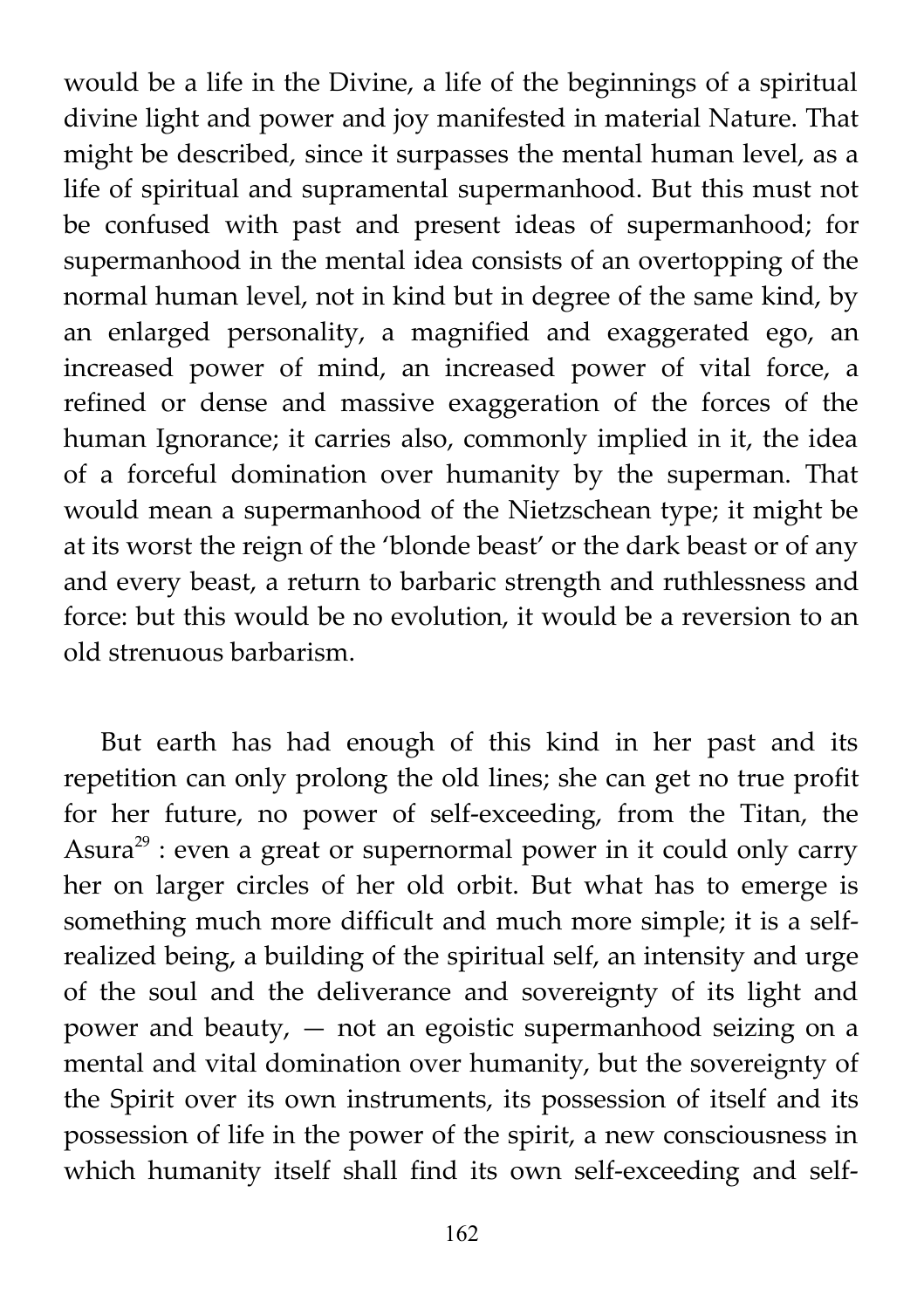would be a life in the Divine, a life of the beginnings of a spiritual divine light and power and joy manifested in material Nature. That might be described, since it surpasses the mental human level, as a life of spiritual and supramental supermanhood. But this must not be confused with past and present ideas of supermanhood; for supermanhood in the mental idea consists of an overtopping of the normal human level, not in kind but in degree of the same kind, by an enlarged personality, a magnified and exaggerated ego, an increased power of mind, an increased power of vital force, a refined or dense and massive exaggeration of the forces of the human Ignorance; it carries also, commonly implied in it, the idea of a forceful domination over humanity by the superman. That would mean a supermanhood of the Nietzschean type; it might be at its worst the reign of the 'blonde beast' or the dark beast or of any and every beast, a return to barbaric strength and ruthlessness and force: but this would be no evolution, it would be a reversion to an old strenuous barbarism.

But earth has had enough of this kind in her past and its repetition can only prolong the old lines; she can get no true profit for her future, no power of self-exceeding, from the Titan, the Asura[29] : even a great or supernormal power in it could only carry her on larger circles of her old orbit. But what has to emerge is something much more difficult and much more simple; it is a self-realized being, a building of the spiritual self, an intensity and urge of the soul and the deliverance and sovereignty of its light and power and beauty, — not an egoistic supermanhood seizing on a mental and vital domination over humanity, but the sovereignty of the Spirit over its own instruments, its possession of itself and its possession of life in the power of the spirit, a new consciousness in which humanity itself shall find its own self-exceeding and self-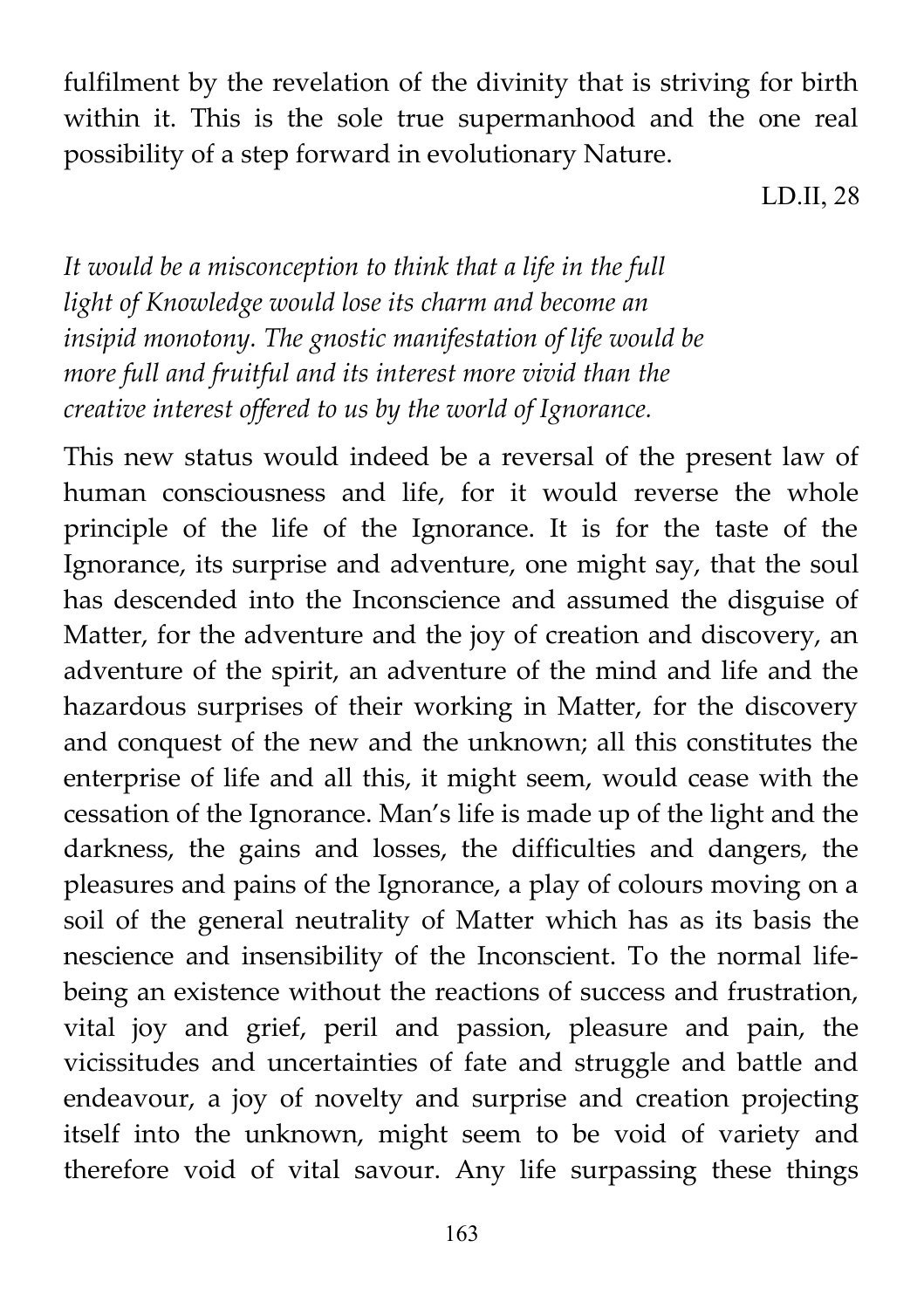fulfilment by the revelation of the divinity that is striving for birth within it. This is the sole true supermanhood and the one real possibility of a step forward in evolutionary Nature.

LD.II, 28

*It would be a misconception to think that a life in the full light of Knowledge would lose its charm and become an insipid monotony. The gnostic manifestation of life would be more full and fruitful and its interest more vivid than the creative interest offered to us by the world of Ignorance.*

This new status would indeed be a reversal of the present law of human consciousness and life, for it would reverse the whole principle of the life of the Ignorance. It is for the taste of the Ignorance, its surprise and adventure, one might say, that the soul has descended into the Inconscience and assumed the disguise of Matter, for the adventure and the joy of creation and discovery, an adventure of the spirit, an adventure of the mind and life and the hazardous surprises of their working in Matter, for the discovery and conquest of the new and the unknown; all this constitutes the enterprise of life and all this, it might seem, would cease with the cessation of the Ignorance. Man's life is made up of the light and the darkness, the gains and losses, the difficulties and dangers, the pleasures and pains of the Ignorance, a play of colours moving on a soil of the general neutrality of Matter which has as its basis the nescience and insensibility of the Inconscient. To the normal life-being an existence without the reactions of success and frustration, vital joy and grief, peril and passion, pleasure and pain, the vicissitudes and uncertainties of fate and struggle and battle and endeavour, a joy of novelty and surprise and creation projecting itself into the unknown, might seem to be void of variety and therefore void of vital savour. Any life surpassing these things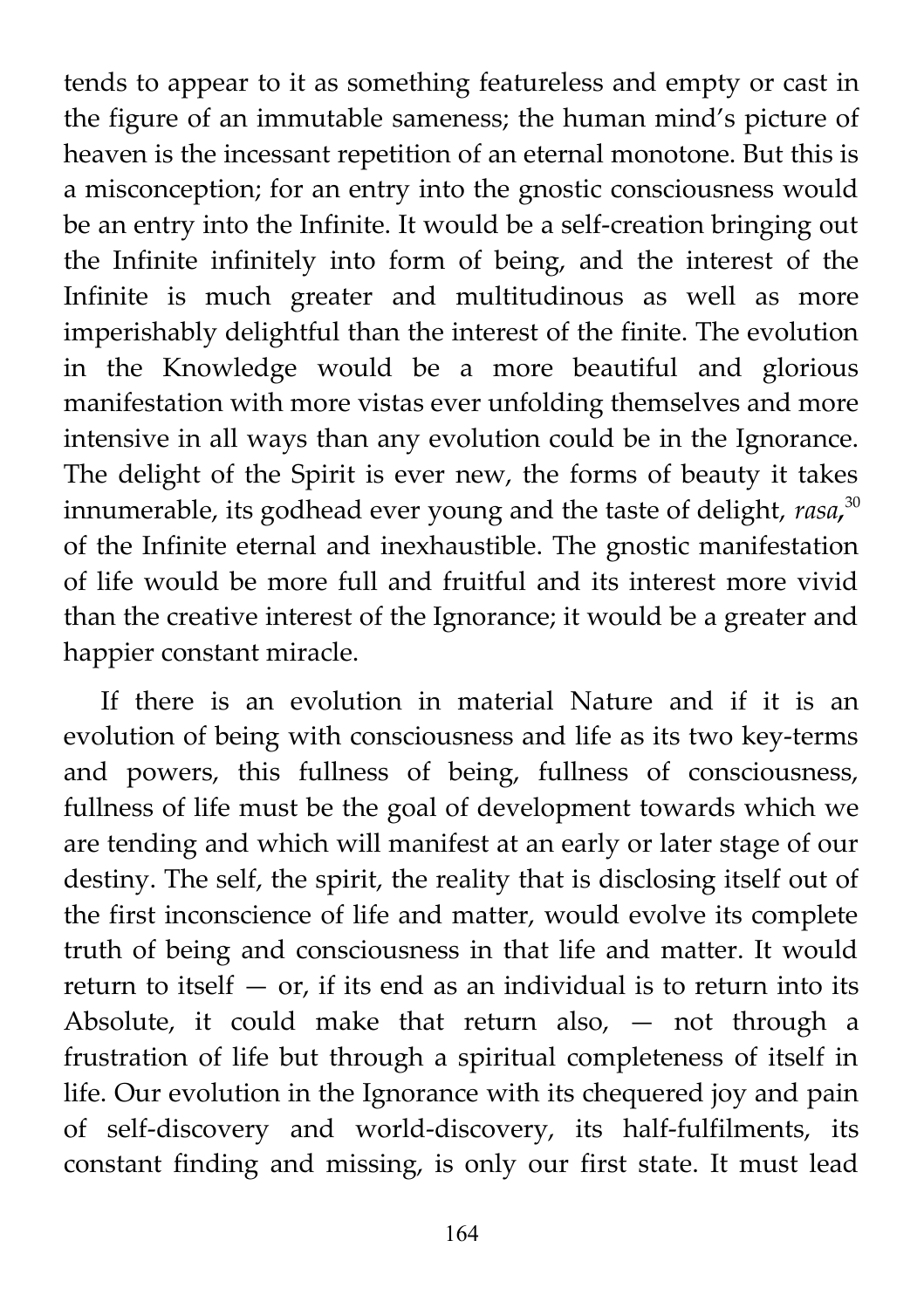tends to appear to it as something featureless and empty or cast in the figure of an immutable sameness; the human mind's picture of heaven is the incessant repetition of an eternal monotone. But this is a misconception; for an entry into the gnostic consciousness would be an entry into the Infinite. It would be a self-creation bringing out the Infinite infinitely into form of being, and the interest of the Infinite is much greater and multitudinous as well as more imperishably delightful than the interest of the finite. The evolution in the Knowledge would be a more beautiful and glorious manifestation with more vistas ever unfolding themselves and more intensive in all ways than any evolution could be in the Ignorance. The delight of the Spirit is ever new, the forms of beauty it takes innumerable, its godhead ever young and the taste of delight, *rasa*,[30] of the Infinite eternal and inexhaustible. The gnostic manifestation of life would be more full and fruitful and its interest more vivid than the creative interest of the Ignorance; it would be a greater and happier constant miracle.

If there is an evolution in material Nature and if it is an evolution of being with consciousness and life as its two key-terms and powers, this fullness of being, fullness of consciousness, fullness of life must be the goal of development towards which we are tending and which will manifest at an early or later stage of our destiny. The self, the spirit, the reality that is disclosing itself out of the first inconscience of life and matter, would evolve its complete truth of being and consciousness in that life and matter. It would return to itself — or, if its end as an individual is to return into its Absolute, it could make that return also, — not through a frustration of life but through a spiritual completeness of itself in life. Our evolution in the Ignorance with its chequered joy and pain of self-discovery and world-discovery, its half-fulfilments, its constant finding and missing, is only our first state. It must lead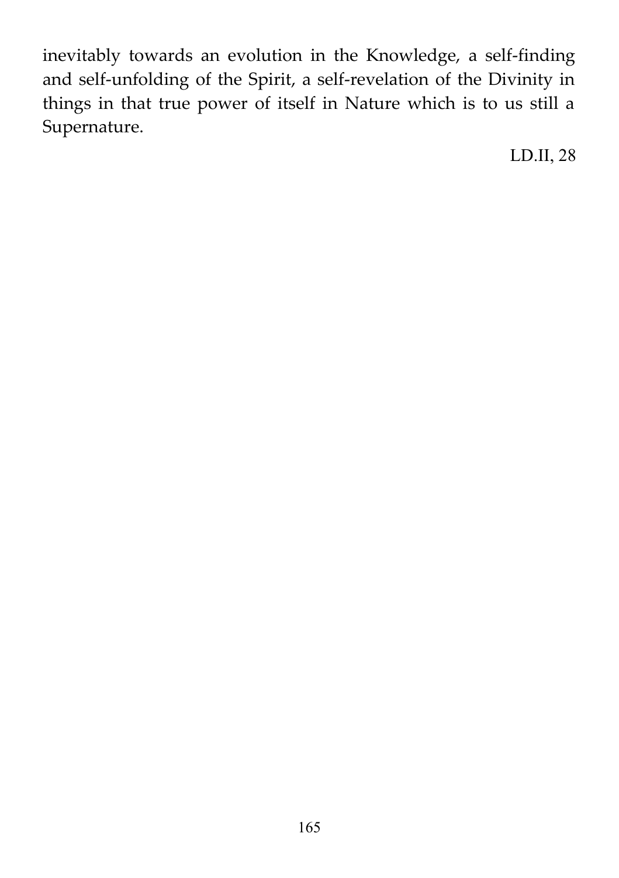inevitably towards an evolution in the Knowledge, a self-finding and self-unfolding of the Spirit, a self-revelation of the Divinity in things in that true power of itself in Nature which is to us still a Supernature.

LD.II, 28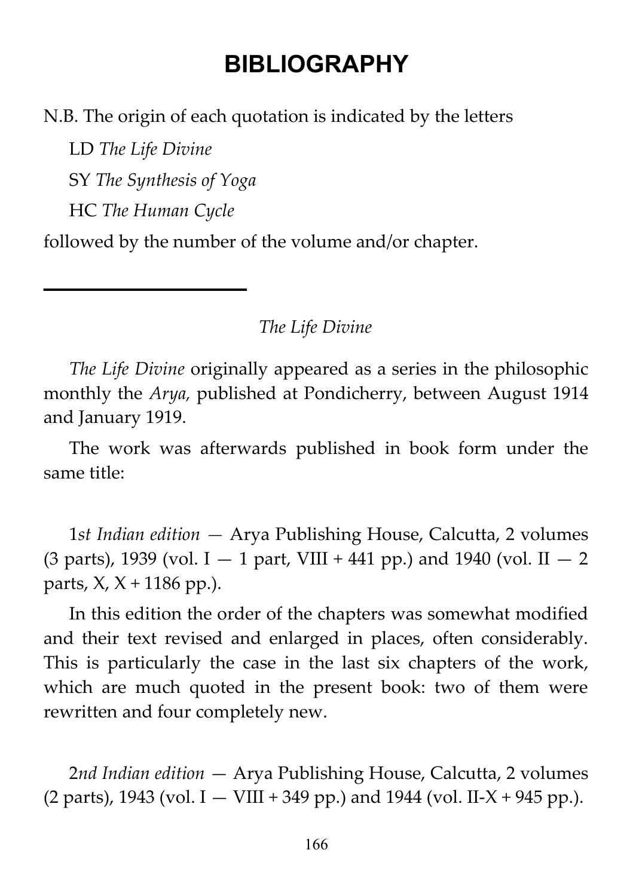# BIBLIOGRAPHY

N.B. The origin of each quotation is indicated by the letters

LD *The Life Divine*

SY *The Synthesis of Yoga*

HC *The Human Cycle*

followed by the number of the volume and/or chapter.

---

*The Life Divine*

*The Life Divine* originally appeared as a series in the philosophic monthly the *Arya,* published at Pondicherry, between August 1914 and January 1919.

The work was afterwards published in book form under the same title:

1*st Indian edition* — Arya Publishing House, Calcutta, 2 volumes (3 parts), 1939 (vol. I — 1 part, VIII + 441 pp.) and 1940 (vol. II — 2 parts, X, X + 1186 pp.).

In this edition the order of the chapters was somewhat modified and their text revised and enlarged in places, often considerably. This is particularly the case in the last six chapters of the work, which are much quoted in the present book: two of them were rewritten and four completely new.

2*nd Indian edition* — Arya Publishing House, Calcutta, 2 volumes (2 parts), 1943 (vol. I — VIII + 349 pp.) and 1944 (vol. II-X + 945 pp.).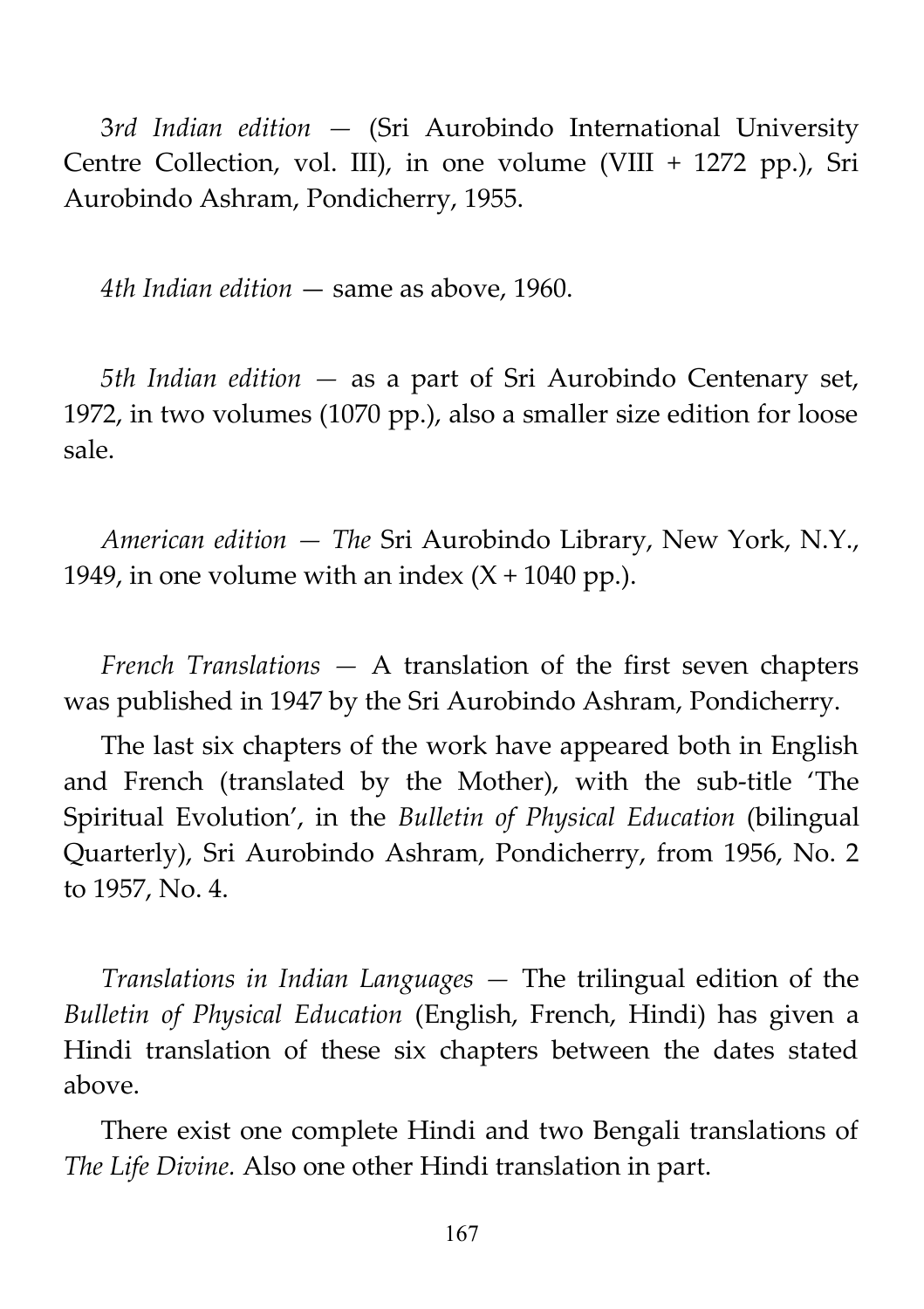*3rd Indian edition* — (Sri Aurobindo International University Centre Collection, vol. III), in one volume (VIII + 1272 pp.), Sri Aurobindo Ashram, Pondicherry, 1955.

*4th Indian edition* — same as above, 1960.

*5th Indian edition* — as a part of Sri Aurobindo Centenary set, 1972, in two volumes (1070 pp.), also a smaller size edition for loose sale.

*American edition* — *The* Sri Aurobindo Library, New York, N.Y., 1949, in one volume with an index (X + 1040 pp.).

*French Translations* — A translation of the first seven chapters was published in 1947 by the Sri Aurobindo Ashram, Pondicherry.

The last six chapters of the work have appeared both in English and French (translated by the Mother), with the sub-title 'The Spiritual Evolution', in the *Bulletin of Physical Education* (bilingual Quarterly), Sri Aurobindo Ashram, Pondicherry, from 1956, No. 2 to 1957, No. 4.

*Translations in Indian Languages* — The trilingual edition of the *Bulletin of Physical Education* (English, French, Hindi) has given a Hindi translation of these six chapters between the dates stated above.

There exist one complete Hindi and two Bengali translations of *The Life Divine.* Also one other Hindi translation in part.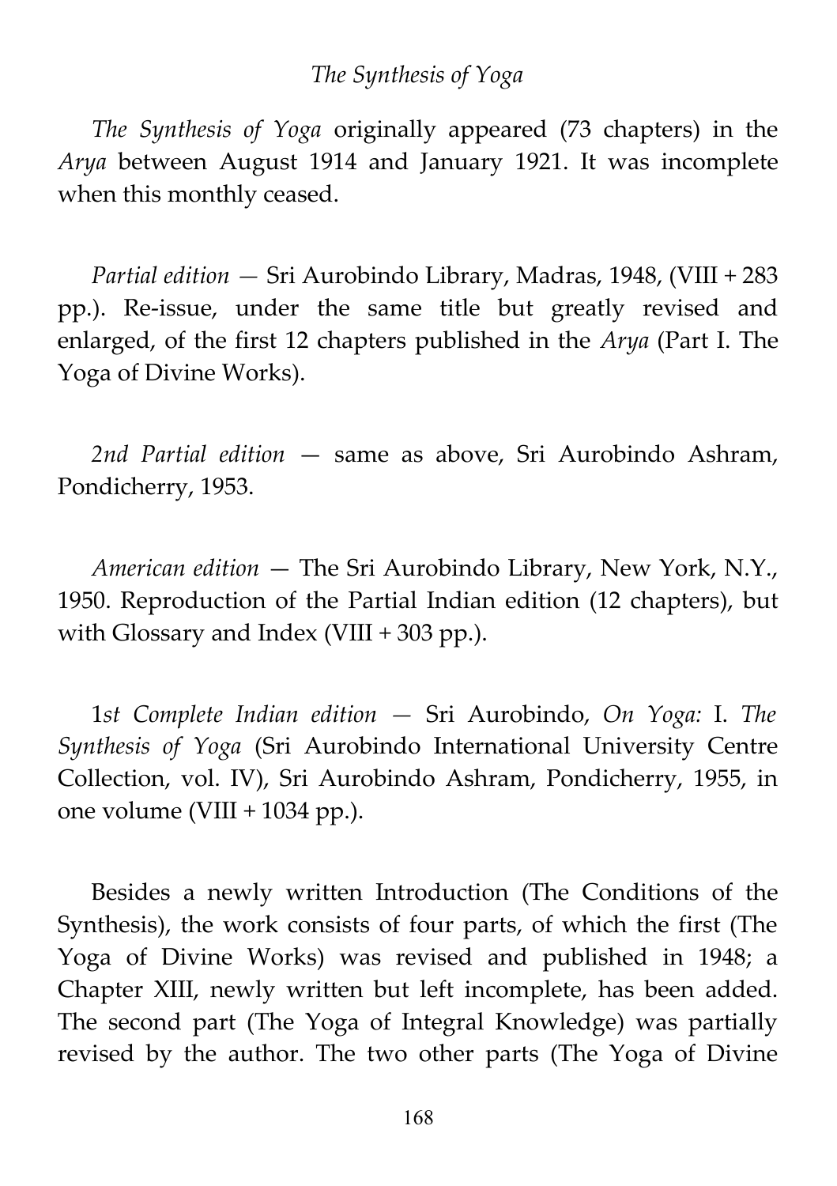## *The Synthesis of Yoga*

*The Synthesis of Yoga* originally appeared (73 chapters) in the *Arya* between August 1914 and January 1921. It was incomplete when this monthly ceased.

*Partial edition* — Sri Aurobindo Library, Madras, 1948, (VIII + 283 pp.). Re-issue, under the same title but greatly revised and enlarged, of the first 12 chapters published in the *Arya* (Part I. The Yoga of Divine Works).

*2nd Partial edition* — same as above, Sri Aurobindo Ashram, Pondicherry, 1953.

*American edition* — The Sri Aurobindo Library, New York, N.Y., 1950. Reproduction of the Partial Indian edition (12 chapters), but with Glossary and Index (VIII + 303 pp.).

1*st Complete Indian edition* — Sri Aurobindo, *On Yoga:* I. *The Synthesis of Yoga* (Sri Aurobindo International University Centre Collection, vol. IV), Sri Aurobindo Ashram, Pondicherry, 1955, in one volume (VIII + 1034 pp.).

Besides a newly written Introduction (The Conditions of the Synthesis), the work consists of four parts, of which the first (The Yoga of Divine Works) was revised and published in 1948; a Chapter XIII, newly written but left incomplete, has been added. The second part (The Yoga of Integral Knowledge) was partially revised by the author. The two other parts (The Yoga of Divine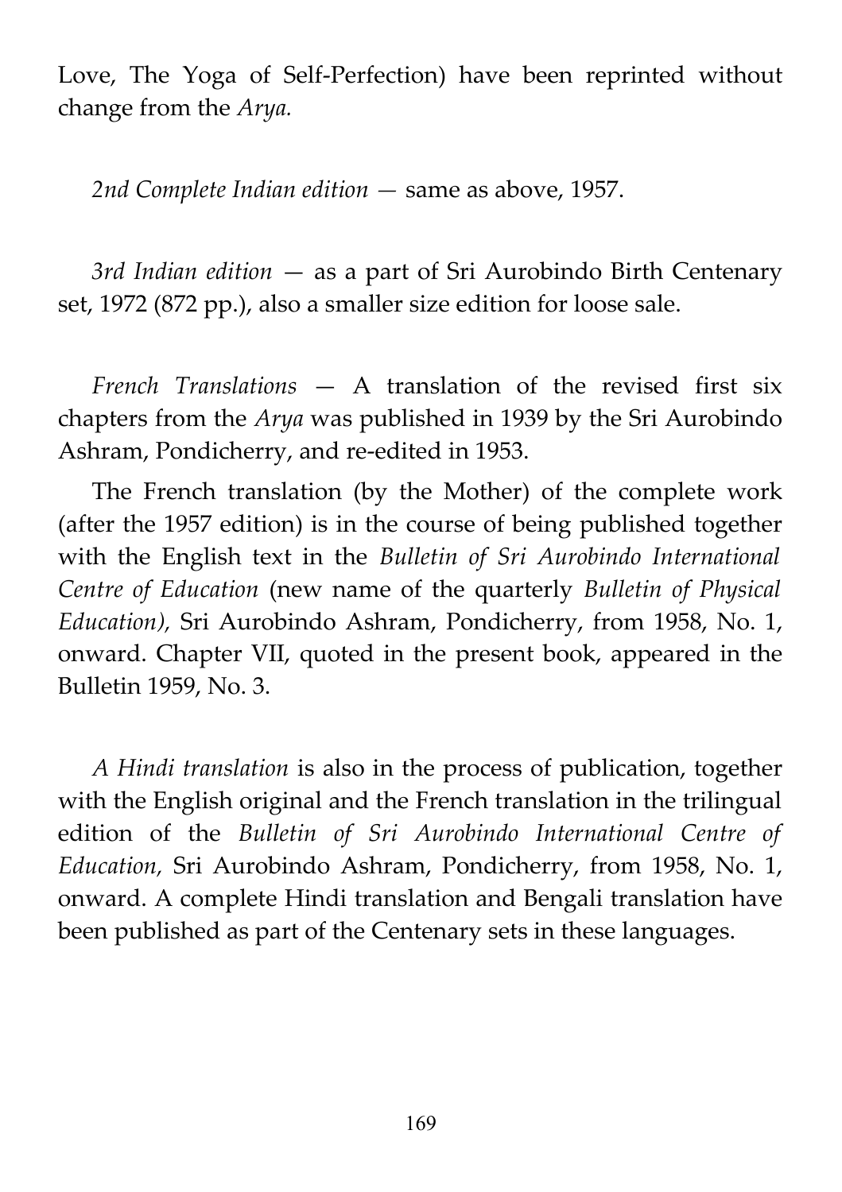Love, The Yoga of Self-Perfection) have been reprinted without change from the *Arya.*

*2nd Complete Indian edition* — same as above, 1957.

*3rd Indian edition* — as a part of Sri Aurobindo Birth Centenary set, 1972 (872 pp.), also a smaller size edition for loose sale.

*French Translations* — A translation of the revised first six chapters from the *Arya* was published in 1939 by the Sri Aurobindo Ashram, Pondicherry, and re-edited in 1953.

The French translation (by the Mother) of the complete work (after the 1957 edition) is in the course of being published together with the English text in the *Bulletin of Sri Aurobindo International Centre of Education* (new name of the quarterly *Bulletin of Physical Education),* Sri Aurobindo Ashram, Pondicherry, from 1958, No. 1, onward. Chapter VII, quoted in the present book, appeared in the Bulletin 1959, No. 3.

*A Hindi translation* is also in the process of publication, together with the English original and the French translation in the trilingual edition of the *Bulletin of Sri Aurobindo International Centre of Education,* Sri Aurobindo Ashram, Pondicherry, from 1958, No. 1, onward. A complete Hindi translation and Bengali translation have been published as part of the Centenary sets in these languages.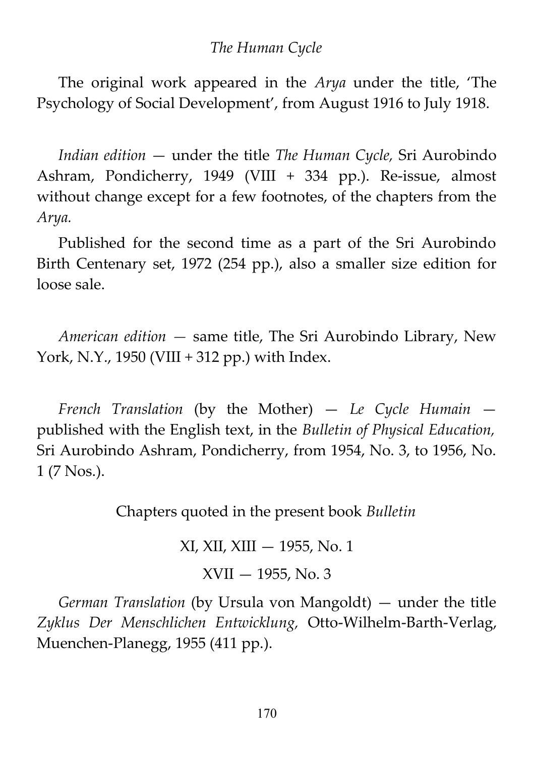## *The Human Cycle*

The original work appeared in the *Arya* under the title, 'The Psychology of Social Development', from August 1916 to July 1918.

*Indian edition* — under the title *The Human Cycle,* Sri Aurobindo Ashram, Pondicherry, 1949 (VIII + 334 pp.). Re-issue, almost without change except for a few footnotes, of the chapters from the *Arya.*

Published for the second time as a part of the Sri Aurobindo Birth Centenary set, 1972 (254 pp.), also a smaller size edition for loose sale.

*American edition* — same title, The Sri Aurobindo Library, New York, N.Y., 1950 (VIII + 312 pp.) with Index.

*French Translation* (by the Mother) — *Le Cycle Humain* — published with the English text, in the *Bulletin of Physical Education,* Sri Aurobindo Ashram, Pondicherry, from 1954, No. 3, to 1956, No. 1 (7 Nos.).

Chapters quoted in the present book *Bulletin*

XI, XII, XIII — 1955, No. 1

XVII — 1955, No. 3

*German Translation* (by Ursula von Mangoldt) — under the title *Zyklus Der Menschlichen Entwicklung,* Otto-Wilhelm-Barth-Verlag, Muenchen-Planegg, 1955 (411 pp.).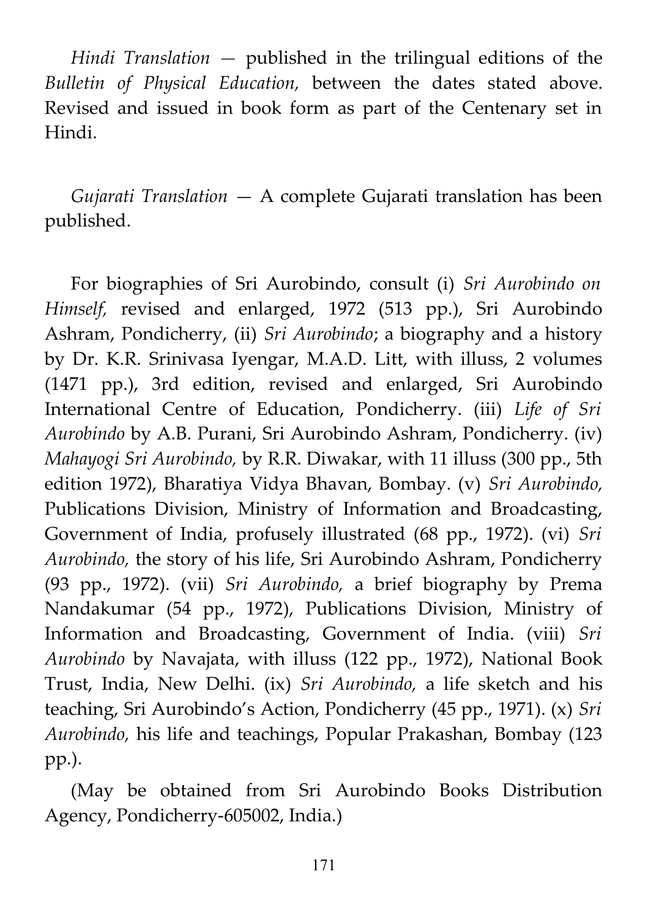*Hindi Translation* — published in the trilingual editions of the *Bulletin of Physical Education,* between the dates stated above. Revised and issued in book form as part of the Centenary set in Hindi.

*Gujarati Translation* — A complete Gujarati translation has been published.

For biographies of Sri Aurobindo, consult (i) *Sri Aurobindo on Himself,* revised and enlarged, 1972 (513 pp.), Sri Aurobindo Ashram, Pondicherry, (ii) *Sri Aurobindo*; a biography and a history by Dr. K.R. Srinivasa Iyengar, M.A.D. Litt, with illuss, 2 volumes (1471 pp.), 3rd edition, revised and enlarged, Sri Aurobindo International Centre of Education, Pondicherry. (iii) *Life of Sri Aurobindo* by A.B. Purani, Sri Aurobindo Ashram, Pondicherry. (iv) *Mahayogi Sri Aurobindo,* by R.R. Diwakar, with 11 illuss (300 pp., 5th edition 1972), Bharatiya Vidya Bhavan, Bombay. (v) *Sri Aurobindo,* Publications Division, Ministry of Information and Broadcasting, Government of India, profusely illustrated (68 pp., 1972). (vi) *Sri Aurobindo,* the story of his life, Sri Aurobindo Ashram, Pondicherry (93 pp., 1972). (vii) *Sri Aurobindo,* a brief biography by Prema Nandakumar (54 pp., 1972), Publications Division, Ministry of Information and Broadcasting, Government of India. (viii) *Sri Aurobindo* by Navajata, with illuss (122 pp., 1972), National Book Trust, India, New Delhi. (ix) *Sri Aurobindo,* a life sketch and his teaching, Sri Aurobindo's Action, Pondicherry (45 pp., 1971). (x) *Sri Aurobindo,* his life and teachings, Popular Prakashan, Bombay (123 pp.).

(May be obtained from Sri Aurobindo Books Distribution Agency, Pondicherry-605002, India.)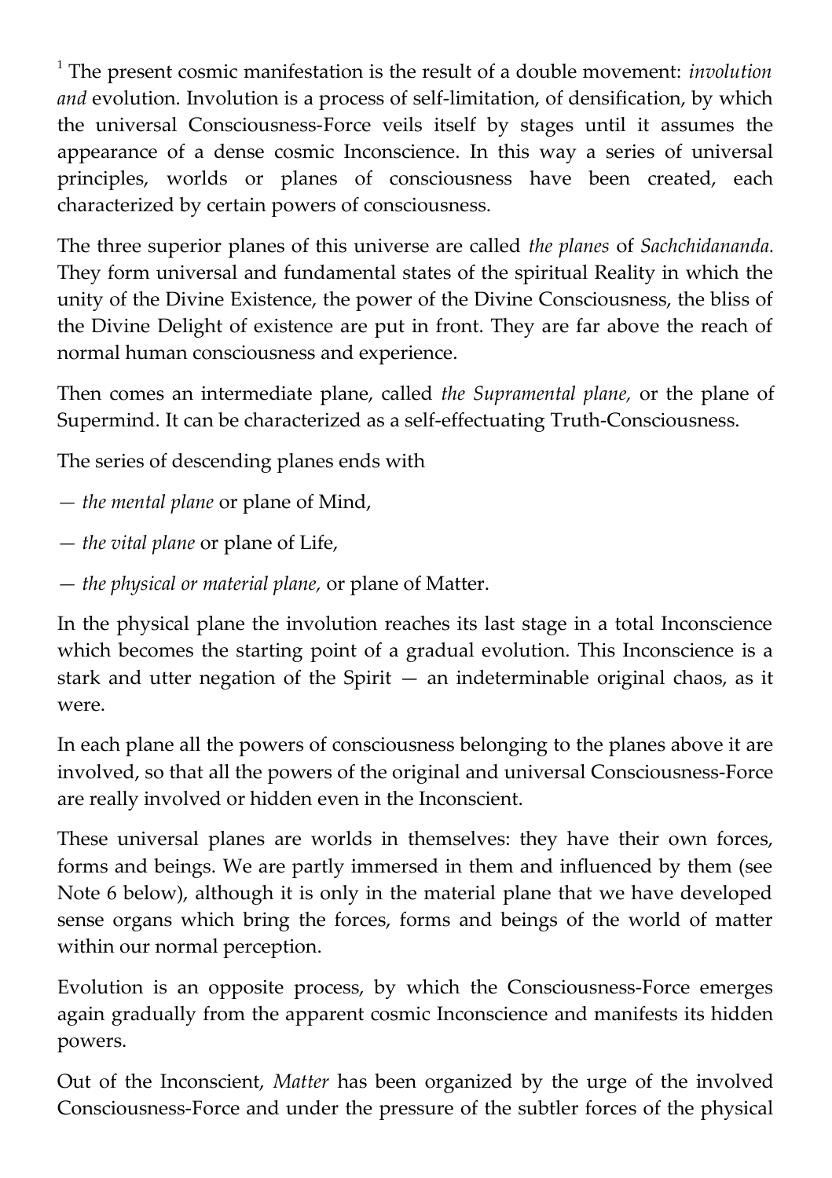[1] The present cosmic manifestation is the result of a double movement: *involution and* evolution. Involution is a process of self-limitation, of densification, by which the universal Consciousness-Force veils itself by stages until it assumes the appearance of a dense cosmic Inconscience. In this way a series of universal principles, worlds or planes of consciousness have been created, each characterized by certain powers of consciousness.

The three superior planes of this universe are called *the planes* of *Sachchidananda.* They form universal and fundamental states of the spiritual Reality in which the unity of the Divine Existence, the power of the Divine Consciousness, the bliss of the Divine Delight of existence are put in front. They are far above the reach of normal human consciousness and experience.

Then comes an intermediate plane, called *the Supramental plane,* or the plane of Supermind. It can be characterized as a self-effectuating Truth-Consciousness.

The series of descending planes ends with

— *the mental plane* or plane of Mind,

— *the vital plane* or plane of Life,

— *the physical or material plane,* or plane of Matter.

In the physical plane the involution reaches its last stage in a total Inconscience which becomes the starting point of a gradual evolution. This Inconscience is a stark and utter negation of the Spirit — an indeterminable original chaos, as it were.

In each plane all the powers of consciousness belonging to the planes above it are involved, so that all the powers of the original and universal Consciousness-Force are really involved or hidden even in the Inconscient.

These universal planes are worlds in themselves: they have their own forces, forms and beings. We are partly immersed in them and influenced by them (see Note 6 below), although it is only in the material plane that we have developed sense organs which bring the forces, forms and beings of the world of matter within our normal perception.

Evolution is an opposite process, by which the Consciousness-Force emerges again gradually from the apparent cosmic Inconscience and manifests its hidden powers.

Out of the Inconscient, *Matter* has been organized by the urge of the involved Consciousness-Force and under the pressure of the subtler forces of the physical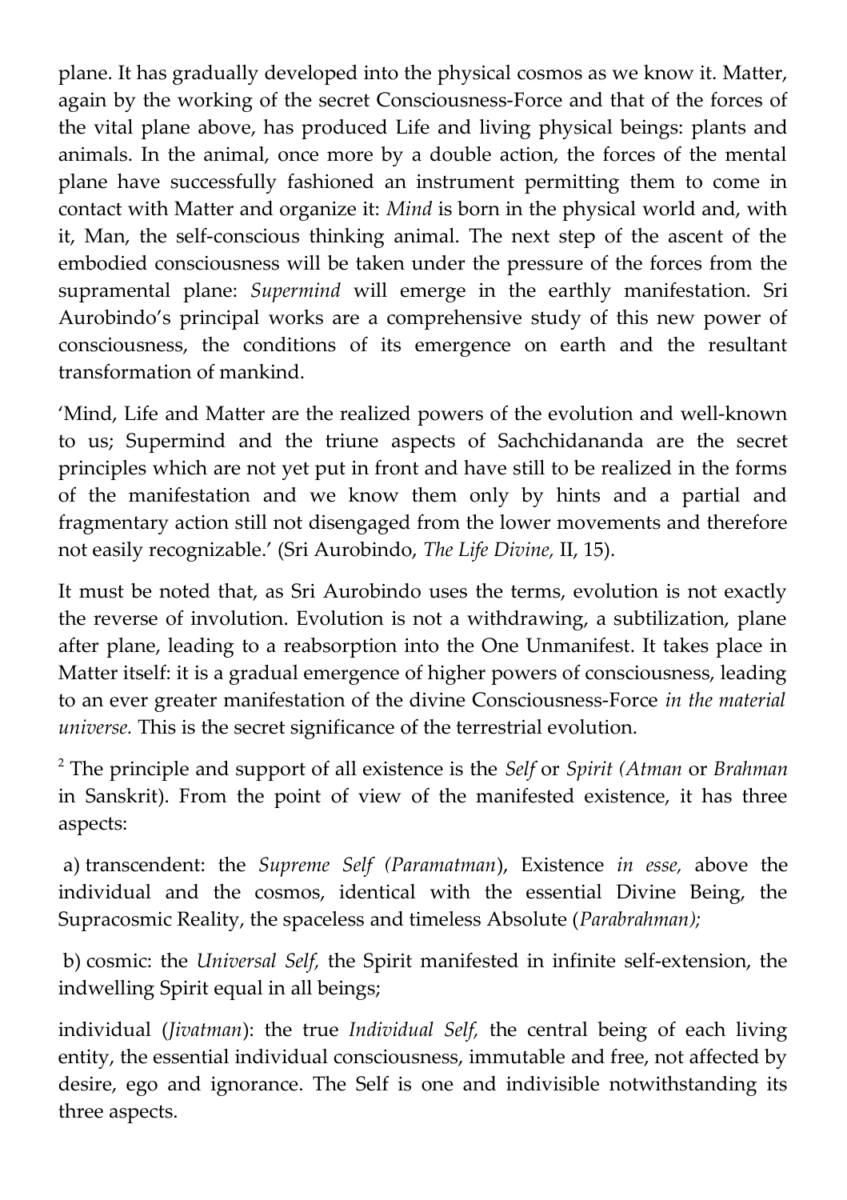plane. It has gradually developed into the physical cosmos as we know it. Matter, again by the working of the secret Consciousness-Force and that of the forces of the vital plane above, has produced Life and living physical beings: plants and animals. In the animal, once more by a double action, the forces of the mental plane have successfully fashioned an instrument permitting them to come in contact with Matter and organize it: *Mind* is born in the physical world and, with it, Man, the self-conscious thinking animal. The next step of the ascent of the embodied consciousness will be taken under the pressure of the forces from the supramental plane: *Supermind* will emerge in the earthly manifestation. Sri Aurobindo's principal works are a comprehensive study of this new power of consciousness, the conditions of its emergence on earth and the resultant transformation of mankind.

'Mind, Life and Matter are the realized powers of the evolution and well-known to us; Supermind and the triune aspects of Sachchidananda are the secret principles which are not yet put in front and have still to be realized in the forms of the manifestation and we know them only by hints and a partial and fragmentary action still not disengaged from the lower movements and therefore not easily recognizable.' (Sri Aurobindo, *The Life Divine,* II, 15).

It must be noted that, as Sri Aurobindo uses the terms, evolution is not exactly the reverse of involution. Evolution is not a withdrawing, a subtilization, plane after plane, leading to a reabsorption into the One Unmanifest. It takes place in Matter itself: it is a gradual emergence of higher powers of consciousness, leading to an ever greater manifestation of the divine Consciousness-Force *in the material universe.* This is the secret significance of the terrestrial evolution.

[2] The principle and support of all existence is the *Self* or *Spirit (Atman* or *Brahman* in Sanskrit). From the point of view of the manifested existence, it has three aspects:

a) transcendent: the *Supreme Self (Paramatman*), Existence *in esse,* above the individual and the cosmos, identical with the essential Divine Being, the Supracosmic Reality, the spaceless and timeless Absolute (*Parabrahman);*

b) cosmic: the *Universal Self,* the Spirit manifested in infinite self-extension, the indwelling Spirit equal in all beings;

individual (*Jivatman*): the true *Individual Self,* the central being of each living entity, the essential individual consciousness, immutable and free, not affected by desire, ego and ignorance. The Self is one and indivisible notwithstanding its three aspects.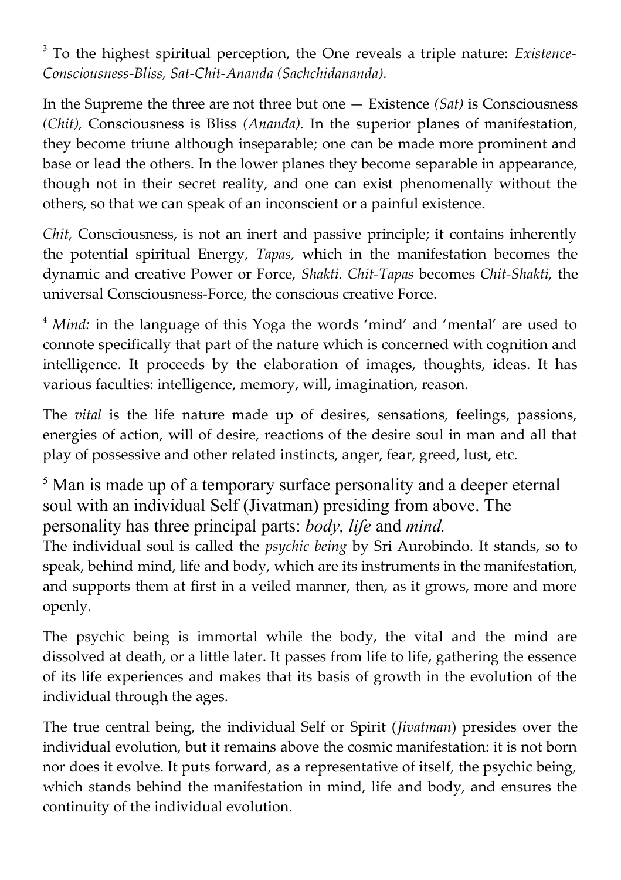[3] To the highest spiritual perception, the One reveals a triple nature: *Existence-Consciousness-Bliss, Sat-Chit-Ananda (Sachchidananda).*

In the Supreme the three are not three but one — Existence *(Sat)* is Consciousness *(Chit),* Consciousness is Bliss *(Ananda).* In the superior planes of manifestation, they become triune although inseparable; one can be made more prominent and base or lead the others. In the lower planes they become separable in appearance, though not in their secret reality, and one can exist phenomenally without the others, so that we can speak of an inconscient or a painful existence.

*Chit,* Consciousness, is not an inert and passive principle; it contains inherently the potential spiritual Energy, *Tapas,* which in the manifestation becomes the dynamic and creative Power or Force, *Shakti. Chit-Tapas* becomes *Chit-Shakti,* the universal Consciousness-Force, the conscious creative Force.

[4] *Mind:* in the language of this Yoga the words 'mind' and 'mental' are used to connote specifically that part of the nature which is concerned with cognition and intelligence. It proceeds by the elaboration of images, thoughts, ideas. It has various faculties: intelligence, memory, will, imagination, reason.

The *vital* is the life nature made up of desires, sensations, feelings, passions, energies of action, will of desire, reactions of the desire soul in man and all that play of possessive and other related instincts, anger, fear, greed, lust, etc.

[5] Man is made up of a temporary surface personality and a deeper eternal soul with an individual Self (Jivatman) presiding from above. The personality has three principal parts: *body, life* and *mind.*
The individual soul is called the *psychic being* by Sri Aurobindo. It stands, so to speak, behind mind, life and body, which are its instruments in the manifestation, and supports them at first in a veiled manner, then, as it grows, more and more openly.

The psychic being is immortal while the body, the vital and the mind are dissolved at death, or a little later. It passes from life to life, gathering the essence of its life experiences and makes that its basis of growth in the evolution of the individual through the ages.

The true central being, the individual Self or Spirit (*Jivatman*) presides over the individual evolution, but it remains above the cosmic manifestation: it is not born nor does it evolve. It puts forward, as a representative of itself, the psychic being, which stands behind the manifestation in mind, life and body, and ensures the continuity of the individual evolution.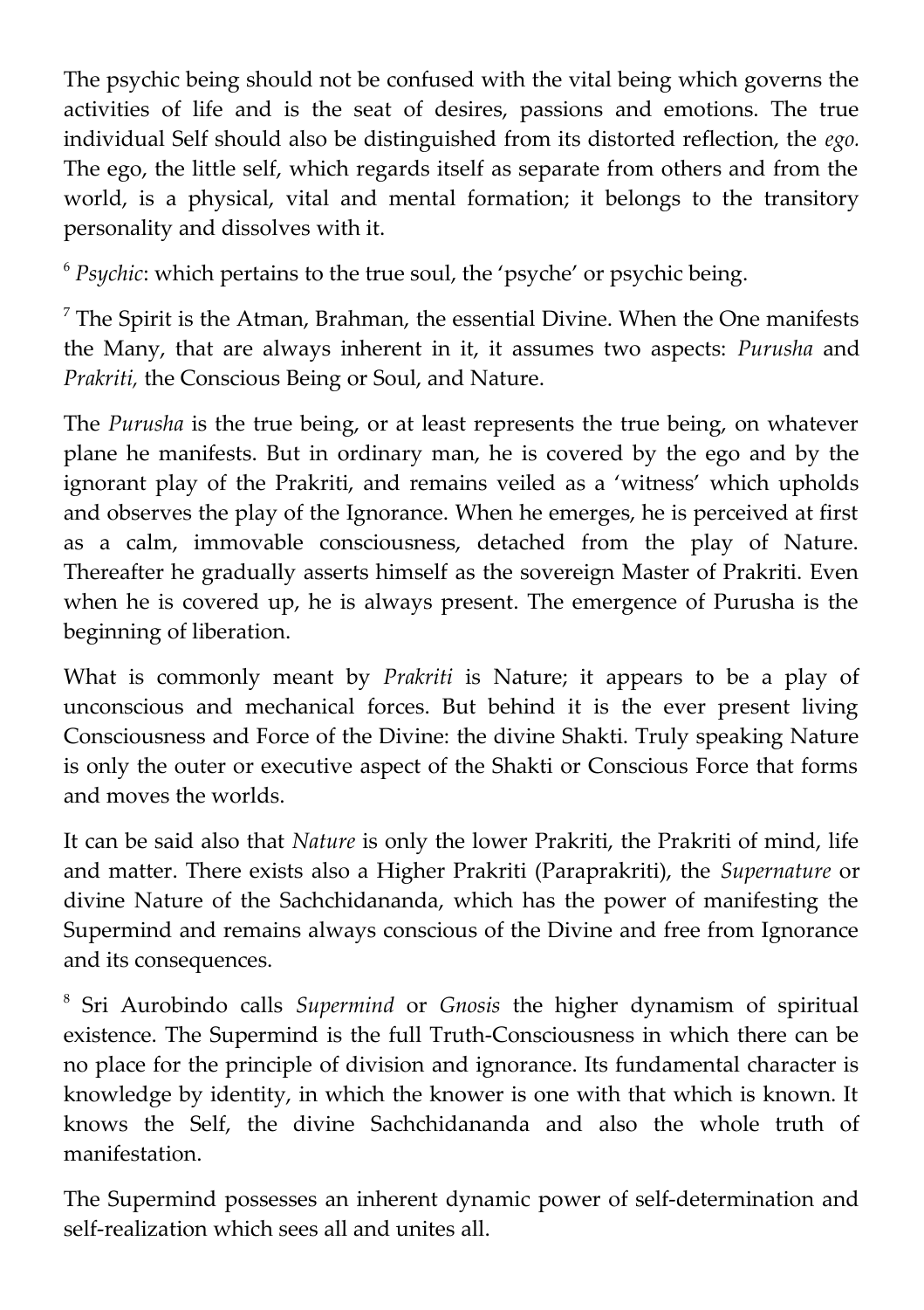The psychic being should not be confused with the vital being which governs the activities of life and is the seat of desires, passions and emotions. The true individual Self should also be distinguished from its distorted reflection, the *ego.* The ego, the little self, which regards itself as separate from others and from the world, is a physical, vital and mental formation; it belongs to the transitory personality and dissolves with it.

[6] *Psychic*: which pertains to the true soul, the 'psyche' or psychic being.

[7] The Spirit is the Atman, Brahman, the essential Divine. When the One manifests the Many, that are always inherent in it, it assumes two aspects: *Purusha* and *Prakriti,* the Conscious Being or Soul, and Nature.

The *Purusha* is the true being, or at least represents the true being, on whatever plane he manifests. But in ordinary man, he is covered by the ego and by the ignorant play of the Prakriti, and remains veiled as a 'witness' which upholds and observes the play of the Ignorance. When he emerges, he is perceived at first as a calm, immovable consciousness, detached from the play of Nature. Thereafter he gradually asserts himself as the sovereign Master of Prakriti. Even when he is covered up, he is always present. The emergence of Purusha is the beginning of liberation.

What is commonly meant by *Prakriti* is Nature; it appears to be a play of unconscious and mechanical forces. But behind it is the ever present living Consciousness and Force of the Divine: the divine Shakti. Truly speaking Nature is only the outer or executive aspect of the Shakti or Conscious Force that forms and moves the worlds.

It can be said also that *Nature* is only the lower Prakriti, the Prakriti of mind, life and matter. There exists also a Higher Prakriti (Paraprakriti), the *Supernature* or divine Nature of the Sachchidananda, which has the power of manifesting the Supermind and remains always conscious of the Divine and free from Ignorance and its consequences.

[8] Sri Aurobindo calls *Supermind* or *Gnosis* the higher dynamism of spiritual existence. The Supermind is the full Truth-Consciousness in which there can be no place for the principle of division and ignorance. Its fundamental character is knowledge by identity, in which the knower is one with that which is known. It knows the Self, the divine Sachchidananda and also the whole truth of manifestation.

The Supermind possesses an inherent dynamic power of self-determination and self-realization which sees all and unites all.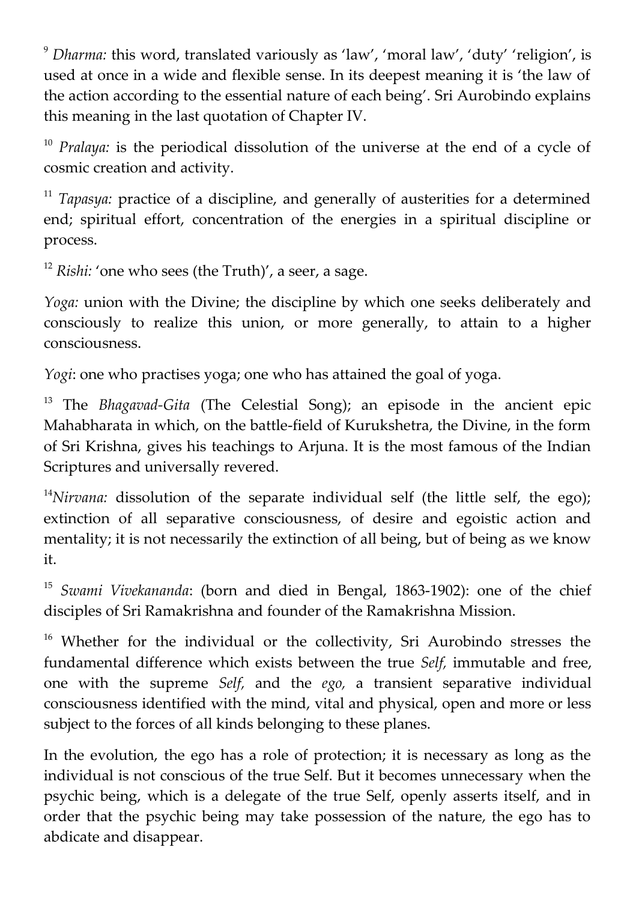[9] *Dharma:* this word, translated variously as 'law', 'moral law', 'duty' 'religion', is used at once in a wide and flexible sense. In its deepest meaning it is 'the law of the action according to the essential nature of each being'. Sri Aurobindo explains this meaning in the last quotation of Chapter IV.

[10] *Pralaya:* is the periodical dissolution of the universe at the end of a cycle of cosmic creation and activity.

[11] *Tapasya:* practice of a discipline, and generally of austerities for a determined end; spiritual effort, concentration of the energies in a spiritual discipline or process.

[12] *Rishi:* 'one who sees (the Truth)', a seer, a sage.

*Yoga:* union with the Divine; the discipline by which one seeks deliberately and consciously to realize this union, or more generally, to attain to a higher consciousness.

*Yogi*: one who practises yoga; one who has attained the goal of yoga.

[13] The *Bhagavad-Gita* (The Celestial Song); an episode in the ancient epic Mahabharata in which, on the battle-field of Kurukshetra, the Divine, in the form of Sri Krishna, gives his teachings to Arjuna. It is the most famous of the Indian Scriptures and universally revered.

[14] *Nirvana:* dissolution of the separate individual self (the little self, the ego); extinction of all separative consciousness, of desire and egoistic action and mentality; it is not necessarily the extinction of all being, but of being as we know it.

[15] *Swami Vivekananda*: (born and died in Bengal, 1863-1902): one of the chief disciples of Sri Ramakrishna and founder of the Ramakrishna Mission.

[16] Whether for the individual or the collectivity, Sri Aurobindo stresses the fundamental difference which exists between the true *Self,* immutable and free, one with the supreme *Self,* and the *ego,* a transient separative individual consciousness identified with the mind, vital and physical, open and more or less subject to the forces of all kinds belonging to these planes.

In the evolution, the ego has a role of protection; it is necessary as long as the individual is not conscious of the true Self. But it becomes unnecessary when the psychic being, which is a delegate of the true Self, openly asserts itself, and in order that the psychic being may take possession of the nature, the ego has to abdicate and disappear.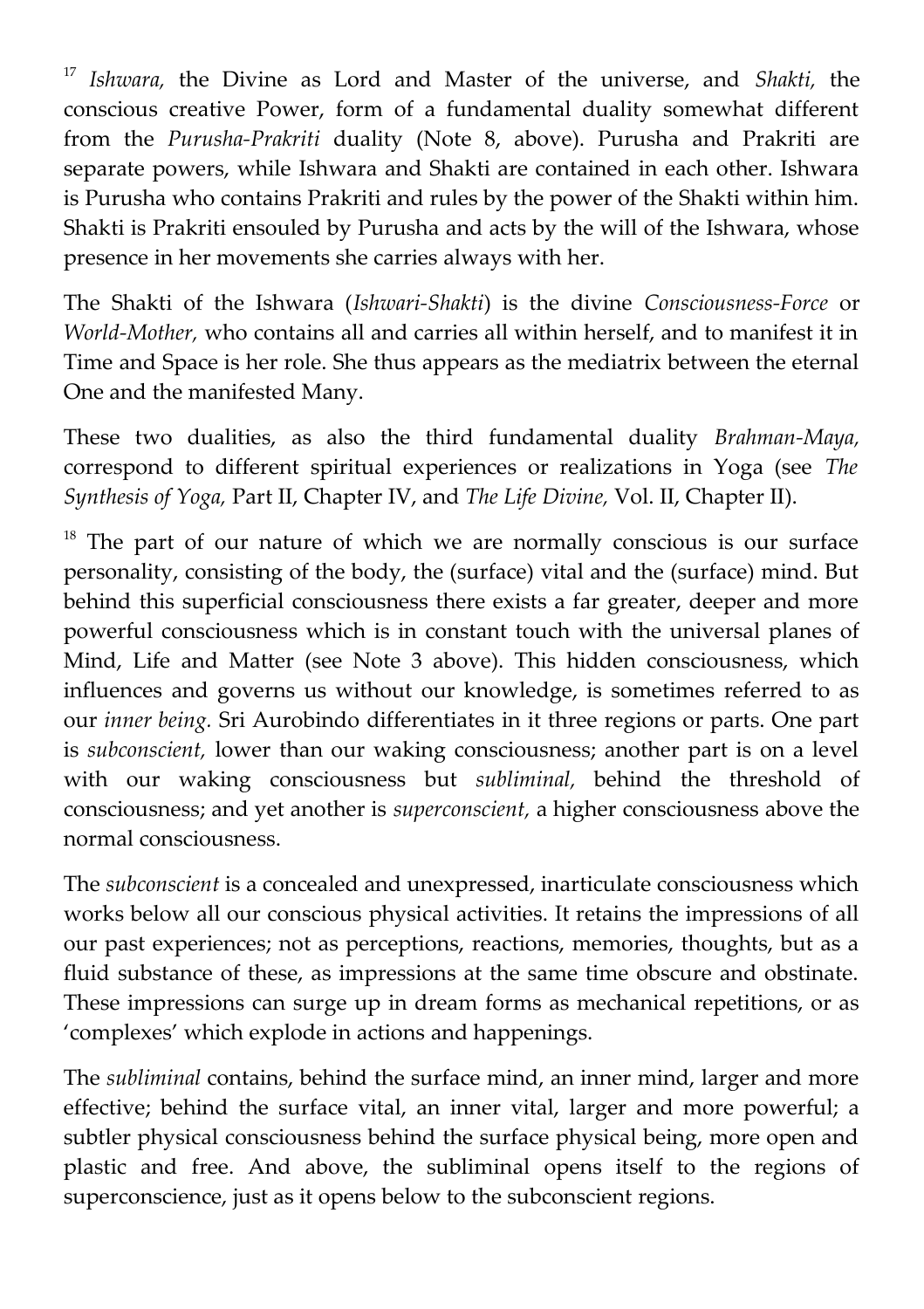[17] *Ishwara,* the Divine as Lord and Master of the universe, and *Shakti,* the conscious creative Power, form of a fundamental duality somewhat different from the *Purusha-Prakriti* duality (Note 8, above). Purusha and Prakriti are separate powers, while Ishwara and Shakti are contained in each other. Ishwara is Purusha who contains Prakriti and rules by the power of the Shakti within him. Shakti is Prakriti ensouled by Purusha and acts by the will of the Ishwara, whose presence in her movements she carries always with her.

The Shakti of the Ishwara (*Ishwari-Shakti*) is the divine *Consciousness-Force* or *World-Mother,* who contains all and carries all within herself, and to manifest it in Time and Space is her role. She thus appears as the mediatrix between the eternal One and the manifested Many.

These two dualities, as also the third fundamental duality *Brahman-Maya,* correspond to different spiritual experiences or realizations in Yoga (see *The Synthesis of Yoga,* Part II, Chapter IV, and *The Life Divine,* Vol. II, Chapter II).

[18] The part of our nature of which we are normally conscious is our surface personality, consisting of the body, the (surface) vital and the (surface) mind. But behind this superficial consciousness there exists a far greater, deeper and more powerful consciousness which is in constant touch with the universal planes of Mind, Life and Matter (see Note 3 above). This hidden consciousness, which influences and governs us without our knowledge, is sometimes referred to as our *inner being.* Sri Aurobindo differentiates in it three regions or parts. One part is *subconscient,* lower than our waking consciousness; another part is on a level with our waking consciousness but *subliminal,* behind the threshold of consciousness; and yet another is *superconscient,* a higher consciousness above the normal consciousness.

The *subconscient* is a concealed and unexpressed, inarticulate consciousness which works below all our conscious physical activities. It retains the impressions of all our past experiences; not as perceptions, reactions, memories, thoughts, but as a fluid substance of these, as impressions at the same time obscure and obstinate. These impressions can surge up in dream forms as mechanical repetitions, or as 'complexes' which explode in actions and happenings.

The *subliminal* contains, behind the surface mind, an inner mind, larger and more effective; behind the surface vital, an inner vital, larger and more powerful; a subtler physical consciousness behind the surface physical being, more open and plastic and free. And above, the subliminal opens itself to the regions of superconscience, just as it opens below to the subconscient regions.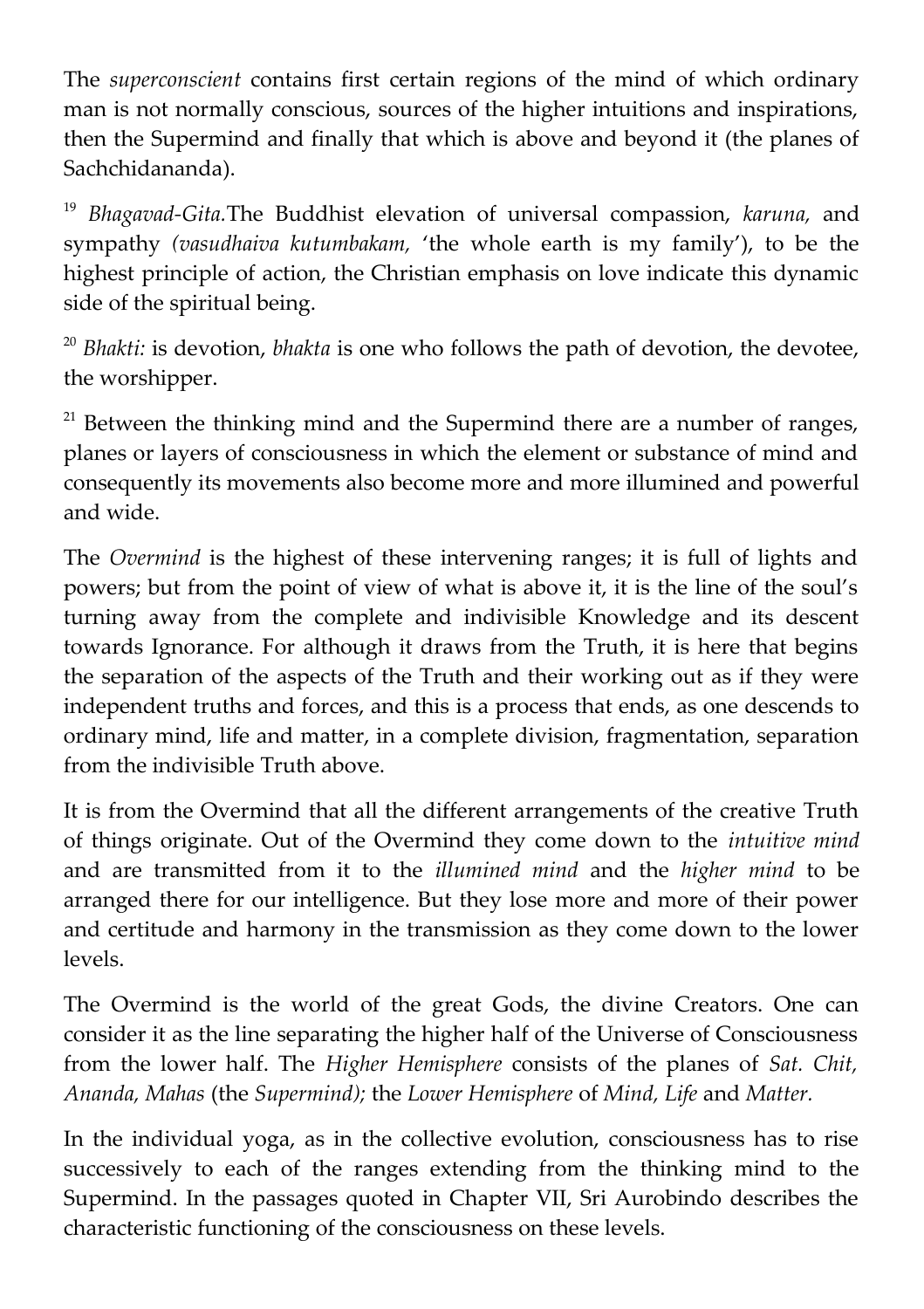The *superconscient* contains first certain regions of the mind of which ordinary man is not normally conscious, sources of the higher intuitions and inspirations, then the Supermind and finally that which is above and beyond it (the planes of Sachchidananda).

[19] *Bhagavad-Gita.*The Buddhist elevation of universal compassion, *karuna,* and sympathy *(vasudhaiva kutumbakam,* 'the whole earth is my family'), to be the highest principle of action, the Christian emphasis on love indicate this dynamic side of the spiritual being.

[20] *Bhakti:* is devotion, *bhakta* is one who follows the path of devotion, the devotee, the worshipper.

[21] Between the thinking mind and the Supermind there are a number of ranges, planes or layers of consciousness in which the element or substance of mind and consequently its movements also become more and more illumined and powerful and wide.

The *Overmind* is the highest of these intervening ranges; it is full of lights and powers; but from the point of view of what is above it, it is the line of the soul's turning away from the complete and indivisible Knowledge and its descent towards Ignorance. For although it draws from the Truth, it is here that begins the separation of the aspects of the Truth and their working out as if they were independent truths and forces, and this is a process that ends, as one descends to ordinary mind, life and matter, in a complete division, fragmentation, separation from the indivisible Truth above.

It is from the Overmind that all the different arrangements of the creative Truth of things originate. Out of the Overmind they come down to the *intuitive mind* and are transmitted from it to the *illumined mind* and the *higher mind* to be arranged there for our intelligence. But they lose more and more of their power and certitude and harmony in the transmission as they come down to the lower levels.

The Overmind is the world of the great Gods, the divine Creators. One can consider it as the line separating the higher half of the Universe of Consciousness from the lower half. The *Higher Hemisphere* consists of the planes of *Sat. Chit, Ananda, Mahas* (the *Supermind);* the *Lower Hemisphere* of *Mind, Life* and *Matter.*

In the individual yoga, as in the collective evolution, consciousness has to rise successively to each of the ranges extending from the thinking mind to the Supermind. In the passages quoted in Chapter VII, Sri Aurobindo describes the characteristic functioning of the consciousness on these levels.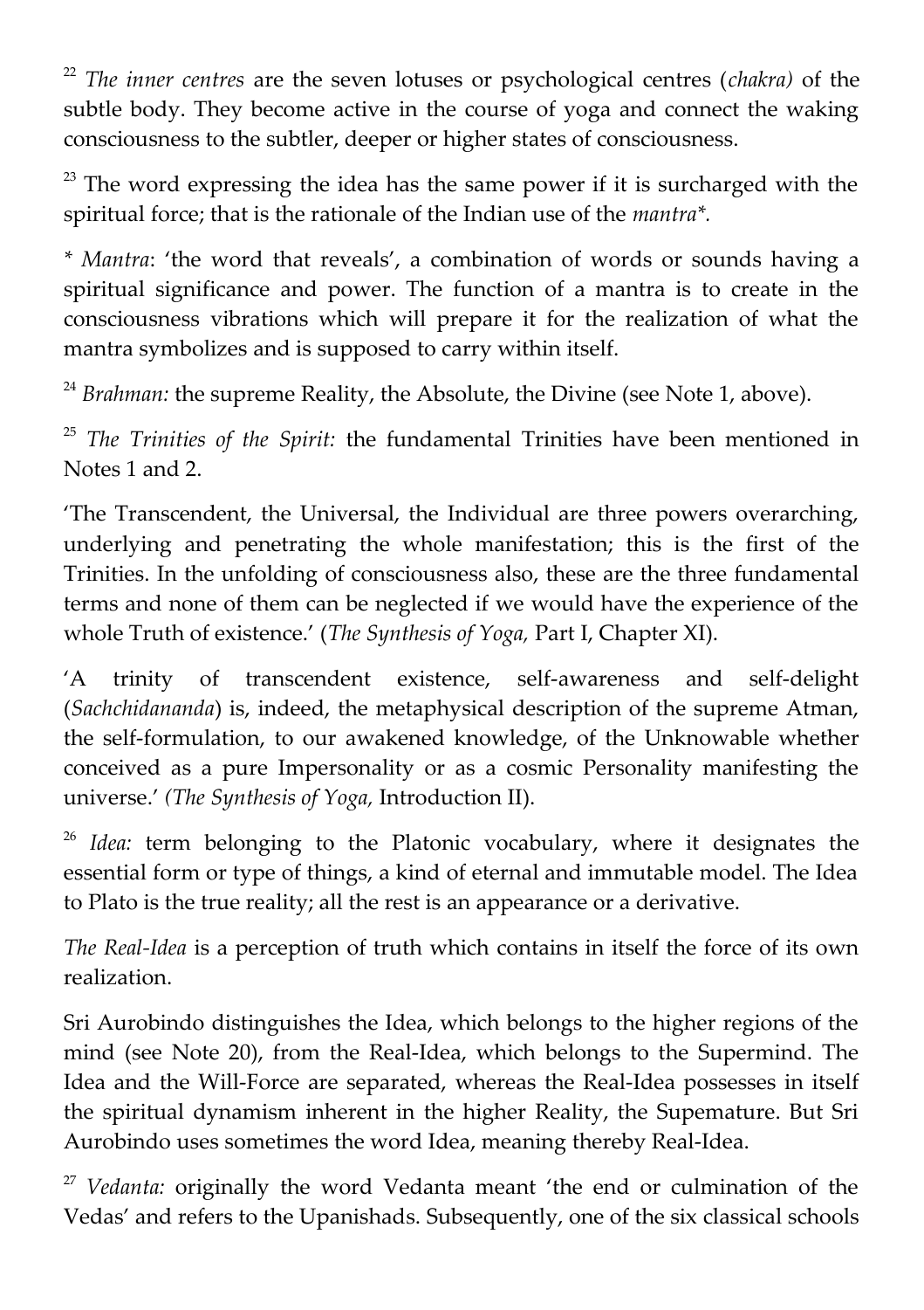[22] *The inner centres* are the seven lotuses or psychological centres (*chakra)* of the subtle body. They become active in the course of yoga and connect the waking consciousness to the subtler, deeper or higher states of consciousness.

[23] The word expressing the idea has the same power if it is surcharged with the spiritual force; that is the rationale of the Indian use of the *mantra*\*.

\* *Mantra*: 'the word that reveals', a combination of words or sounds having a spiritual significance and power. The function of a mantra is to create in the consciousness vibrations which will prepare it for the realization of what the mantra symbolizes and is supposed to carry within itself.

[24] *Brahman:* the supreme Reality, the Absolute, the Divine (see Note 1, above).

[25] *The Trinities of the Spirit:* the fundamental Trinities have been mentioned in Notes 1 and 2.

'The Transcendent, the Universal, the Individual are three powers overarching, underlying and penetrating the whole manifestation; this is the first of the Trinities. In the unfolding of consciousness also, these are the three fundamental terms and none of them can be neglected if we would have the experience of the whole Truth of existence.' (*The Synthesis of Yoga,* Part I, Chapter XI).

'A trinity of transcendent existence, self-awareness and self-delight (*Sachchidananda*) is, indeed, the metaphysical description of the supreme Atman, the self-formulation, to our awakened knowledge, of the Unknowable whether conceived as a pure Impersonality or as a cosmic Personality manifesting the universe.' *(The Synthesis of Yoga,* Introduction II).

[26] *Idea:* term belonging to the Platonic vocabulary, where it designates the essential form or type of things, a kind of eternal and immutable model. The Idea to Plato is the true reality; all the rest is an appearance or a derivative.

*The Real-Idea* is a perception of truth which contains in itself the force of its own realization.

Sri Aurobindo distinguishes the Idea, which belongs to the higher regions of the mind (see Note 20), from the Real-Idea, which belongs to the Supermind. The Idea and the Will-Force are separated, whereas the Real-Idea possesses in itself the spiritual dynamism inherent in the higher Reality, the Supemature. But Sri Aurobindo uses sometimes the word Idea, meaning thereby Real-Idea.

[27] *Vedanta:* originally the word Vedanta meant 'the end or culmination of the Vedas' and refers to the Upanishads. Subsequently, one of the six classical schools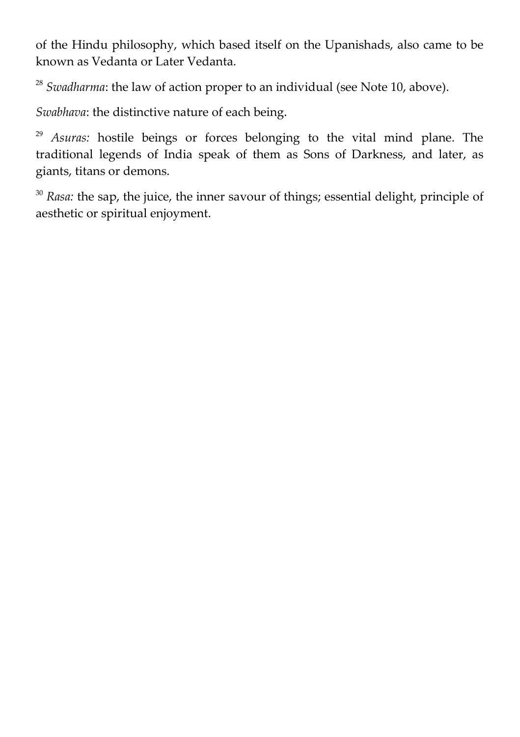of the Hindu philosophy, which based itself on the Upanishads, also came to be known as Vedanta or Later Vedanta.

[28] *Swadharma*: the law of action proper to an individual (see Note 10, above).

*Swabhava*: the distinctive nature of each being.

[29] *Asuras:* hostile beings or forces belonging to the vital mind plane. The traditional legends of India speak of them as Sons of Darkness, and later, as giants, titans or demons.

[30] *Rasa:* the sap, the juice, the inner savour of things; essential delight, principle of aesthetic or spiritual enjoyment.